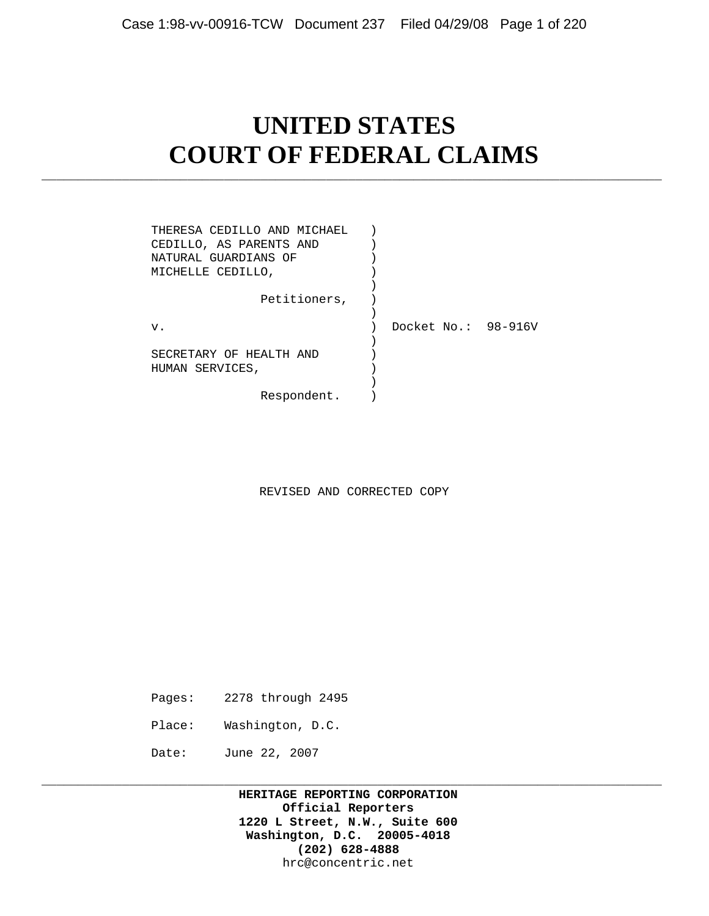# UNITED STATES
# COURT OF FEDERAL CLAIMS

```
THERESA CEDILLO AND MICHAEL   )
CEDILLO, AS PARENTS AND       )
NATURAL GUARDIANS OF          )
MICHELLE CEDILLO,             )
                              )
              Petitioners,    )
                              )
v.                            )  Docket No.:  98-916V
                              )
SECRETARY OF HEALTH AND       )
HUMAN SERVICES,               )
                              )
              Respondent.     )
```

REVISED AND CORRECTED COPY

Pages: 2278 through 2495

Place: Washington, D.C.

Date: June 22, 2007

**HERITAGE REPORTING CORPORATION**
**Official Reporters**
**1220 L Street, N.W., Suite 600**
**Washington, D.C. 20005-4018**
**(202) 628-4888**
hrc@concentric.net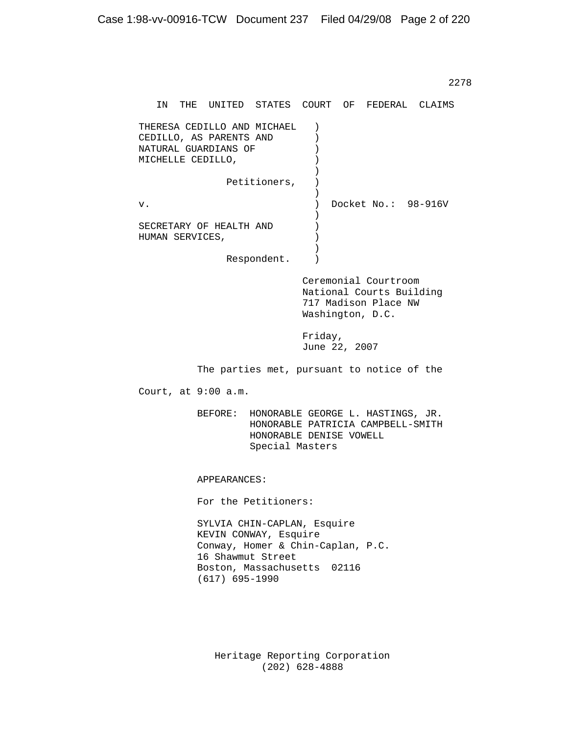IN THE UNITED STATES COURT OF FEDERAL CLAIMS

```
THERESA CEDILLO AND MICHAEL   )
CEDILLO, AS PARENTS AND       )
NATURAL GUARDIANS OF          )
MICHELLE CEDILLO,             )
                              )
              Petitioners,    )
                              )
v.                            )  Docket No.:  98-916V
                              )
SECRETARY OF HEALTH AND       )
HUMAN SERVICES,               )
                              )
              Respondent.     )
```

Ceremonial Courtroom
National Courts Building
717 Madison Place NW
Washington, D.C.

Friday,
June 22, 2007

The parties met, pursuant to notice of the Court, at 9:00 a.m.

BEFORE: HONORABLE GEORGE L. HASTINGS, JR.
HONORABLE PATRICIA CAMPBELL-SMITH
HONORABLE DENISE VOWELL
Special Masters

APPEARANCES:

For the Petitioners:

SYLVIA CHIN-CAPLAN, Esquire
KEVIN CONWAY, Esquire
Conway, Homer & Chin-Caplan, P.C.
16 Shawmut Street
Boston, Massachusetts 02116
(617) 695-1990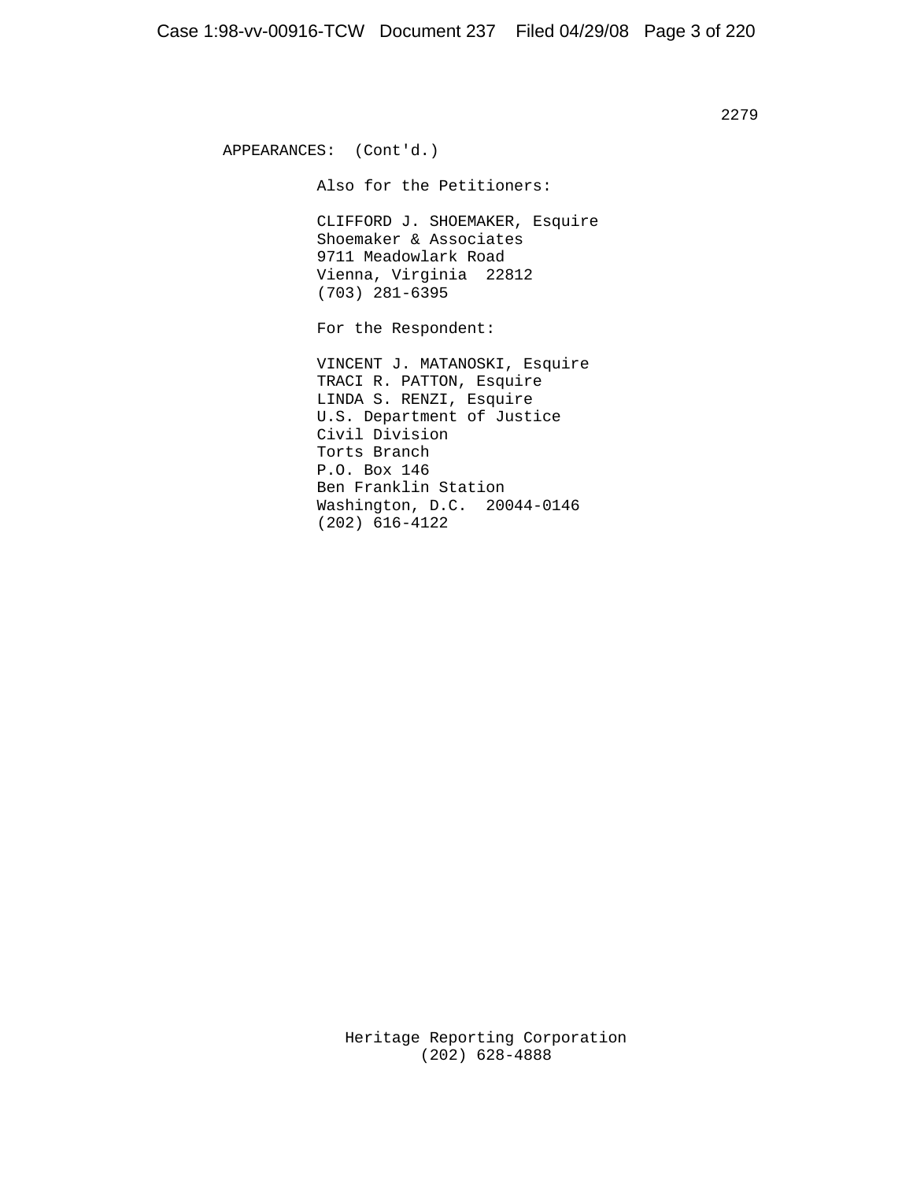APPEARANCES: (Cont'd.)

Also for the Petitioners:

CLIFFORD J. SHOEMAKER, Esquire
Shoemaker & Associates
9711 Meadowlark Road
Vienna, Virginia 22812
(703) 281-6395

For the Respondent:

VINCENT J. MATANOSKI, Esquire
TRACI R. PATTON, Esquire
LINDA S. RENZI, Esquire
U.S. Department of Justice
Civil Division
Torts Branch
P.O. Box 146
Ben Franklin Station
Washington, D.C. 20044-0146
(202) 616-4122

Heritage Reporting Corporation
(202) 628-4888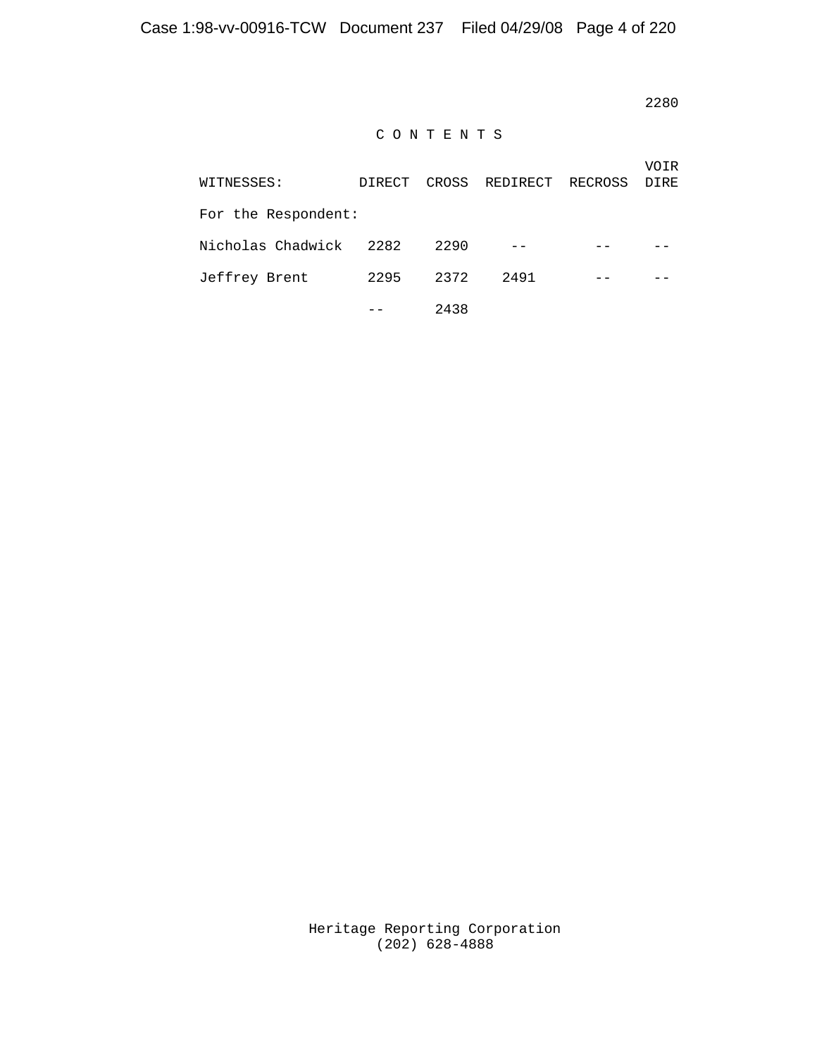# C O N T E N T S

| WITNESSES: | DIRECT | CROSS | REDIRECT | RECROSS | VOIR DIRE |
|---|---|---|---|---|---|
| For the Respondent: | | | | | |
| Nicholas Chadwick | 2282 | 2290 | -- | -- | -- |
| Jeffrey Brent | 2295 | 2372 | 2491 | -- | -- |
| | -- | 2438 | | | |

Heritage Reporting Corporation
(202) 628-4888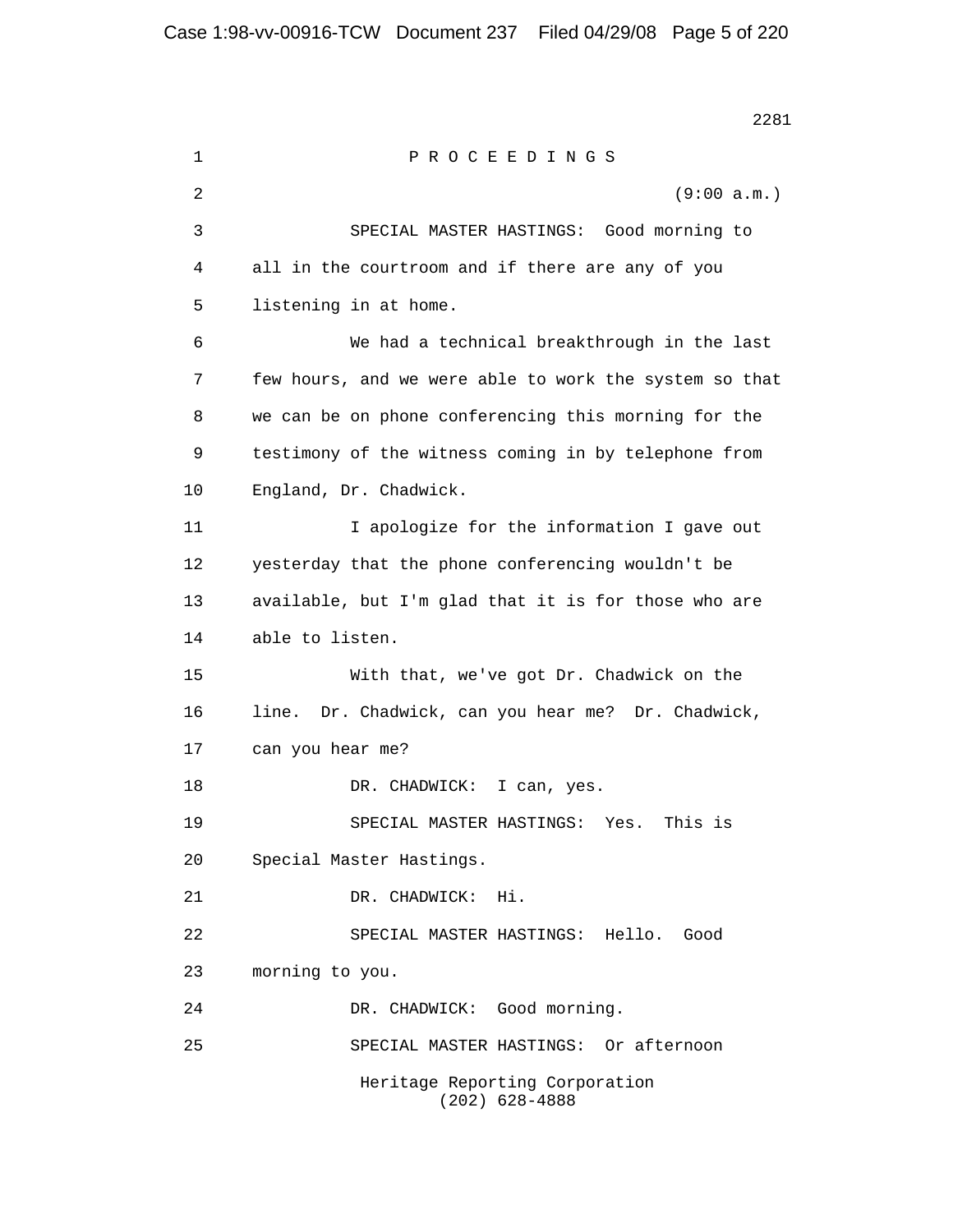P R O C E E D I N G S

(9:00 a.m.)

SPECIAL MASTER HASTINGS: Good morning to all in the courtroom and if there are any of you listening in at home.

We had a technical breakthrough in the last few hours, and we were able to work the system so that we can be on phone conferencing this morning for the testimony of the witness coming in by telephone from England, Dr. Chadwick.

I apologize for the information I gave out yesterday that the phone conferencing wouldn't be available, but I'm glad that it is for those who are able to listen.

With that, we've got Dr. Chadwick on the line. Dr. Chadwick, can you hear me? Dr. Chadwick, can you hear me?

DR. CHADWICK: I can, yes.

SPECIAL MASTER HASTINGS: Yes. This is Special Master Hastings.

DR. CHADWICK: Hi.

SPECIAL MASTER HASTINGS: Hello. Good morning to you.

DR. CHADWICK: Good morning.

SPECIAL MASTER HASTINGS: Or afternoon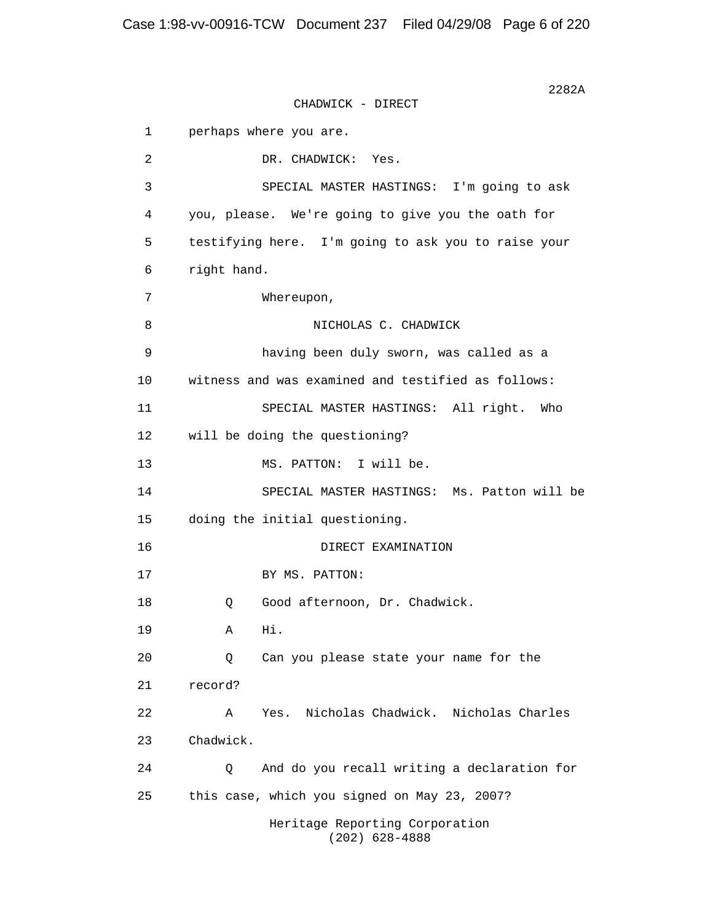2282A

CHADWICK - DIRECT

1 perhaps where you are.

2 DR. CHADWICK: Yes.

3 SPECIAL MASTER HASTINGS: I'm going to ask

4 you, please. We're going to give you the oath for

5 testifying here. I'm going to ask you to raise your

6 right hand.

7 Whereupon,

8 NICHOLAS C. CHADWICK

9 having been duly sworn, was called as a

10 witness and was examined and testified as follows:

11 SPECIAL MASTER HASTINGS: All right. Who

12 will be doing the questioning?

13 MS. PATTON: I will be.

14 SPECIAL MASTER HASTINGS: Ms. Patton will be

15 doing the initial questioning.

16 DIRECT EXAMINATION

17 BY MS. PATTON:

18 Q Good afternoon, Dr. Chadwick.

19 A Hi.

20 Q Can you please state your name for the

21 record?

22 A Yes. Nicholas Chadwick. Nicholas Charles

23 Chadwick.

24 Q And do you recall writing a declaration for

25 this case, which you signed on May 23, 2007?

Heritage Reporting Corporation
(202) 628-4888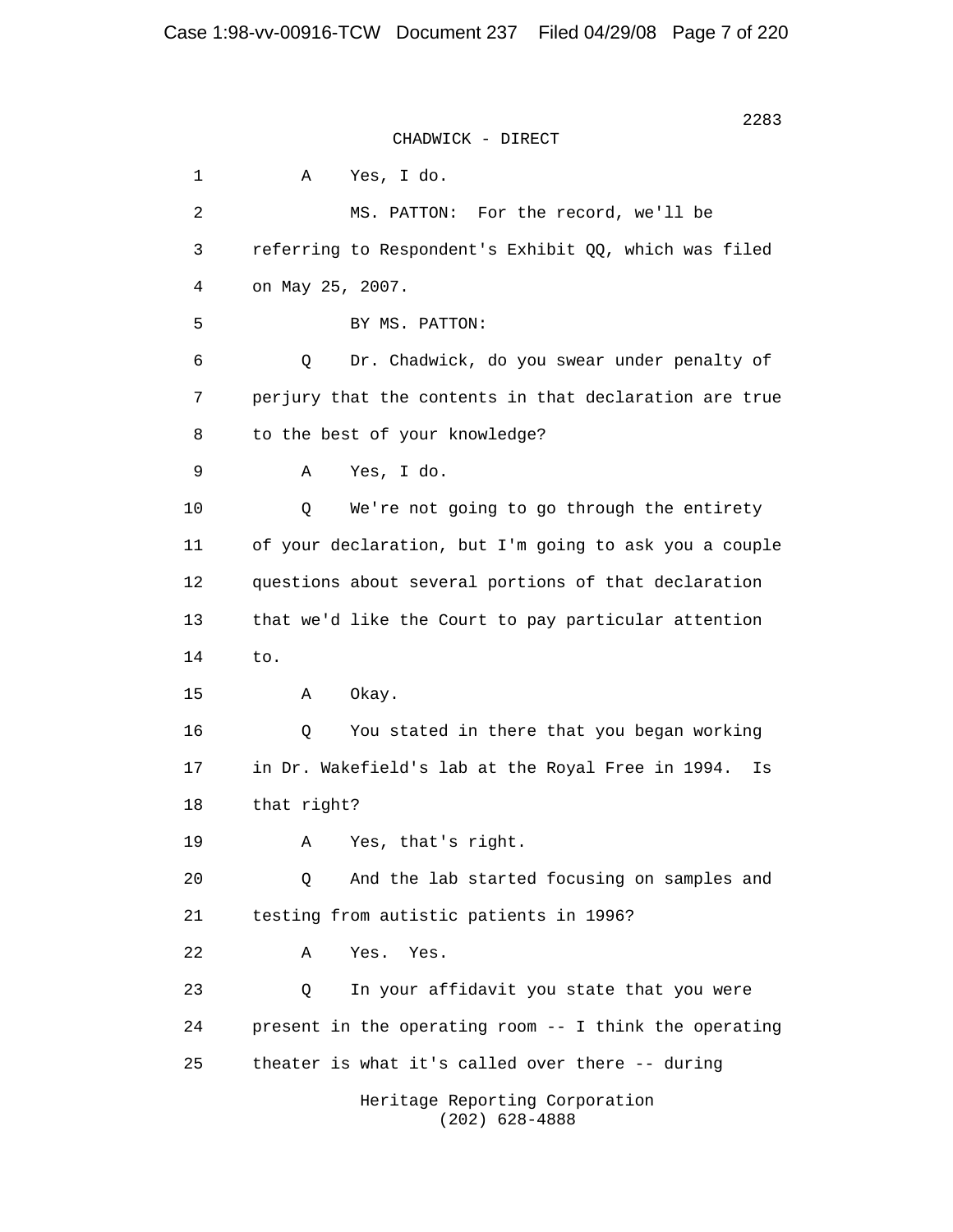CHADWICK - DIRECT

1 A Yes, I do.

2 MS. PATTON: For the record, we'll be

3 referring to Respondent's Exhibit QQ, which was filed

4 on May 25, 2007.

5 BY MS. PATTON:

6 Q Dr. Chadwick, do you swear under penalty of

7 perjury that the contents in that declaration are true

8 to the best of your knowledge?

9 A Yes, I do.

10 Q We're not going to go through the entirety

11 of your declaration, but I'm going to ask you a couple

12 questions about several portions of that declaration

13 that we'd like the Court to pay particular attention

14 to.

15 A Okay.

16 Q You stated in there that you began working

17 in Dr. Wakefield's lab at the Royal Free in 1994. Is

18 that right?

19 A Yes, that's right.

20 Q And the lab started focusing on samples and

21 testing from autistic patients in 1996?

22 A Yes. Yes.

23 Q In your affidavit you state that you were

24 present in the operating room -- I think the operating

25 theater is what it's called over there -- during

Heritage Reporting Corporation
(202) 628-4888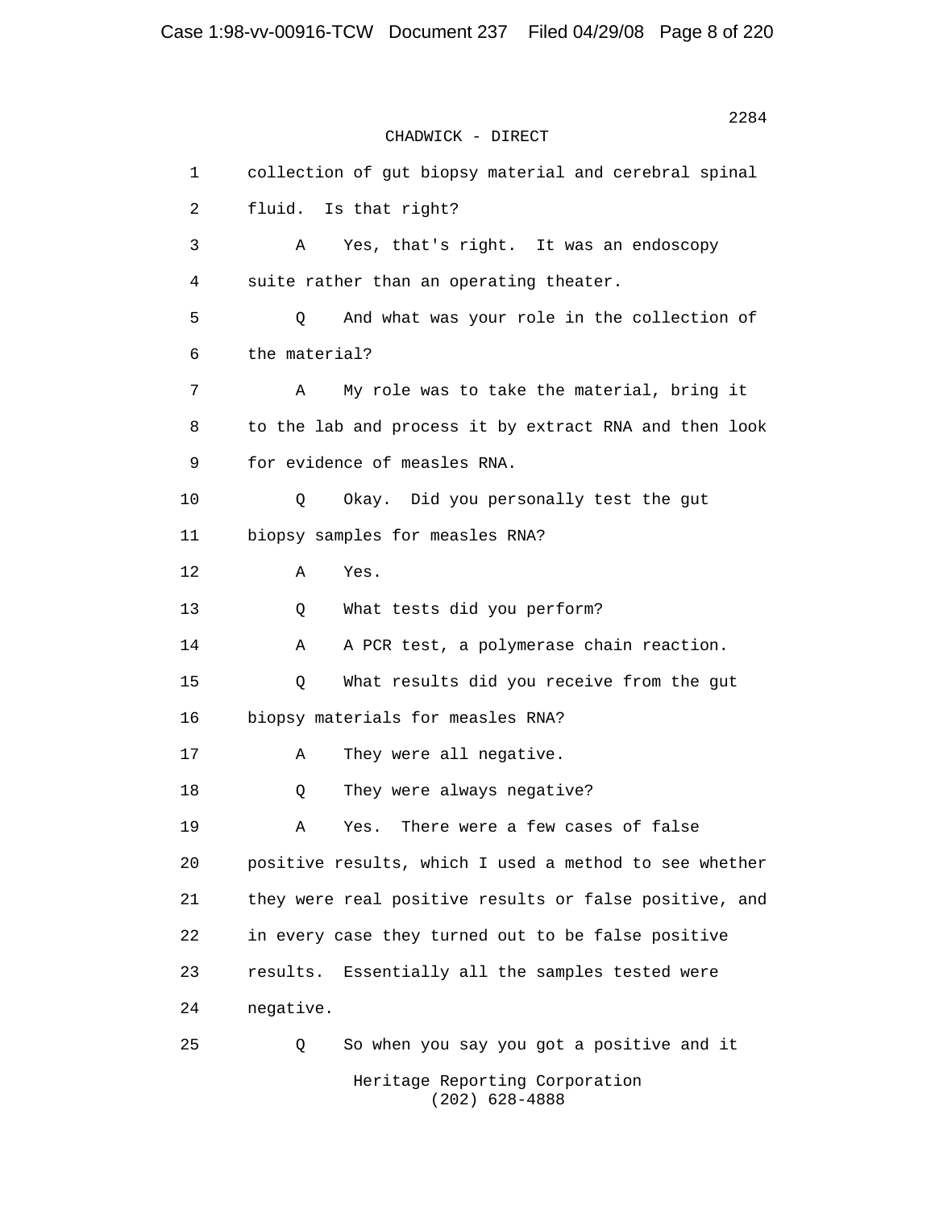CHADWICK - DIRECT

1 collection of gut biopsy material and cerebral spinal
2 fluid. Is that right?
3 A Yes, that's right. It was an endoscopy
4 suite rather than an operating theater.
5 Q And what was your role in the collection of
6 the material?
7 A My role was to take the material, bring it
8 to the lab and process it by extract RNA and then look
9 for evidence of measles RNA.
10 Q Okay. Did you personally test the gut
11 biopsy samples for measles RNA?
12 A Yes.
13 Q What tests did you perform?
14 A A PCR test, a polymerase chain reaction.
15 Q What results did you receive from the gut
16 biopsy materials for measles RNA?
17 A They were all negative.
18 Q They were always negative?
19 A Yes. There were a few cases of false
20 positive results, which I used a method to see whether
21 they were real positive results or false positive, and
22 in every case they turned out to be false positive
23 results. Essentially all the samples tested were
24 negative.
25 Q So when you say you got a positive and it

Heritage Reporting Corporation
(202) 628-4888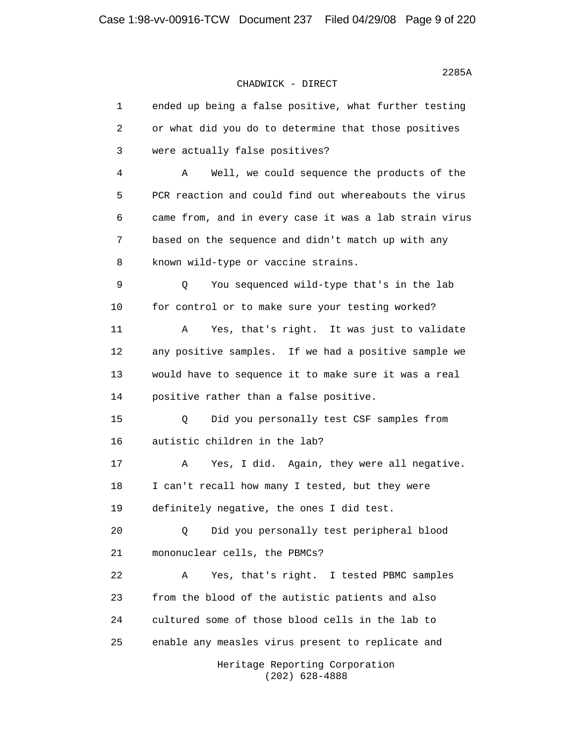CHADWICK - DIRECT

1 ended up being a false positive, what further testing
2 or what did you do to determine that those positives
3 were actually false positives?

4 A Well, we could sequence the products of the
5 PCR reaction and could find out whereabouts the virus
6 came from, and in every case it was a lab strain virus
7 based on the sequence and didn't match up with any
8 known wild-type or vaccine strains.

9 Q You sequenced wild-type that's in the lab
10 for control or to make sure your testing worked?

11 A Yes, that's right. It was just to validate
12 any positive samples. If we had a positive sample we
13 would have to sequence it to make sure it was a real
14 positive rather than a false positive.

15 Q Did you personally test CSF samples from
16 autistic children in the lab?

17 A Yes, I did. Again, they were all negative.
18 I can't recall how many I tested, but they were
19 definitely negative, the ones I did test.

20 Q Did you personally test peripheral blood
21 mononuclear cells, the PBMCs?

22 A Yes, that's right. I tested PBMC samples
23 from the blood of the autistic patients and also
24 cultured some of those blood cells in the lab to
25 enable any measles virus present to replicate and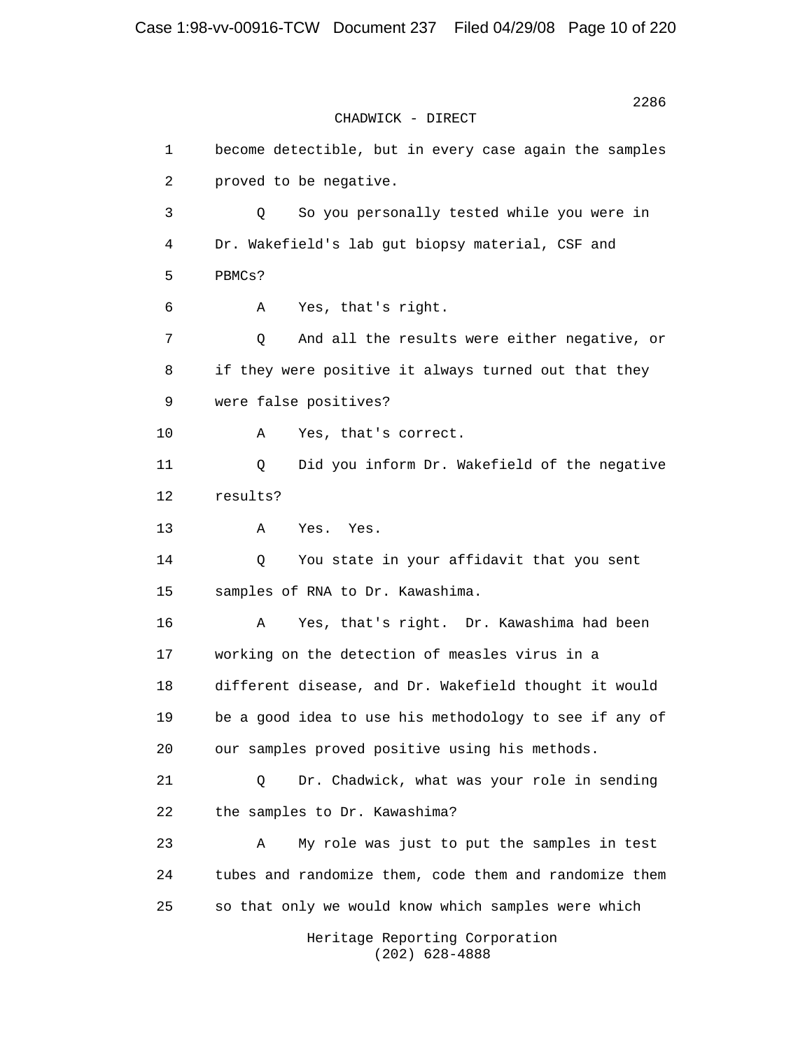CHADWICK - DIRECT

1 become detectible, but in every case again the samples
2 proved to be negative.
3 Q So you personally tested while you were in
4 Dr. Wakefield's lab gut biopsy material, CSF and
5 PBMCs?
6 A Yes, that's right.
7 Q And all the results were either negative, or
8 if they were positive it always turned out that they
9 were false positives?
10 A Yes, that's correct.
11 Q Did you inform Dr. Wakefield of the negative
12 results?
13 A Yes. Yes.
14 Q You state in your affidavit that you sent
15 samples of RNA to Dr. Kawashima.
16 A Yes, that's right. Dr. Kawashima had been
17 working on the detection of measles virus in a
18 different disease, and Dr. Wakefield thought it would
19 be a good idea to use his methodology to see if any of
20 our samples proved positive using his methods.
21 Q Dr. Chadwick, what was your role in sending
22 the samples to Dr. Kawashima?
23 A My role was just to put the samples in test
24 tubes and randomize them, code them and randomize them
25 so that only we would know which samples were which

Heritage Reporting Corporation
(202) 628-4888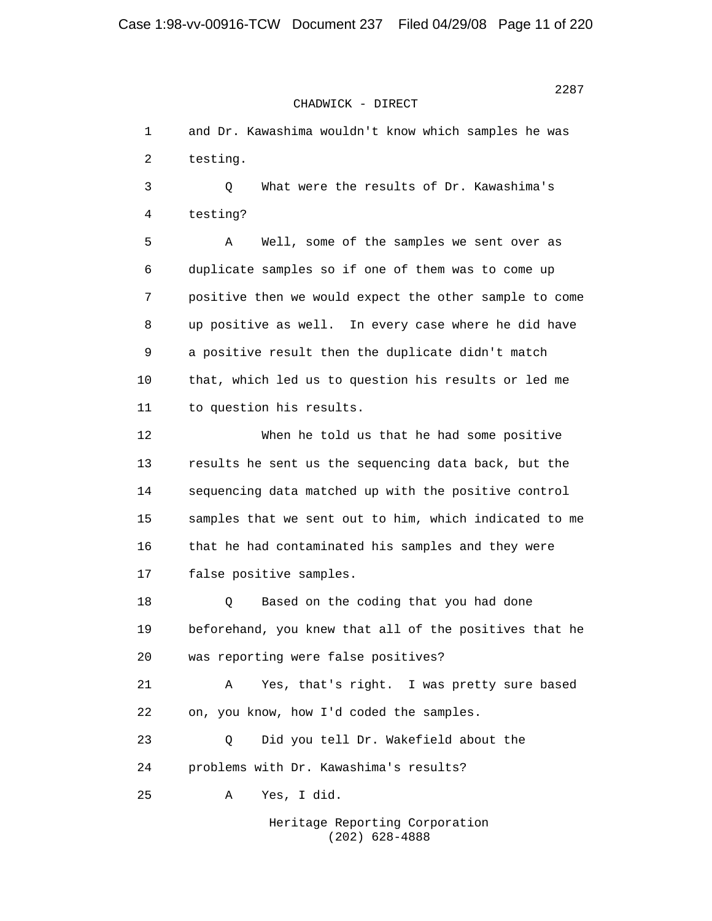CHADWICK - DIRECT

1 and Dr. Kawashima wouldn't know which samples he was
2 testing.

3 Q What were the results of Dr. Kawashima's
4 testing?

5 A Well, some of the samples we sent over as
6 duplicate samples so if one of them was to come up
7 positive then we would expect the other sample to come
8 up positive as well. In every case where he did have
9 a positive result then the duplicate didn't match
10 that, which led us to question his results or led me
11 to question his results.

12 When he told us that he had some positive
13 results he sent us the sequencing data back, but the
14 sequencing data matched up with the positive control
15 samples that we sent out to him, which indicated to me
16 that he had contaminated his samples and they were
17 false positive samples.

18 Q Based on the coding that you had done
19 beforehand, you knew that all of the positives that he
20 was reporting were false positives?

21 A Yes, that's right. I was pretty sure based
22 on, you know, how I'd coded the samples.

23 Q Did you tell Dr. Wakefield about the
24 problems with Dr. Kawashima's results?

25 A Yes, I did.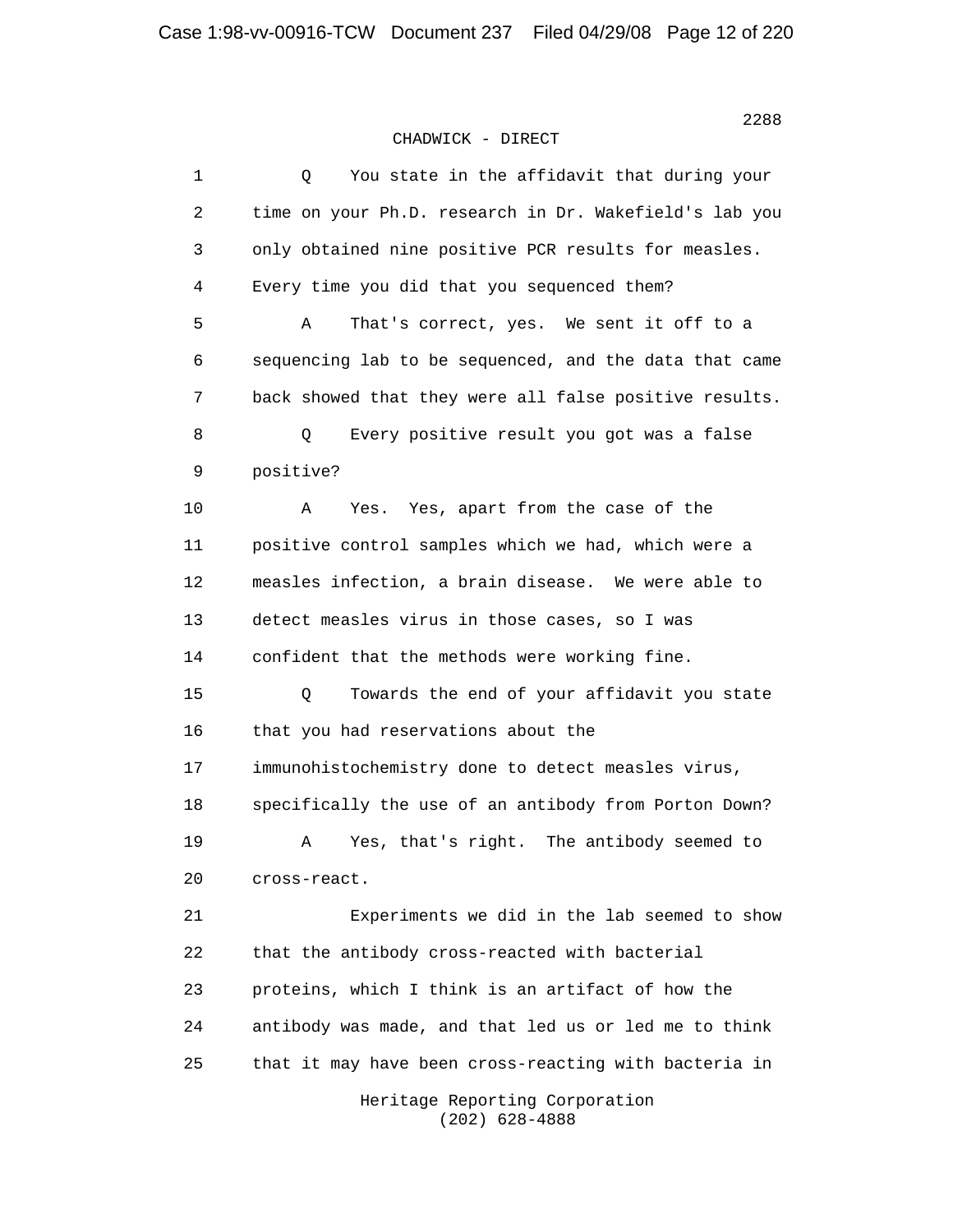CHADWICK - DIRECT

1 Q You state in the affidavit that during your
2 time on your Ph.D. research in Dr. Wakefield's lab you
3 only obtained nine positive PCR results for measles.
4 Every time you did that you sequenced them?
5 A That's correct, yes. We sent it off to a
6 sequencing lab to be sequenced, and the data that came
7 back showed that they were all false positive results.
8 Q Every positive result you got was a false
9 positive?
10 A Yes. Yes, apart from the case of the
11 positive control samples which we had, which were a
12 measles infection, a brain disease. We were able to
13 detect measles virus in those cases, so I was
14 confident that the methods were working fine.
15 Q Towards the end of your affidavit you state
16 that you had reservations about the
17 immunohistochemistry done to detect measles virus,
18 specifically the use of an antibody from Porton Down?
19 A Yes, that's right. The antibody seemed to
20 cross-react.
21 Experiments we did in the lab seemed to show
22 that the antibody cross-reacted with bacterial
23 proteins, which I think is an artifact of how the
24 antibody was made, and that led us or led me to think
25 that it may have been cross-reacting with bacteria in

Heritage Reporting Corporation
(202) 628-4888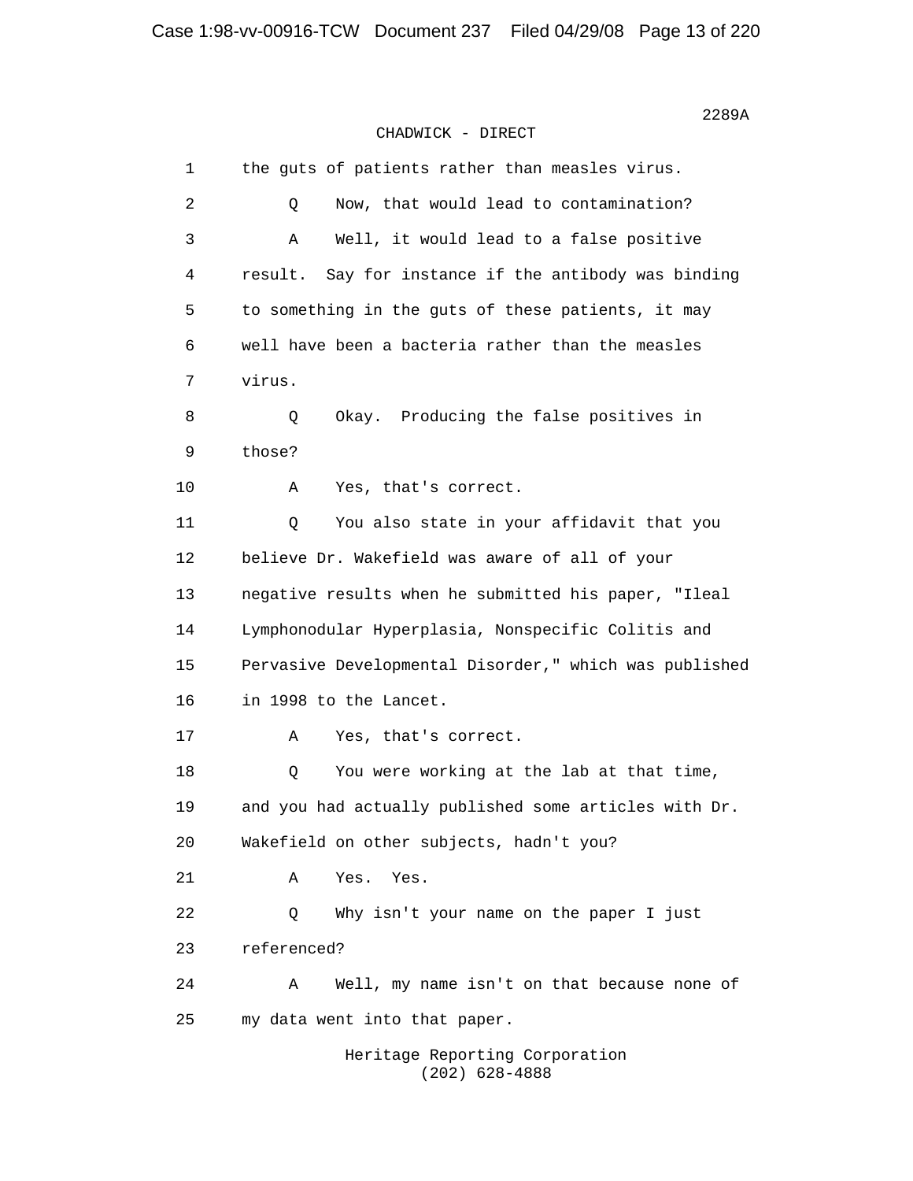2289A

CHADWICK - DIRECT

1 the guts of patients rather than measles virus.

2 Q Now, that would lead to contamination?

3 A Well, it would lead to a false positive

4 result. Say for instance if the antibody was binding

5 to something in the guts of these patients, it may

6 well have been a bacteria rather than the measles

7 virus.

8 Q Okay. Producing the false positives in

9 those?

10 A Yes, that's correct.

11 Q You also state in your affidavit that you

12 believe Dr. Wakefield was aware of all of your

13 negative results when he submitted his paper, "Ileal

14 Lymphonodular Hyperplasia, Nonspecific Colitis and

15 Pervasive Developmental Disorder," which was published

16 in 1998 to the Lancet.

17 A Yes, that's correct.

18 Q You were working at the lab at that time,

19 and you had actually published some articles with Dr.

20 Wakefield on other subjects, hadn't you?

21 A Yes. Yes.

22 Q Why isn't your name on the paper I just

23 referenced?

24 A Well, my name isn't on that because none of

25 my data went into that paper.

Heritage Reporting Corporation
(202) 628-4888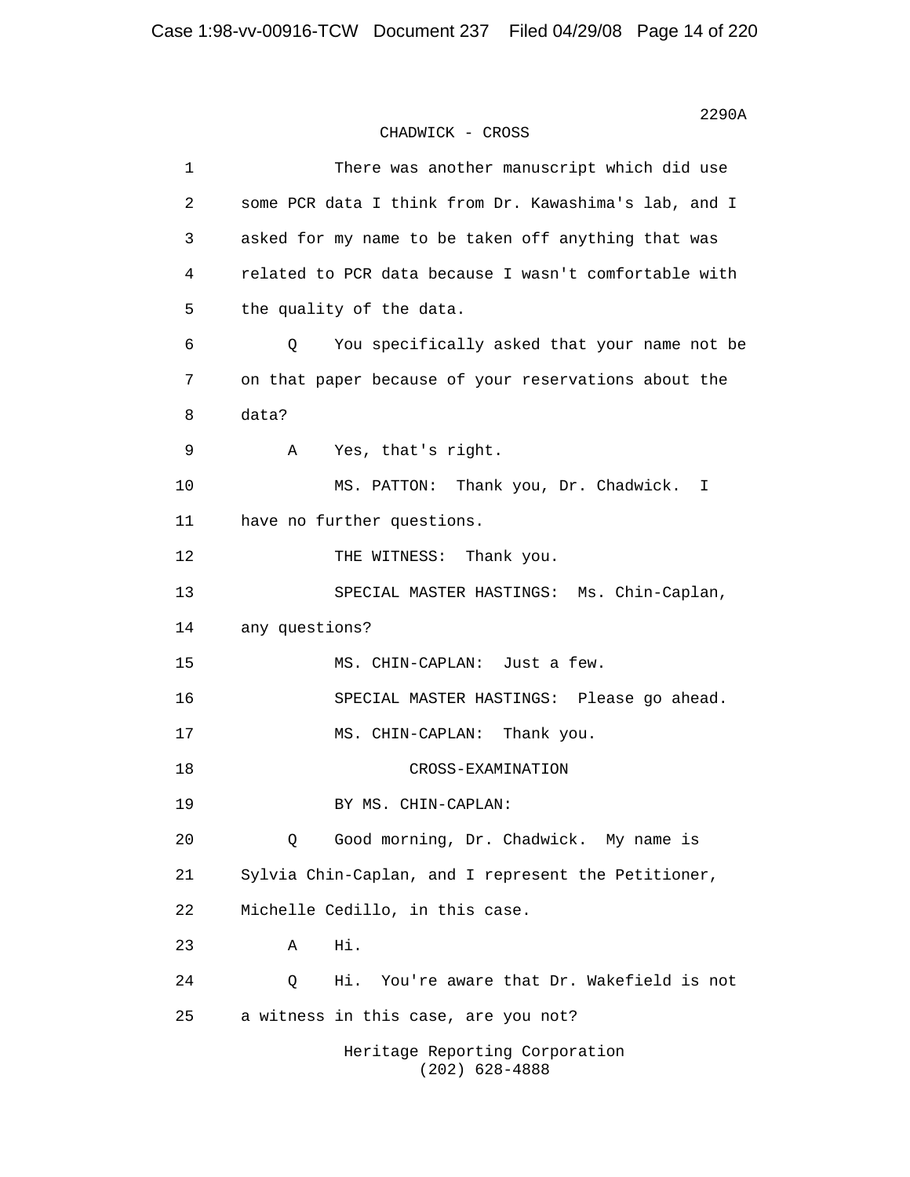CHADWICK - CROSS

1 There was another manuscript which did use
2 some PCR data I think from Dr. Kawashima's lab, and I
3 asked for my name to be taken off anything that was
4 related to PCR data because I wasn't comfortable with
5 the quality of the data.

6 Q You specifically asked that your name not be
7 on that paper because of your reservations about the
8 data?

9 A Yes, that's right.

10 MS. PATTON: Thank you, Dr. Chadwick. I
11 have no further questions.

12 THE WITNESS: Thank you.

13 SPECIAL MASTER HASTINGS: Ms. Chin-Caplan,
14 any questions?

15 MS. CHIN-CAPLAN: Just a few.

16 SPECIAL MASTER HASTINGS: Please go ahead.

17 MS. CHIN-CAPLAN: Thank you.

18 CROSS-EXAMINATION

19 BY MS. CHIN-CAPLAN:

20 Q Good morning, Dr. Chadwick. My name is
21 Sylvia Chin-Caplan, and I represent the Petitioner,
22 Michelle Cedillo, in this case.

23 A Hi.

24 Q Hi. You're aware that Dr. Wakefield is not
25 a witness in this case, are you not?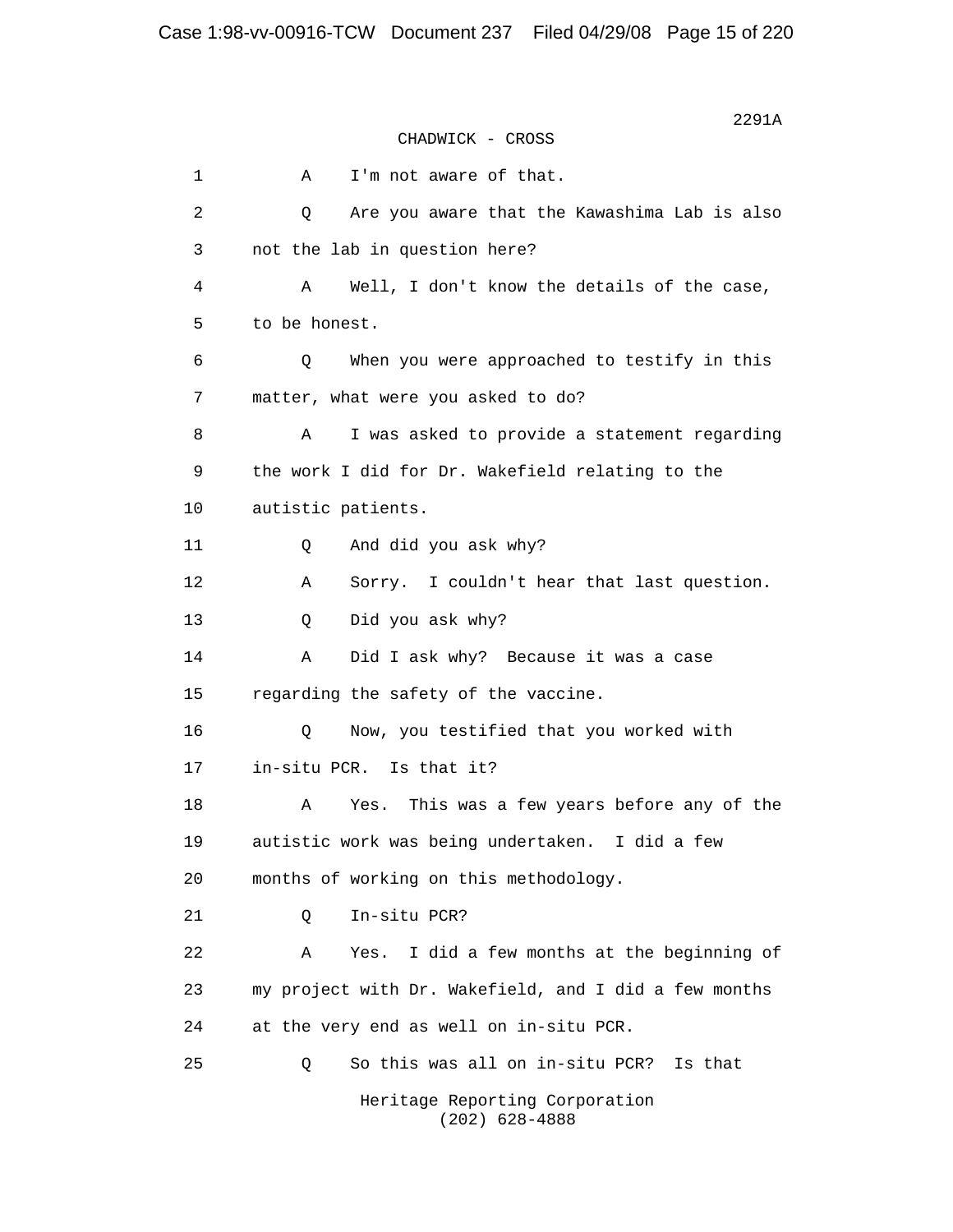CHADWICK - CROSS

1 A I'm not aware of that.

2 Q Are you aware that the Kawashima Lab is also

3 not the lab in question here?

4 A Well, I don't know the details of the case,

5 to be honest.

6 Q When you were approached to testify in this

7 matter, what were you asked to do?

8 A I was asked to provide a statement regarding

9 the work I did for Dr. Wakefield relating to the

10 autistic patients.

11 Q And did you ask why?

12 A Sorry. I couldn't hear that last question.

13 Q Did you ask why?

14 A Did I ask why? Because it was a case

15 regarding the safety of the vaccine.

16 Q Now, you testified that you worked with

17 in-situ PCR. Is that it?

18 A Yes. This was a few years before any of the

19 autistic work was being undertaken. I did a few

20 months of working on this methodology.

21 Q In-situ PCR?

22 A Yes. I did a few months at the beginning of

23 my project with Dr. Wakefield, and I did a few months

24 at the very end as well on in-situ PCR.

25 Q So this was all on in-situ PCR? Is that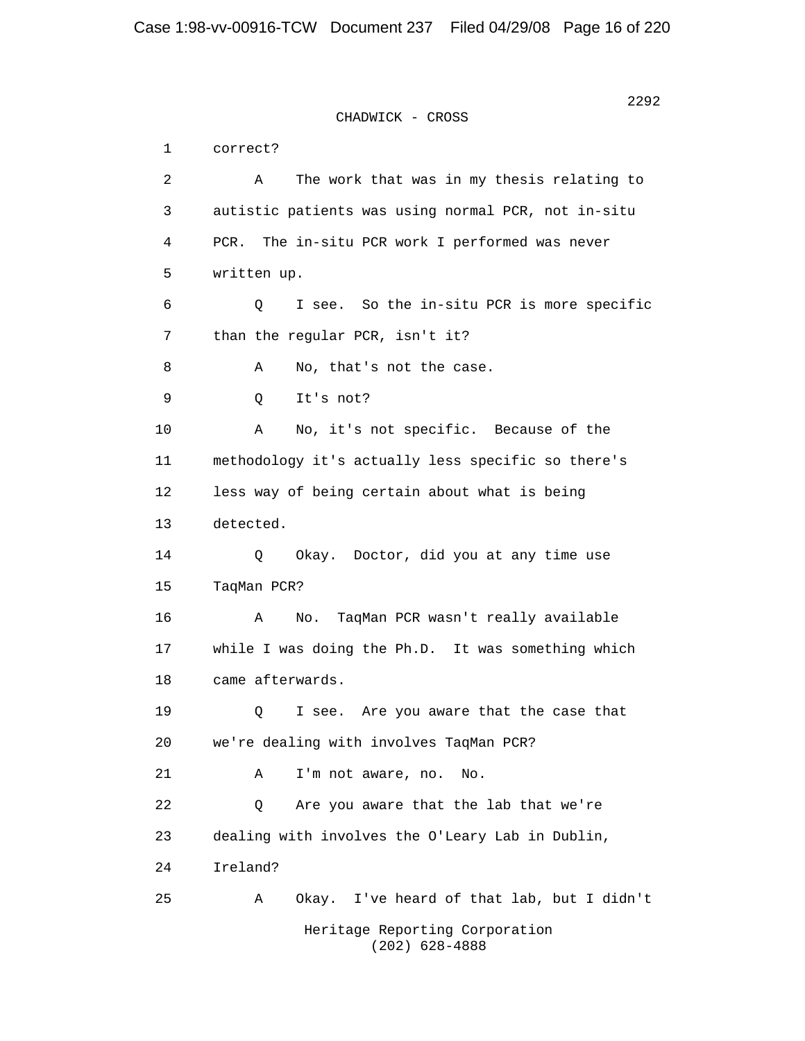CHADWICK - CROSS

1 correct?

2 A The work that was in my thesis relating to

3 autistic patients was using normal PCR, not in-situ

4 PCR. The in-situ PCR work I performed was never

5 written up.

6 Q I see. So the in-situ PCR is more specific

7 than the regular PCR, isn't it?

8 A No, that's not the case.

9 Q It's not?

10 A No, it's not specific. Because of the

11 methodology it's actually less specific so there's

12 less way of being certain about what is being

13 detected.

14 Q Okay. Doctor, did you at any time use

15 TaqMan PCR?

16 A No. TaqMan PCR wasn't really available

17 while I was doing the Ph.D. It was something which

18 came afterwards.

19 Q I see. Are you aware that the case that

20 we're dealing with involves TaqMan PCR?

21 A I'm not aware, no. No.

22 Q Are you aware that the lab that we're

23 dealing with involves the O'Leary Lab in Dublin,

24 Ireland?

25 A Okay. I've heard of that lab, but I didn't

Heritage Reporting Corporation
(202) 628-4888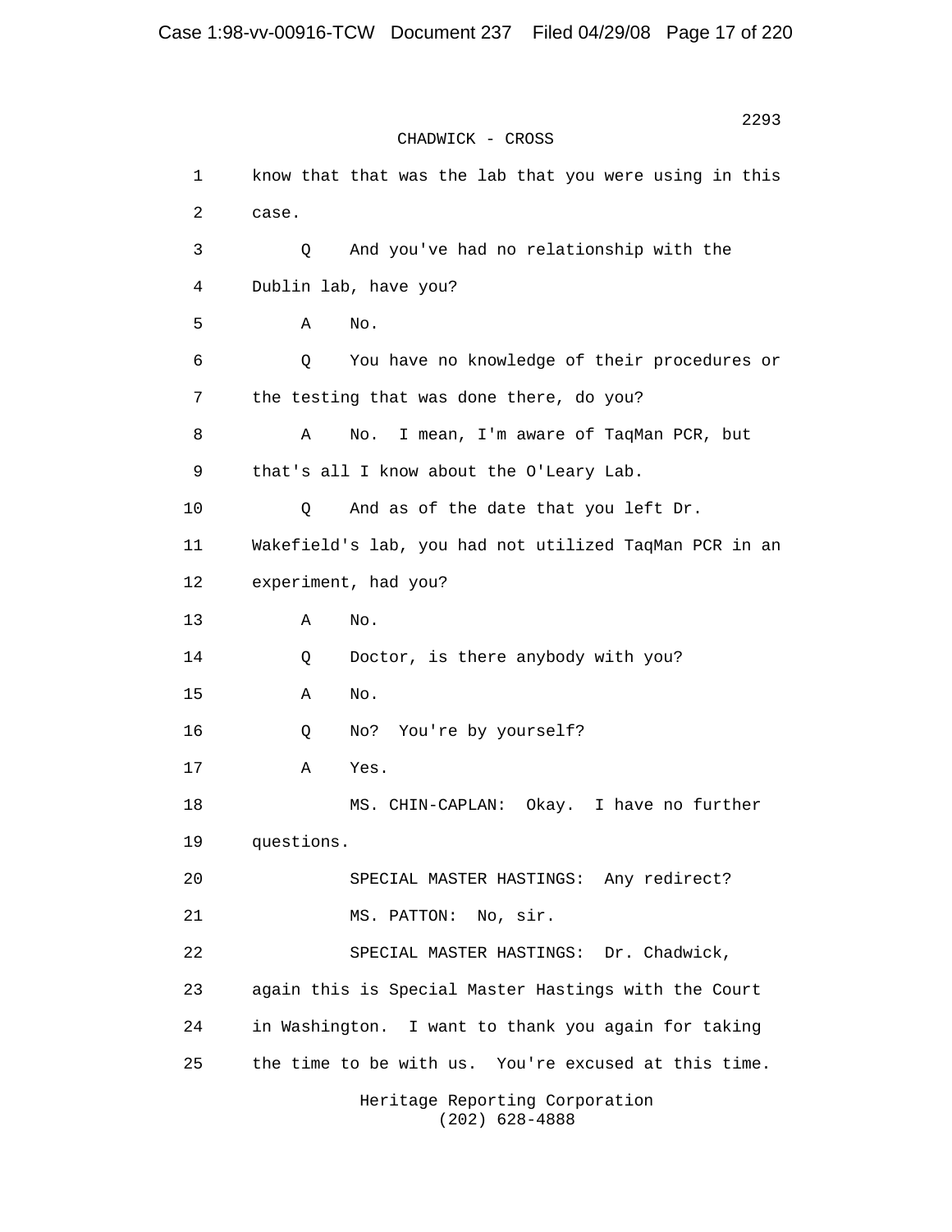CHADWICK - CROSS

1 know that that was the lab that you were using in this
2 case.
3 Q And you've had no relationship with the
4 Dublin lab, have you?
5 A No.
6 Q You have no knowledge of their procedures or
7 the testing that was done there, do you?
8 A No. I mean, I'm aware of TaqMan PCR, but
9 that's all I know about the O'Leary Lab.
10 Q And as of the date that you left Dr.
11 Wakefield's lab, you had not utilized TaqMan PCR in an
12 experiment, had you?
13 A No.
14 Q Doctor, is there anybody with you?
15 A No.
16 Q No? You're by yourself?
17 A Yes.
18 MS. CHIN-CAPLAN: Okay. I have no further
19 questions.
20 SPECIAL MASTER HASTINGS: Any redirect?
21 MS. PATTON: No, sir.
22 SPECIAL MASTER HASTINGS: Dr. Chadwick,
23 again this is Special Master Hastings with the Court
24 in Washington. I want to thank you again for taking
25 the time to be with us. You're excused at this time.

Heritage Reporting Corporation
(202) 628-4888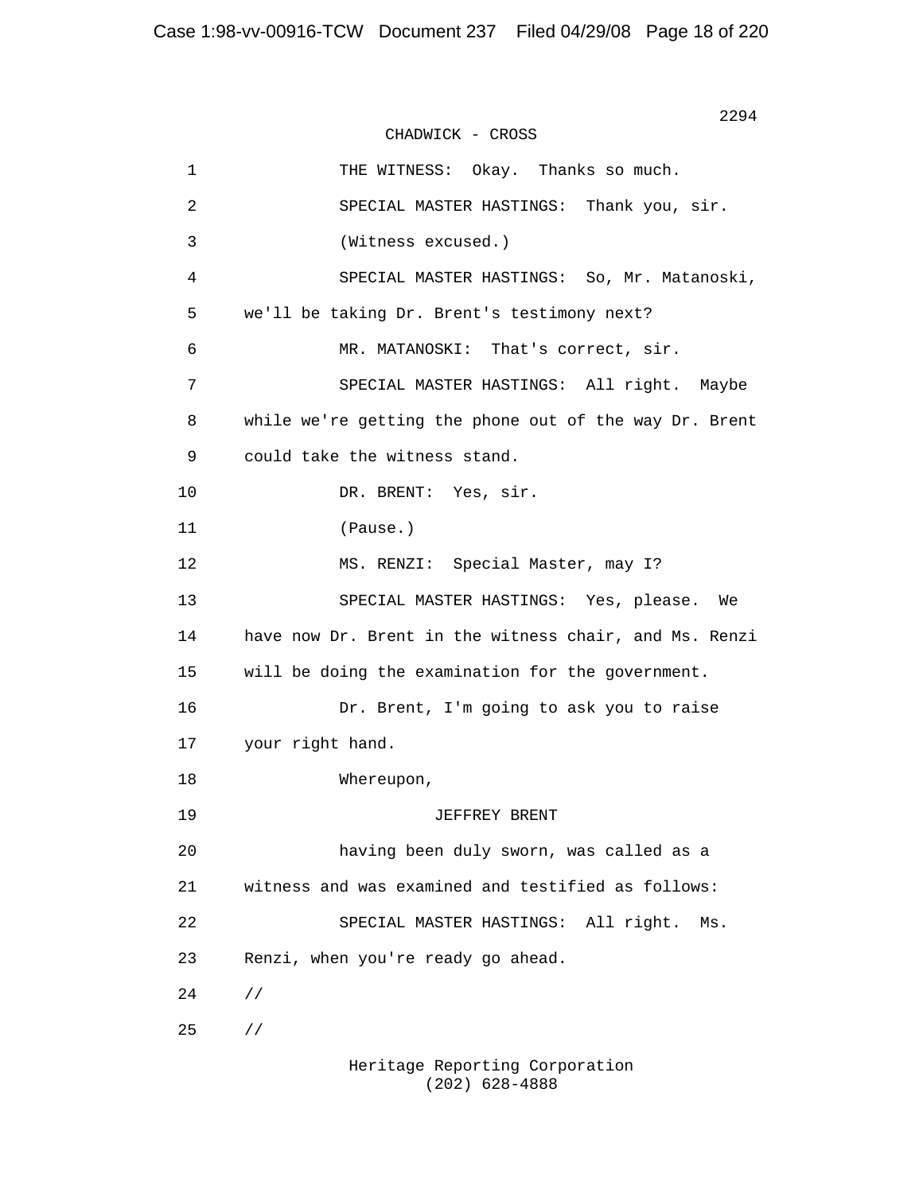CHADWICK - CROSS

1 THE WITNESS: Okay. Thanks so much.

2 SPECIAL MASTER HASTINGS: Thank you, sir.

3 (Witness excused.)

4 SPECIAL MASTER HASTINGS: So, Mr. Matanoski,

5 we'll be taking Dr. Brent's testimony next?

6 MR. MATANOSKI: That's correct, sir.

7 SPECIAL MASTER HASTINGS: All right. Maybe

8 while we're getting the phone out of the way Dr. Brent

9 could take the witness stand.

10 DR. BRENT: Yes, sir.

11 (Pause.)

12 MS. RENZI: Special Master, may I?

13 SPECIAL MASTER HASTINGS: Yes, please. We

14 have now Dr. Brent in the witness chair, and Ms. Renzi

15 will be doing the examination for the government.

16 Dr. Brent, I'm going to ask you to raise

17 your right hand.

18 Whereupon,

19 JEFFREY BRENT

20 having been duly sworn, was called as a

21 witness and was examined and testified as follows:

22 SPECIAL MASTER HASTINGS: All right. Ms.

23 Renzi, when you're ready go ahead.

24 //

25 //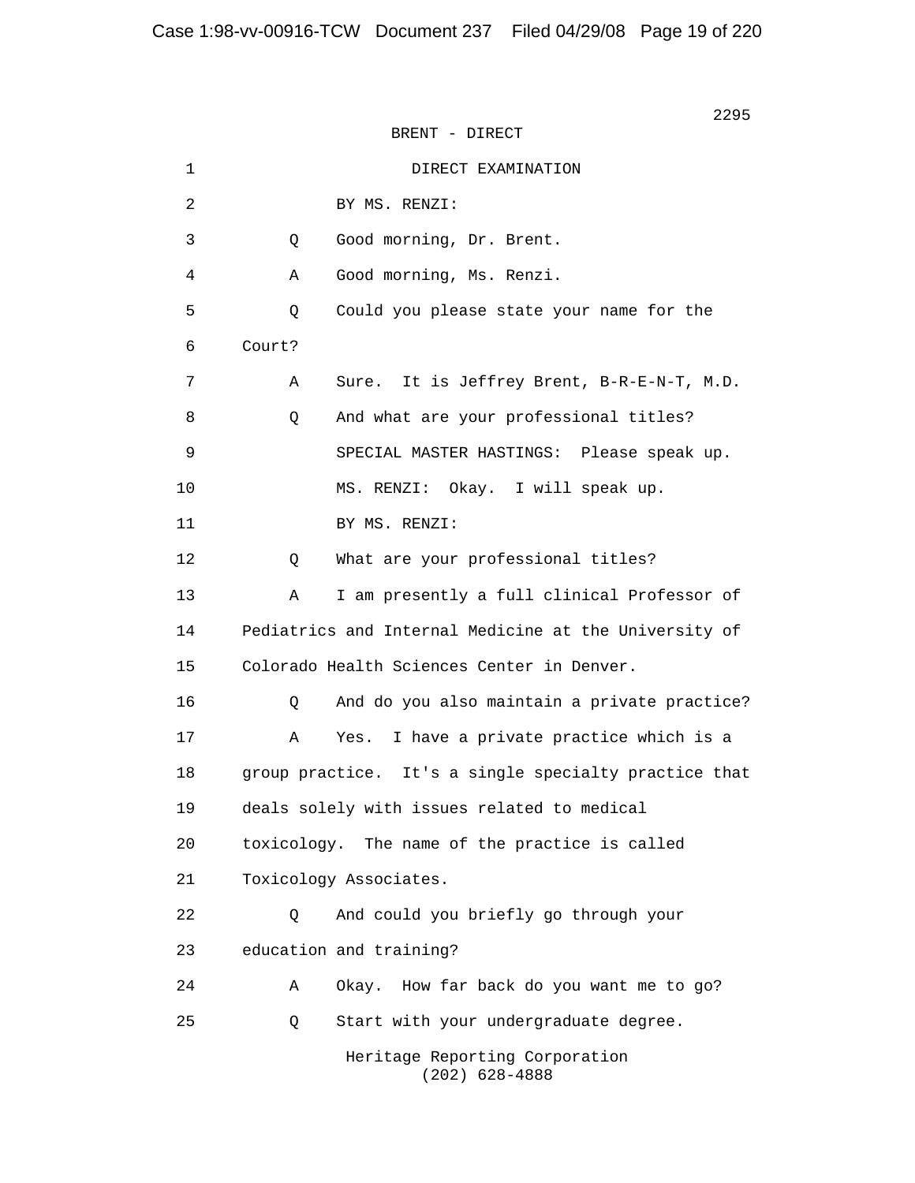BRENT - DIRECT

DIRECT EXAMINATION

BY MS. RENZI:

Q Good morning, Dr. Brent.

A Good morning, Ms. Renzi.

Q Could you please state your name for the Court?

A Sure. It is Jeffrey Brent, B-R-E-N-T, M.D.

Q And what are your professional titles?

SPECIAL MASTER HASTINGS: Please speak up.

MS. RENZI: Okay. I will speak up.

BY MS. RENZI:

Q What are your professional titles?

A I am presently a full clinical Professor of Pediatrics and Internal Medicine at the University of Colorado Health Sciences Center in Denver.

Q And do you also maintain a private practice?

A Yes. I have a private practice which is a group practice. It's a single specialty practice that deals solely with issues related to medical toxicology. The name of the practice is called Toxicology Associates.

Q And could you briefly go through your education and training?

A Okay. How far back do you want me to go?

Q Start with your undergraduate degree.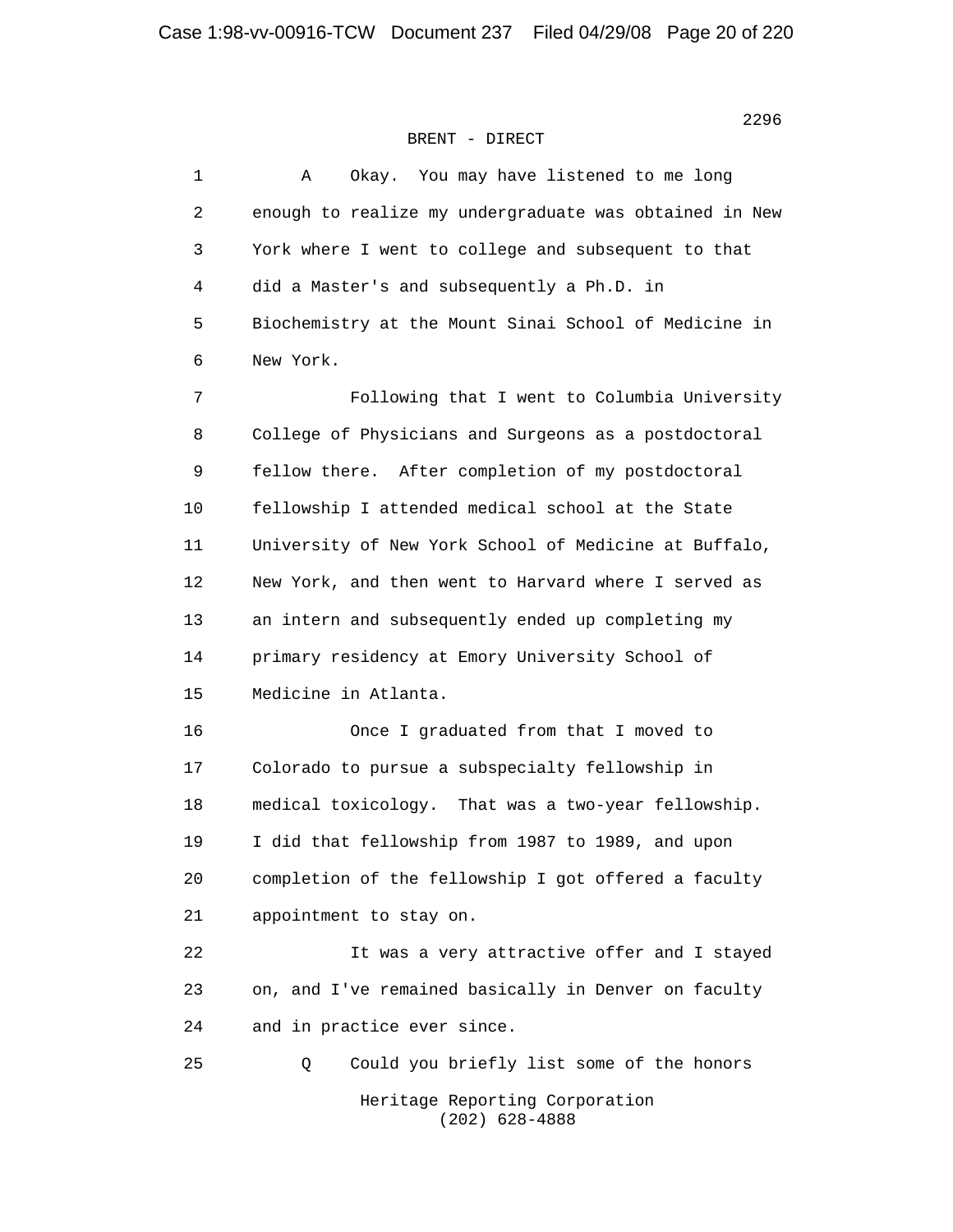BRENT - DIRECT

1 A Okay. You may have listened to me long
2 enough to realize my undergraduate was obtained in New
3 York where I went to college and subsequent to that
4 did a Master's and subsequently a Ph.D. in
5 Biochemistry at the Mount Sinai School of Medicine in
6 New York.

7 Following that I went to Columbia University
8 College of Physicians and Surgeons as a postdoctoral
9 fellow there. After completion of my postdoctoral
10 fellowship I attended medical school at the State
11 University of New York School of Medicine at Buffalo,
12 New York, and then went to Harvard where I served as
13 an intern and subsequently ended up completing my
14 primary residency at Emory University School of
15 Medicine in Atlanta.

16 Once I graduated from that I moved to
17 Colorado to pursue a subspecialty fellowship in
18 medical toxicology. That was a two-year fellowship.
19 I did that fellowship from 1987 to 1989, and upon
20 completion of the fellowship I got offered a faculty
21 appointment to stay on.

22 It was a very attractive offer and I stayed
23 on, and I've remained basically in Denver on faculty
24 and in practice ever since.

25 Q Could you briefly list some of the honors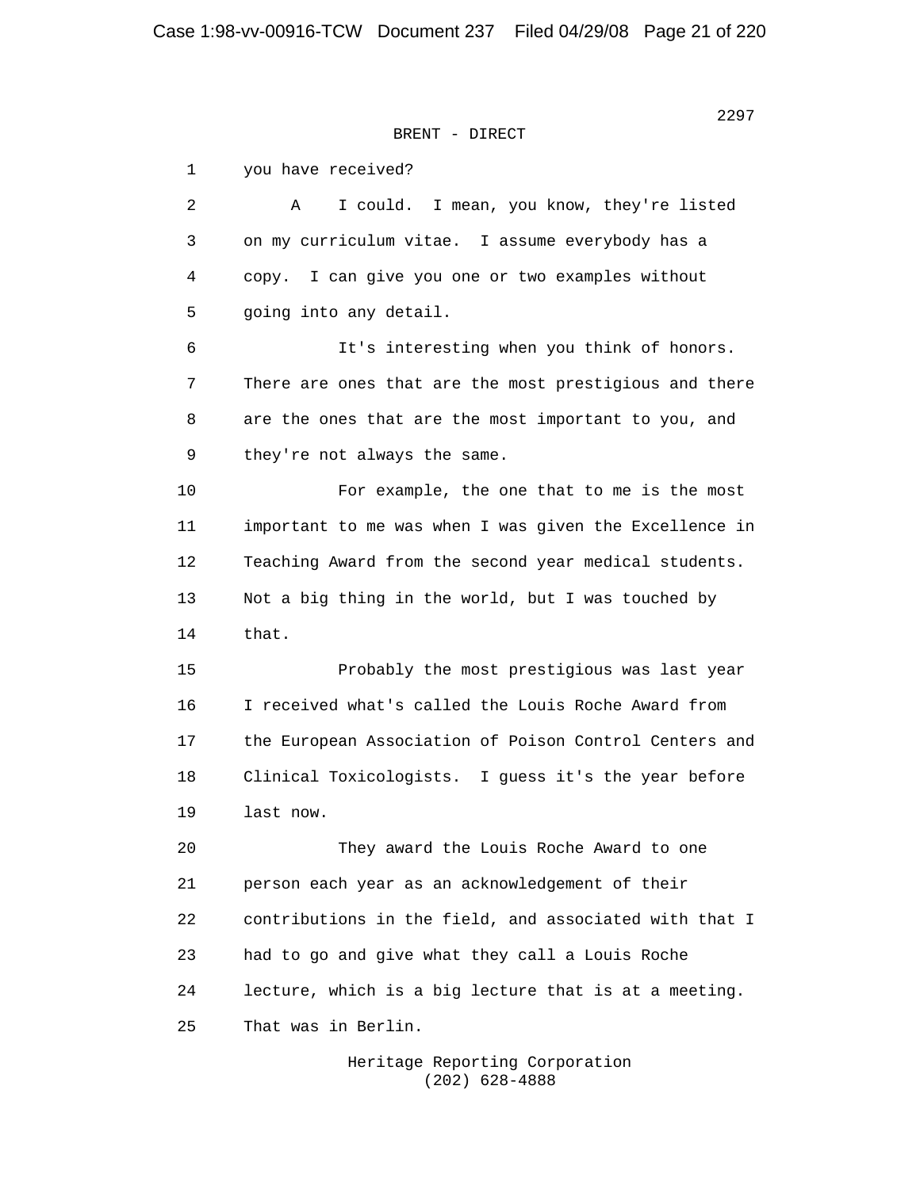BRENT - DIRECT

1 you have received?

2 A I could. I mean, you know, they're listed
3 on my curriculum vitae. I assume everybody has a
4 copy. I can give you one or two examples without
5 going into any detail.

6 It's interesting when you think of honors.
7 There are ones that are the most prestigious and there
8 are the ones that are the most important to you, and
9 they're not always the same.

10 For example, the one that to me is the most
11 important to me was when I was given the Excellence in
12 Teaching Award from the second year medical students.
13 Not a big thing in the world, but I was touched by
14 that.

15 Probably the most prestigious was last year
16 I received what's called the Louis Roche Award from
17 the European Association of Poison Control Centers and
18 Clinical Toxicologists. I guess it's the year before
19 last now.

20 They award the Louis Roche Award to one
21 person each year as an acknowledgement of their
22 contributions in the field, and associated with that I
23 had to go and give what they call a Louis Roche
24 lecture, which is a big lecture that is at a meeting.
25 That was in Berlin.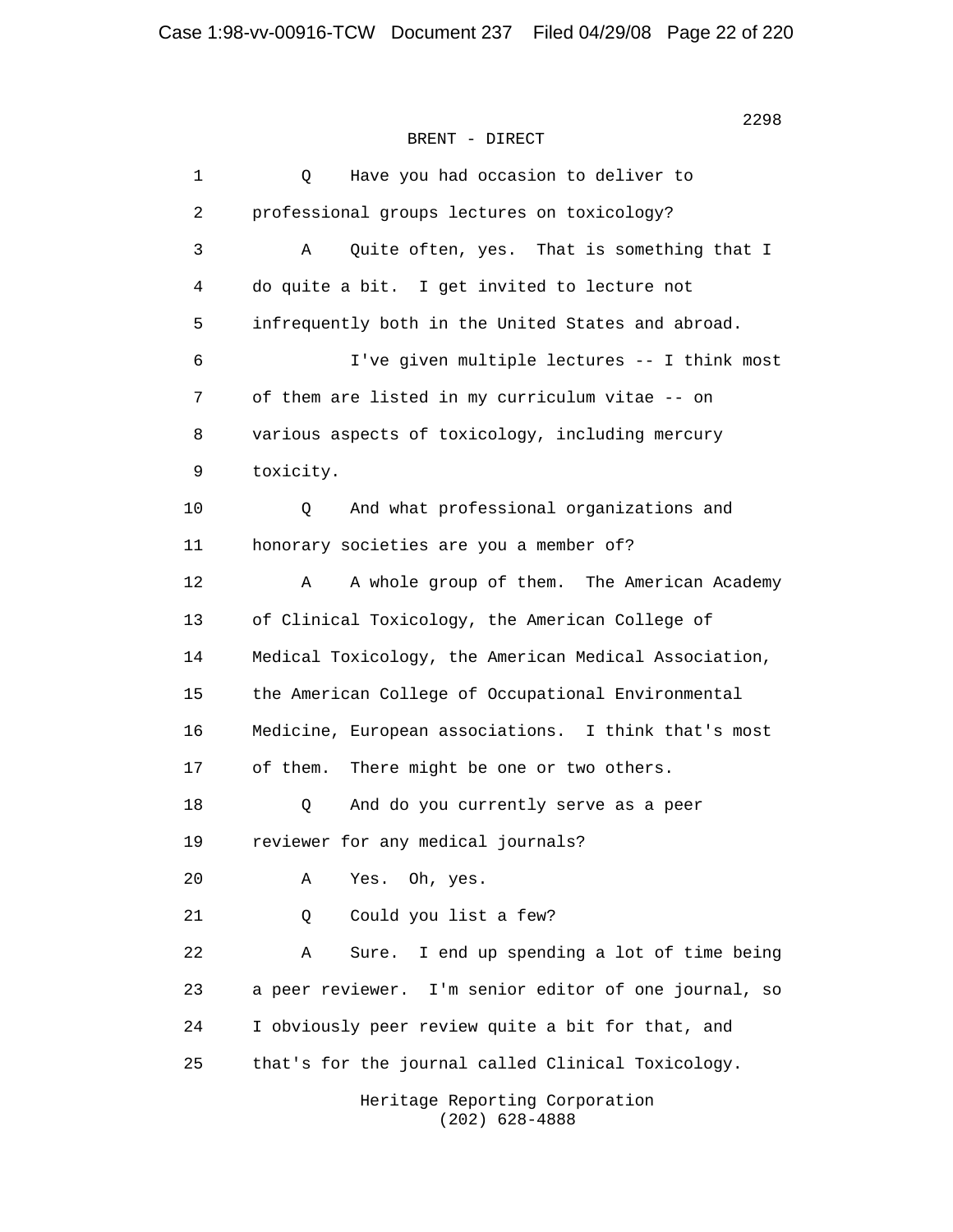BRENT - DIRECT

1 Q Have you had occasion to deliver to
2 professional groups lectures on toxicology?
3 A Quite often, yes. That is something that I
4 do quite a bit. I get invited to lecture not
5 infrequently both in the United States and abroad.
6 I've given multiple lectures -- I think most
7 of them are listed in my curriculum vitae -- on
8 various aspects of toxicology, including mercury
9 toxicity.
10 Q And what professional organizations and
11 honorary societies are you a member of?
12 A A whole group of them. The American Academy
13 of Clinical Toxicology, the American College of
14 Medical Toxicology, the American Medical Association,
15 the American College of Occupational Environmental
16 Medicine, European associations. I think that's most
17 of them. There might be one or two others.
18 Q And do you currently serve as a peer
19 reviewer for any medical journals?
20 A Yes. Oh, yes.
21 Q Could you list a few?
22 A Sure. I end up spending a lot of time being
23 a peer reviewer. I'm senior editor of one journal, so
24 I obviously peer review quite a bit for that, and
25 that's for the journal called Clinical Toxicology.

Heritage Reporting Corporation
(202) 628-4888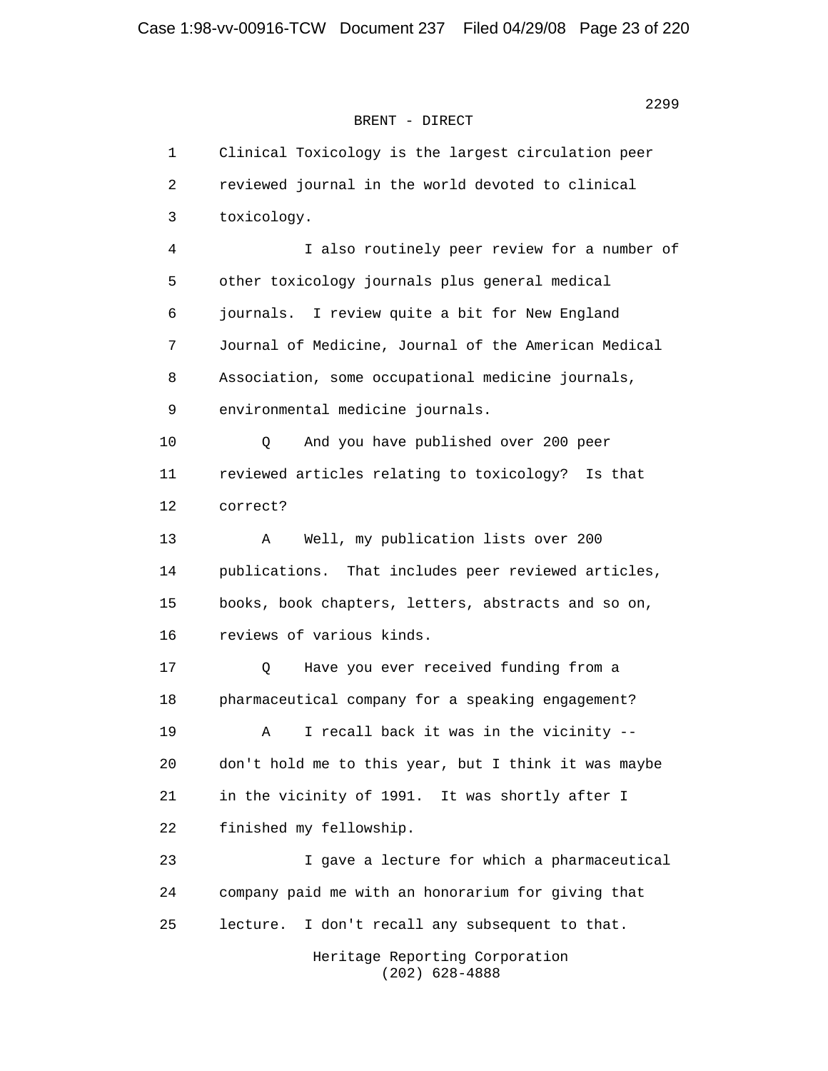BRENT - DIRECT

1 Clinical Toxicology is the largest circulation peer
2 reviewed journal in the world devoted to clinical
3 toxicology.
4 I also routinely peer review for a number of
5 other toxicology journals plus general medical
6 journals. I review quite a bit for New England
7 Journal of Medicine, Journal of the American Medical
8 Association, some occupational medicine journals,
9 environmental medicine journals.
10 Q And you have published over 200 peer
11 reviewed articles relating to toxicology? Is that
12 correct?
13 A Well, my publication lists over 200
14 publications. That includes peer reviewed articles,
15 books, book chapters, letters, abstracts and so on,
16 reviews of various kinds.
17 Q Have you ever received funding from a
18 pharmaceutical company for a speaking engagement?
19 A I recall back it was in the vicinity --
20 don't hold me to this year, but I think it was maybe
21 in the vicinity of 1991. It was shortly after I
22 finished my fellowship.
23 I gave a lecture for which a pharmaceutical
24 company paid me with an honorarium for giving that
25 lecture. I don't recall any subsequent to that.

Heritage Reporting Corporation
(202) 628-4888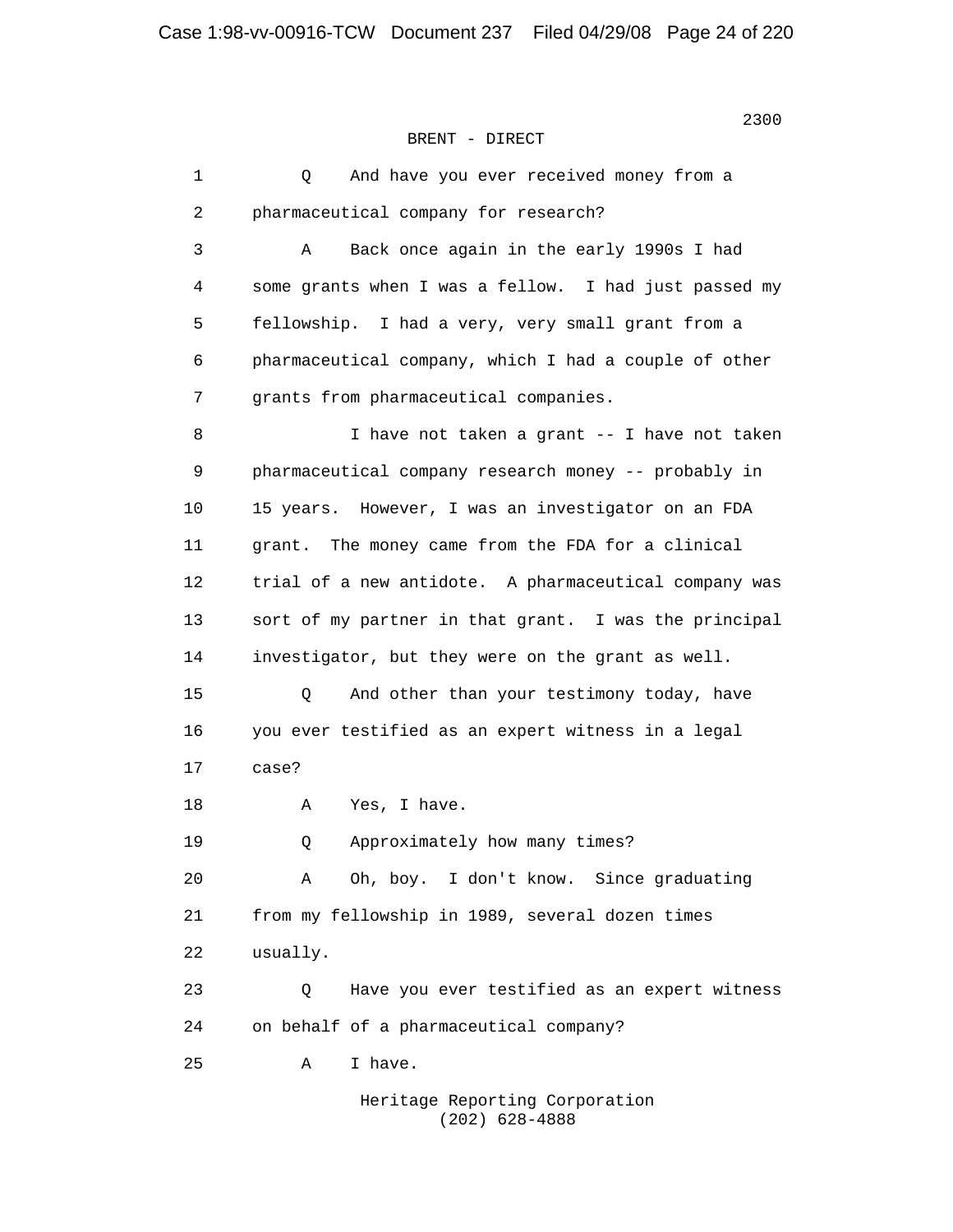BRENT - DIRECT

1 Q And have you ever received money from a
2 pharmaceutical company for research?
3 A Back once again in the early 1990s I had
4 some grants when I was a fellow. I had just passed my
5 fellowship. I had a very, very small grant from a
6 pharmaceutical company, which I had a couple of other
7 grants from pharmaceutical companies.
8 I have not taken a grant -- I have not taken
9 pharmaceutical company research money -- probably in
10 15 years. However, I was an investigator on an FDA
11 grant. The money came from the FDA for a clinical
12 trial of a new antidote. A pharmaceutical company was
13 sort of my partner in that grant. I was the principal
14 investigator, but they were on the grant as well.
15 Q And other than your testimony today, have
16 you ever testified as an expert witness in a legal
17 case?
18 A Yes, I have.
19 Q Approximately how many times?
20 A Oh, boy. I don't know. Since graduating
21 from my fellowship in 1989, several dozen times
22 usually.
23 Q Have you ever testified as an expert witness
24 on behalf of a pharmaceutical company?
25 A I have.

Heritage Reporting Corporation
(202) 628-4888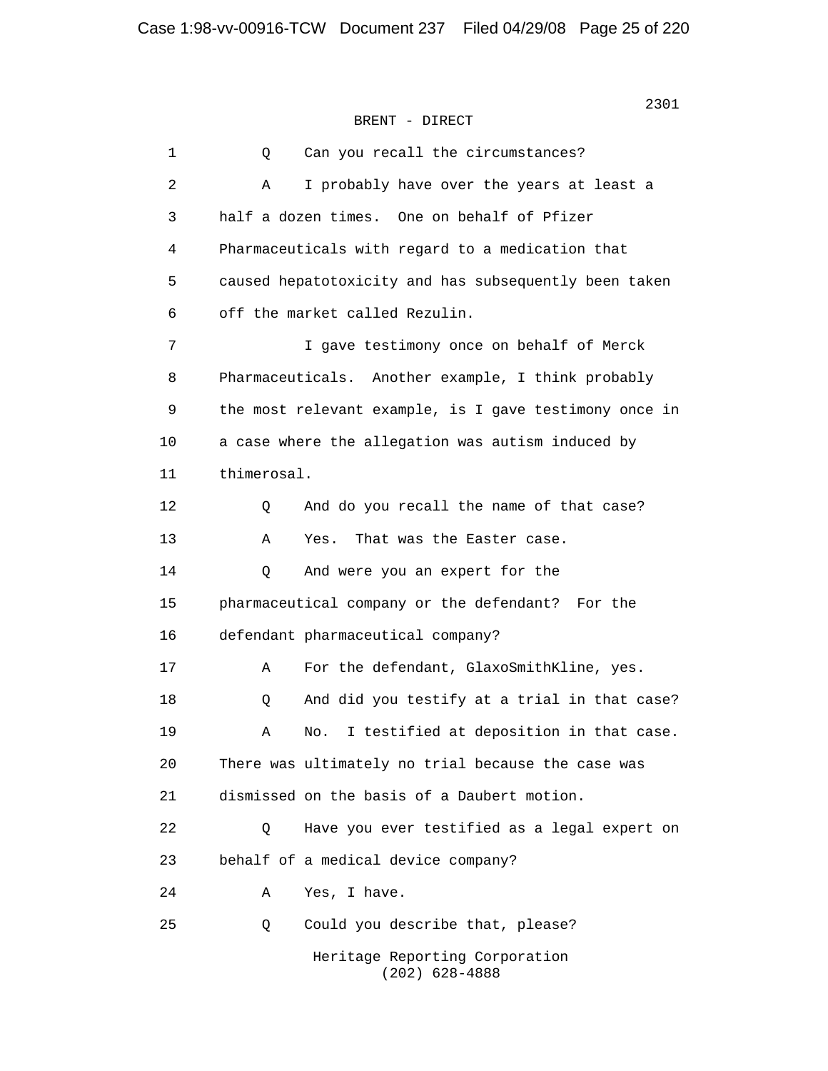BRENT - DIRECT

1 Q Can you recall the circumstances?

2 A I probably have over the years at least a
3 half a dozen times. One on behalf of Pfizer
4 Pharmaceuticals with regard to a medication that
5 caused hepatotoxicity and has subsequently been taken
6 off the market called Rezulin.

7 I gave testimony once on behalf of Merck
8 Pharmaceuticals. Another example, I think probably
9 the most relevant example, is I gave testimony once in
10 a case where the allegation was autism induced by
11 thimerosal.

12 Q And do you recall the name of that case?

13 A Yes. That was the Easter case.

14 Q And were you an expert for the
15 pharmaceutical company or the defendant? For the
16 defendant pharmaceutical company?

17 A For the defendant, GlaxoSmithKline, yes.

18 Q And did you testify at a trial in that case?

19 A No. I testified at deposition in that case.
20 There was ultimately no trial because the case was
21 dismissed on the basis of a Daubert motion.

22 Q Have you ever testified as a legal expert on
23 behalf of a medical device company?

24 A Yes, I have.

25 Q Could you describe that, please?

Heritage Reporting Corporation
(202) 628-4888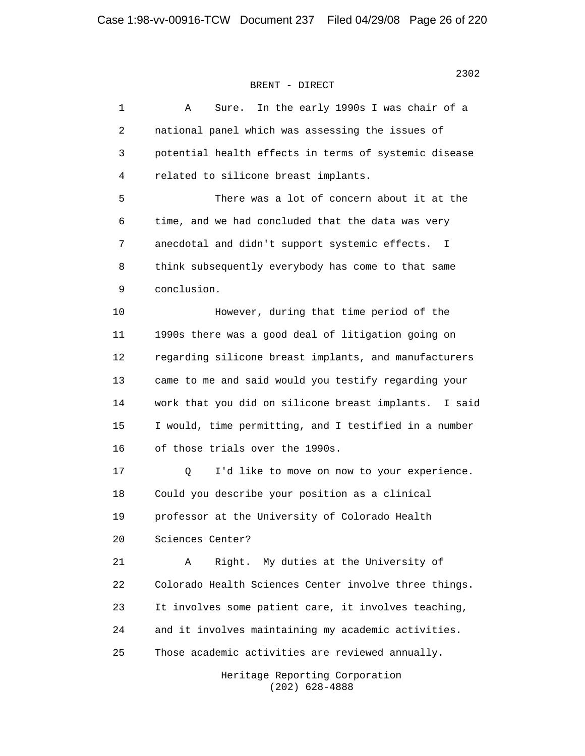BRENT - DIRECT

A Sure. In the early 1990s I was chair of a national panel which was assessing the issues of potential health effects in terms of systemic disease related to silicone breast implants.

There was a lot of concern about it at the time, and we had concluded that the data was very anecdotal and didn't support systemic effects. I think subsequently everybody has come to that same conclusion.

However, during that time period of the 1990s there was a good deal of litigation going on regarding silicone breast implants, and manufacturers came to me and said would you testify regarding your work that you did on silicone breast implants. I said I would, time permitting, and I testified in a number of those trials over the 1990s.

Q I'd like to move on now to your experience. Could you describe your position as a clinical professor at the University of Colorado Health Sciences Center?

A Right. My duties at the University of Colorado Health Sciences Center involve three things. It involves some patient care, it involves teaching, and it involves maintaining my academic activities. Those academic activities are reviewed annually.

Heritage Reporting Corporation
(202) 628-4888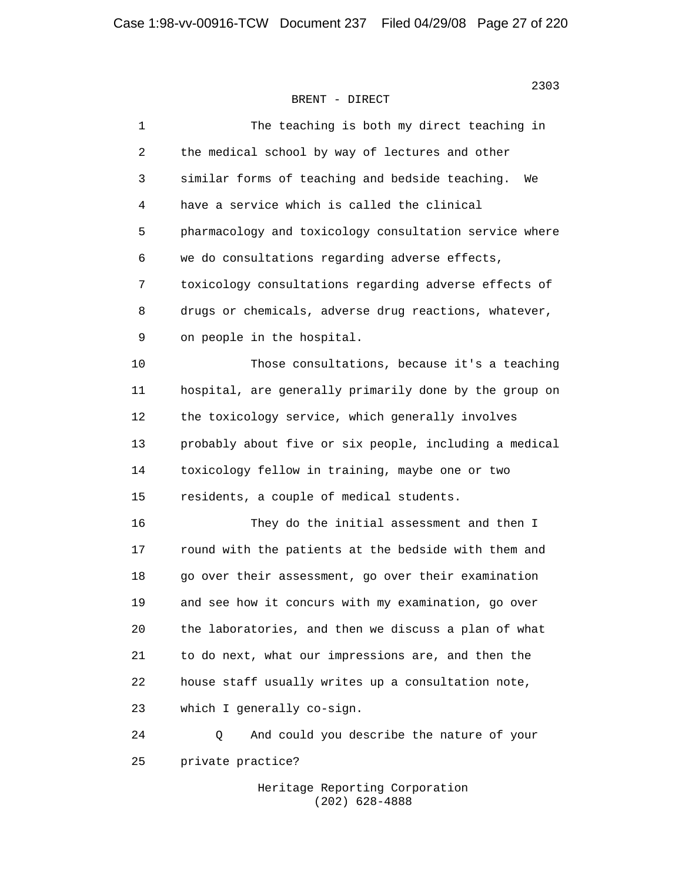BRENT - DIRECT

1 The teaching is both my direct teaching in
2 the medical school by way of lectures and other
3 similar forms of teaching and bedside teaching. We
4 have a service which is called the clinical
5 pharmacology and toxicology consultation service where
6 we do consultations regarding adverse effects,
7 toxicology consultations regarding adverse effects of
8 drugs or chemicals, adverse drug reactions, whatever,
9 on people in the hospital.

10 Those consultations, because it's a teaching
11 hospital, are generally primarily done by the group on
12 the toxicology service, which generally involves
13 probably about five or six people, including a medical
14 toxicology fellow in training, maybe one or two
15 residents, a couple of medical students.

16 They do the initial assessment and then I
17 round with the patients at the bedside with them and
18 go over their assessment, go over their examination
19 and see how it concurs with my examination, go over
20 the laboratories, and then we discuss a plan of what
21 to do next, what our impressions are, and then the
22 house staff usually writes up a consultation note,
23 which I generally co-sign.

24 Q And could you describe the nature of your
25 private practice?

Heritage Reporting Corporation
(202) 628-4888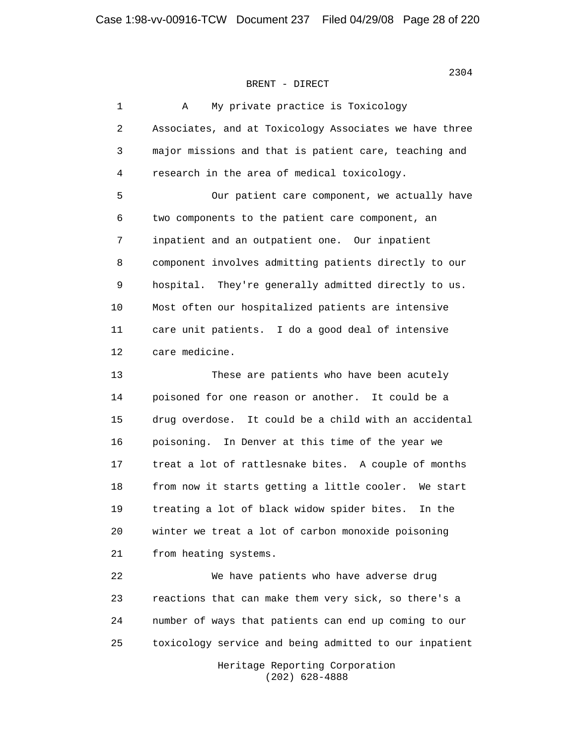BRENT - DIRECT

A My private practice is Toxicology Associates, and at Toxicology Associates we have three major missions and that is patient care, teaching and research in the area of medical toxicology.

Our patient care component, we actually have two components to the patient care component, an inpatient and an outpatient one. Our inpatient component involves admitting patients directly to our hospital. They're generally admitted directly to us. Most often our hospitalized patients are intensive care unit patients. I do a good deal of intensive care medicine.

These are patients who have been acutely poisoned for one reason or another. It could be a drug overdose. It could be a child with an accidental poisoning. In Denver at this time of the year we treat a lot of rattlesnake bites. A couple of months from now it starts getting a little cooler. We start treating a lot of black widow spider bites. In the winter we treat a lot of carbon monoxide poisoning from heating systems.

We have patients who have adverse drug reactions that can make them very sick, so there's a number of ways that patients can end up coming to our toxicology service and being admitted to our inpatient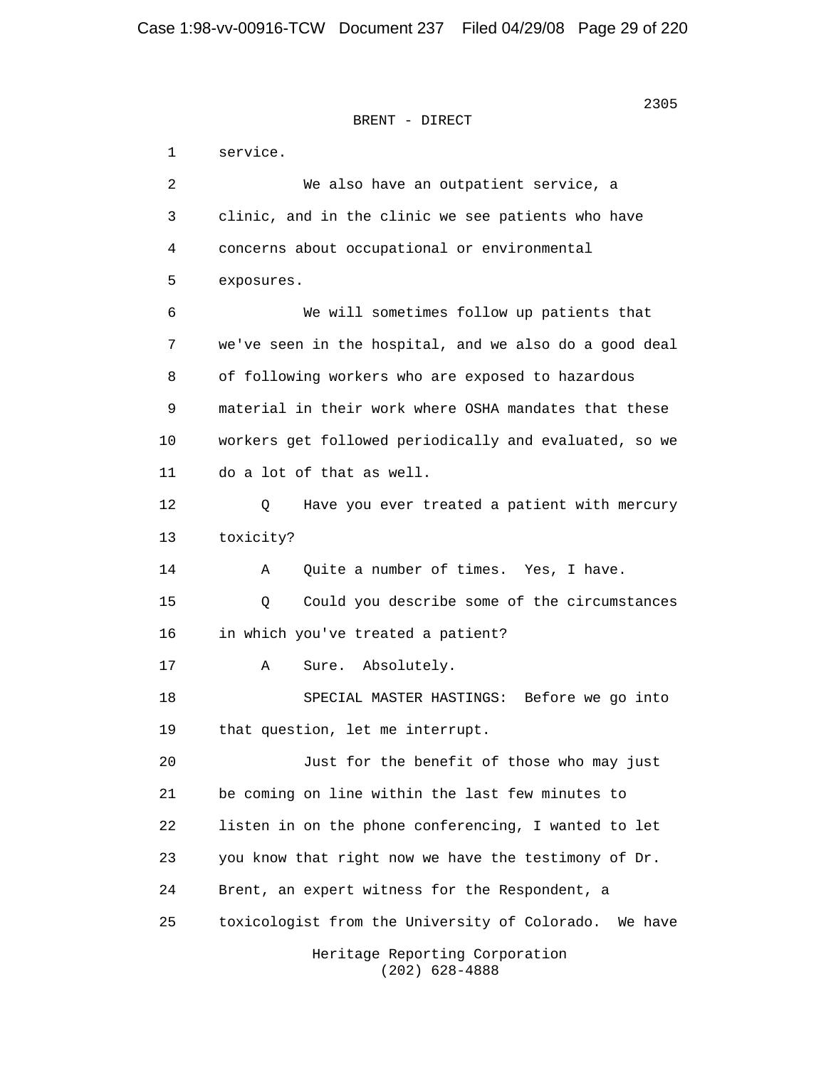BRENT - DIRECT

1 service.

2 We also have an outpatient service, a
3 clinic, and in the clinic we see patients who have
4 concerns about occupational or environmental
5 exposures.

6 We will sometimes follow up patients that
7 we've seen in the hospital, and we also do a good deal
8 of following workers who are exposed to hazardous
9 material in their work where OSHA mandates that these
10 workers get followed periodically and evaluated, so we
11 do a lot of that as well.

12 Q Have you ever treated a patient with mercury
13 toxicity?

14 A Quite a number of times. Yes, I have.

15 Q Could you describe some of the circumstances
16 in which you've treated a patient?

17 A Sure. Absolutely.

18 SPECIAL MASTER HASTINGS: Before we go into
19 that question, let me interrupt.

20 Just for the benefit of those who may just
21 be coming on line within the last few minutes to
22 listen in on the phone conferencing, I wanted to let
23 you know that right now we have the testimony of Dr.
24 Brent, an expert witness for the Respondent, a
25 toxicologist from the University of Colorado. We have

Heritage Reporting Corporation
(202) 628-4888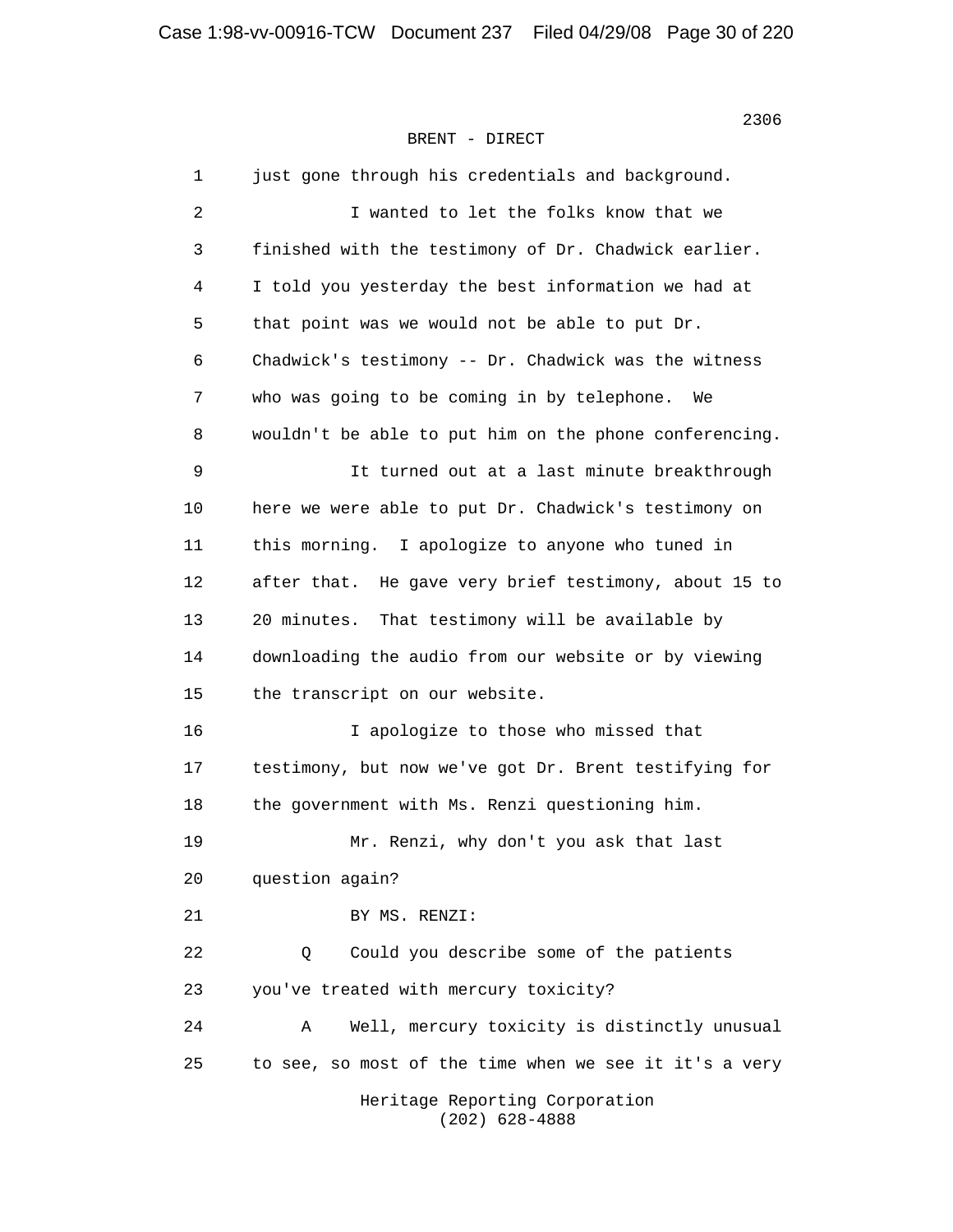BRENT - DIRECT

1 just gone through his credentials and background.

2 I wanted to let the folks know that we

3 finished with the testimony of Dr. Chadwick earlier.

4 I told you yesterday the best information we had at

5 that point was we would not be able to put Dr.

6 Chadwick's testimony -- Dr. Chadwick was the witness

7 who was going to be coming in by telephone. We

8 wouldn't be able to put him on the phone conferencing.

9 It turned out at a last minute breakthrough

10 here we were able to put Dr. Chadwick's testimony on

11 this morning. I apologize to anyone who tuned in

12 after that. He gave very brief testimony, about 15 to

13 20 minutes. That testimony will be available by

14 downloading the audio from our website or by viewing

15 the transcript on our website.

16 I apologize to those who missed that

17 testimony, but now we've got Dr. Brent testifying for

18 the government with Ms. Renzi questioning him.

19 Mr. Renzi, why don't you ask that last

20 question again?

21 BY MS. RENZI:

22 Q Could you describe some of the patients

23 you've treated with mercury toxicity?

24 A Well, mercury toxicity is distinctly unusual

25 to see, so most of the time when we see it it's a very

Heritage Reporting Corporation
(202) 628-4888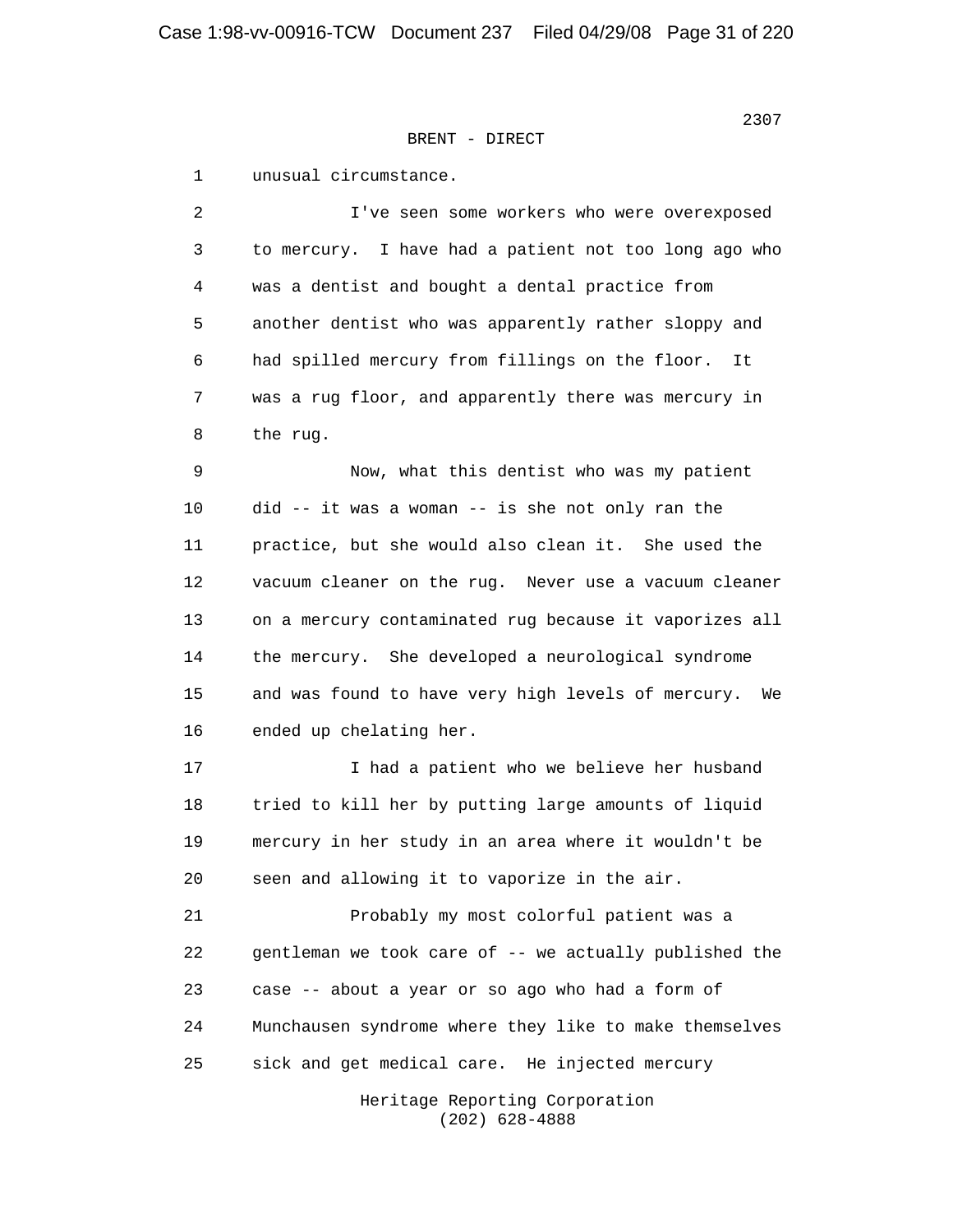BRENT - DIRECT

unusual circumstance.

I've seen some workers who were overexposed to mercury. I have had a patient not too long ago who was a dentist and bought a dental practice from another dentist who was apparently rather sloppy and had spilled mercury from fillings on the floor. It was a rug floor, and apparently there was mercury in the rug.

Now, what this dentist who was my patient did -- it was a woman -- is she not only ran the practice, but she would also clean it. She used the vacuum cleaner on the rug. Never use a vacuum cleaner on a mercury contaminated rug because it vaporizes all the mercury. She developed a neurological syndrome and was found to have very high levels of mercury. We ended up chelating her.

I had a patient who we believe her husband tried to kill her by putting large amounts of liquid mercury in her study in an area where it wouldn't be seen and allowing it to vaporize in the air.

Probably my most colorful patient was a gentleman we took care of -- we actually published the case -- about a year or so ago who had a form of Munchausen syndrome where they like to make themselves sick and get medical care. He injected mercury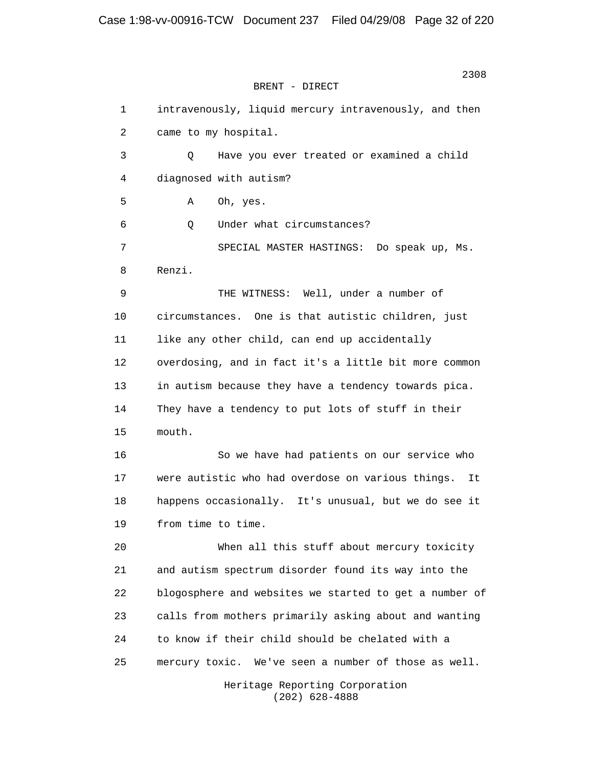BRENT - DIRECT

1 intravenously, liquid mercury intravenously, and then
2 came to my hospital.
3 Q Have you ever treated or examined a child
4 diagnosed with autism?
5 A Oh, yes.
6 Q Under what circumstances?
7 SPECIAL MASTER HASTINGS: Do speak up, Ms.
8 Renzi.
9 THE WITNESS: Well, under a number of
10 circumstances. One is that autistic children, just
11 like any other child, can end up accidentally
12 overdosing, and in fact it's a little bit more common
13 in autism because they have a tendency towards pica.
14 They have a tendency to put lots of stuff in their
15 mouth.
16 So we have had patients on our service who
17 were autistic who had overdose on various things. It
18 happens occasionally. It's unusual, but we do see it
19 from time to time.
20 When all this stuff about mercury toxicity
21 and autism spectrum disorder found its way into the
22 blogosphere and websites we started to get a number of
23 calls from mothers primarily asking about and wanting
24 to know if their child should be chelated with a
25 mercury toxic. We've seen a number of those as well.

Heritage Reporting Corporation
(202) 628-4888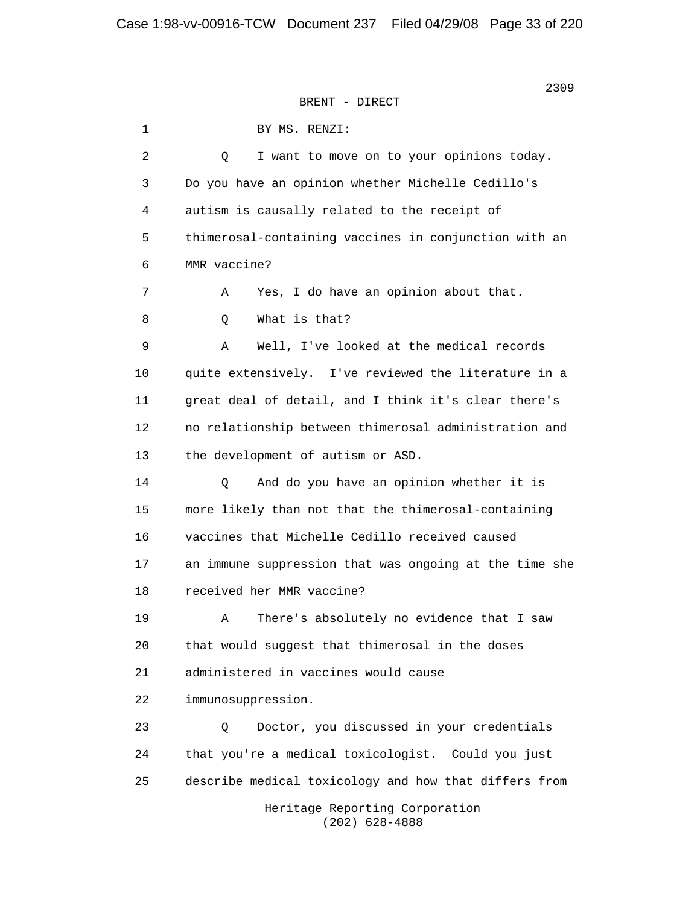BRENT - DIRECT

1 BY MS. RENZI:

2 Q I want to move on to your opinions today.

3 Do you have an opinion whether Michelle Cedillo's

4 autism is causally related to the receipt of

5 thimerosal-containing vaccines in conjunction with an

6 MMR vaccine?

7 A Yes, I do have an opinion about that.

8 Q What is that?

9 A Well, I've looked at the medical records

10 quite extensively. I've reviewed the literature in a

11 great deal of detail, and I think it's clear there's

12 no relationship between thimerosal administration and

13 the development of autism or ASD.

14 Q And do you have an opinion whether it is

15 more likely than not that the thimerosal-containing

16 vaccines that Michelle Cedillo received caused

17 an immune suppression that was ongoing at the time she

18 received her MMR vaccine?

19 A There's absolutely no evidence that I saw

20 that would suggest that thimerosal in the doses

21 administered in vaccines would cause

22 immunosuppression.

23 Q Doctor, you discussed in your credentials

24 that you're a medical toxicologist. Could you just

25 describe medical toxicology and how that differs from

Heritage Reporting Corporation
(202) 628-4888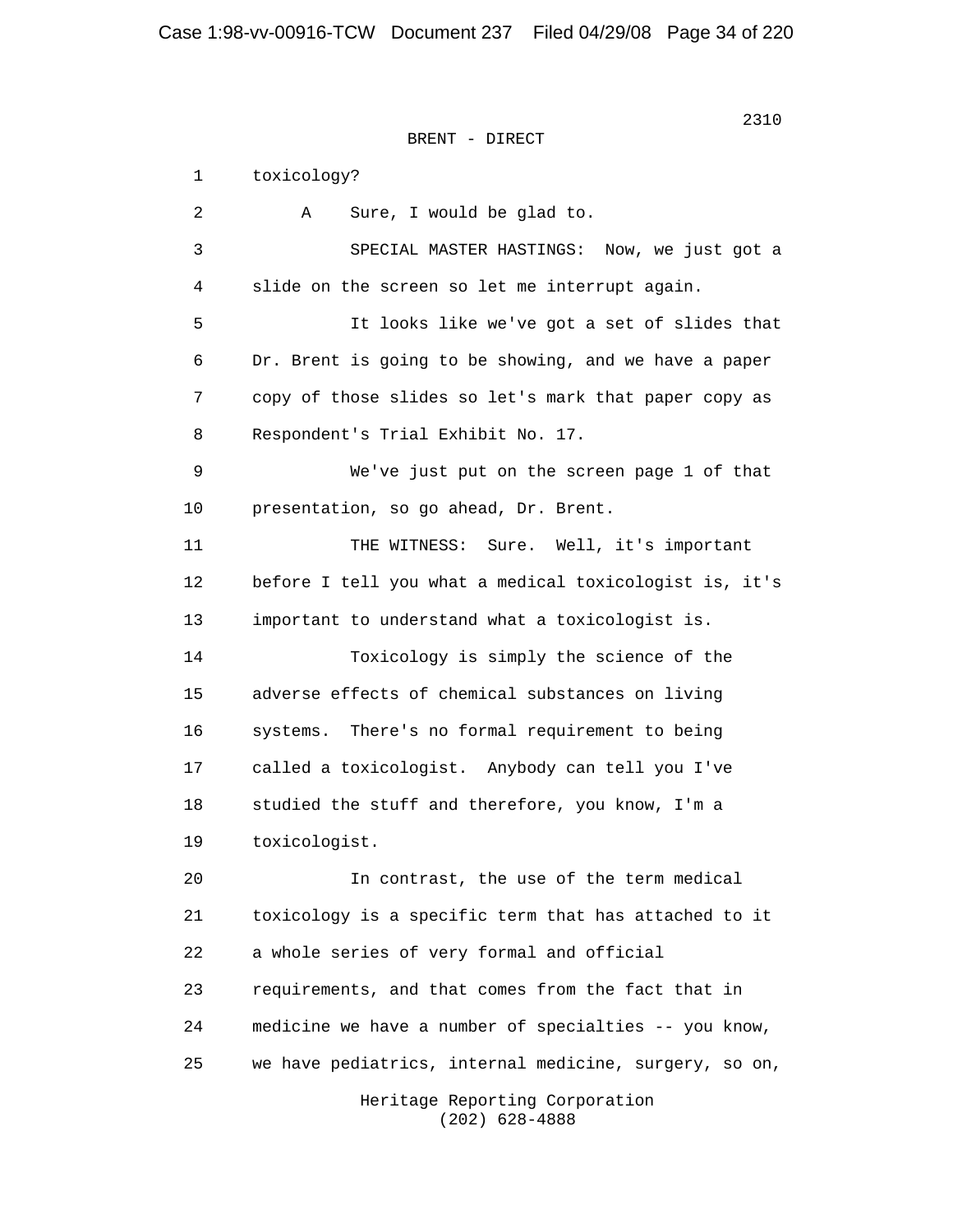BRENT - DIRECT

1 toxicology?

2 A Sure, I would be glad to.

3 SPECIAL MASTER HASTINGS: Now, we just got a

4 slide on the screen so let me interrupt again.

5 It looks like we've got a set of slides that

6 Dr. Brent is going to be showing, and we have a paper

7 copy of those slides so let's mark that paper copy as

8 Respondent's Trial Exhibit No. 17.

9 We've just put on the screen page 1 of that

10 presentation, so go ahead, Dr. Brent.

11 THE WITNESS: Sure. Well, it's important

12 before I tell you what a medical toxicologist is, it's

13 important to understand what a toxicologist is.

14 Toxicology is simply the science of the

15 adverse effects of chemical substances on living

16 systems. There's no formal requirement to being

17 called a toxicologist. Anybody can tell you I've

18 studied the stuff and therefore, you know, I'm a

19 toxicologist.

20 In contrast, the use of the term medical

21 toxicology is a specific term that has attached to it

22 a whole series of very formal and official

23 requirements, and that comes from the fact that in

24 medicine we have a number of specialties -- you know,

25 we have pediatrics, internal medicine, surgery, so on,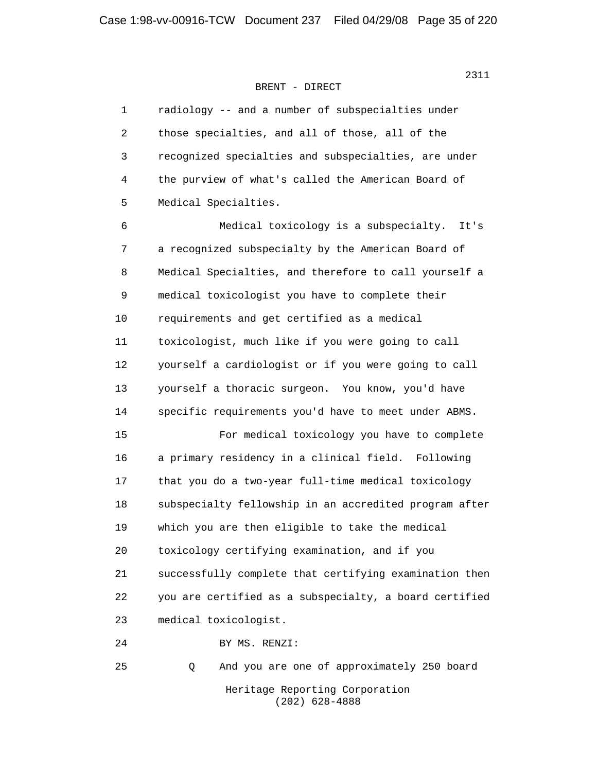BRENT - DIRECT

1 radiology -- and a number of subspecialties under
2 those specialties, and all of those, all of the
3 recognized specialties and subspecialties, are under
4 the purview of what's called the American Board of
5 Medical Specialties.
6 Medical toxicology is a subspecialty. It's
7 a recognized subspecialty by the American Board of
8 Medical Specialties, and therefore to call yourself a
9 medical toxicologist you have to complete their
10 requirements and get certified as a medical
11 toxicologist, much like if you were going to call
12 yourself a cardiologist or if you were going to call
13 yourself a thoracic surgeon. You know, you'd have
14 specific requirements you'd have to meet under ABMS.
15 For medical toxicology you have to complete
16 a primary residency in a clinical field. Following
17 that you do a two-year full-time medical toxicology
18 subspecialty fellowship in an accredited program after
19 which you are then eligible to take the medical
20 toxicology certifying examination, and if you
21 successfully complete that certifying examination then
22 you are certified as a subspecialty, a board certified
23 medical toxicologist.
24 BY MS. RENZI:
25 Q And you are one of approximately 250 board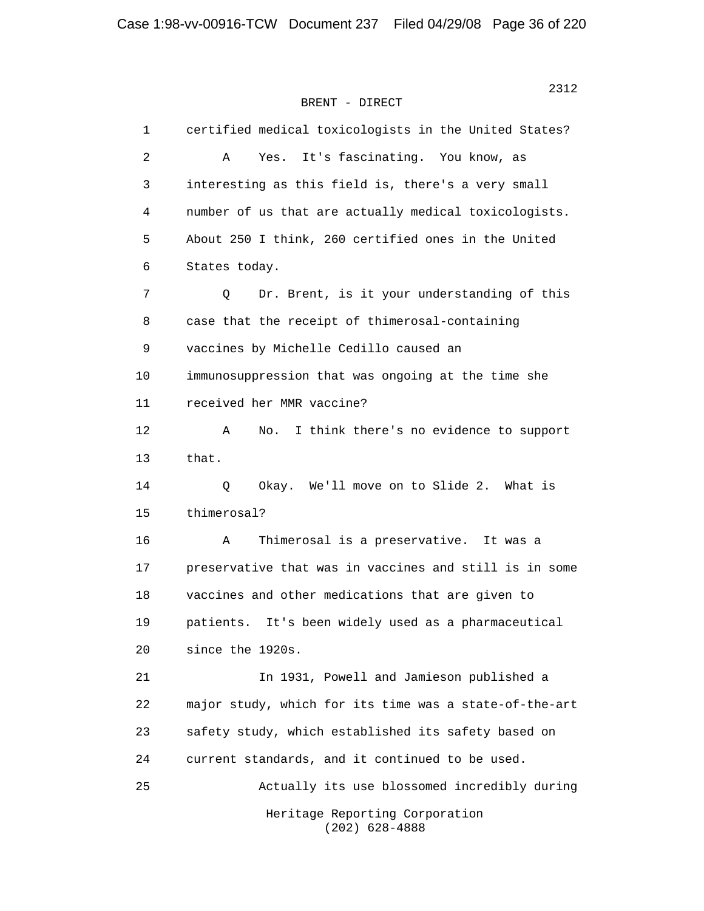BRENT - DIRECT

1 certified medical toxicologists in the United States?

2 A Yes. It's fascinating. You know, as

3 interesting as this field is, there's a very small

4 number of us that are actually medical toxicologists.

5 About 250 I think, 260 certified ones in the United

6 States today.

7 Q Dr. Brent, is it your understanding of this

8 case that the receipt of thimerosal-containing

9 vaccines by Michelle Cedillo caused an

10 immunosuppression that was ongoing at the time she

11 received her MMR vaccine?

12 A No. I think there's no evidence to support

13 that.

14 Q Okay. We'll move on to Slide 2. What is

15 thimerosal?

16 A Thimerosal is a preservative. It was a

17 preservative that was in vaccines and still is in some

18 vaccines and other medications that are given to

19 patients. It's been widely used as a pharmaceutical

20 since the 1920s.

21 In 1931, Powell and Jamieson published a

22 major study, which for its time was a state-of-the-art

23 safety study, which established its safety based on

24 current standards, and it continued to be used.

25 Actually its use blossomed incredibly during

Heritage Reporting Corporation
(202) 628-4888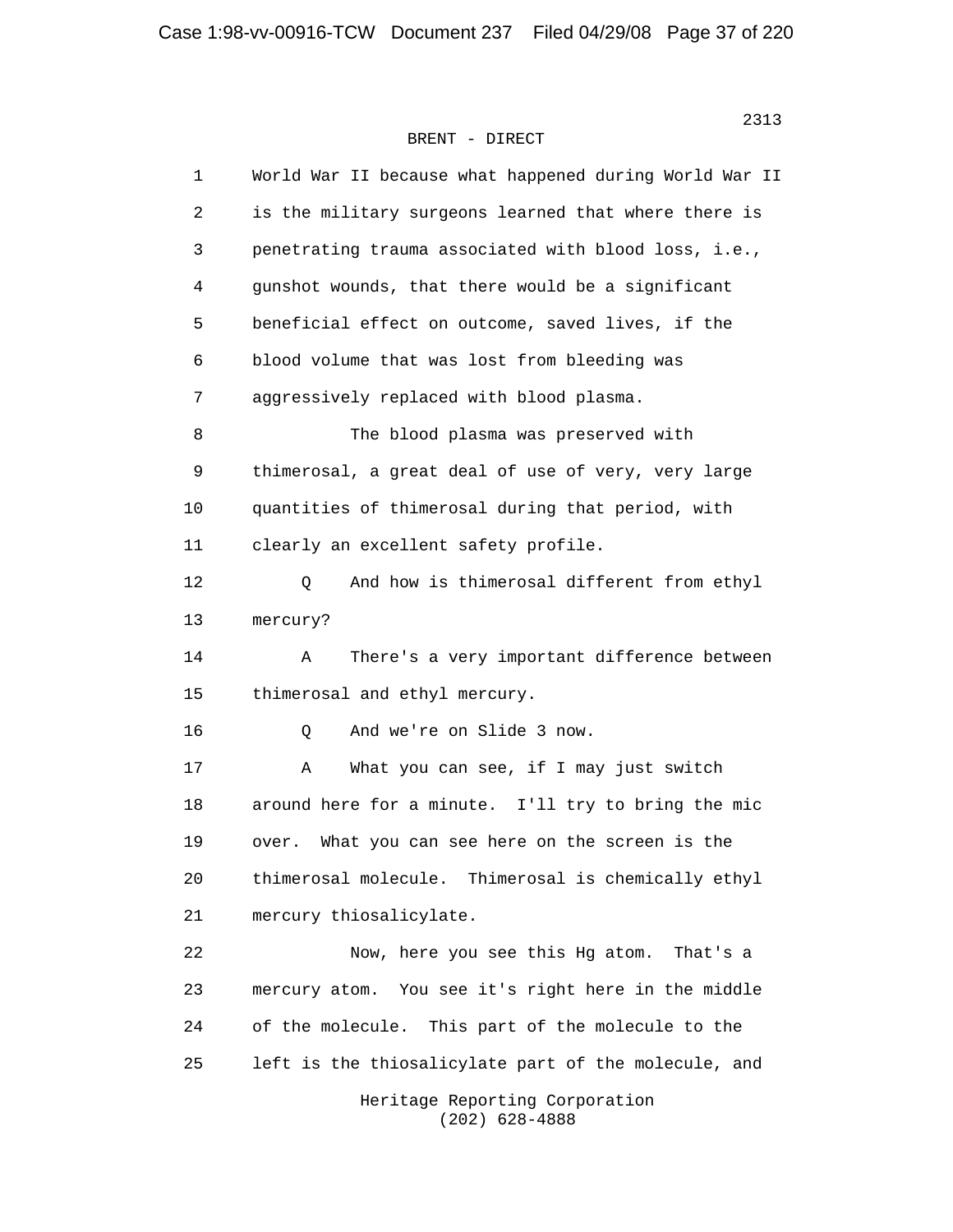BRENT - DIRECT

1 World War II because what happened during World War II
2 is the military surgeons learned that where there is
3 penetrating trauma associated with blood loss, i.e.,
4 gunshot wounds, that there would be a significant
5 beneficial effect on outcome, saved lives, if the
6 blood volume that was lost from bleeding was
7 aggressively replaced with blood plasma.

8 The blood plasma was preserved with
9 thimerosal, a great deal of use of very, very large
10 quantities of thimerosal during that period, with
11 clearly an excellent safety profile.

12 Q And how is thimerosal different from ethyl
13 mercury?

14 A There's a very important difference between
15 thimerosal and ethyl mercury.

16 Q And we're on Slide 3 now.

17 A What you can see, if I may just switch
18 around here for a minute. I'll try to bring the mic
19 over. What you can see here on the screen is the
20 thimerosal molecule. Thimerosal is chemically ethyl
21 mercury thiosalicylate.

22 Now, here you see this Hg atom. That's a
23 mercury atom. You see it's right here in the middle
24 of the molecule. This part of the molecule to the
25 left is the thiosalicylate part of the molecule, and

Heritage Reporting Corporation
(202) 628-4888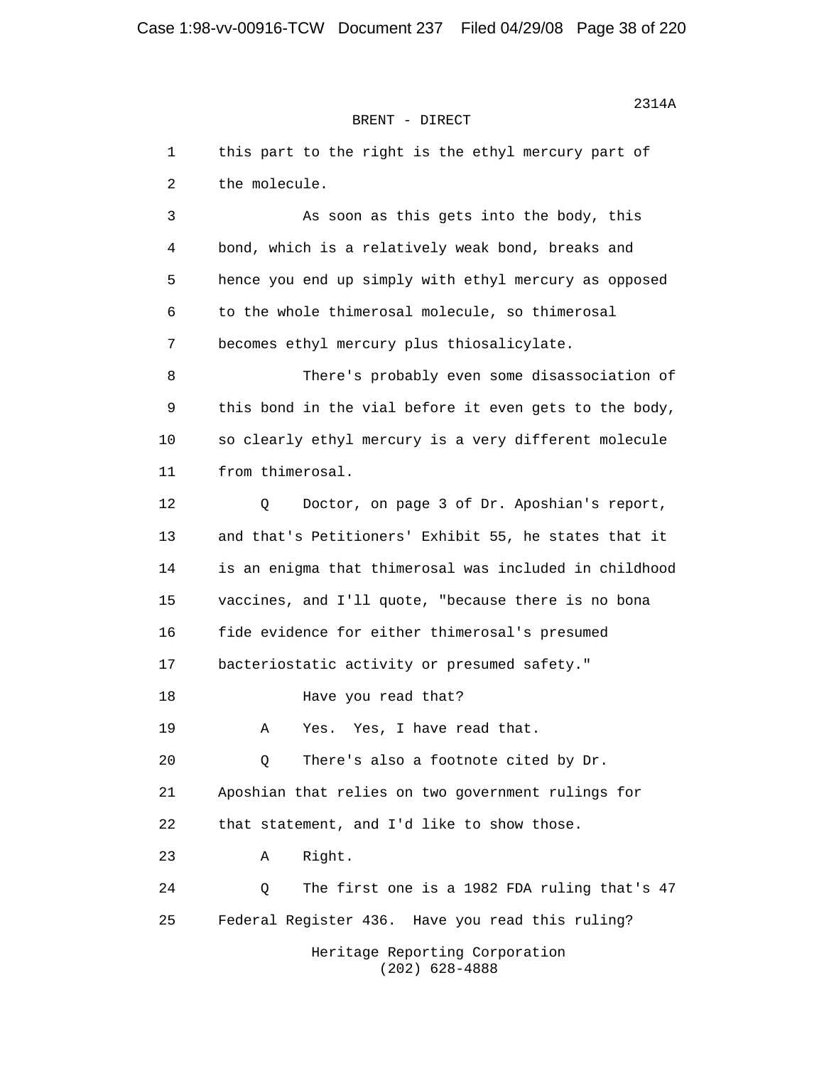BRENT - DIRECT

1 this part to the right is the ethyl mercury part of
2 the molecule.

3 As soon as this gets into the body, this
4 bond, which is a relatively weak bond, breaks and
5 hence you end up simply with ethyl mercury as opposed
6 to the whole thimerosal molecule, so thimerosal
7 becomes ethyl mercury plus thiosalicylate.

8 There's probably even some disassociation of
9 this bond in the vial before it even gets to the body,
10 so clearly ethyl mercury is a very different molecule
11 from thimerosal.

12 Q Doctor, on page 3 of Dr. Aposhian's report,
13 and that's Petitioners' Exhibit 55, he states that it
14 is an enigma that thimerosal was included in childhood
15 vaccines, and I'll quote, "because there is no bona
16 fide evidence for either thimerosal's presumed
17 bacteriostatic activity or presumed safety."

18 Have you read that?

19 A Yes. Yes, I have read that.

20 Q There's also a footnote cited by Dr.
21 Aposhian that relies on two government rulings for
22 that statement, and I'd like to show those.

23 A Right.

24 Q The first one is a 1982 FDA ruling that's 47
25 Federal Register 436. Have you read this ruling?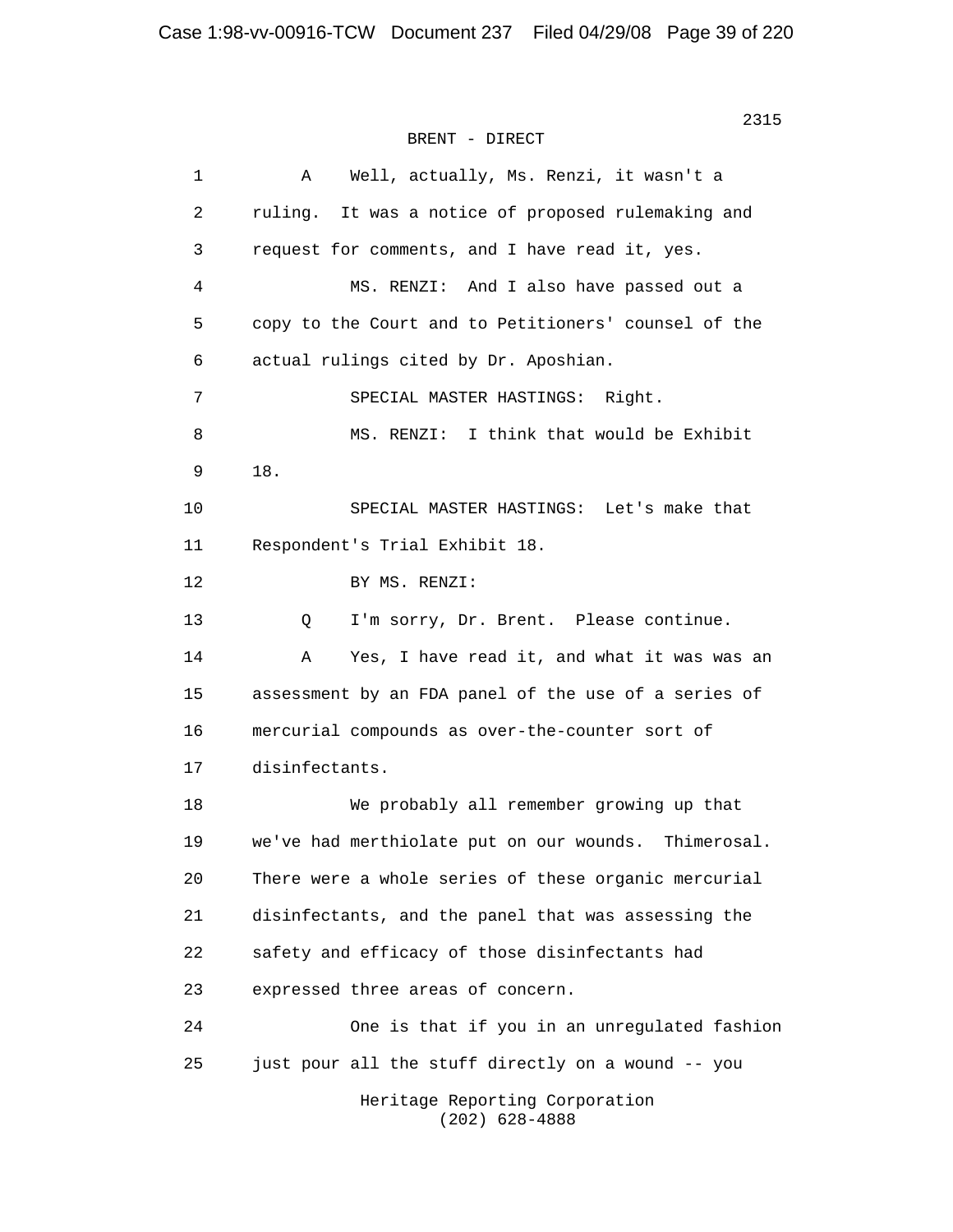BRENT - DIRECT

1 A Well, actually, Ms. Renzi, it wasn't a
2 ruling. It was a notice of proposed rulemaking and
3 request for comments, and I have read it, yes.
4 MS. RENZI: And I also have passed out a
5 copy to the Court and to Petitioners' counsel of the
6 actual rulings cited by Dr. Aposhian.
7 SPECIAL MASTER HASTINGS: Right.
8 MS. RENZI: I think that would be Exhibit
9 18.
10 SPECIAL MASTER HASTINGS: Let's make that
11 Respondent's Trial Exhibit 18.
12 BY MS. RENZI:
13 Q I'm sorry, Dr. Brent. Please continue.
14 A Yes, I have read it, and what it was was an
15 assessment by an FDA panel of the use of a series of
16 mercurial compounds as over-the-counter sort of
17 disinfectants.
18 We probably all remember growing up that
19 we've had merthiolate put on our wounds. Thimerosal.
20 There were a whole series of these organic mercurial
21 disinfectants, and the panel that was assessing the
22 safety and efficacy of those disinfectants had
23 expressed three areas of concern.
24 One is that if you in an unregulated fashion
25 just pour all the stuff directly on a wound -- you

Heritage Reporting Corporation
(202) 628-4888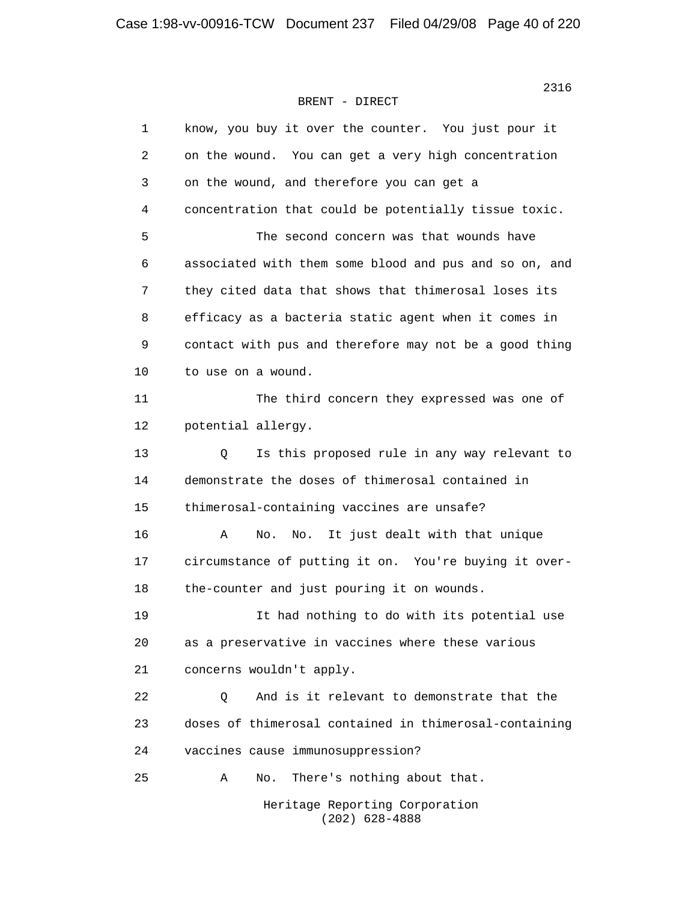BRENT - DIRECT

know, you buy it over the counter. You just pour it on the wound. You can get a very high concentration on the wound, and therefore you can get a concentration that could be potentially tissue toxic.

The second concern was that wounds have associated with them some blood and pus and so on, and they cited data that shows that thimerosal loses its efficacy as a bacteria static agent when it comes in contact with pus and therefore may not be a good thing to use on a wound.

The third concern they expressed was one of potential allergy.

Q Is this proposed rule in any way relevant to demonstrate the doses of thimerosal contained in thimerosal-containing vaccines are unsafe?

A No. No. It just dealt with that unique circumstance of putting it on. You're buying it over-the-counter and just pouring it on wounds.

It had nothing to do with its potential use as a preservative in vaccines where these various concerns wouldn't apply.

Q And is it relevant to demonstrate that the doses of thimerosal contained in thimerosal-containing vaccines cause immunosuppression?

A No. There's nothing about that.

Heritage Reporting Corporation
(202) 628-4888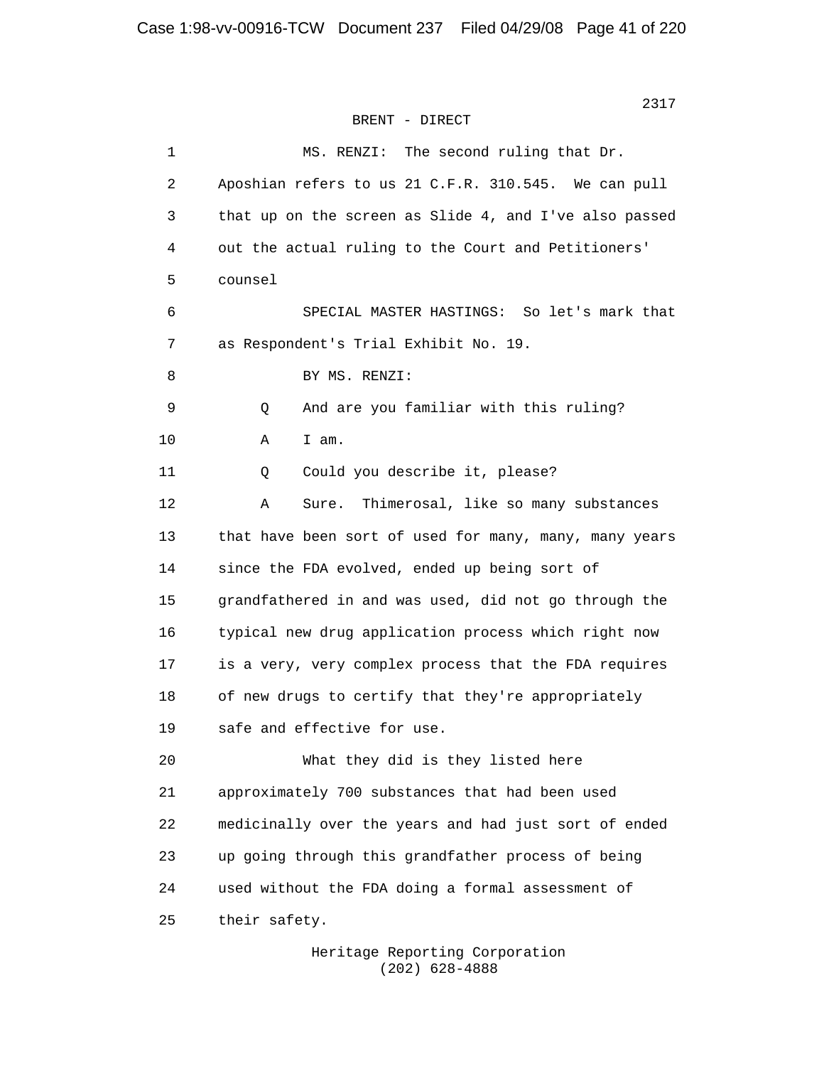BRENT - DIRECT

1 MS. RENZI: The second ruling that Dr.
2 Aposhian refers to us 21 C.F.R. 310.545. We can pull
3 that up on the screen as Slide 4, and I've also passed
4 out the actual ruling to the Court and Petitioners'
5 counsel

6 SPECIAL MASTER HASTINGS: So let's mark that
7 as Respondent's Trial Exhibit No. 19.

8 BY MS. RENZI:

9 Q And are you familiar with this ruling?

10 A I am.

11 Q Could you describe it, please?

12 A Sure. Thimerosal, like so many substances
13 that have been sort of used for many, many, many years
14 since the FDA evolved, ended up being sort of
15 grandfathered in and was used, did not go through the
16 typical new drug application process which right now
17 is a very, very complex process that the FDA requires
18 of new drugs to certify that they're appropriately
19 safe and effective for use.

20 What they did is they listed here
21 approximately 700 substances that had been used
22 medicinally over the years and had just sort of ended
23 up going through this grandfather process of being
24 used without the FDA doing a formal assessment of
25 their safety.

Heritage Reporting Corporation
(202) 628-4888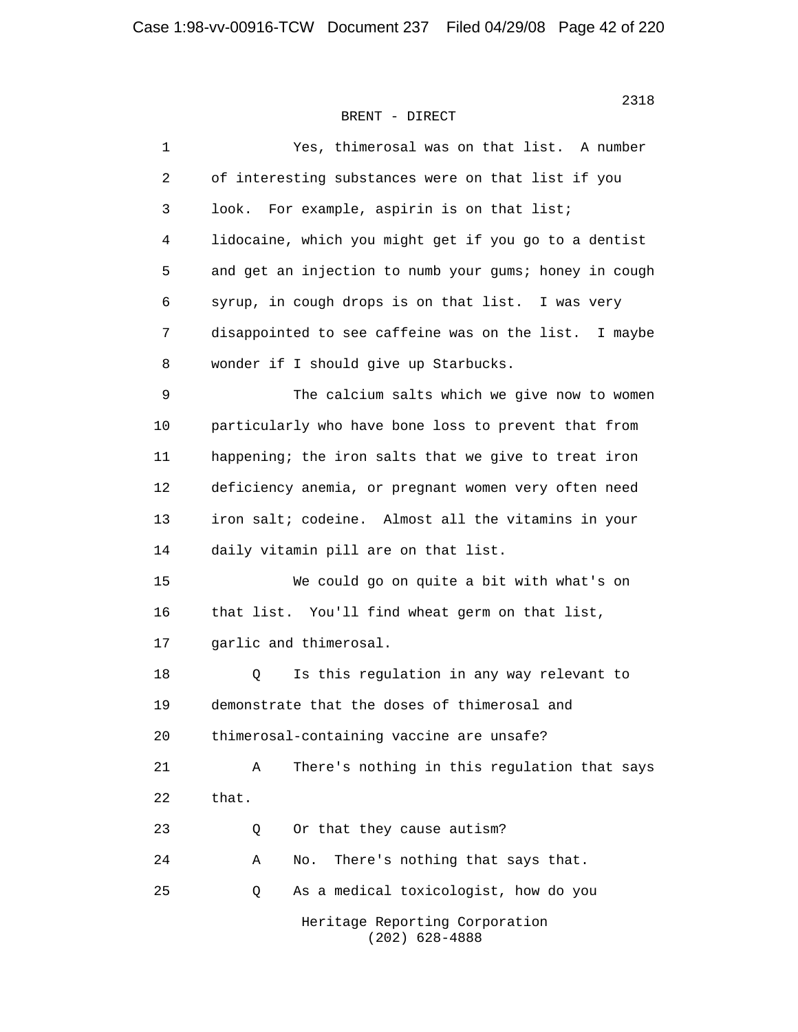BRENT - DIRECT

1 Yes, thimerosal was on that list. A number
2 of interesting substances were on that list if you
3 look. For example, aspirin is on that list;
4 lidocaine, which you might get if you go to a dentist
5 and get an injection to numb your gums; honey in cough
6 syrup, in cough drops is on that list. I was very
7 disappointed to see caffeine was on the list. I maybe
8 wonder if I should give up Starbucks.

9 The calcium salts which we give now to women
10 particularly who have bone loss to prevent that from
11 happening; the iron salts that we give to treat iron
12 deficiency anemia, or pregnant women very often need
13 iron salt; codeine. Almost all the vitamins in your
14 daily vitamin pill are on that list.

15 We could go on quite a bit with what's on
16 that list. You'll find wheat germ on that list,
17 garlic and thimerosal.

18 Q Is this regulation in any way relevant to
19 demonstrate that the doses of thimerosal and
20 thimerosal-containing vaccine are unsafe?

21 A There's nothing in this regulation that says
22 that.

23 Q Or that they cause autism?

24 A No. There's nothing that says that.

25 Q As a medical toxicologist, how do you

Heritage Reporting Corporation
(202) 628-4888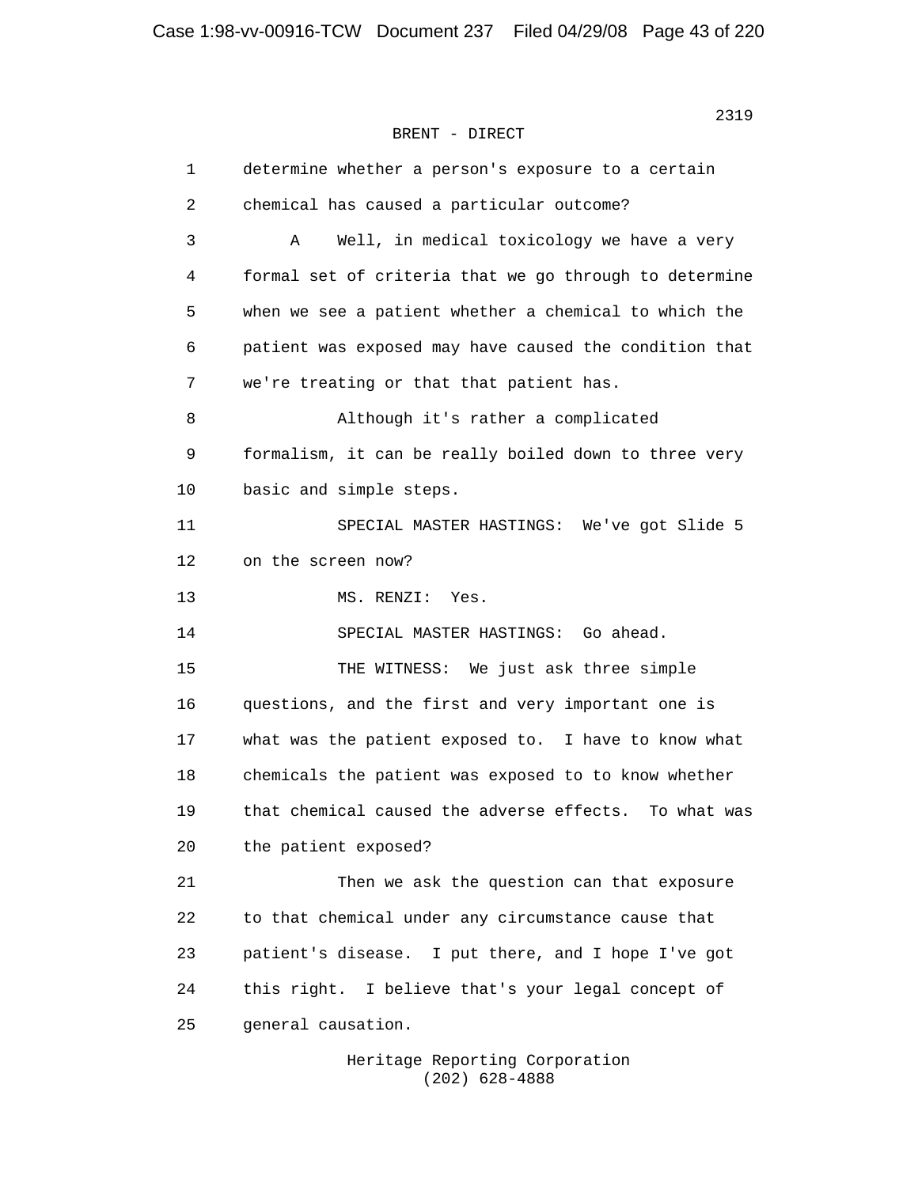BRENT - DIRECT

1 determine whether a person's exposure to a certain
2 chemical has caused a particular outcome?
3 A Well, in medical toxicology we have a very
4 formal set of criteria that we go through to determine
5 when we see a patient whether a chemical to which the
6 patient was exposed may have caused the condition that
7 we're treating or that that patient has.
8 Although it's rather a complicated
9 formalism, it can be really boiled down to three very
10 basic and simple steps.
11 SPECIAL MASTER HASTINGS: We've got Slide 5
12 on the screen now?
13 MS. RENZI: Yes.
14 SPECIAL MASTER HASTINGS: Go ahead.
15 THE WITNESS: We just ask three simple
16 questions, and the first and very important one is
17 what was the patient exposed to. I have to know what
18 chemicals the patient was exposed to to know whether
19 that chemical caused the adverse effects. To what was
20 the patient exposed?
21 Then we ask the question can that exposure
22 to that chemical under any circumstance cause that
23 patient's disease. I put there, and I hope I've got
24 this right. I believe that's your legal concept of
25 general causation.

Heritage Reporting Corporation
(202) 628-4888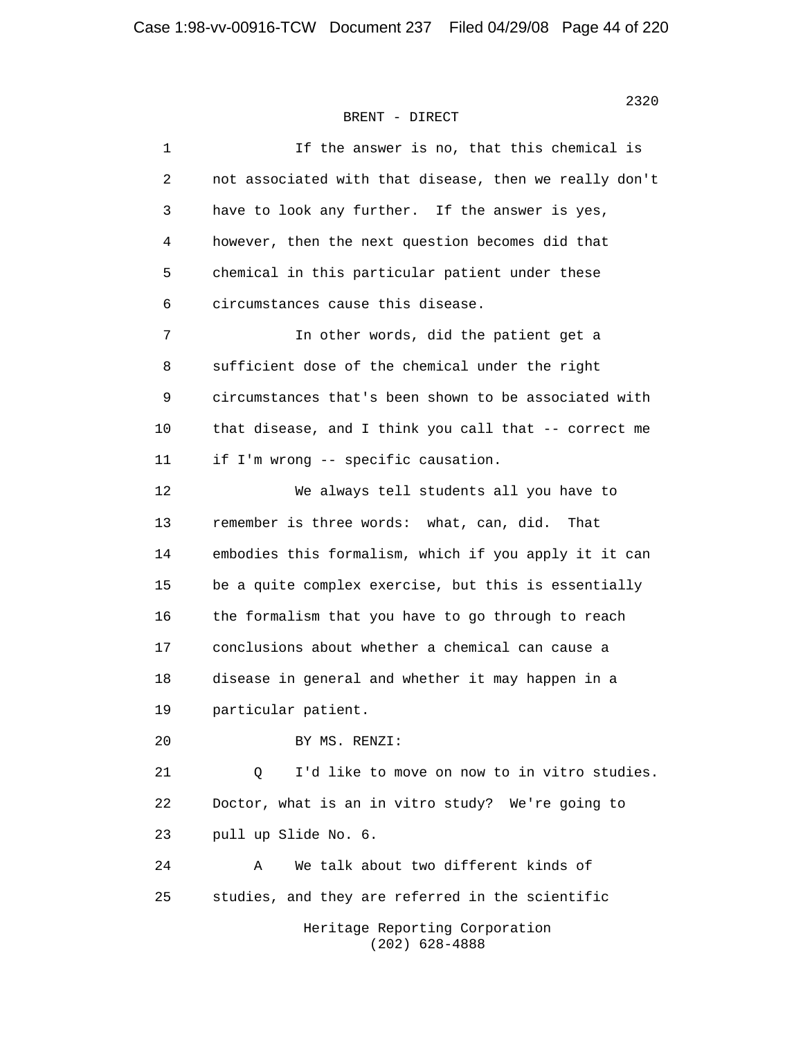BRENT - DIRECT

1 If the answer is no, that this chemical is
2 not associated with that disease, then we really don't
3 have to look any further. If the answer is yes,
4 however, then the next question becomes did that
5 chemical in this particular patient under these
6 circumstances cause this disease.
7 In other words, did the patient get a
8 sufficient dose of the chemical under the right
9 circumstances that's been shown to be associated with
10 that disease, and I think you call that -- correct me
11 if I'm wrong -- specific causation.
12 We always tell students all you have to
13 remember is three words: what, can, did. That
14 embodies this formalism, which if you apply it it can
15 be a quite complex exercise, but this is essentially
16 the formalism that you have to go through to reach
17 conclusions about whether a chemical can cause a
18 disease in general and whether it may happen in a
19 particular patient.
20 BY MS. RENZI:
21 Q I'd like to move on now to in vitro studies.
22 Doctor, what is an in vitro study? We're going to
23 pull up Slide No. 6.
24 A We talk about two different kinds of
25 studies, and they are referred in the scientific

Heritage Reporting Corporation
(202) 628-4888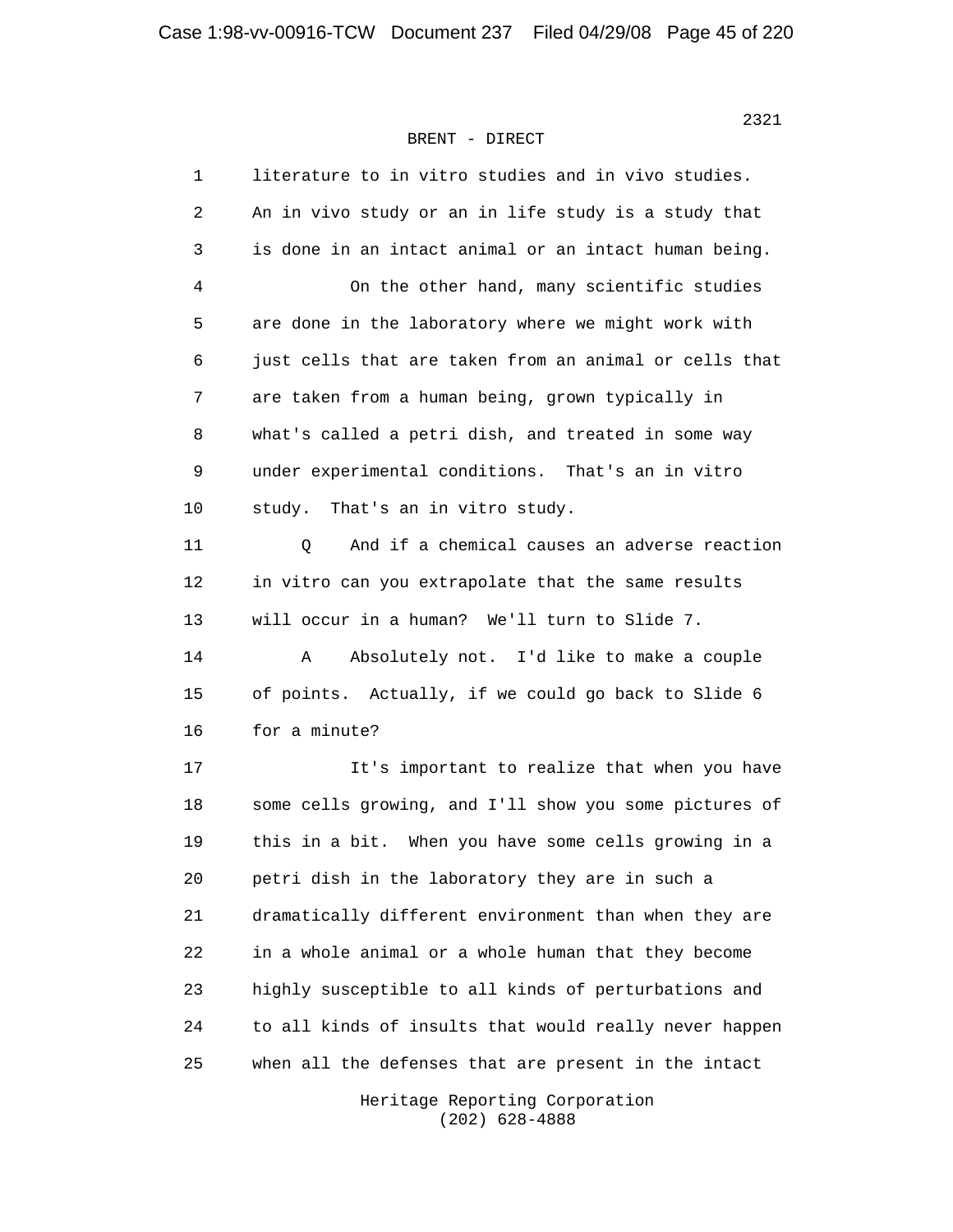BRENT - DIRECT

1 literature to in vitro studies and in vivo studies.
2 An in vivo study or an in life study is a study that
3 is done in an intact animal or an intact human being.
4 On the other hand, many scientific studies
5 are done in the laboratory where we might work with
6 just cells that are taken from an animal or cells that
7 are taken from a human being, grown typically in
8 what's called a petri dish, and treated in some way
9 under experimental conditions. That's an in vitro
10 study. That's an in vitro study.
11 Q And if a chemical causes an adverse reaction
12 in vitro can you extrapolate that the same results
13 will occur in a human? We'll turn to Slide 7.
14 A Absolutely not. I'd like to make a couple
15 of points. Actually, if we could go back to Slide 6
16 for a minute?
17 It's important to realize that when you have
18 some cells growing, and I'll show you some pictures of
19 this in a bit. When you have some cells growing in a
20 petri dish in the laboratory they are in such a
21 dramatically different environment than when they are
22 in a whole animal or a whole human that they become
23 highly susceptible to all kinds of perturbations and
24 to all kinds of insults that would really never happen
25 when all the defenses that are present in the intact

Heritage Reporting Corporation
(202) 628-4888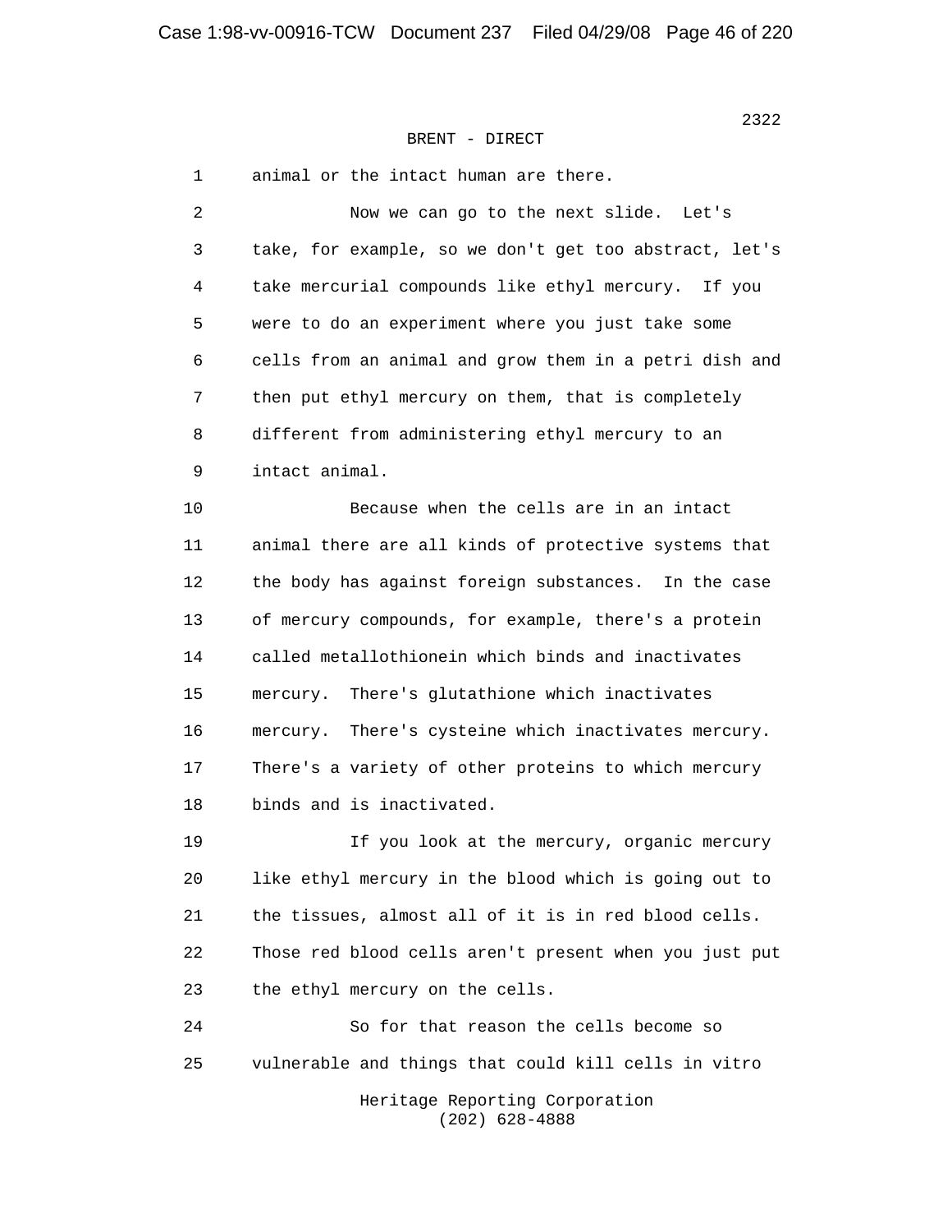BRENT - DIRECT

animal or the intact human are there.

Now we can go to the next slide. Let's take, for example, so we don't get too abstract, let's take mercurial compounds like ethyl mercury. If you were to do an experiment where you just take some cells from an animal and grow them in a petri dish and then put ethyl mercury on them, that is completely different from administering ethyl mercury to an intact animal.

Because when the cells are in an intact animal there are all kinds of protective systems that the body has against foreign substances. In the case of mercury compounds, for example, there's a protein called metallothionein which binds and inactivates mercury. There's glutathione which inactivates mercury. There's cysteine which inactivates mercury. There's a variety of other proteins to which mercury binds and is inactivated.

If you look at the mercury, organic mercury like ethyl mercury in the blood which is going out to the tissues, almost all of it is in red blood cells. Those red blood cells aren't present when you just put the ethyl mercury on the cells.

So for that reason the cells become so vulnerable and things that could kill cells in vitro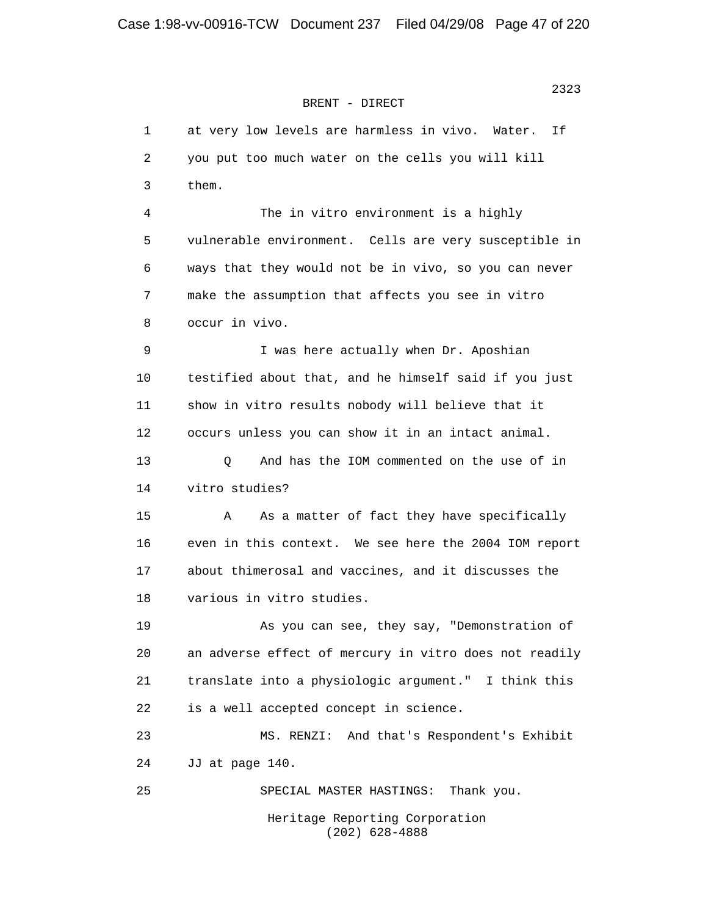BRENT - DIRECT

at very low levels are harmless in vivo. Water. If you put too much water on the cells you will kill them.

The in vitro environment is a highly vulnerable environment. Cells are very susceptible in ways that they would not be in vivo, so you can never make the assumption that affects you see in vitro occur in vivo.

I was here actually when Dr. Aposhian testified about that, and he himself said if you just show in vitro results nobody will believe that it occurs unless you can show it in an intact animal.

Q And has the IOM commented on the use of in vitro studies?

A As a matter of fact they have specifically even in this context. We see here the 2004 IOM report about thimerosal and vaccines, and it discusses the various in vitro studies.

As you can see, they say, "Demonstration of an adverse effect of mercury in vitro does not readily translate into a physiologic argument." I think this is a well accepted concept in science.

MS. RENZI: And that's Respondent's Exhibit JJ at page 140.

SPECIAL MASTER HASTINGS: Thank you.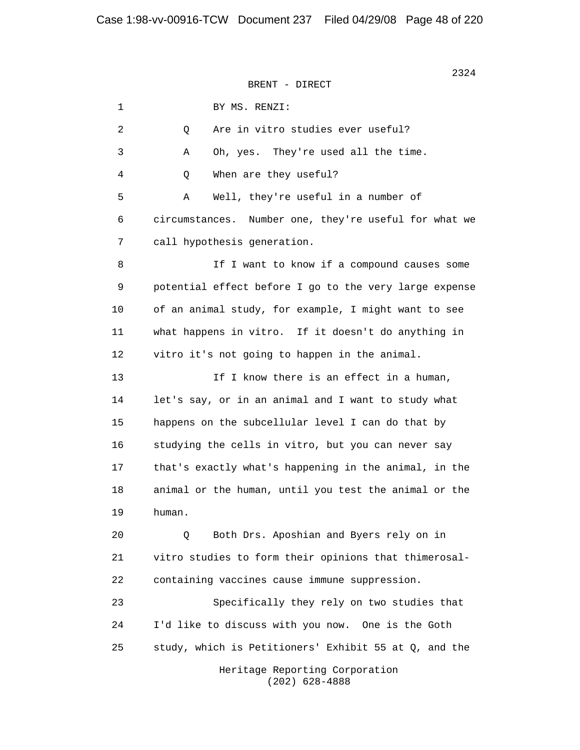BRENT - DIRECT

BY MS. RENZI:

Q Are in vitro studies ever useful?

A Oh, yes. They're used all the time.

Q When are they useful?

A Well, they're useful in a number of circumstances. Number one, they're useful for what we call hypothesis generation.

If I want to know if a compound causes some potential effect before I go to the very large expense of an animal study, for example, I might want to see what happens in vitro. If it doesn't do anything in vitro it's not going to happen in the animal.

If I know there is an effect in a human, let's say, or in an animal and I want to study what happens on the subcellular level I can do that by studying the cells in vitro, but you can never say that's exactly what's happening in the animal, in the animal or the human, until you test the animal or the human.

Q Both Drs. Aposhian and Byers rely on in vitro studies to form their opinions that thimerosal-containing vaccines cause immune suppression.

Specifically they rely on two studies that I'd like to discuss with you now. One is the Goth study, which is Petitioners' Exhibit 55 at Q, and the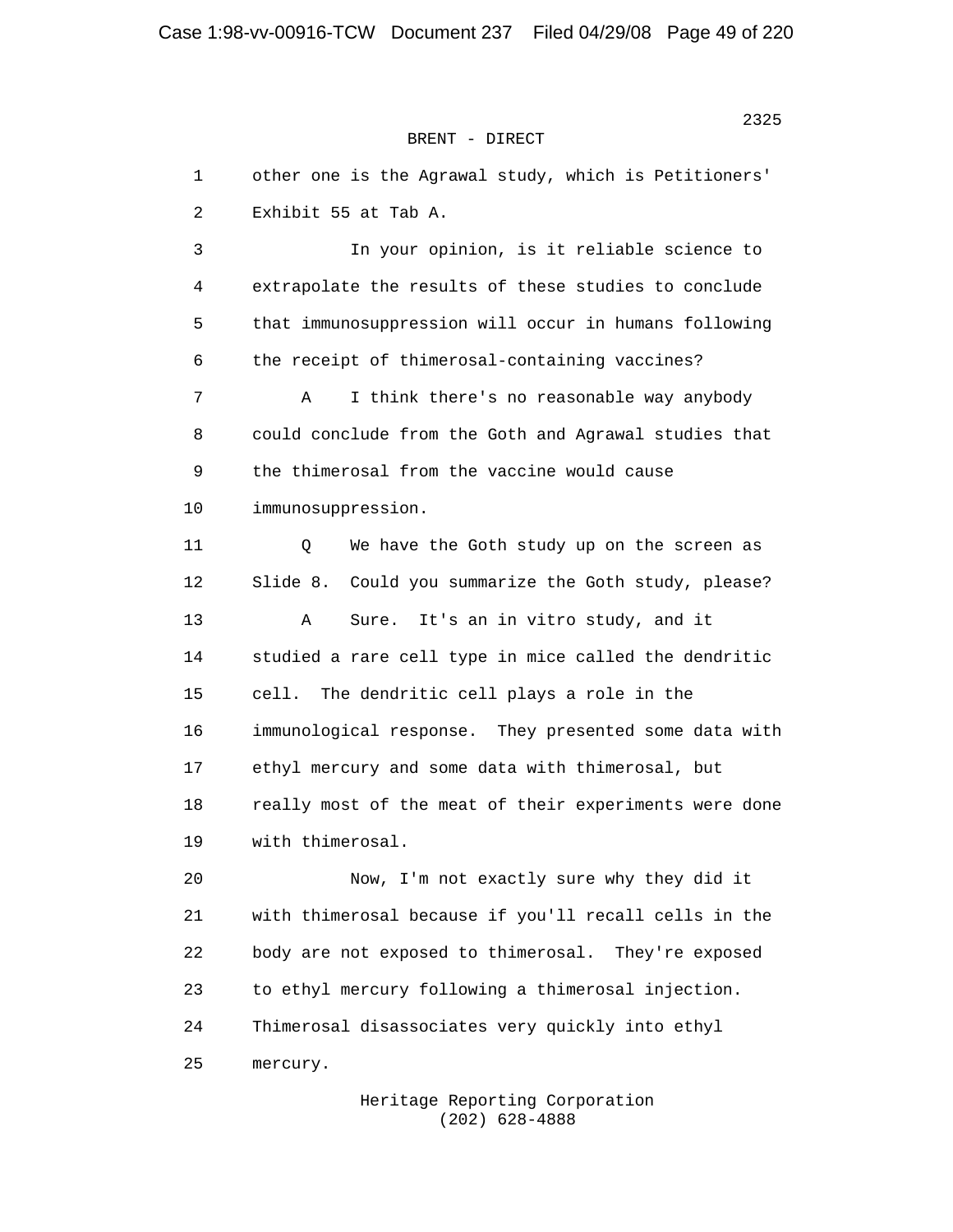BRENT - DIRECT

other one is the Agrawal study, which is Petitioners' Exhibit 55 at Tab A.

In your opinion, is it reliable science to extrapolate the results of these studies to conclude that immunosuppression will occur in humans following the receipt of thimerosal-containing vaccines?

A I think there's no reasonable way anybody could conclude from the Goth and Agrawal studies that the thimerosal from the vaccine would cause immunosuppression.

Q We have the Goth study up on the screen as Slide 8. Could you summarize the Goth study, please?

A Sure. It's an in vitro study, and it studied a rare cell type in mice called the dendritic cell. The dendritic cell plays a role in the immunological response. They presented some data with ethyl mercury and some data with thimerosal, but really most of the meat of their experiments were done with thimerosal.

Now, I'm not exactly sure why they did it with thimerosal because if you'll recall cells in the body are not exposed to thimerosal. They're exposed to ethyl mercury following a thimerosal injection. Thimerosal disassociates very quickly into ethyl mercury.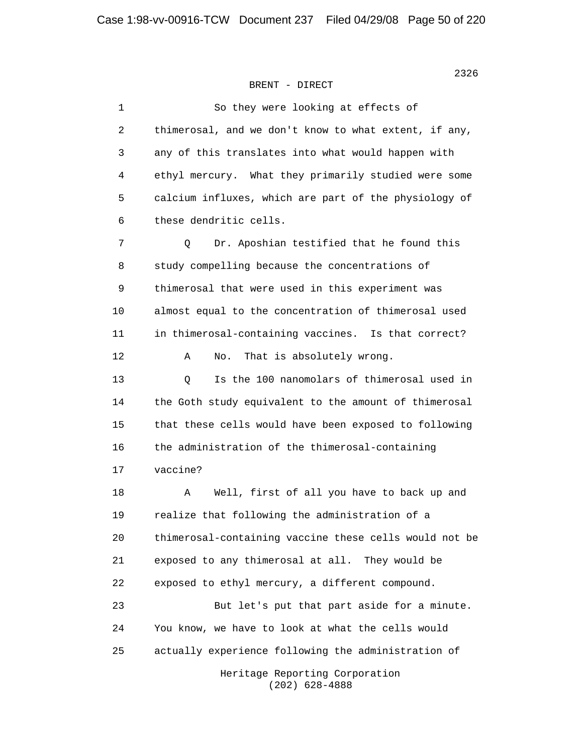BRENT - DIRECT

1 So they were looking at effects of
2 thimerosal, and we don't know to what extent, if any,
3 any of this translates into what would happen with
4 ethyl mercury. What they primarily studied were some
5 calcium influxes, which are part of the physiology of
6 these dendritic cells.

7 Q Dr. Aposhian testified that he found this
8 study compelling because the concentrations of
9 thimerosal that were used in this experiment was
10 almost equal to the concentration of thimerosal used
11 in thimerosal-containing vaccines. Is that correct?

12 A No. That is absolutely wrong.

13 Q Is the 100 nanomolars of thimerosal used in
14 the Goth study equivalent to the amount of thimerosal
15 that these cells would have been exposed to following
16 the administration of the thimerosal-containing
17 vaccine?

18 A Well, first of all you have to back up and
19 realize that following the administration of a
20 thimerosal-containing vaccine these cells would not be
21 exposed to any thimerosal at all. They would be
22 exposed to ethyl mercury, a different compound.

23 But let's put that part aside for a minute.
24 You know, we have to look at what the cells would
25 actually experience following the administration of

Heritage Reporting Corporation
(202) 628-4888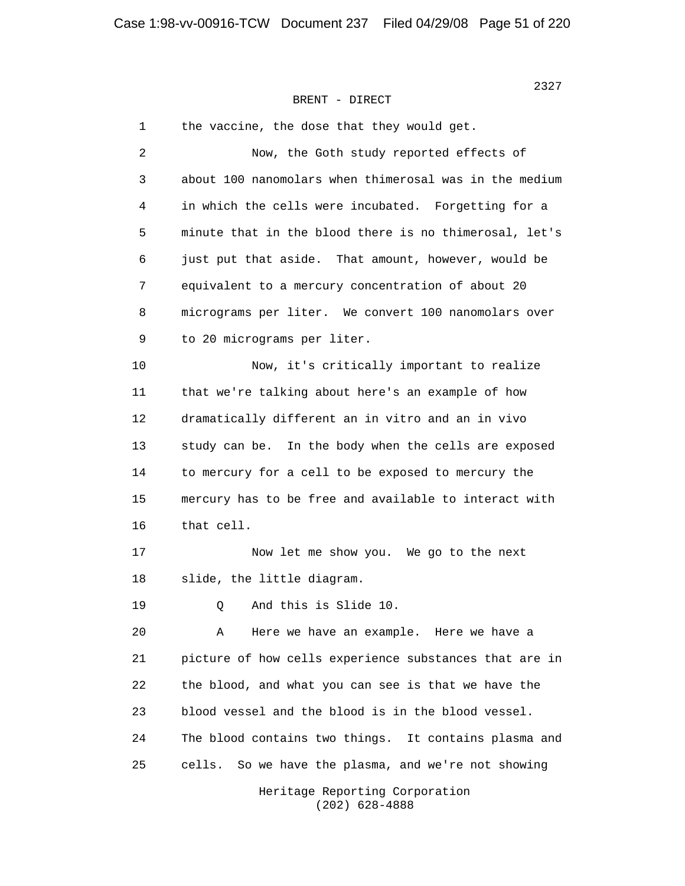BRENT - DIRECT

1 the vaccine, the dose that they would get.

2 Now, the Goth study reported effects of

3 about 100 nanomolars when thimerosal was in the medium

4 in which the cells were incubated. Forgetting for a

5 minute that in the blood there is no thimerosal, let's

6 just put that aside. That amount, however, would be

7 equivalent to a mercury concentration of about 20

8 micrograms per liter. We convert 100 nanomolars over

9 to 20 micrograms per liter.

10 Now, it's critically important to realize

11 that we're talking about here's an example of how

12 dramatically different an in vitro and an in vivo

13 study can be. In the body when the cells are exposed

14 to mercury for a cell to be exposed to mercury the

15 mercury has to be free and available to interact with

16 that cell.

17 Now let me show you. We go to the next

18 slide, the little diagram.

19 Q And this is Slide 10.

20 A Here we have an example. Here we have a

21 picture of how cells experience substances that are in

22 the blood, and what you can see is that we have the

23 blood vessel and the blood is in the blood vessel.

24 The blood contains two things. It contains plasma and

25 cells. So we have the plasma, and we're not showing

Heritage Reporting Corporation
(202) 628-4888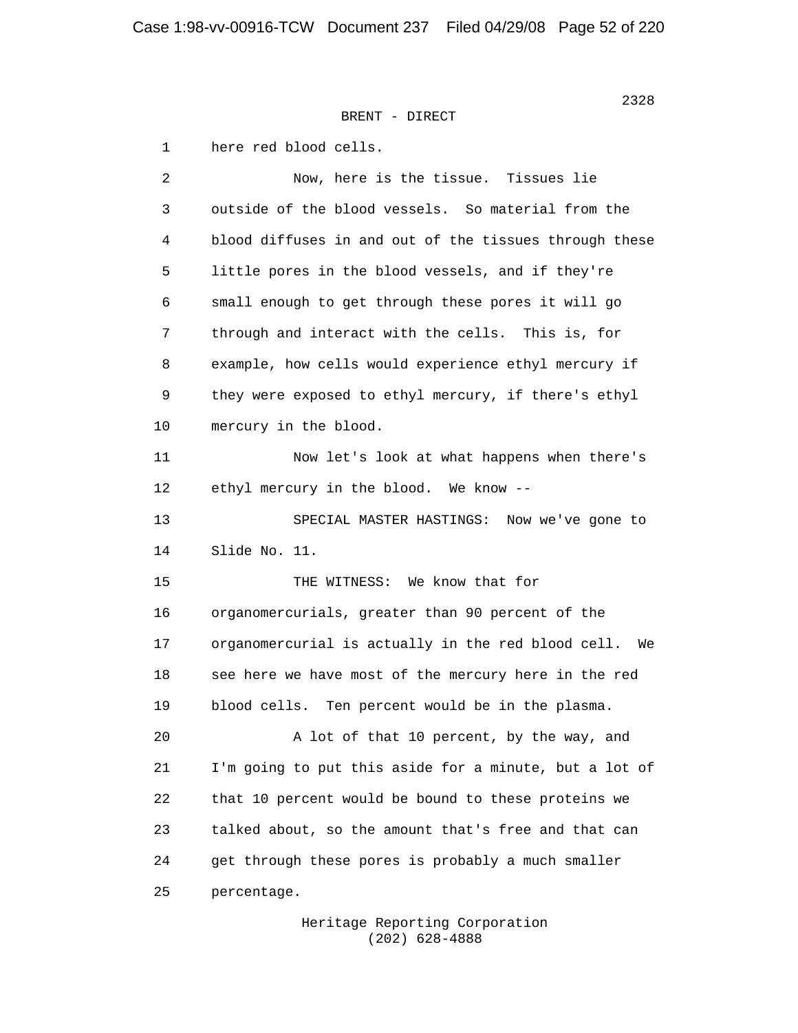BRENT - DIRECT

1 here red blood cells.

2 Now, here is the tissue. Tissues lie

3 outside of the blood vessels. So material from the

4 blood diffuses in and out of the tissues through these

5 little pores in the blood vessels, and if they're

6 small enough to get through these pores it will go

7 through and interact with the cells. This is, for

8 example, how cells would experience ethyl mercury if

9 they were exposed to ethyl mercury, if there's ethyl

10 mercury in the blood.

11 Now let's look at what happens when there's

12 ethyl mercury in the blood. We know --

13 SPECIAL MASTER HASTINGS: Now we've gone to

14 Slide No. 11.

15 THE WITNESS: We know that for

16 organomercurials, greater than 90 percent of the

17 organomercurial is actually in the red blood cell. We

18 see here we have most of the mercury here in the red

19 blood cells. Ten percent would be in the plasma.

20 A lot of that 10 percent, by the way, and

21 I'm going to put this aside for a minute, but a lot of

22 that 10 percent would be bound to these proteins we

23 talked about, so the amount that's free and that can

24 get through these pores is probably a much smaller

25 percentage.

Heritage Reporting Corporation
(202) 628-4888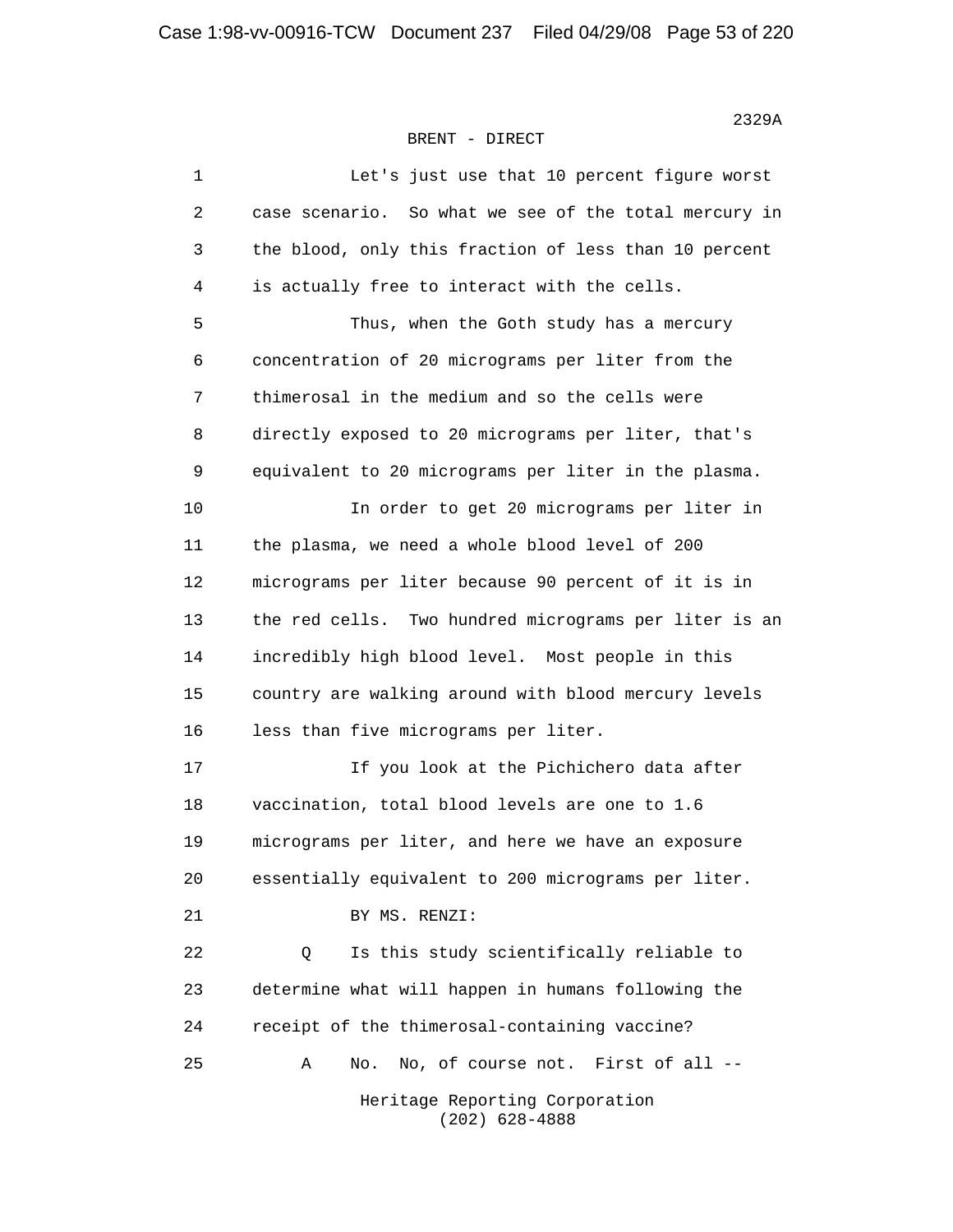BRENT - DIRECT

1 Let's just use that 10 percent figure worst
2 case scenario. So what we see of the total mercury in
3 the blood, only this fraction of less than 10 percent
4 is actually free to interact with the cells.
5 Thus, when the Goth study has a mercury
6 concentration of 20 micrograms per liter from the
7 thimerosal in the medium and so the cells were
8 directly exposed to 20 micrograms per liter, that's
9 equivalent to 20 micrograms per liter in the plasma.
10 In order to get 20 micrograms per liter in
11 the plasma, we need a whole blood level of 200
12 micrograms per liter because 90 percent of it is in
13 the red cells. Two hundred micrograms per liter is an
14 incredibly high blood level. Most people in this
15 country are walking around with blood mercury levels
16 less than five micrograms per liter.
17 If you look at the Pichichero data after
18 vaccination, total blood levels are one to 1.6
19 micrograms per liter, and here we have an exposure
20 essentially equivalent to 200 micrograms per liter.
21 BY MS. RENZI:
22 Q Is this study scientifically reliable to
23 determine what will happen in humans following the
24 receipt of the thimerosal-containing vaccine?
25 A No. No, of course not. First of all --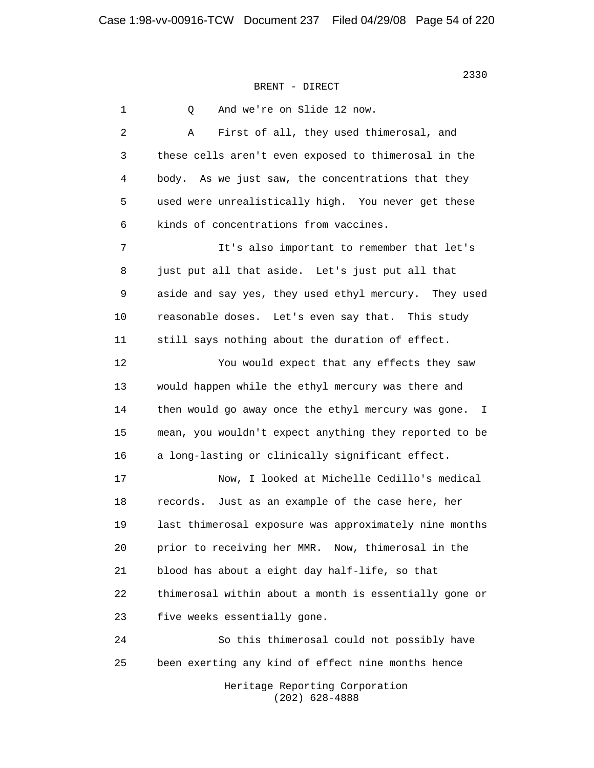BRENT - DIRECT

1 Q And we're on Slide 12 now.

2 A First of all, they used thimerosal, and
3 these cells aren't even exposed to thimerosal in the
4 body. As we just saw, the concentrations that they
5 used were unrealistically high. You never get these
6 kinds of concentrations from vaccines.

7 It's also important to remember that let's
8 just put all that aside. Let's just put all that
9 aside and say yes, they used ethyl mercury. They used
10 reasonable doses. Let's even say that. This study
11 still says nothing about the duration of effect.

12 You would expect that any effects they saw
13 would happen while the ethyl mercury was there and
14 then would go away once the ethyl mercury was gone. I
15 mean, you wouldn't expect anything they reported to be
16 a long-lasting or clinically significant effect.

17 Now, I looked at Michelle Cedillo's medical
18 records. Just as an example of the case here, her
19 last thimerosal exposure was approximately nine months
20 prior to receiving her MMR. Now, thimerosal in the
21 blood has about a eight day half-life, so that
22 thimerosal within about a month is essentially gone or
23 five weeks essentially gone.

24 So this thimerosal could not possibly have
25 been exerting any kind of effect nine months hence

Heritage Reporting Corporation
(202) 628-4888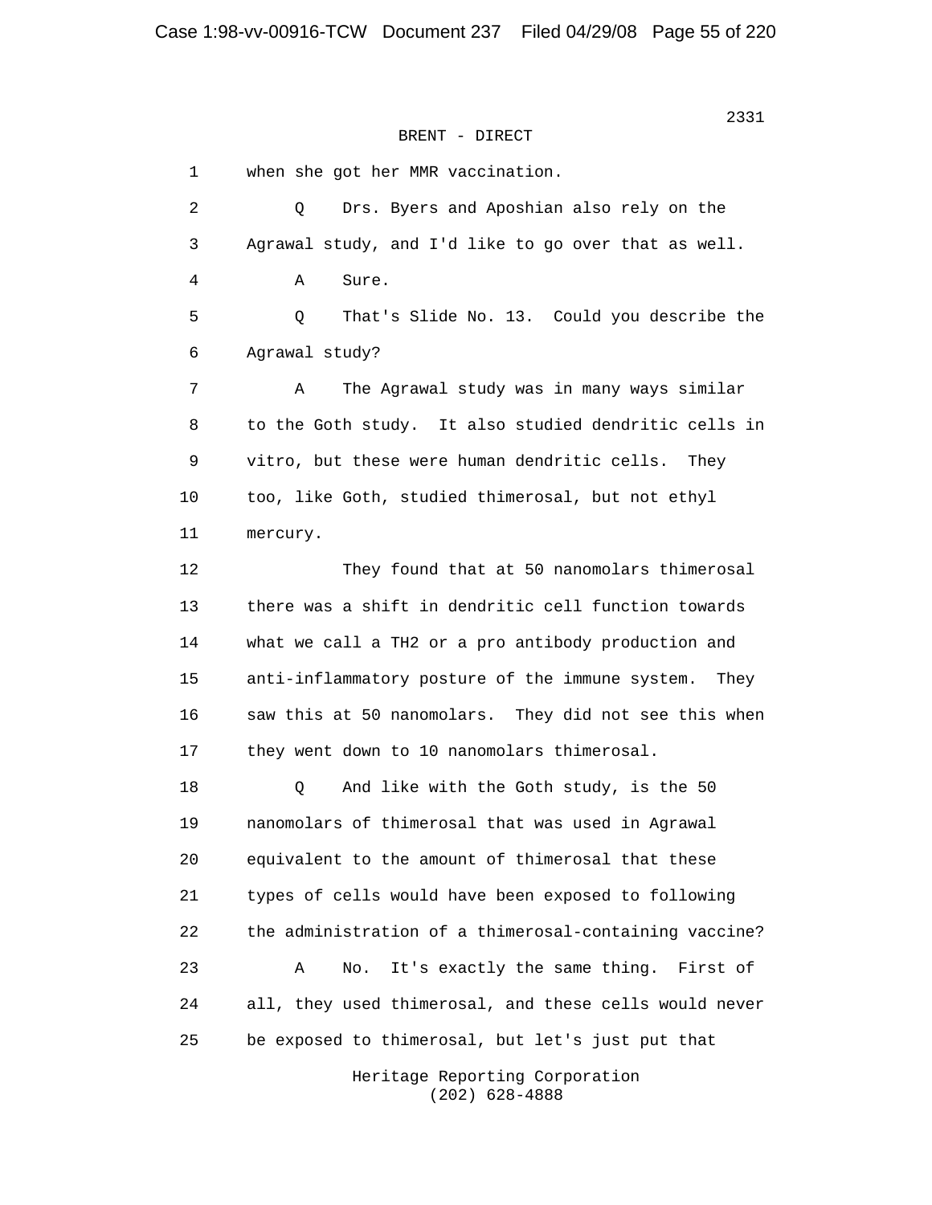BRENT - DIRECT

1 when she got her MMR vaccination.

2 Q Drs. Byers and Aposhian also rely on the

3 Agrawal study, and I'd like to go over that as well.

4 A Sure.

5 Q That's Slide No. 13. Could you describe the

6 Agrawal study?

7 A The Agrawal study was in many ways similar

8 to the Goth study. It also studied dendritic cells in

9 vitro, but these were human dendritic cells. They

10 too, like Goth, studied thimerosal, but not ethyl

11 mercury.

12 They found that at 50 nanomolars thimerosal

13 there was a shift in dendritic cell function towards

14 what we call a TH2 or a pro antibody production and

15 anti-inflammatory posture of the immune system. They

16 saw this at 50 nanomolars. They did not see this when

17 they went down to 10 nanomolars thimerosal.

18 Q And like with the Goth study, is the 50

19 nanomolars of thimerosal that was used in Agrawal

20 equivalent to the amount of thimerosal that these

21 types of cells would have been exposed to following

22 the administration of a thimerosal-containing vaccine?

23 A No. It's exactly the same thing. First of

24 all, they used thimerosal, and these cells would never

25 be exposed to thimerosal, but let's just put that

Heritage Reporting Corporation
(202) 628-4888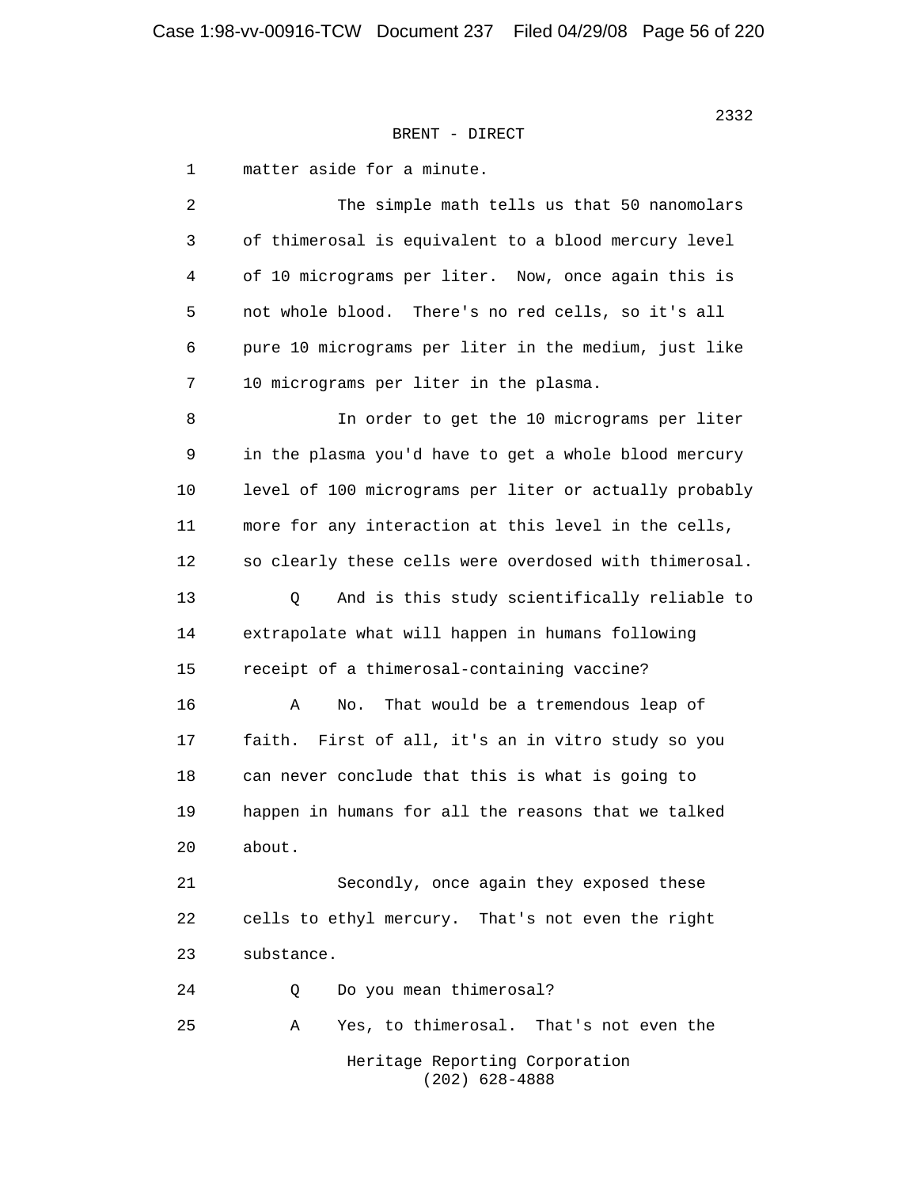BRENT - DIRECT

1 matter aside for a minute.

2 The simple math tells us that 50 nanomolars

3 of thimerosal is equivalent to a blood mercury level

4 of 10 micrograms per liter. Now, once again this is

5 not whole blood. There's no red cells, so it's all

6 pure 10 micrograms per liter in the medium, just like

7 10 micrograms per liter in the plasma.

8 In order to get the 10 micrograms per liter

9 in the plasma you'd have to get a whole blood mercury

10 level of 100 micrograms per liter or actually probably

11 more for any interaction at this level in the cells,

12 so clearly these cells were overdosed with thimerosal.

13 Q And is this study scientifically reliable to

14 extrapolate what will happen in humans following

15 receipt of a thimerosal-containing vaccine?

16 A No. That would be a tremendous leap of

17 faith. First of all, it's an in vitro study so you

18 can never conclude that this is what is going to

19 happen in humans for all the reasons that we talked

20 about.

21 Secondly, once again they exposed these

22 cells to ethyl mercury. That's not even the right

23 substance.

24 Q Do you mean thimerosal?

25 A Yes, to thimerosal. That's not even the

Heritage Reporting Corporation
(202) 628-4888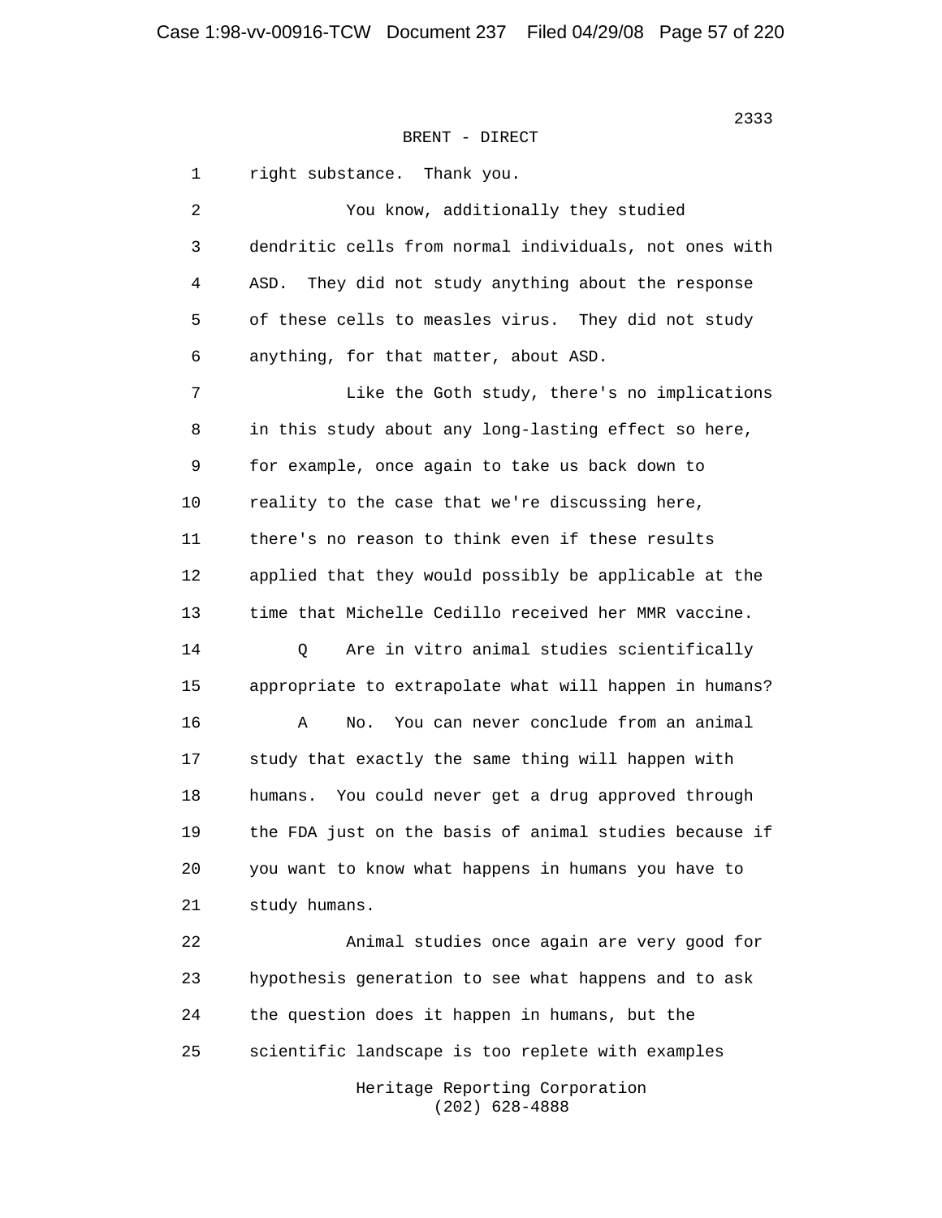BRENT - DIRECT

1 right substance. Thank you.

2 You know, additionally they studied

3 dendritic cells from normal individuals, not ones with

4 ASD. They did not study anything about the response

5 of these cells to measles virus. They did not study

6 anything, for that matter, about ASD.

7 Like the Goth study, there's no implications

8 in this study about any long-lasting effect so here,

9 for example, once again to take us back down to

10 reality to the case that we're discussing here,

11 there's no reason to think even if these results

12 applied that they would possibly be applicable at the

13 time that Michelle Cedillo received her MMR vaccine.

14 Q Are in vitro animal studies scientifically

15 appropriate to extrapolate what will happen in humans?

16 A No. You can never conclude from an animal

17 study that exactly the same thing will happen with

18 humans. You could never get a drug approved through

19 the FDA just on the basis of animal studies because if

20 you want to know what happens in humans you have to

21 study humans.

22 Animal studies once again are very good for

23 hypothesis generation to see what happens and to ask

24 the question does it happen in humans, but the

25 scientific landscape is too replete with examples

Heritage Reporting Corporation
(202) 628-4888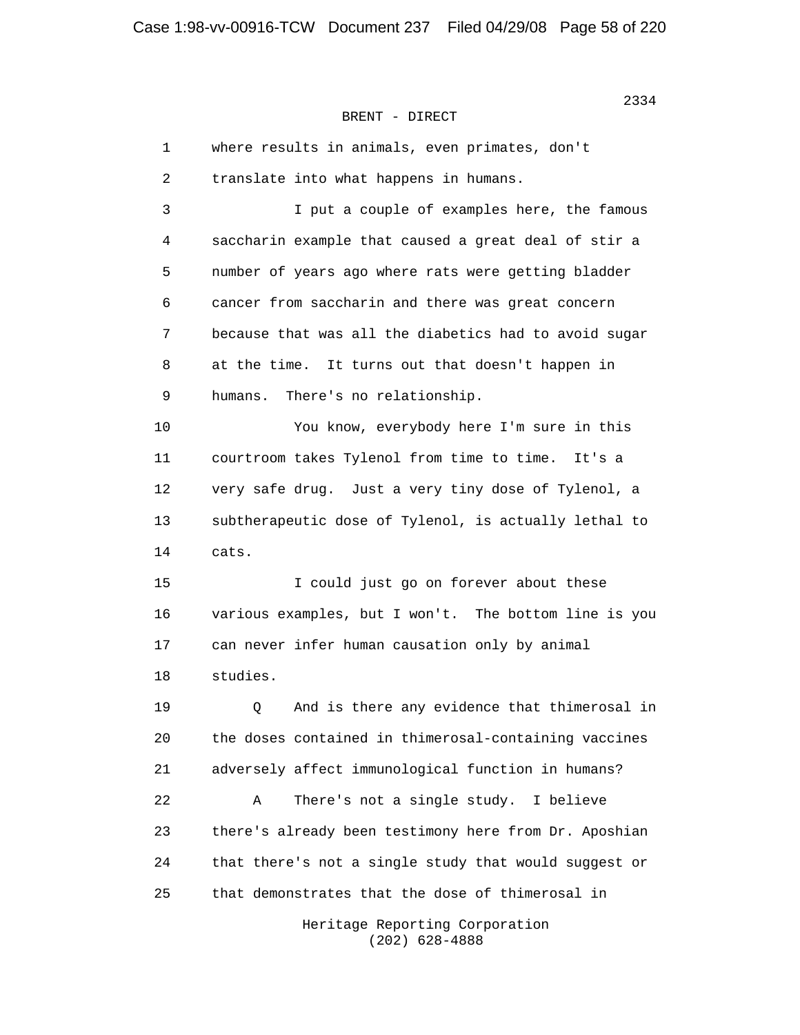BRENT - DIRECT

where results in animals, even primates, don't translate into what happens in humans.

I put a couple of examples here, the famous saccharin example that caused a great deal of stir a number of years ago where rats were getting bladder cancer from saccharin and there was great concern because that was all the diabetics had to avoid sugar at the time. It turns out that doesn't happen in humans. There's no relationship.

You know, everybody here I'm sure in this courtroom takes Tylenol from time to time. It's a very safe drug. Just a very tiny dose of Tylenol, a subtherapeutic dose of Tylenol, is actually lethal to cats.

I could just go on forever about these various examples, but I won't. The bottom line is you can never infer human causation only by animal studies.

Q And is there any evidence that thimerosal in the doses contained in thimerosal-containing vaccines adversely affect immunological function in humans?

A There's not a single study. I believe there's already been testimony here from Dr. Aposhian that there's not a single study that would suggest or that demonstrates that the dose of thimerosal in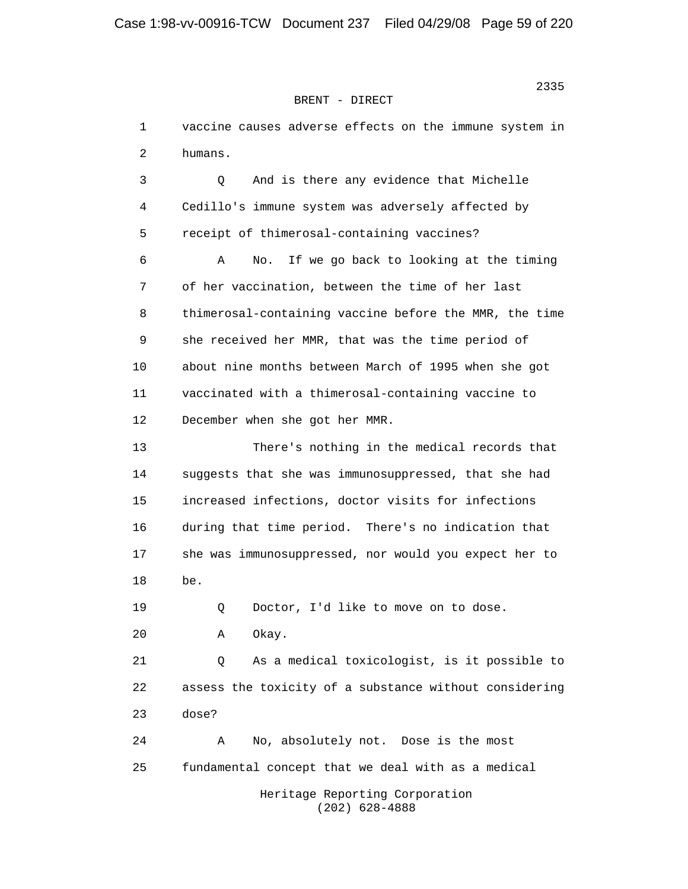BRENT - DIRECT

1 vaccine causes adverse effects on the immune system in
2 humans.

3 Q And is there any evidence that Michelle
4 Cedillo's immune system was adversely affected by
5 receipt of thimerosal-containing vaccines?

6 A No. If we go back to looking at the timing
7 of her vaccination, between the time of her last
8 thimerosal-containing vaccine before the MMR, the time
9 she received her MMR, that was the time period of
10 about nine months between March of 1995 when she got
11 vaccinated with a thimerosal-containing vaccine to
12 December when she got her MMR.

13 There's nothing in the medical records that
14 suggests that she was immunosuppressed, that she had
15 increased infections, doctor visits for infections
16 during that time period. There's no indication that
17 she was immunosuppressed, nor would you expect her to
18 be.

19 Q Doctor, I'd like to move on to dose.

20 A Okay.

21 Q As a medical toxicologist, is it possible to
22 assess the toxicity of a substance without considering
23 dose?

24 A No, absolutely not. Dose is the most
25 fundamental concept that we deal with as a medical

Heritage Reporting Corporation
(202) 628-4888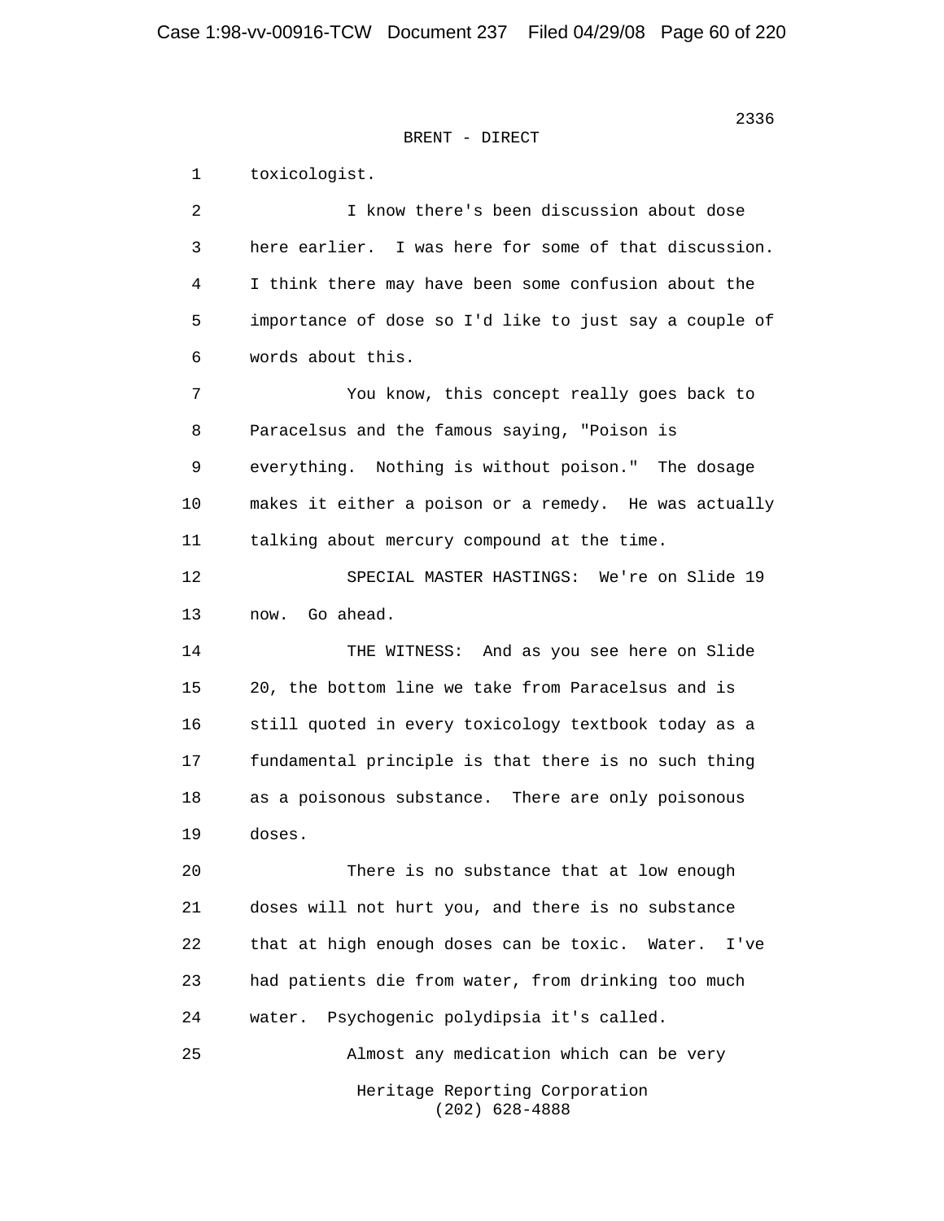BRENT - DIRECT

1 toxicologist.

2 I know there's been discussion about dose

3 here earlier. I was here for some of that discussion.

4 I think there may have been some confusion about the

5 importance of dose so I'd like to just say a couple of

6 words about this.

7 You know, this concept really goes back to

8 Paracelsus and the famous saying, "Poison is

9 everything. Nothing is without poison." The dosage

10 makes it either a poison or a remedy. He was actually

11 talking about mercury compound at the time.

12 SPECIAL MASTER HASTINGS: We're on Slide 19

13 now. Go ahead.

14 THE WITNESS: And as you see here on Slide

15 20, the bottom line we take from Paracelsus and is

16 still quoted in every toxicology textbook today as a

17 fundamental principle is that there is no such thing

18 as a poisonous substance. There are only poisonous

19 doses.

20 There is no substance that at low enough

21 doses will not hurt you, and there is no substance

22 that at high enough doses can be toxic. Water. I've

23 had patients die from water, from drinking too much

24 water. Psychogenic polydipsia it's called.

25 Almost any medication which can be very

Heritage Reporting Corporation
(202) 628-4888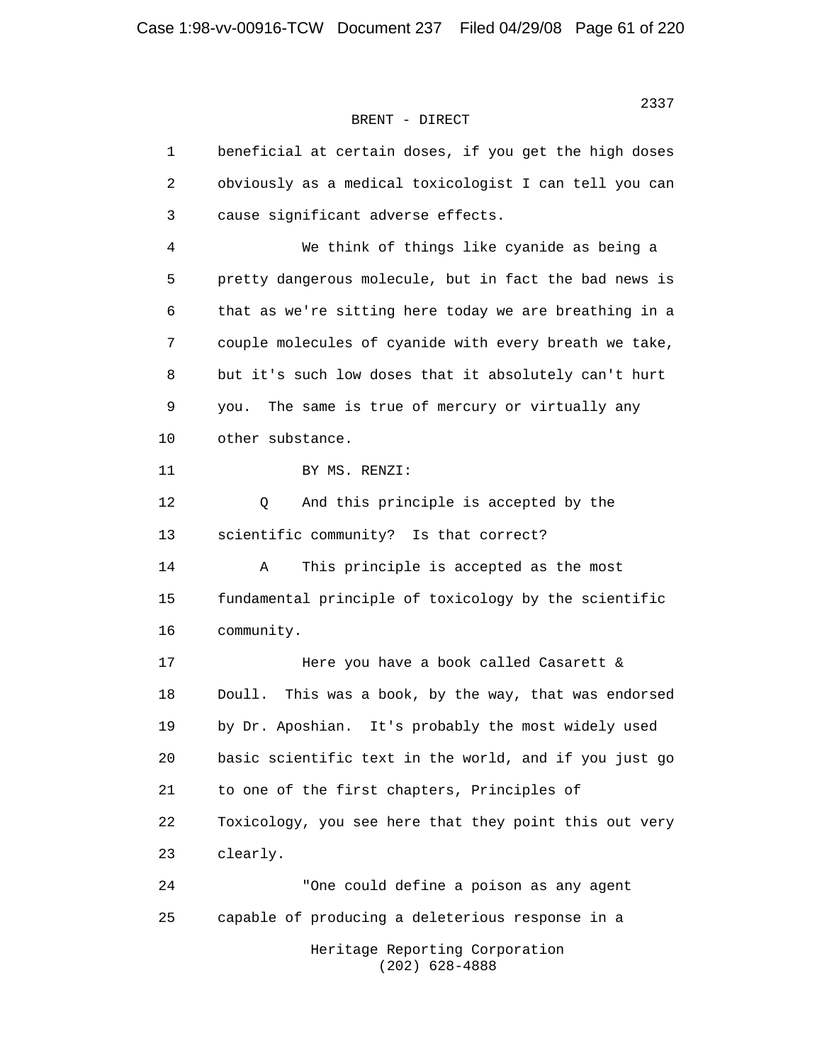BRENT - DIRECT

1 beneficial at certain doses, if you get the high doses
2 obviously as a medical toxicologist I can tell you can
3 cause significant adverse effects.

4 We think of things like cyanide as being a
5 pretty dangerous molecule, but in fact the bad news is
6 that as we're sitting here today we are breathing in a
7 couple molecules of cyanide with every breath we take,
8 but it's such low doses that it absolutely can't hurt
9 you. The same is true of mercury or virtually any
10 other substance.

11 BY MS. RENZI:

12 Q And this principle is accepted by the
13 scientific community? Is that correct?

14 A This principle is accepted as the most
15 fundamental principle of toxicology by the scientific
16 community.

17 Here you have a book called Casarett &
18 Doull. This was a book, by the way, that was endorsed
19 by Dr. Aposhian. It's probably the most widely used
20 basic scientific text in the world, and if you just go
21 to one of the first chapters, Principles of
22 Toxicology, you see here that they point this out very
23 clearly.

24 "One could define a poison as any agent
25 capable of producing a deleterious response in a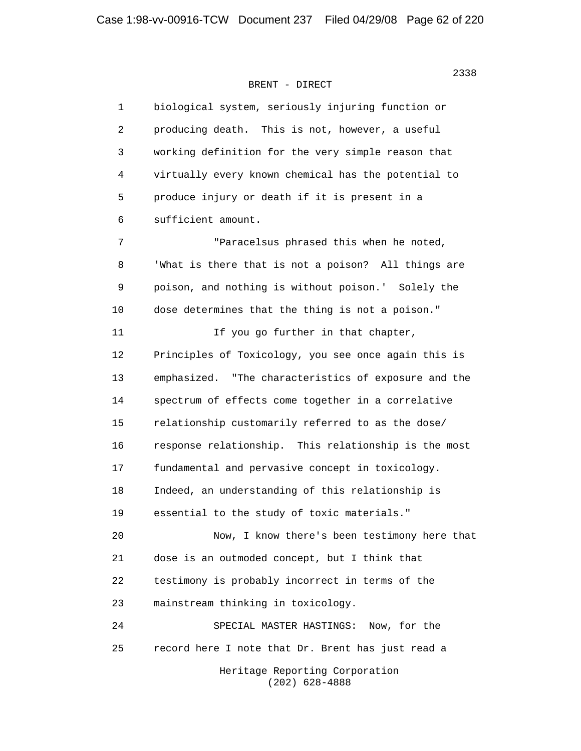BRENT - DIRECT

1 biological system, seriously injuring function or
2 producing death. This is not, however, a useful
3 working definition for the very simple reason that
4 virtually every known chemical has the potential to
5 produce injury or death if it is present in a
6 sufficient amount.

7 "Paracelsus phrased this when he noted,
8 'What is there that is not a poison? All things are
9 poison, and nothing is without poison.' Solely the
10 dose determines that the thing is not a poison."

11 If you go further in that chapter,
12 Principles of Toxicology, you see once again this is
13 emphasized. "The characteristics of exposure and the
14 spectrum of effects come together in a correlative
15 relationship customarily referred to as the dose/
16 response relationship. This relationship is the most
17 fundamental and pervasive concept in toxicology.
18 Indeed, an understanding of this relationship is
19 essential to the study of toxic materials."

20 Now, I know there's been testimony here that
21 dose is an outmoded concept, but I think that
22 testimony is probably incorrect in terms of the
23 mainstream thinking in toxicology.

24 SPECIAL MASTER HASTINGS: Now, for the
25 record here I note that Dr. Brent has just read a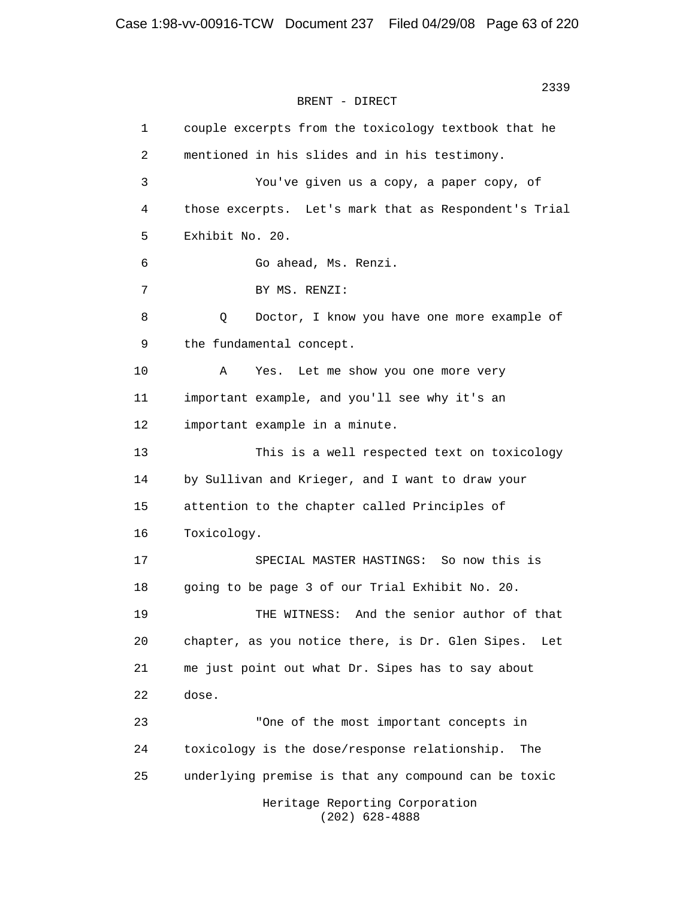BRENT - DIRECT

1 couple excerpts from the toxicology textbook that he
2 mentioned in his slides and in his testimony.
3 You've given us a copy, a paper copy, of
4 those excerpts. Let's mark that as Respondent's Trial
5 Exhibit No. 20.
6 Go ahead, Ms. Renzi.
7 BY MS. RENZI:
8 Q Doctor, I know you have one more example of
9 the fundamental concept.
10 A Yes. Let me show you one more very
11 important example, and you'll see why it's an
12 important example in a minute.
13 This is a well respected text on toxicology
14 by Sullivan and Krieger, and I want to draw your
15 attention to the chapter called Principles of
16 Toxicology.
17 SPECIAL MASTER HASTINGS: So now this is
18 going to be page 3 of our Trial Exhibit No. 20.
19 THE WITNESS: And the senior author of that
20 chapter, as you notice there, is Dr. Glen Sipes. Let
21 me just point out what Dr. Sipes has to say about
22 dose.
23 "One of the most important concepts in
24 toxicology is the dose/response relationship. The
25 underlying premise is that any compound can be toxic

Heritage Reporting Corporation
(202) 628-4888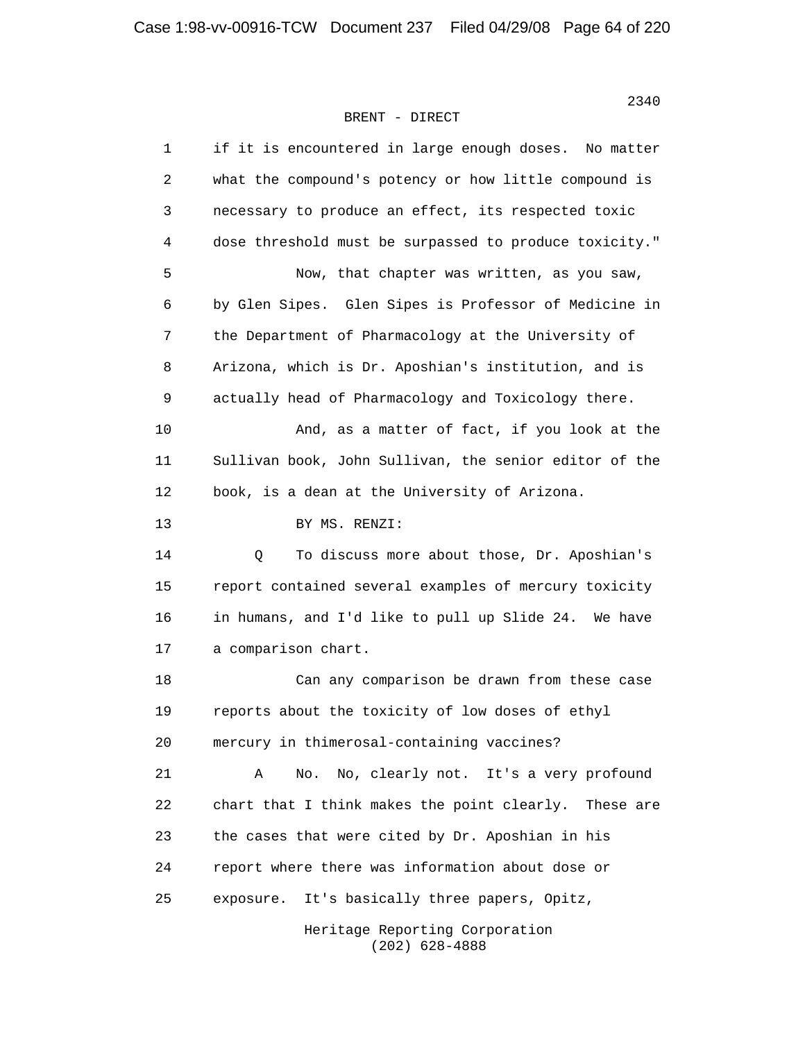BRENT - DIRECT

1 if it is encountered in large enough doses. No matter
2 what the compound's potency or how little compound is
3 necessary to produce an effect, its respected toxic
4 dose threshold must be surpassed to produce toxicity."

5 Now, that chapter was written, as you saw,
6 by Glen Sipes. Glen Sipes is Professor of Medicine in
7 the Department of Pharmacology at the University of
8 Arizona, which is Dr. Aposhian's institution, and is
9 actually head of Pharmacology and Toxicology there.

10 And, as a matter of fact, if you look at the
11 Sullivan book, John Sullivan, the senior editor of the
12 book, is a dean at the University of Arizona.

13 BY MS. RENZI:

14 Q To discuss more about those, Dr. Aposhian's
15 report contained several examples of mercury toxicity
16 in humans, and I'd like to pull up Slide 24. We have
17 a comparison chart.

18 Can any comparison be drawn from these case
19 reports about the toxicity of low doses of ethyl
20 mercury in thimerosal-containing vaccines?

21 A No. No, clearly not. It's a very profound
22 chart that I think makes the point clearly. These are
23 the cases that were cited by Dr. Aposhian in his
24 report where there was information about dose or
25 exposure. It's basically three papers, Opitz,

Heritage Reporting Corporation
(202) 628-4888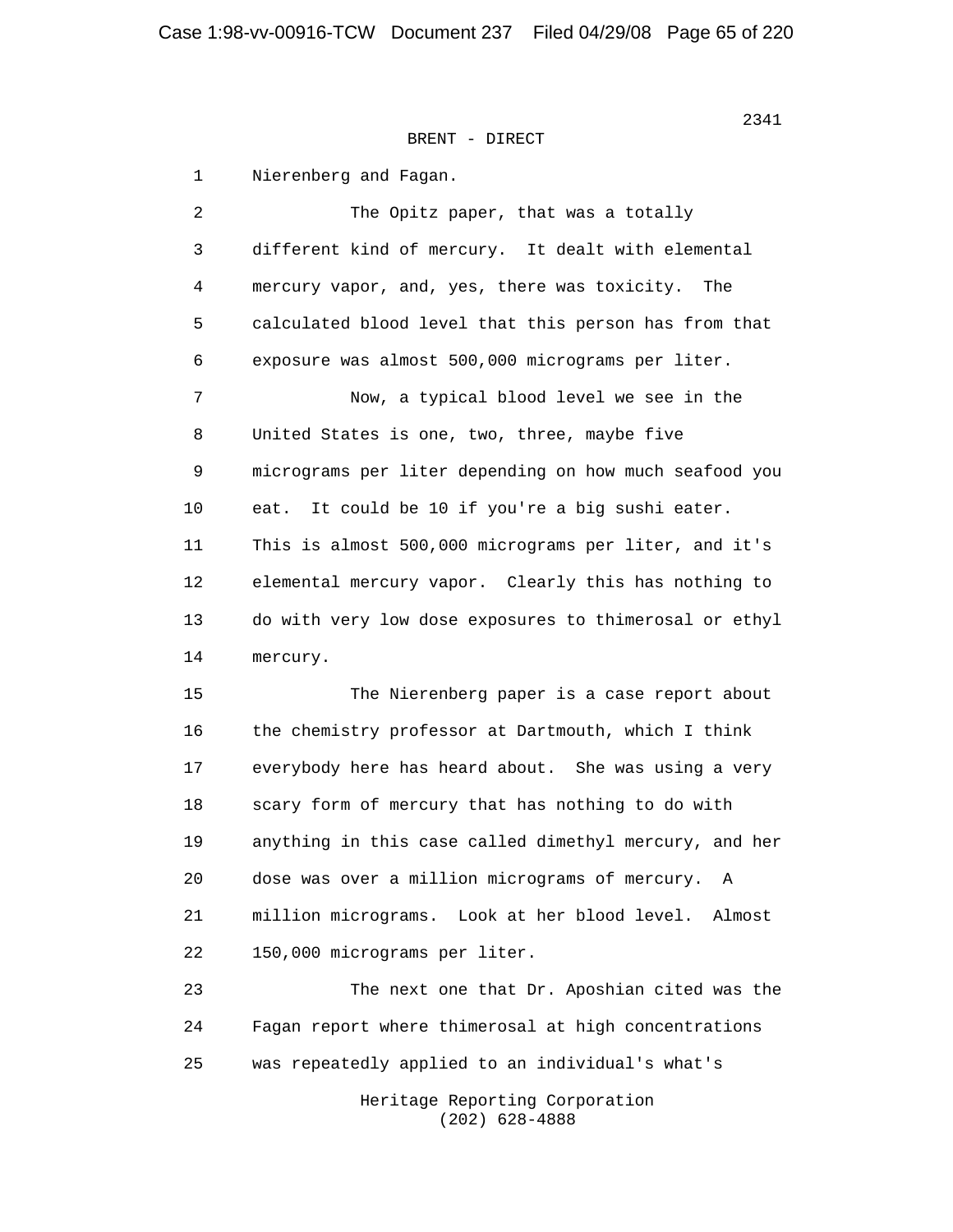BRENT - DIRECT

1 Nierenberg and Fagan.

2 The Opitz paper, that was a totally
3 different kind of mercury. It dealt with elemental
4 mercury vapor, and, yes, there was toxicity. The
5 calculated blood level that this person has from that
6 exposure was almost 500,000 micrograms per liter.

7 Now, a typical blood level we see in the
8 United States is one, two, three, maybe five
9 micrograms per liter depending on how much seafood you
10 eat. It could be 10 if you're a big sushi eater.
11 This is almost 500,000 micrograms per liter, and it's
12 elemental mercury vapor. Clearly this has nothing to
13 do with very low dose exposures to thimerosal or ethyl
14 mercury.

15 The Nierenberg paper is a case report about
16 the chemistry professor at Dartmouth, which I think
17 everybody here has heard about. She was using a very
18 scary form of mercury that has nothing to do with
19 anything in this case called dimethyl mercury, and her
20 dose was over a million micrograms of mercury. A
21 million micrograms. Look at her blood level. Almost
22 150,000 micrograms per liter.

23 The next one that Dr. Aposhian cited was the
24 Fagan report where thimerosal at high concentrations
25 was repeatedly applied to an individual's what's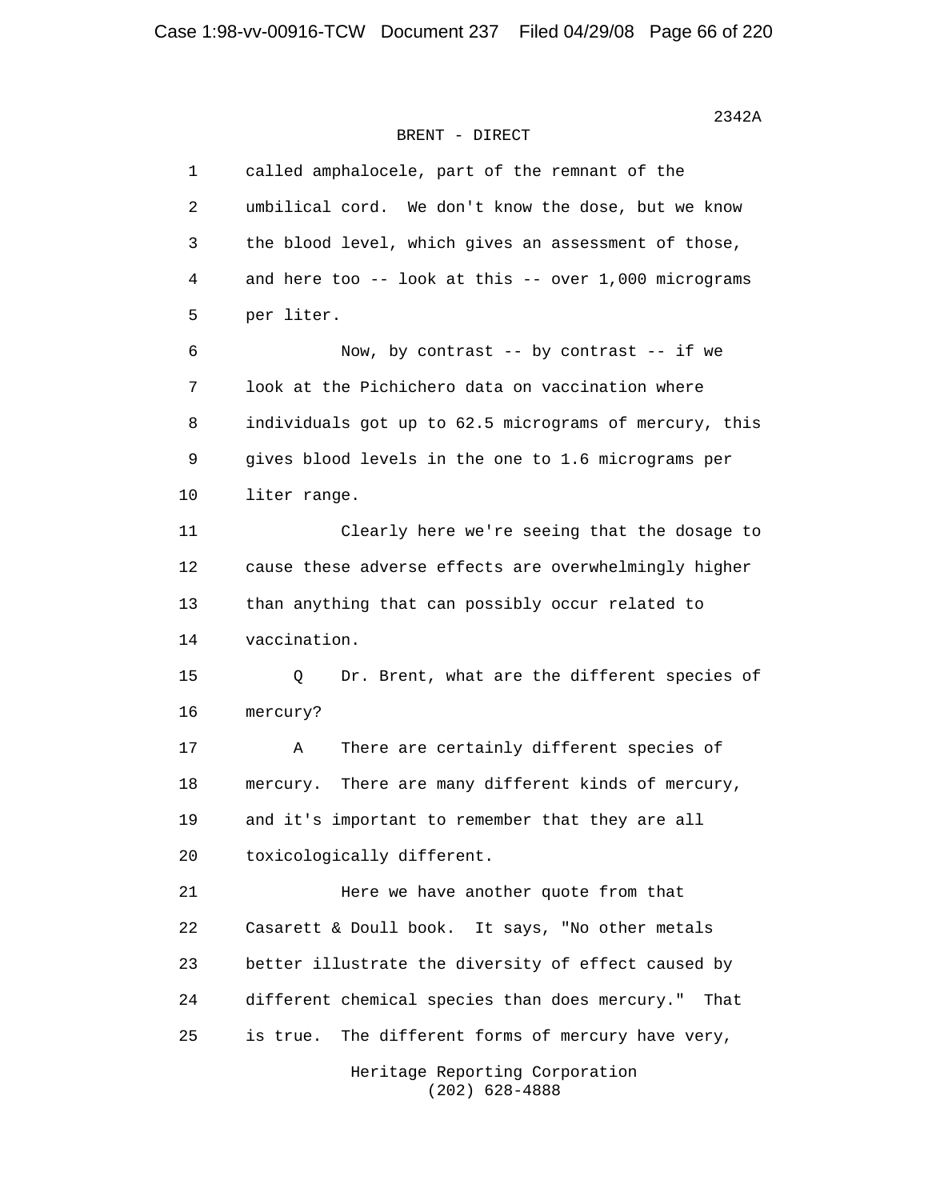BRENT - DIRECT

1 called amphalocele, part of the remnant of the
2 umbilical cord. We don't know the dose, but we know
3 the blood level, which gives an assessment of those,
4 and here too -- look at this -- over 1,000 micrograms
5 per liter.

6 Now, by contrast -- by contrast -- if we
7 look at the Pichichero data on vaccination where
8 individuals got up to 62.5 micrograms of mercury, this
9 gives blood levels in the one to 1.6 micrograms per
10 liter range.

11 Clearly here we're seeing that the dosage to
12 cause these adverse effects are overwhelmingly higher
13 than anything that can possibly occur related to
14 vaccination.

15 Q Dr. Brent, what are the different species of
16 mercury?

17 A There are certainly different species of
18 mercury. There are many different kinds of mercury,
19 and it's important to remember that they are all
20 toxicologically different.

21 Here we have another quote from that
22 Casarett & Doull book. It says, "No other metals
23 better illustrate the diversity of effect caused by
24 different chemical species than does mercury." That
25 is true. The different forms of mercury have very,

Heritage Reporting Corporation
(202) 628-4888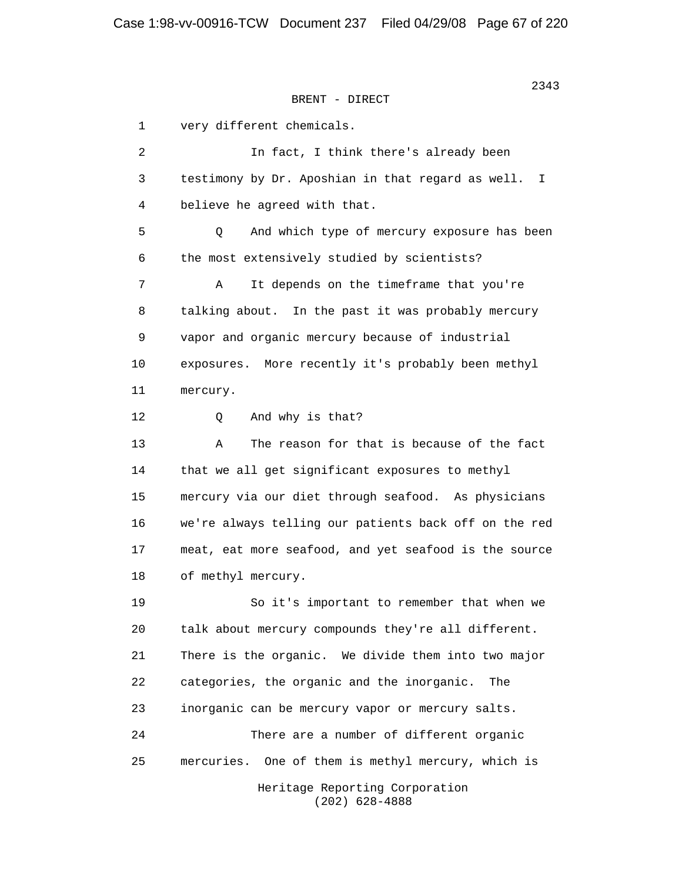BRENT - DIRECT

1 very different chemicals.

2 In fact, I think there's already been

3 testimony by Dr. Aposhian in that regard as well. I

4 believe he agreed with that.

5 Q And which type of mercury exposure has been

6 the most extensively studied by scientists?

7 A It depends on the timeframe that you're

8 talking about. In the past it was probably mercury

9 vapor and organic mercury because of industrial

10 exposures. More recently it's probably been methyl

11 mercury.

12 Q And why is that?

13 A The reason for that is because of the fact

14 that we all get significant exposures to methyl

15 mercury via our diet through seafood. As physicians

16 we're always telling our patients back off on the red

17 meat, eat more seafood, and yet seafood is the source

18 of methyl mercury.

19 So it's important to remember that when we

20 talk about mercury compounds they're all different.

21 There is the organic. We divide them into two major

22 categories, the organic and the inorganic. The

23 inorganic can be mercury vapor or mercury salts.

24 There are a number of different organic

25 mercuries. One of them is methyl mercury, which is

Heritage Reporting Corporation
(202) 628-4888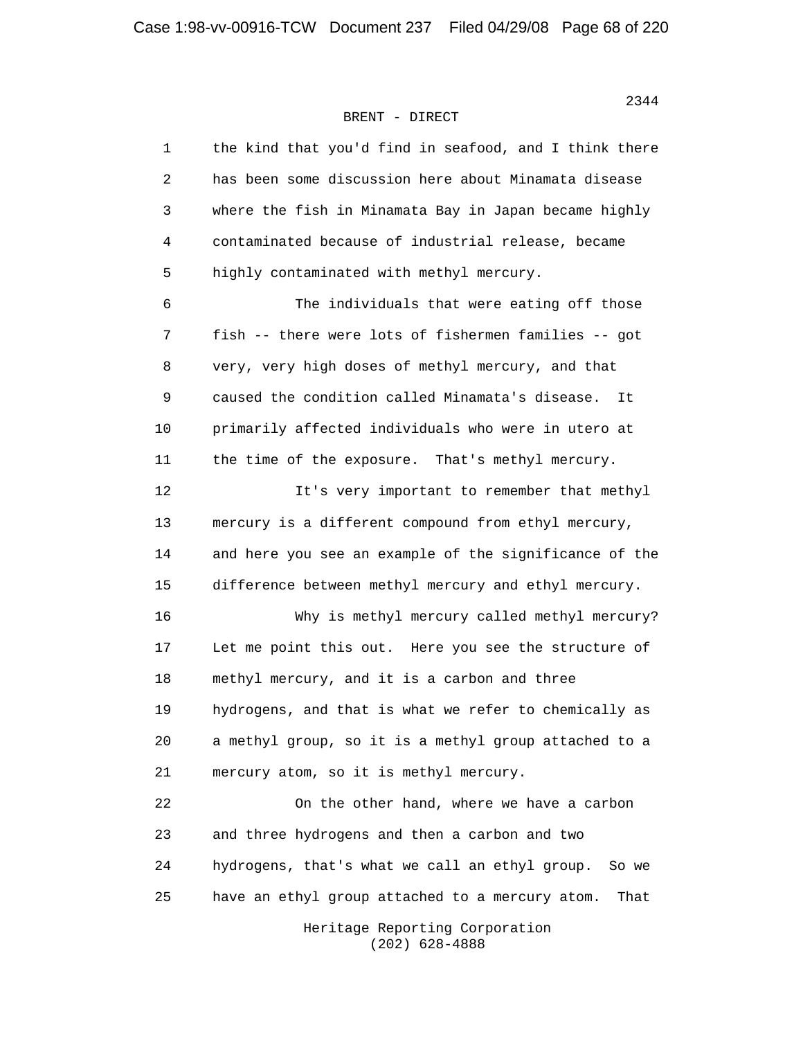BRENT - DIRECT

the kind that you'd find in seafood, and I think there has been some discussion here about Minamata disease where the fish in Minamata Bay in Japan became highly contaminated because of industrial release, became highly contaminated with methyl mercury.

The individuals that were eating off those fish -- there were lots of fishermen families -- got very, very high doses of methyl mercury, and that caused the condition called Minamata's disease. It primarily affected individuals who were in utero at the time of the exposure. That's methyl mercury.

It's very important to remember that methyl mercury is a different compound from ethyl mercury, and here you see an example of the significance of the difference between methyl mercury and ethyl mercury.

Why is methyl mercury called methyl mercury? Let me point this out. Here you see the structure of methyl mercury, and it is a carbon and three hydrogens, and that is what we refer to chemically as a methyl group, so it is a methyl group attached to a mercury atom, so it is methyl mercury.

On the other hand, where we have a carbon and three hydrogens and then a carbon and two hydrogens, that's what we call an ethyl group. So we have an ethyl group attached to a mercury atom. That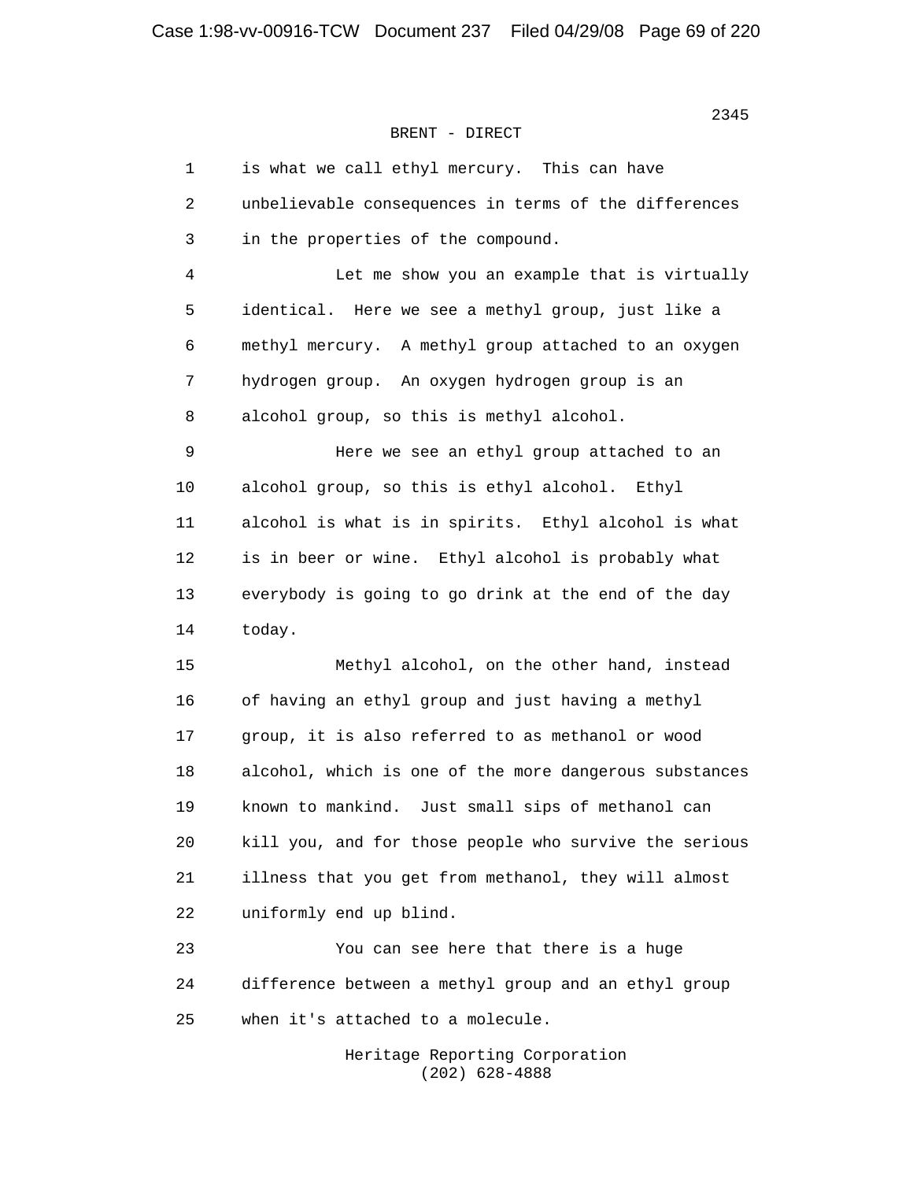BRENT - DIRECT

is what we call ethyl mercury. This can have unbelievable consequences in terms of the differences in the properties of the compound.

Let me show you an example that is virtually identical. Here we see a methyl group, just like a methyl mercury. A methyl group attached to an oxygen hydrogen group. An oxygen hydrogen group is an alcohol group, so this is methyl alcohol.

Here we see an ethyl group attached to an alcohol group, so this is ethyl alcohol. Ethyl alcohol is what is in spirits. Ethyl alcohol is what is in beer or wine. Ethyl alcohol is probably what everybody is going to go drink at the end of the day today.

Methyl alcohol, on the other hand, instead of having an ethyl group and just having a methyl group, it is also referred to as methanol or wood alcohol, which is one of the more dangerous substances known to mankind. Just small sips of methanol can kill you, and for those people who survive the serious illness that you get from methanol, they will almost uniformly end up blind.

You can see here that there is a huge difference between a methyl group and an ethyl group when it's attached to a molecule.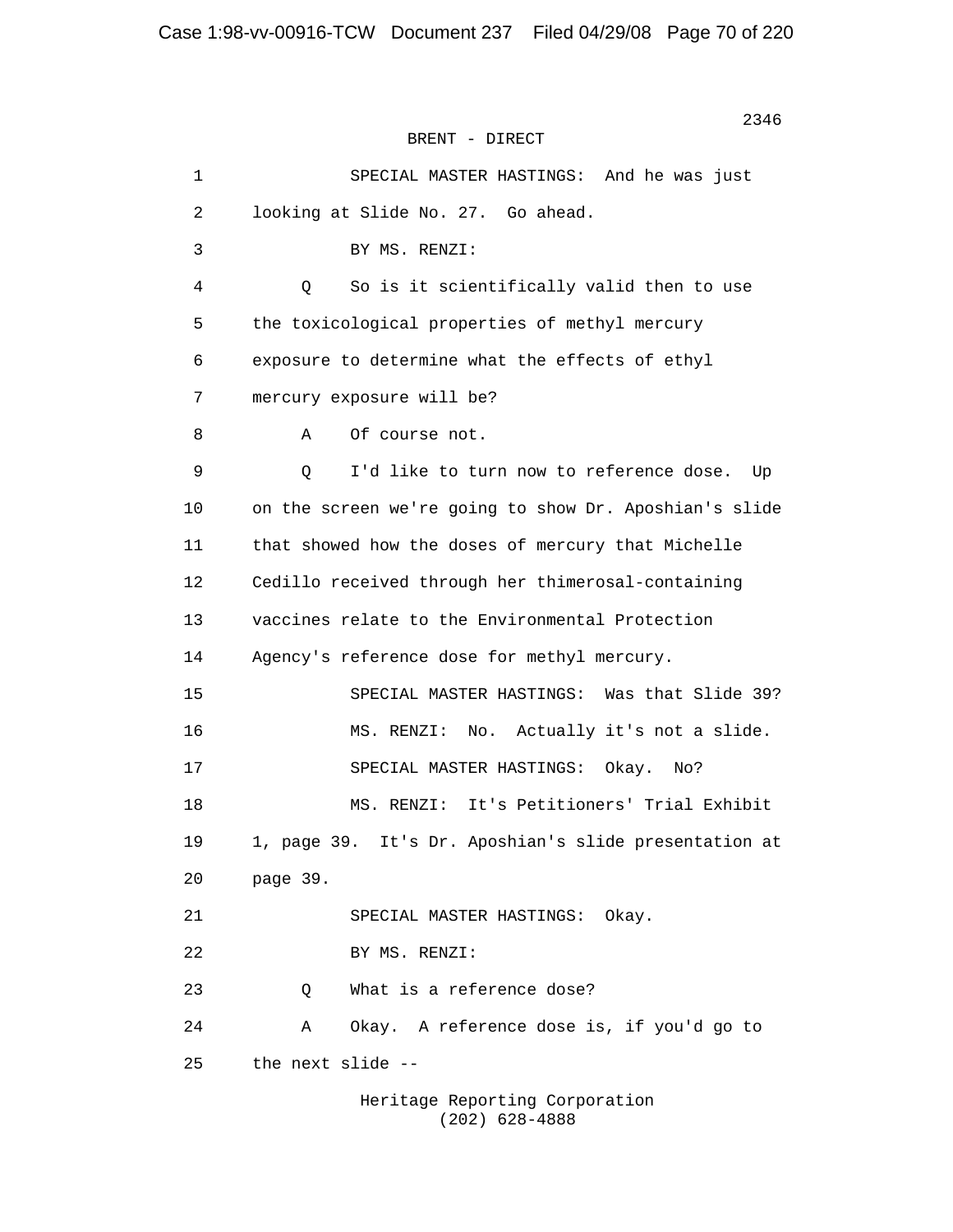BRENT - DIRECT

1 SPECIAL MASTER HASTINGS: And he was just
2 looking at Slide No. 27. Go ahead.
3 BY MS. RENZI:
4 Q So is it scientifically valid then to use
5 the toxicological properties of methyl mercury
6 exposure to determine what the effects of ethyl
7 mercury exposure will be?
8 A Of course not.
9 Q I'd like to turn now to reference dose. Up
10 on the screen we're going to show Dr. Aposhian's slide
11 that showed how the doses of mercury that Michelle
12 Cedillo received through her thimerosal-containing
13 vaccines relate to the Environmental Protection
14 Agency's reference dose for methyl mercury.
15 SPECIAL MASTER HASTINGS: Was that Slide 39?
16 MS. RENZI: No. Actually it's not a slide.
17 SPECIAL MASTER HASTINGS: Okay. No?
18 MS. RENZI: It's Petitioners' Trial Exhibit
19 1, page 39. It's Dr. Aposhian's slide presentation at
20 page 39.
21 SPECIAL MASTER HASTINGS: Okay.
22 BY MS. RENZI:
23 Q What is a reference dose?
24 A Okay. A reference dose is, if you'd go to
25 the next slide --

Heritage Reporting Corporation
(202) 628-4888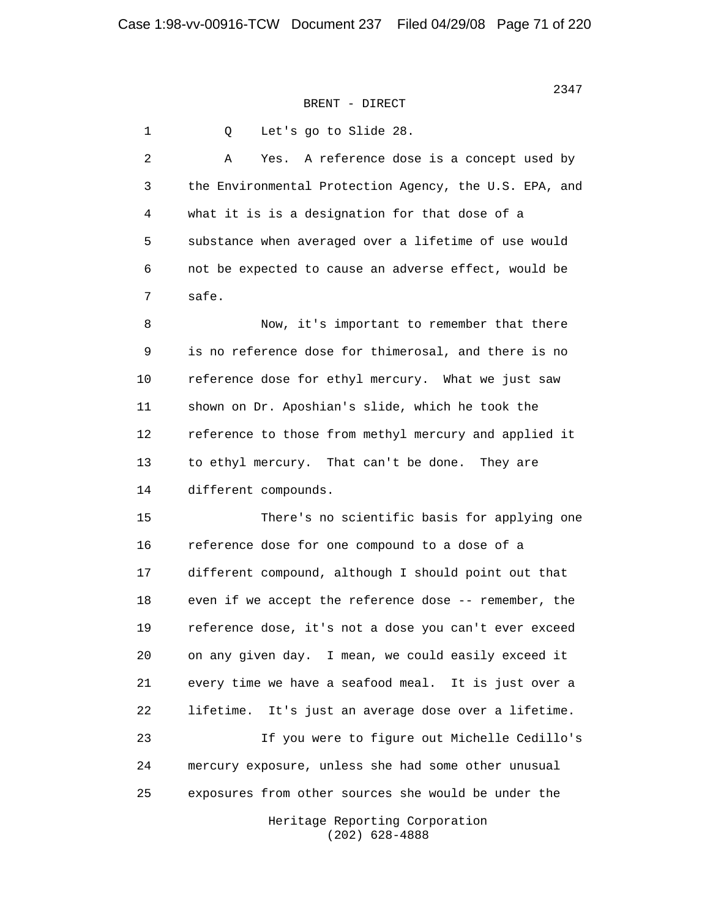BRENT - DIRECT

1 Q Let's go to Slide 28.

2 A Yes. A reference dose is a concept used by
3 the Environmental Protection Agency, the U.S. EPA, and
4 what it is is a designation for that dose of a
5 substance when averaged over a lifetime of use would
6 not be expected to cause an adverse effect, would be
7 safe.

8 Now, it's important to remember that there
9 is no reference dose for thimerosal, and there is no
10 reference dose for ethyl mercury. What we just saw
11 shown on Dr. Aposhian's slide, which he took the
12 reference to those from methyl mercury and applied it
13 to ethyl mercury. That can't be done. They are
14 different compounds.

15 There's no scientific basis for applying one
16 reference dose for one compound to a dose of a
17 different compound, although I should point out that
18 even if we accept the reference dose -- remember, the
19 reference dose, it's not a dose you can't ever exceed
20 on any given day. I mean, we could easily exceed it
21 every time we have a seafood meal. It is just over a
22 lifetime. It's just an average dose over a lifetime.

23 If you were to figure out Michelle Cedillo's
24 mercury exposure, unless she had some other unusual
25 exposures from other sources she would be under the

Heritage Reporting Corporation
(202) 628-4888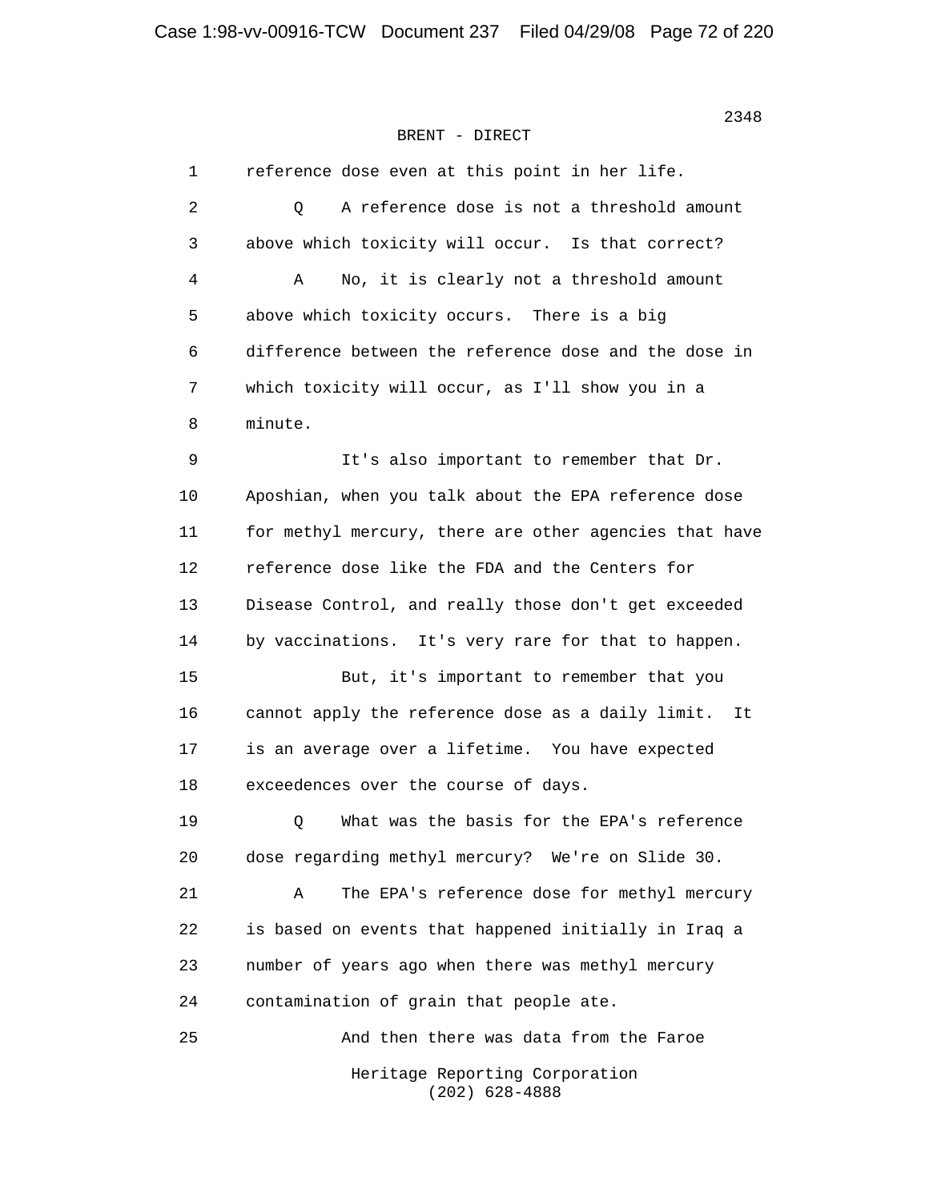BRENT - DIRECT

1 reference dose even at this point in her life.

2 Q A reference dose is not a threshold amount

3 above which toxicity will occur. Is that correct?

4 A No, it is clearly not a threshold amount

5 above which toxicity occurs. There is a big

6 difference between the reference dose and the dose in

7 which toxicity will occur, as I'll show you in a

8 minute.

9 It's also important to remember that Dr.

10 Aposhian, when you talk about the EPA reference dose

11 for methyl mercury, there are other agencies that have

12 reference dose like the FDA and the Centers for

13 Disease Control, and really those don't get exceeded

14 by vaccinations. It's very rare for that to happen.

15 But, it's important to remember that you

16 cannot apply the reference dose as a daily limit. It

17 is an average over a lifetime. You have expected

18 exceedences over the course of days.

19 Q What was the basis for the EPA's reference

20 dose regarding methyl mercury? We're on Slide 30.

21 A The EPA's reference dose for methyl mercury

22 is based on events that happened initially in Iraq a

23 number of years ago when there was methyl mercury

24 contamination of grain that people ate.

25 And then there was data from the Faroe

Heritage Reporting Corporation
(202) 628-4888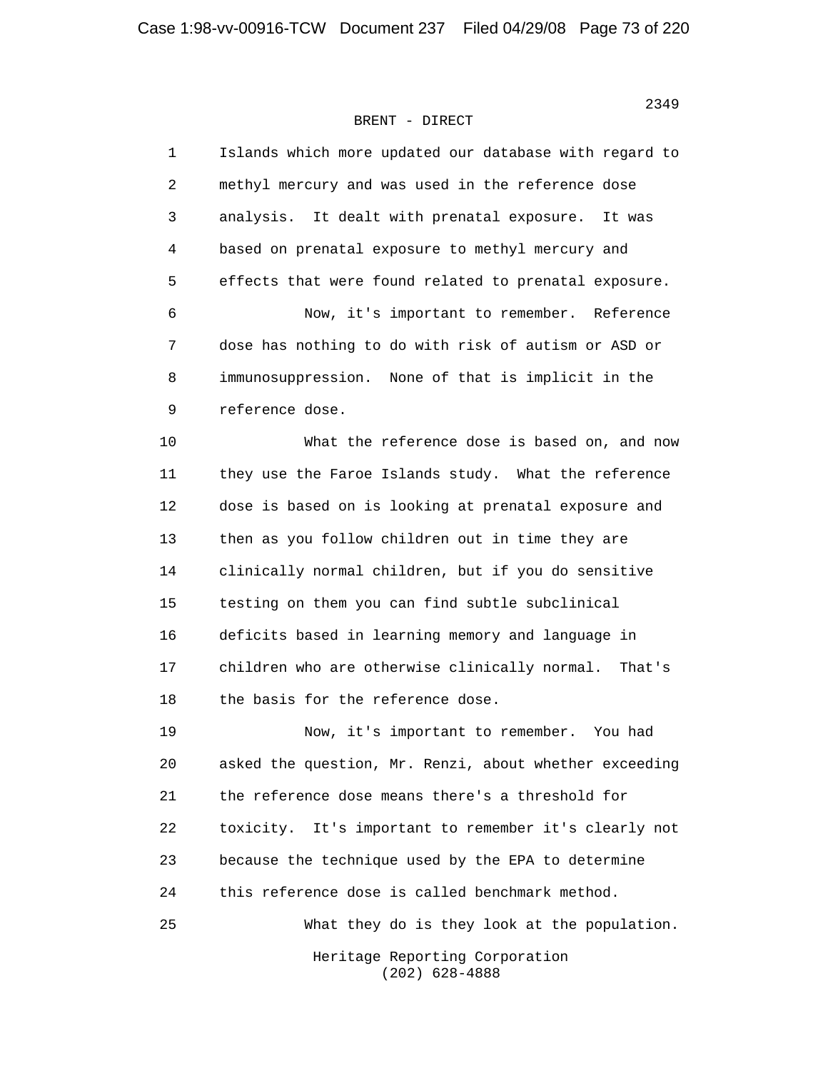BRENT - DIRECT

1 Islands which more updated our database with regard to
2 methyl mercury and was used in the reference dose
3 analysis. It dealt with prenatal exposure. It was
4 based on prenatal exposure to methyl mercury and
5 effects that were found related to prenatal exposure.
6 Now, it's important to remember. Reference
7 dose has nothing to do with risk of autism or ASD or
8 immunosuppression. None of that is implicit in the
9 reference dose.
10 What the reference dose is based on, and now
11 they use the Faroe Islands study. What the reference
12 dose is based on is looking at prenatal exposure and
13 then as you follow children out in time they are
14 clinically normal children, but if you do sensitive
15 testing on them you can find subtle subclinical
16 deficits based in learning memory and language in
17 children who are otherwise clinically normal. That's
18 the basis for the reference dose.
19 Now, it's important to remember. You had
20 asked the question, Mr. Renzi, about whether exceeding
21 the reference dose means there's a threshold for
22 toxicity. It's important to remember it's clearly not
23 because the technique used by the EPA to determine
24 this reference dose is called benchmark method.
25 What they do is they look at the population.

Heritage Reporting Corporation
(202) 628-4888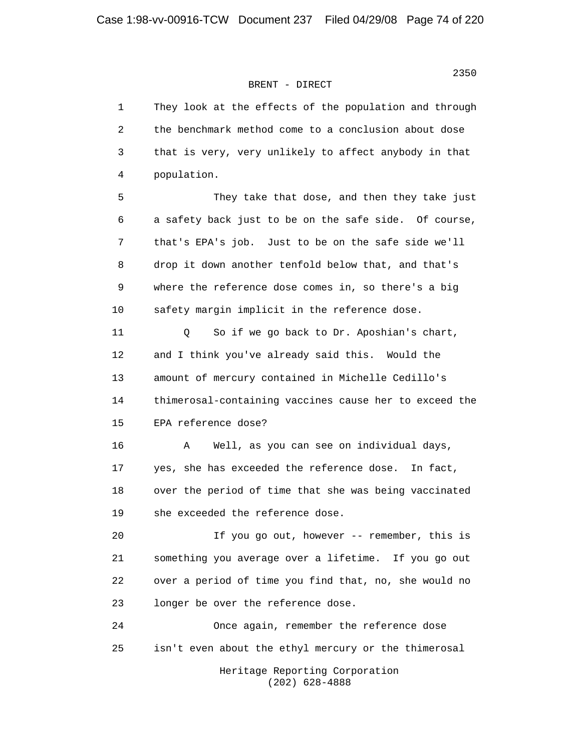BRENT - DIRECT

1 They look at the effects of the population and through
2 the benchmark method come to a conclusion about dose
3 that is very, very unlikely to affect anybody in that
4 population.

5 They take that dose, and then they take just
6 a safety back just to be on the safe side. Of course,
7 that's EPA's job. Just to be on the safe side we'll
8 drop it down another tenfold below that, and that's
9 where the reference dose comes in, so there's a big
10 safety margin implicit in the reference dose.

11 Q So if we go back to Dr. Aposhian's chart,
12 and I think you've already said this. Would the
13 amount of mercury contained in Michelle Cedillo's
14 thimerosal-containing vaccines cause her to exceed the
15 EPA reference dose?

16 A Well, as you can see on individual days,
17 yes, she has exceeded the reference dose. In fact,
18 over the period of time that she was being vaccinated
19 she exceeded the reference dose.

20 If you go out, however -- remember, this is
21 something you average over a lifetime. If you go out
22 over a period of time you find that, no, she would no
23 longer be over the reference dose.

24 Once again, remember the reference dose
25 isn't even about the ethyl mercury or the thimerosal

Heritage Reporting Corporation
(202) 628-4888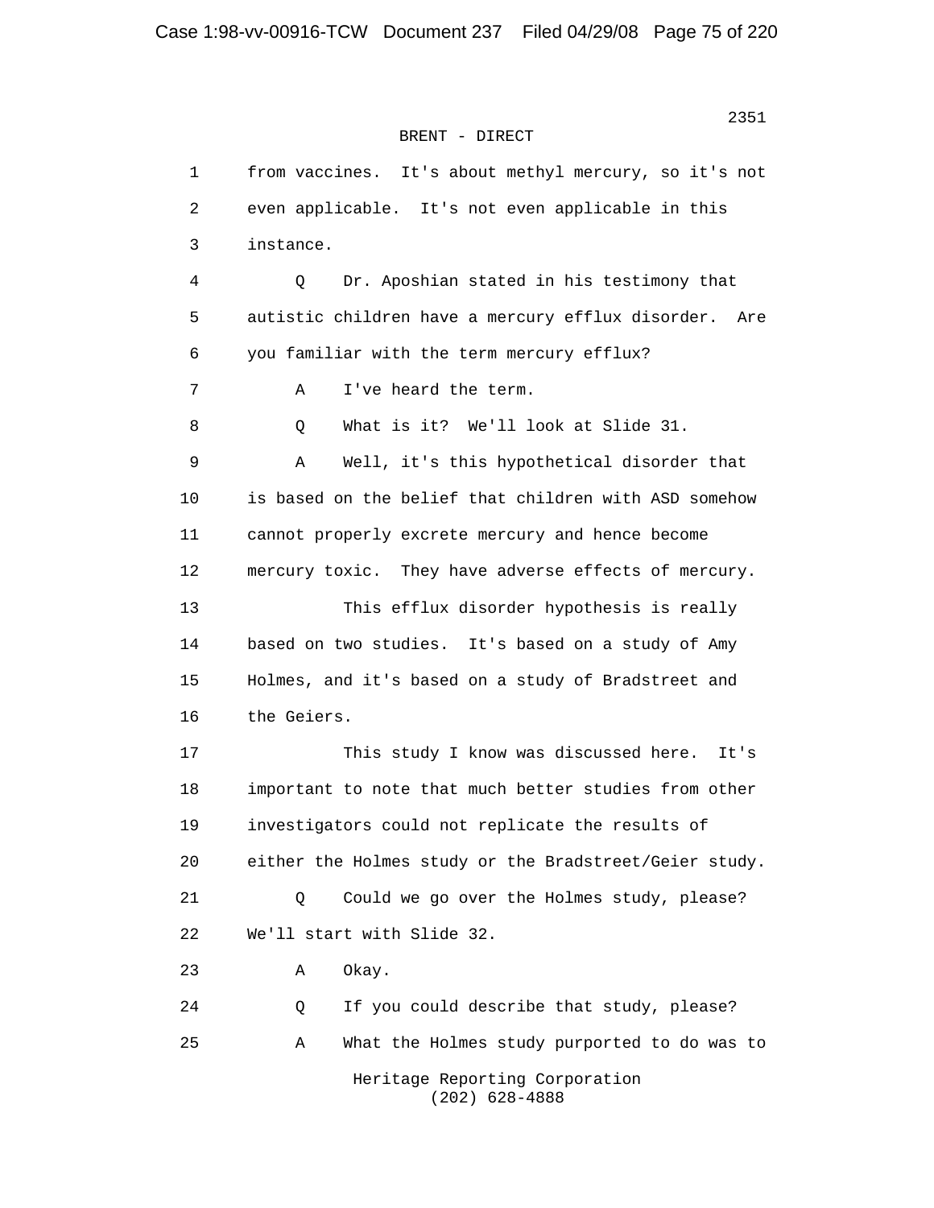BRENT - DIRECT

1 from vaccines. It's about methyl mercury, so it's not
2 even applicable. It's not even applicable in this
3 instance.
4 Q Dr. Aposhian stated in his testimony that
5 autistic children have a mercury efflux disorder. Are
6 you familiar with the term mercury efflux?
7 A I've heard the term.
8 Q What is it? We'll look at Slide 31.
9 A Well, it's this hypothetical disorder that
10 is based on the belief that children with ASD somehow
11 cannot properly excrete mercury and hence become
12 mercury toxic. They have adverse effects of mercury.
13 This efflux disorder hypothesis is really
14 based on two studies. It's based on a study of Amy
15 Holmes, and it's based on a study of Bradstreet and
16 the Geiers.
17 This study I know was discussed here. It's
18 important to note that much better studies from other
19 investigators could not replicate the results of
20 either the Holmes study or the Bradstreet/Geier study.
21 Q Could we go over the Holmes study, please?
22 We'll start with Slide 32.
23 A Okay.
24 Q If you could describe that study, please?
25 A What the Holmes study purported to do was to

Heritage Reporting Corporation
(202) 628-4888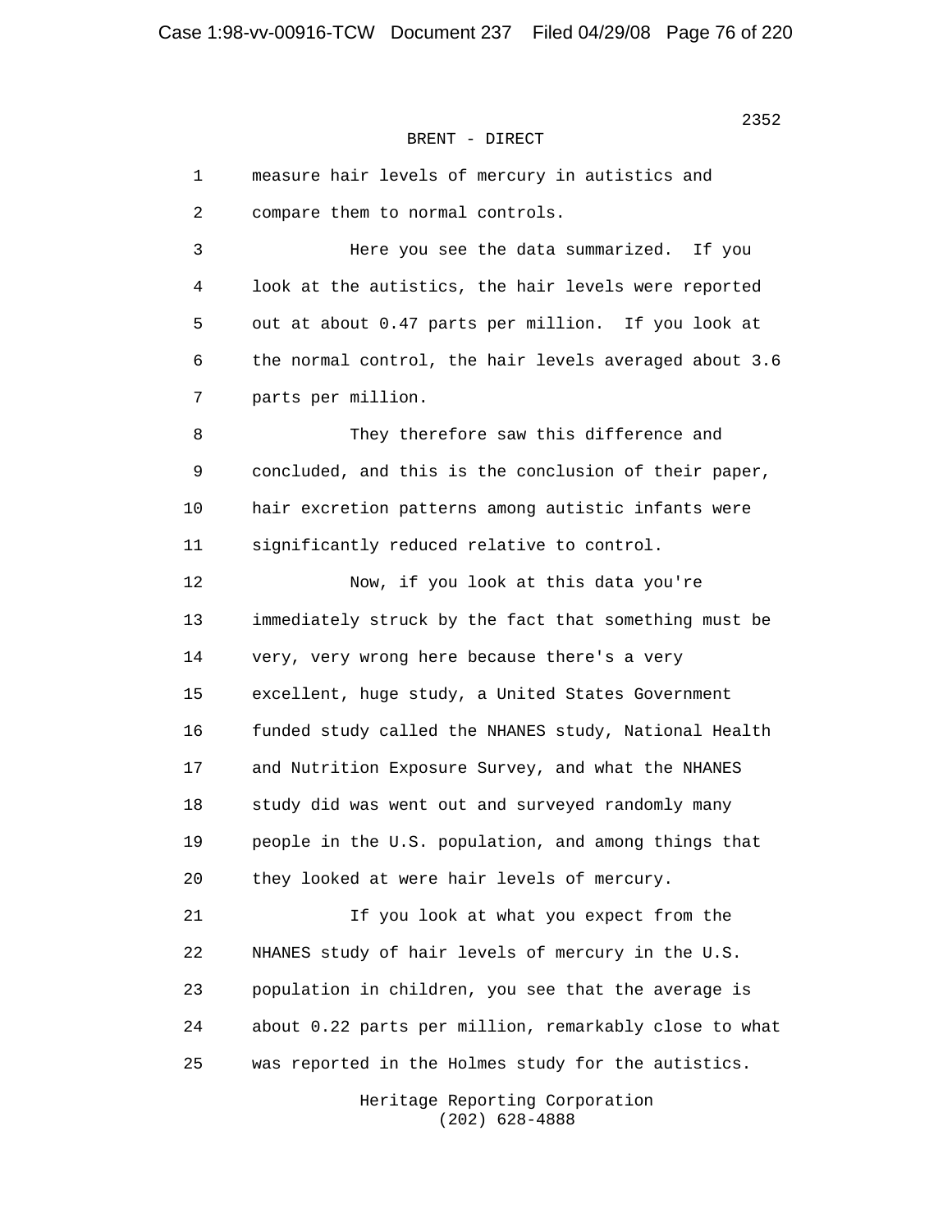BRENT - DIRECT

1 measure hair levels of mercury in autistics and
2 compare them to normal controls.

3 Here you see the data summarized. If you
4 look at the autistics, the hair levels were reported
5 out at about 0.47 parts per million. If you look at
6 the normal control, the hair levels averaged about 3.6
7 parts per million.

8 They therefore saw this difference and
9 concluded, and this is the conclusion of their paper,
10 hair excretion patterns among autistic infants were
11 significantly reduced relative to control.

12 Now, if you look at this data you're
13 immediately struck by the fact that something must be
14 very, very wrong here because there's a very
15 excellent, huge study, a United States Government
16 funded study called the NHANES study, National Health
17 and Nutrition Exposure Survey, and what the NHANES
18 study did was went out and surveyed randomly many
19 people in the U.S. population, and among things that
20 they looked at were hair levels of mercury.

21 If you look at what you expect from the
22 NHANES study of hair levels of mercury in the U.S.
23 population in children, you see that the average is
24 about 0.22 parts per million, remarkably close to what
25 was reported in the Holmes study for the autistics.

Heritage Reporting Corporation
(202) 628-4888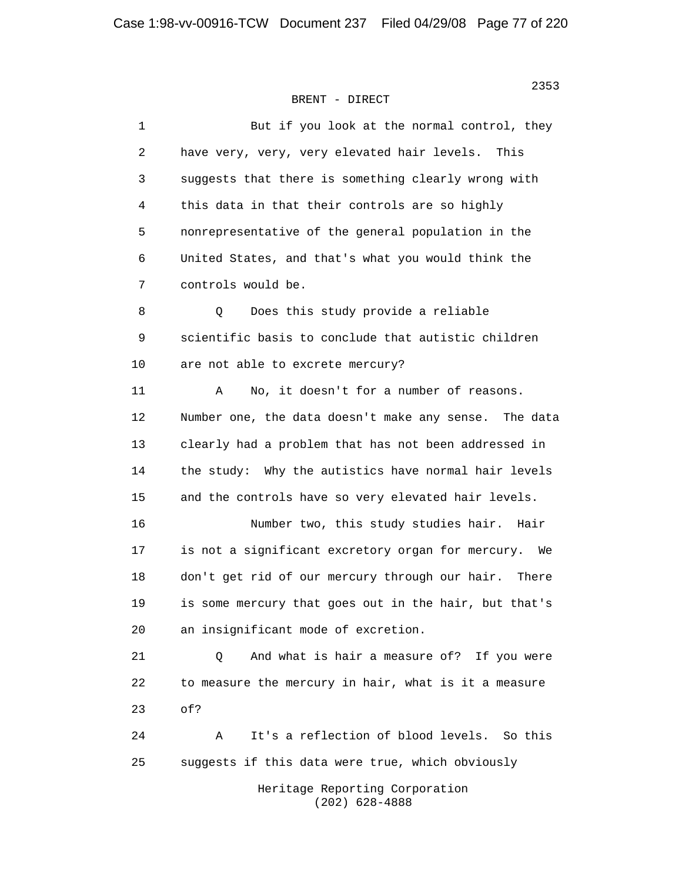BRENT - DIRECT

1 But if you look at the normal control, they
2 have very, very, very elevated hair levels. This
3 suggests that there is something clearly wrong with
4 this data in that their controls are so highly
5 nonrepresentative of the general population in the
6 United States, and that's what you would think the
7 controls would be.

8 Q Does this study provide a reliable
9 scientific basis to conclude that autistic children
10 are not able to excrete mercury?

11 A No, it doesn't for a number of reasons.
12 Number one, the data doesn't make any sense. The data
13 clearly had a problem that has not been addressed in
14 the study: Why the autistics have normal hair levels
15 and the controls have so very elevated hair levels.

16 Number two, this study studies hair. Hair
17 is not a significant excretory organ for mercury. We
18 don't get rid of our mercury through our hair. There
19 is some mercury that goes out in the hair, but that's
20 an insignificant mode of excretion.

21 Q And what is hair a measure of? If you were
22 to measure the mercury in hair, what is it a measure
23 of?

24 A It's a reflection of blood levels. So this
25 suggests if this data were true, which obviously

Heritage Reporting Corporation
(202) 628-4888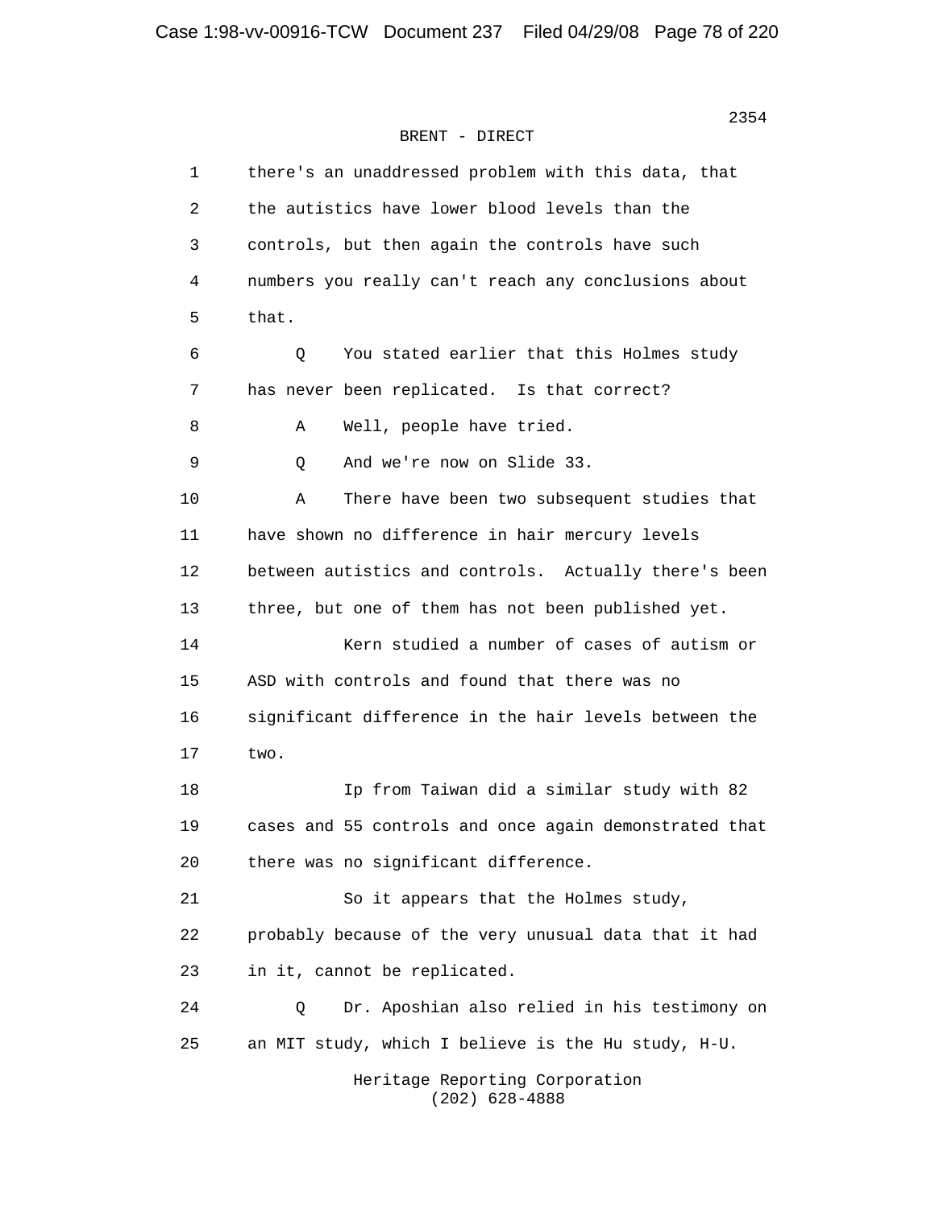BRENT - DIRECT

1 there's an unaddressed problem with this data, that
2 the autistics have lower blood levels than the
3 controls, but then again the controls have such
4 numbers you really can't reach any conclusions about
5 that.

6 Q You stated earlier that this Holmes study
7 has never been replicated. Is that correct?

8 A Well, people have tried.

9 Q And we're now on Slide 33.

10 A There have been two subsequent studies that
11 have shown no difference in hair mercury levels
12 between autistics and controls. Actually there's been
13 three, but one of them has not been published yet.

14 Kern studied a number of cases of autism or
15 ASD with controls and found that there was no
16 significant difference in the hair levels between the
17 two.

18 Ip from Taiwan did a similar study with 82
19 cases and 55 controls and once again demonstrated that
20 there was no significant difference.

21 So it appears that the Holmes study,
22 probably because of the very unusual data that it had
23 in it, cannot be replicated.

24 Q Dr. Aposhian also relied in his testimony on
25 an MIT study, which I believe is the Hu study, H-U.

Heritage Reporting Corporation
(202) 628-4888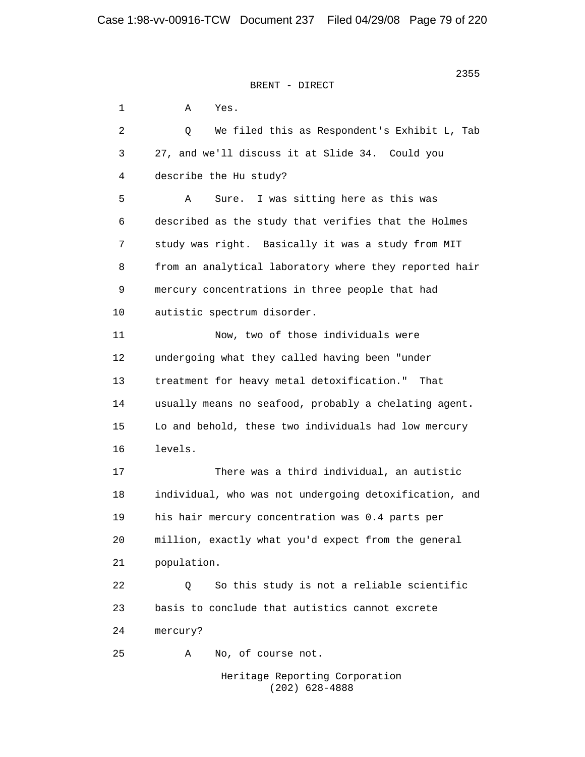BRENT - DIRECT

1 A Yes.

2 Q We filed this as Respondent's Exhibit L, Tab
3 27, and we'll discuss it at Slide 34. Could you
4 describe the Hu study?

5 A Sure. I was sitting here as this was
6 described as the study that verifies that the Holmes
7 study was right. Basically it was a study from MIT
8 from an analytical laboratory where they reported hair
9 mercury concentrations in three people that had
10 autistic spectrum disorder.

11 Now, two of those individuals were
12 undergoing what they called having been "under
13 treatment for heavy metal detoxification." That
14 usually means no seafood, probably a chelating agent.
15 Lo and behold, these two individuals had low mercury
16 levels.

17 There was a third individual, an autistic
18 individual, who was not undergoing detoxification, and
19 his hair mercury concentration was 0.4 parts per
20 million, exactly what you'd expect from the general
21 population.

22 Q So this study is not a reliable scientific
23 basis to conclude that autistics cannot excrete
24 mercury?

25 A No, of course not.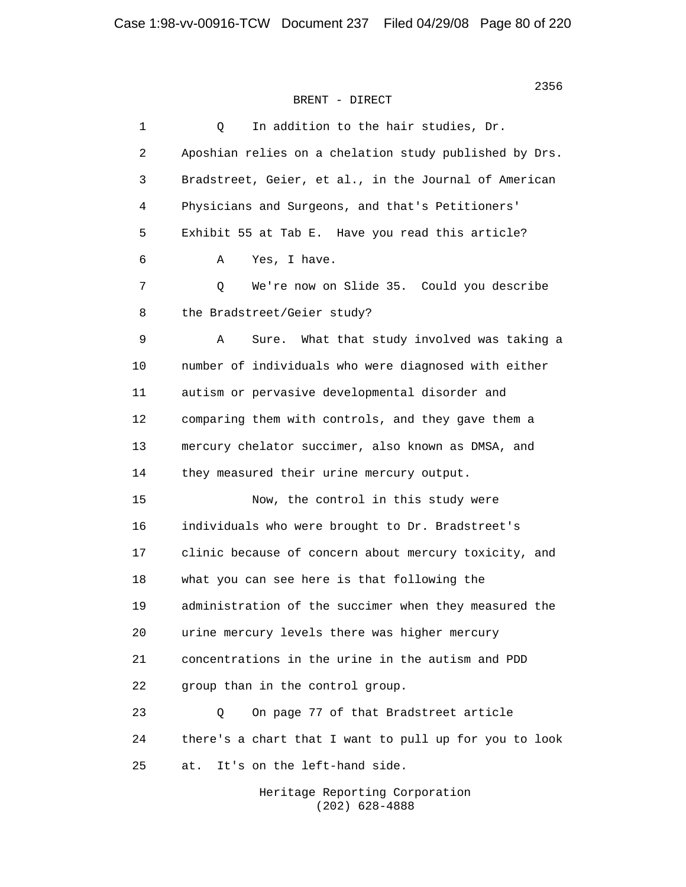BRENT - DIRECT

1 Q In addition to the hair studies, Dr.
2 Aposhian relies on a chelation study published by Drs.
3 Bradstreet, Geier, et al., in the Journal of American
4 Physicians and Surgeons, and that's Petitioners'
5 Exhibit 55 at Tab E. Have you read this article?
6 A Yes, I have.
7 Q We're now on Slide 35. Could you describe
8 the Bradstreet/Geier study?
9 A Sure. What that study involved was taking a
10 number of individuals who were diagnosed with either
11 autism or pervasive developmental disorder and
12 comparing them with controls, and they gave them a
13 mercury chelator succimer, also known as DMSA, and
14 they measured their urine mercury output.
15 Now, the control in this study were
16 individuals who were brought to Dr. Bradstreet's
17 clinic because of concern about mercury toxicity, and
18 what you can see here is that following the
19 administration of the succimer when they measured the
20 urine mercury levels there was higher mercury
21 concentrations in the urine in the autism and PDD
22 group than in the control group.
23 Q On page 77 of that Bradstreet article
24 there's a chart that I want to pull up for you to look
25 at. It's on the left-hand side.

Heritage Reporting Corporation
(202) 628-4888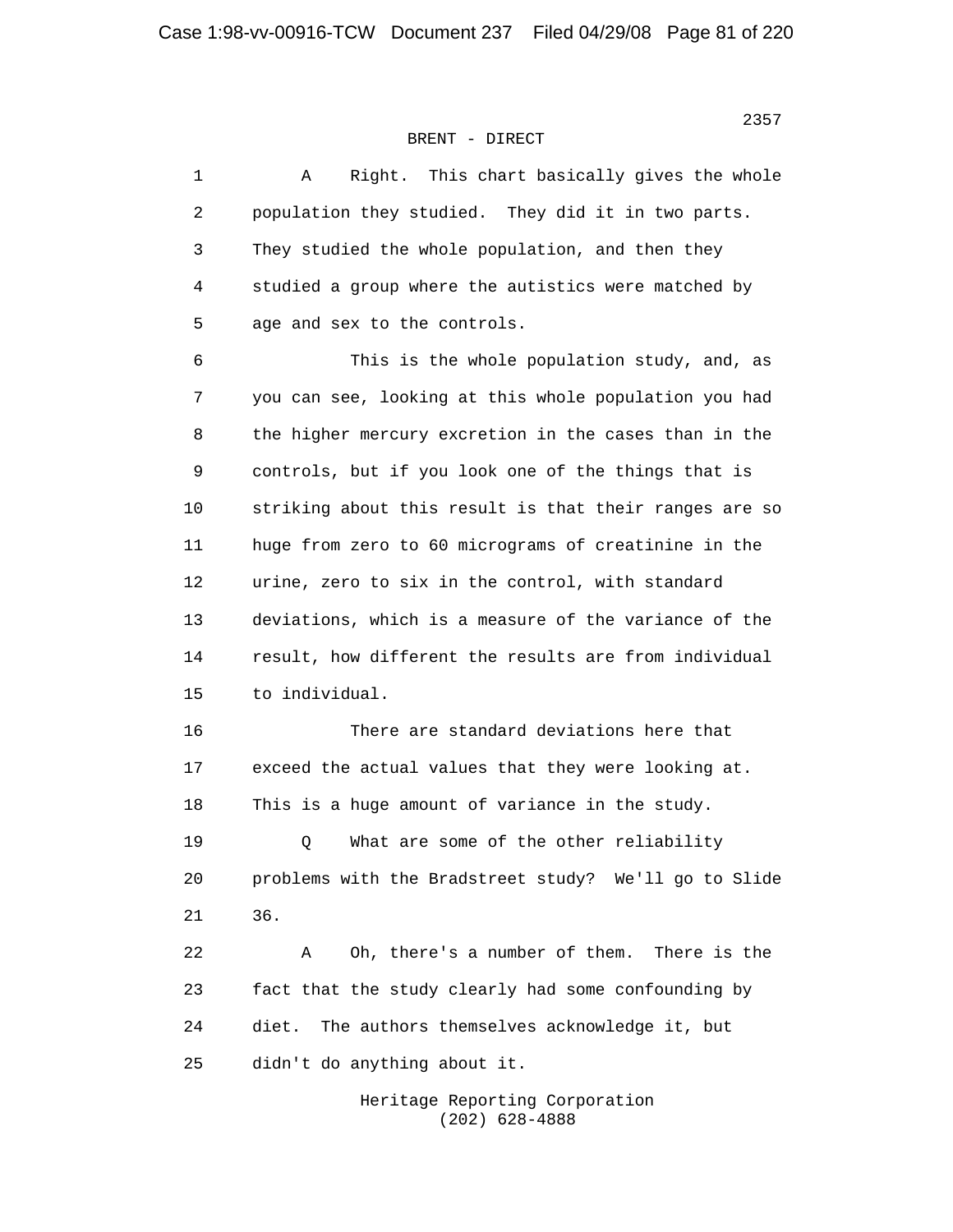BRENT - DIRECT

1 A Right. This chart basically gives the whole
2 population they studied. They did it in two parts.
3 They studied the whole population, and then they
4 studied a group where the autistics were matched by
5 age and sex to the controls.
6 This is the whole population study, and, as
7 you can see, looking at this whole population you had
8 the higher mercury excretion in the cases than in the
9 controls, but if you look one of the things that is
10 striking about this result is that their ranges are so
11 huge from zero to 60 micrograms of creatinine in the
12 urine, zero to six in the control, with standard
13 deviations, which is a measure of the variance of the
14 result, how different the results are from individual
15 to individual.
16 There are standard deviations here that
17 exceed the actual values that they were looking at.
18 This is a huge amount of variance in the study.
19 Q What are some of the other reliability
20 problems with the Bradstreet study? We'll go to Slide
21 36.
22 A Oh, there's a number of them. There is the
23 fact that the study clearly had some confounding by
24 diet. The authors themselves acknowledge it, but
25 didn't do anything about it.

Heritage Reporting Corporation
(202) 628-4888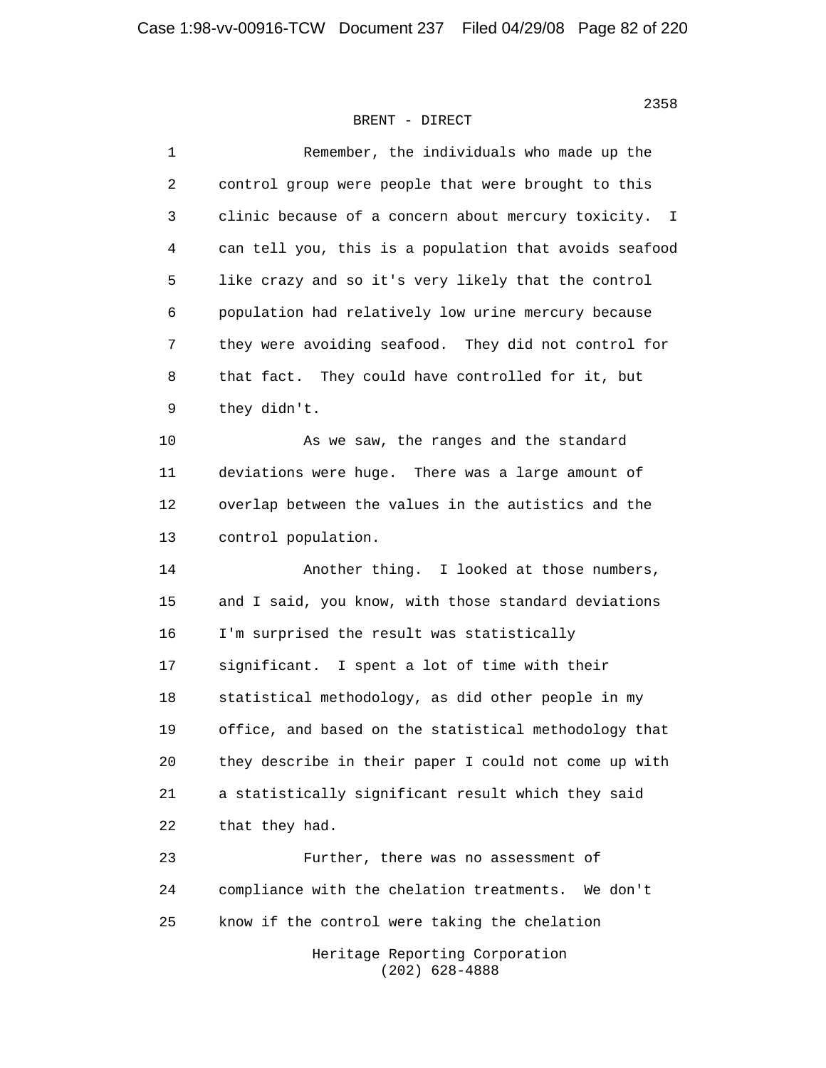BRENT - DIRECT

1 Remember, the individuals who made up the
2 control group were people that were brought to this
3 clinic because of a concern about mercury toxicity. I
4 can tell you, this is a population that avoids seafood
5 like crazy and so it's very likely that the control
6 population had relatively low urine mercury because
7 they were avoiding seafood. They did not control for
8 that fact. They could have controlled for it, but
9 they didn't.

10 As we saw, the ranges and the standard
11 deviations were huge. There was a large amount of
12 overlap between the values in the autistics and the
13 control population.

14 Another thing. I looked at those numbers,
15 and I said, you know, with those standard deviations
16 I'm surprised the result was statistically
17 significant. I spent a lot of time with their
18 statistical methodology, as did other people in my
19 office, and based on the statistical methodology that
20 they describe in their paper I could not come up with
21 a statistically significant result which they said
22 that they had.

23 Further, there was no assessment of
24 compliance with the chelation treatments. We don't
25 know if the control were taking the chelation

Heritage Reporting Corporation
(202) 628-4888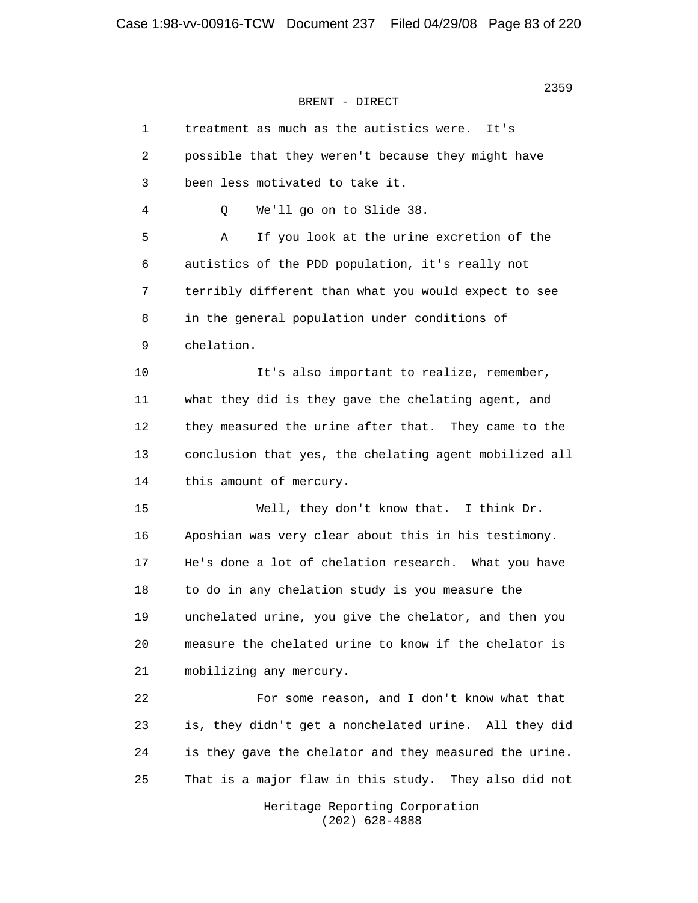BRENT - DIRECT

1 treatment as much as the autistics were. It's
2 possible that they weren't because they might have
3 been less motivated to take it.
4 Q We'll go on to Slide 38.
5 A If you look at the urine excretion of the
6 autistics of the PDD population, it's really not
7 terribly different than what you would expect to see
8 in the general population under conditions of
9 chelation.
10 It's also important to realize, remember,
11 what they did is they gave the chelating agent, and
12 they measured the urine after that. They came to the
13 conclusion that yes, the chelating agent mobilized all
14 this amount of mercury.
15 Well, they don't know that. I think Dr.
16 Aposhian was very clear about this in his testimony.
17 He's done a lot of chelation research. What you have
18 to do in any chelation study is you measure the
19 unchelated urine, you give the chelator, and then you
20 measure the chelated urine to know if the chelator is
21 mobilizing any mercury.
22 For some reason, and I don't know what that
23 is, they didn't get a nonchelated urine. All they did
24 is they gave the chelator and they measured the urine.
25 That is a major flaw in this study. They also did not

Heritage Reporting Corporation
(202) 628-4888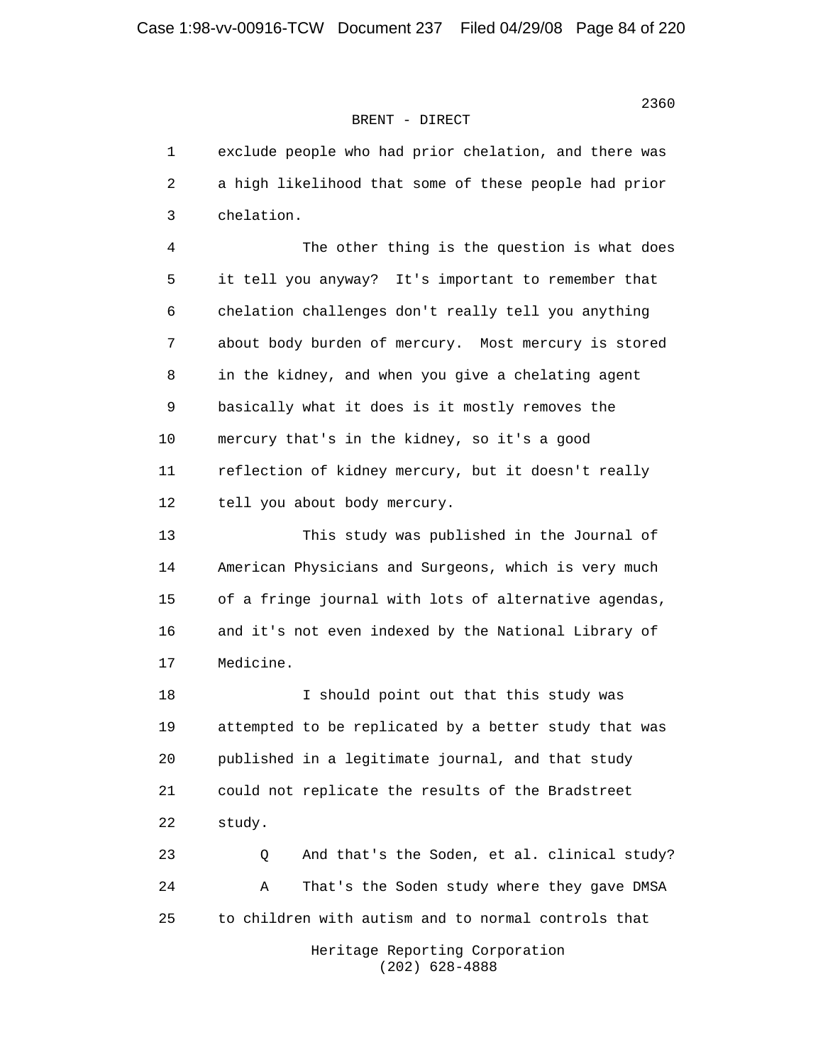BRENT - DIRECT

1 exclude people who had prior chelation, and there was
2 a high likelihood that some of these people had prior
3 chelation.

4 The other thing is the question is what does
5 it tell you anyway? It's important to remember that
6 chelation challenges don't really tell you anything
7 about body burden of mercury. Most mercury is stored
8 in the kidney, and when you give a chelating agent
9 basically what it does is it mostly removes the
10 mercury that's in the kidney, so it's a good
11 reflection of kidney mercury, but it doesn't really
12 tell you about body mercury.

13 This study was published in the Journal of
14 American Physicians and Surgeons, which is very much
15 of a fringe journal with lots of alternative agendas,
16 and it's not even indexed by the National Library of
17 Medicine.

18 I should point out that this study was
19 attempted to be replicated by a better study that was
20 published in a legitimate journal, and that study
21 could not replicate the results of the Bradstreet
22 study.

23 Q And that's the Soden, et al. clinical study?

24 A That's the Soden study where they gave DMSA
25 to children with autism and to normal controls that

Heritage Reporting Corporation
(202) 628-4888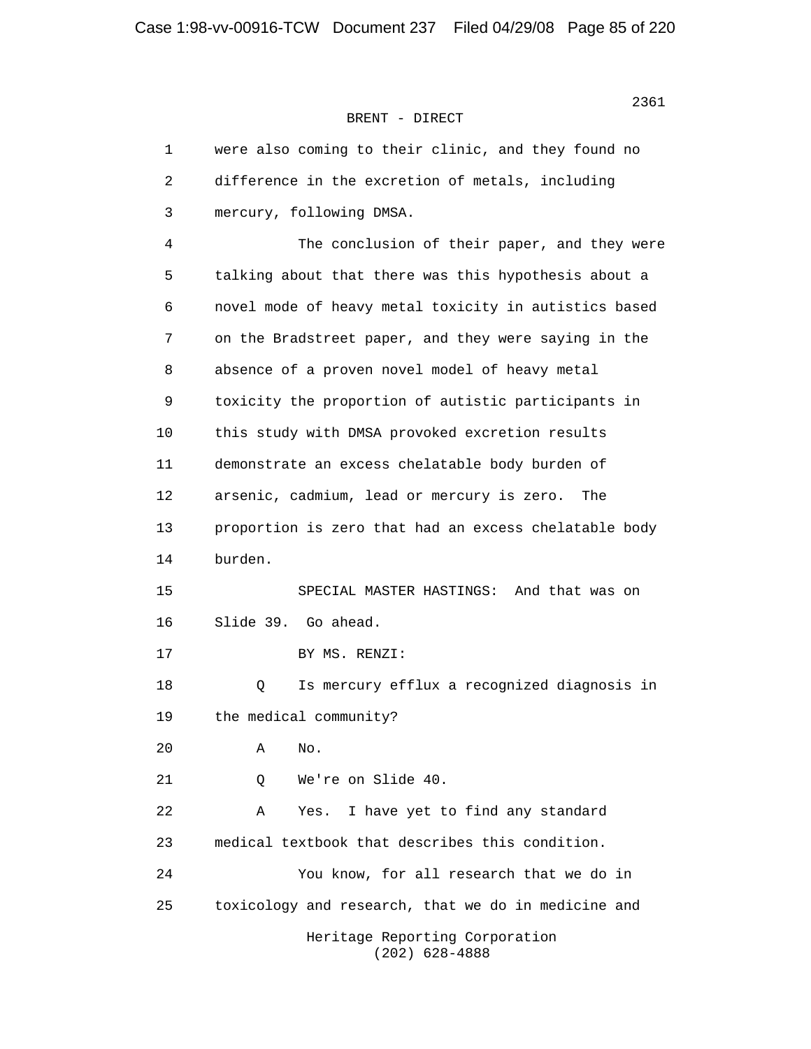BRENT - DIRECT

1 were also coming to their clinic, and they found no
2 difference in the excretion of metals, including
3 mercury, following DMSA.

4 The conclusion of their paper, and they were
5 talking about that there was this hypothesis about a
6 novel mode of heavy metal toxicity in autistics based
7 on the Bradstreet paper, and they were saying in the
8 absence of a proven novel model of heavy metal
9 toxicity the proportion of autistic participants in
10 this study with DMSA provoked excretion results
11 demonstrate an excess chelatable body burden of
12 arsenic, cadmium, lead or mercury is zero. The
13 proportion is zero that had an excess chelatable body
14 burden.

15 SPECIAL MASTER HASTINGS: And that was on
16 Slide 39. Go ahead.

17 BY MS. RENZI:

18 Q Is mercury efflux a recognized diagnosis in
19 the medical community?

20 A No.

21 Q We're on Slide 40.

22 A Yes. I have yet to find any standard
23 medical textbook that describes this condition.

24 You know, for all research that we do in
25 toxicology and research, that we do in medicine and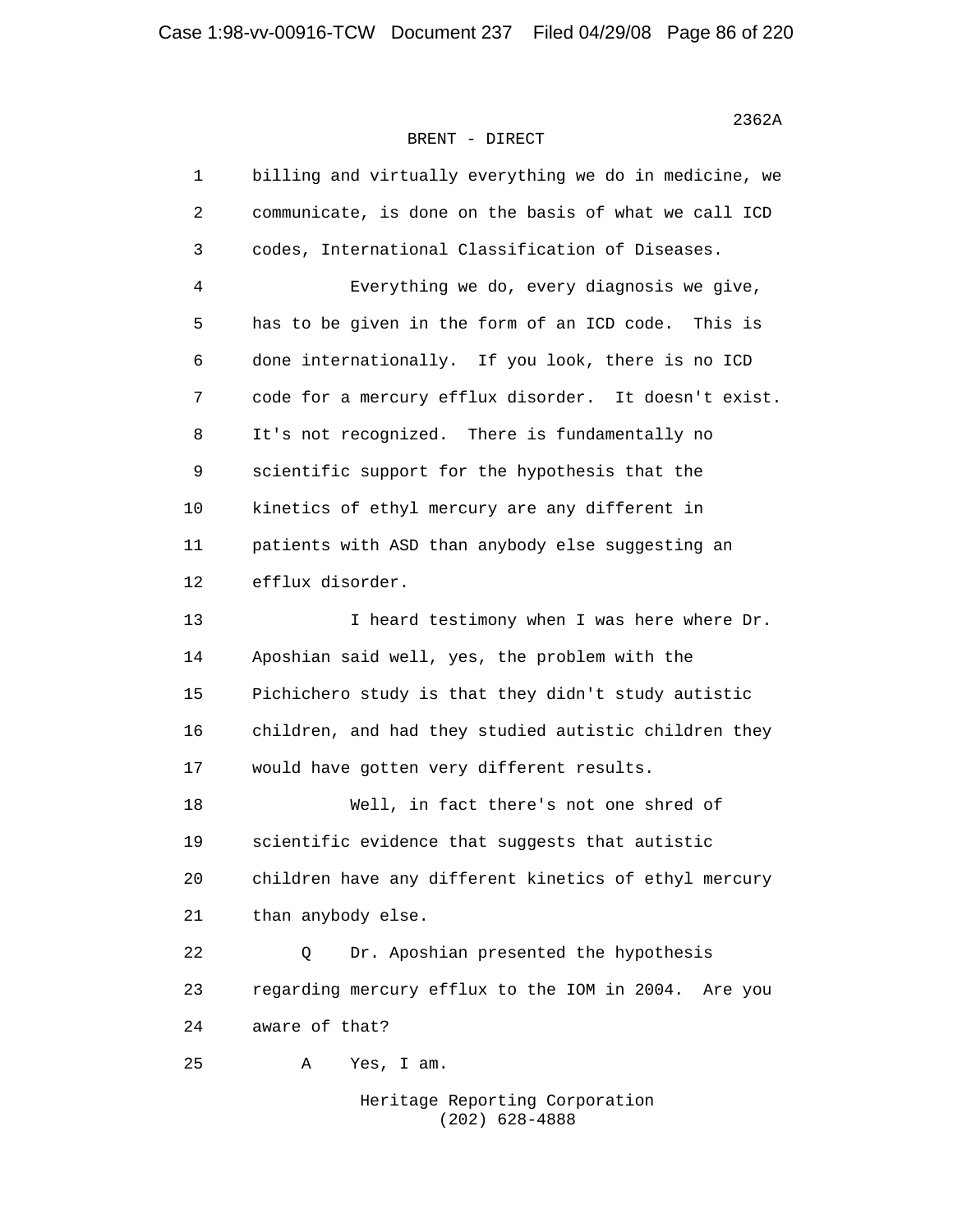BRENT - DIRECT

billing and virtually everything we do in medicine, we communicate, is done on the basis of what we call ICD codes, International Classification of Diseases.

Everything we do, every diagnosis we give, has to be given in the form of an ICD code. This is done internationally. If you look, there is no ICD code for a mercury efflux disorder. It doesn't exist. It's not recognized. There is fundamentally no scientific support for the hypothesis that the kinetics of ethyl mercury are any different in patients with ASD than anybody else suggesting an efflux disorder.

I heard testimony when I was here where Dr. Aposhian said well, yes, the problem with the Pichichero study is that they didn't study autistic children, and had they studied autistic children they would have gotten very different results.

Well, in fact there's not one shred of scientific evidence that suggests that autistic children have any different kinetics of ethyl mercury than anybody else.

Q Dr. Aposhian presented the hypothesis regarding mercury efflux to the IOM in 2004. Are you aware of that?

A Yes, I am.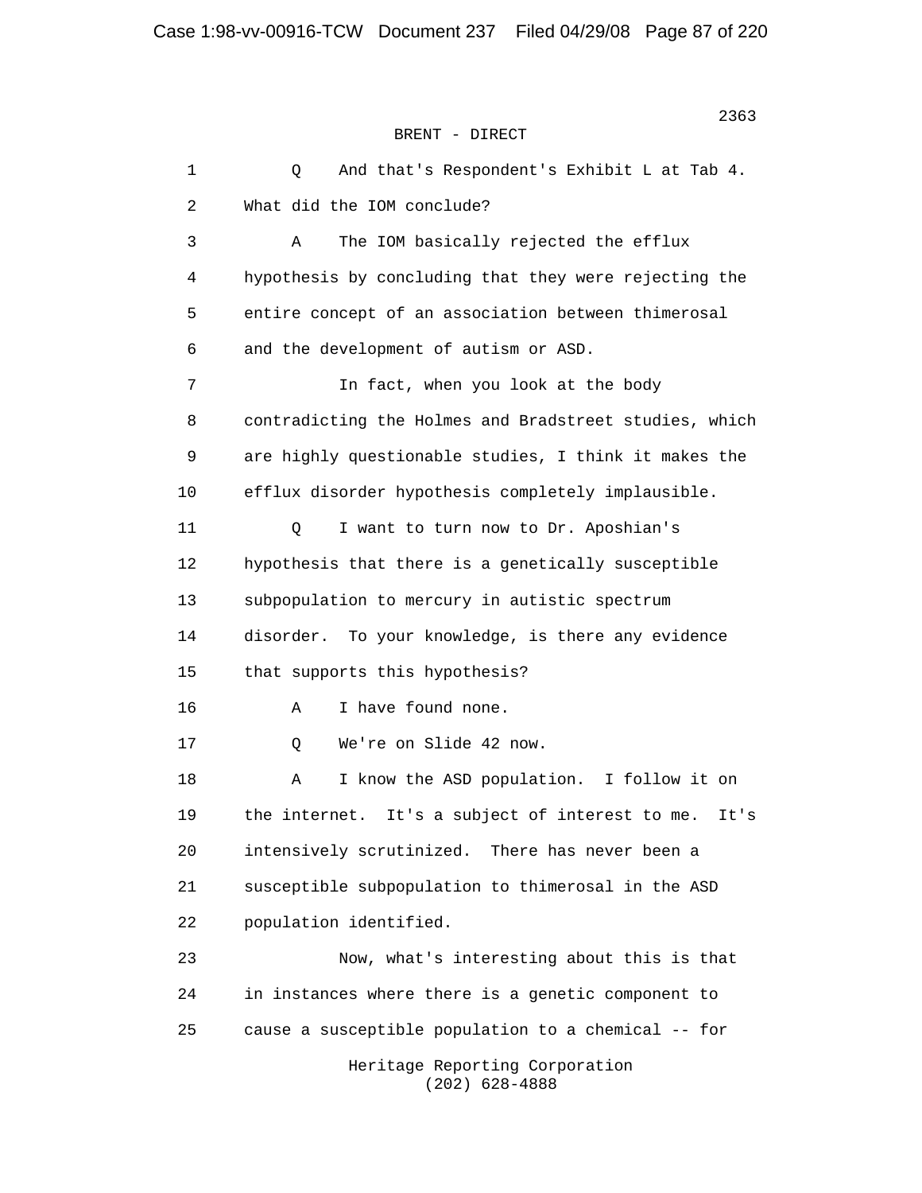BRENT - DIRECT

1 Q And that's Respondent's Exhibit L at Tab 4.
2 What did the IOM conclude?
3 A The IOM basically rejected the efflux
4 hypothesis by concluding that they were rejecting the
5 entire concept of an association between thimerosal
6 and the development of autism or ASD.
7 In fact, when you look at the body
8 contradicting the Holmes and Bradstreet studies, which
9 are highly questionable studies, I think it makes the
10 efflux disorder hypothesis completely implausible.
11 Q I want to turn now to Dr. Aposhian's
12 hypothesis that there is a genetically susceptible
13 subpopulation to mercury in autistic spectrum
14 disorder. To your knowledge, is there any evidence
15 that supports this hypothesis?
16 A I have found none.
17 Q We're on Slide 42 now.
18 A I know the ASD population. I follow it on
19 the internet. It's a subject of interest to me. It's
20 intensively scrutinized. There has never been a
21 susceptible subpopulation to thimerosal in the ASD
22 population identified.
23 Now, what's interesting about this is that
24 in instances where there is a genetic component to
25 cause a susceptible population to a chemical -- for

Heritage Reporting Corporation
(202) 628-4888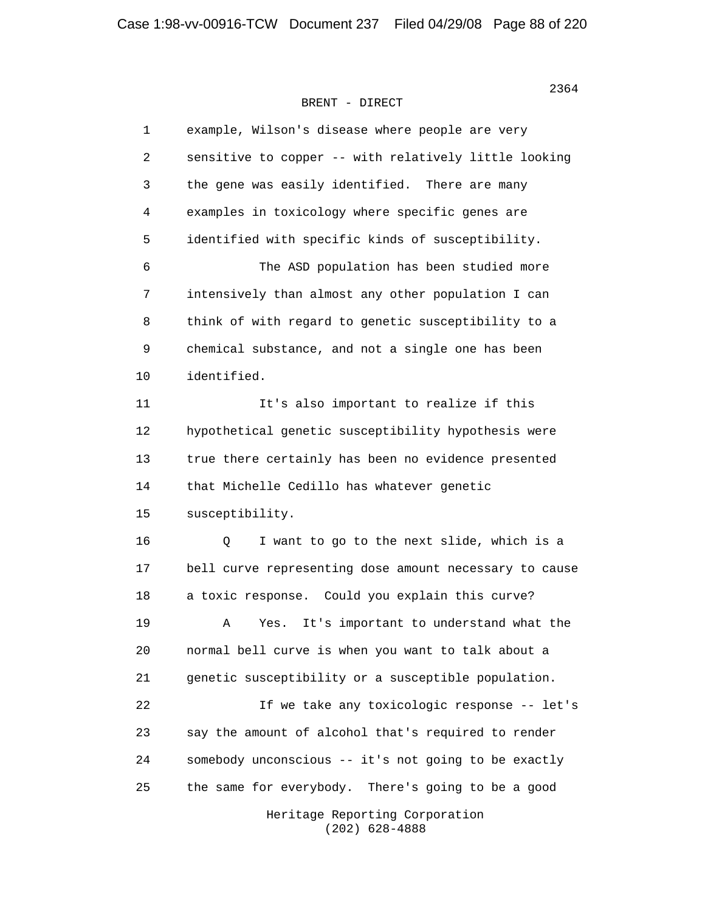BRENT - DIRECT

1 example, Wilson's disease where people are very
2 sensitive to copper -- with relatively little looking
3 the gene was easily identified. There are many
4 examples in toxicology where specific genes are
5 identified with specific kinds of susceptibility.
6 The ASD population has been studied more
7 intensively than almost any other population I can
8 think of with regard to genetic susceptibility to a
9 chemical substance, and not a single one has been
10 identified.
11 It's also important to realize if this
12 hypothetical genetic susceptibility hypothesis were
13 true there certainly has been no evidence presented
14 that Michelle Cedillo has whatever genetic
15 susceptibility.
16 Q I want to go to the next slide, which is a
17 bell curve representing dose amount necessary to cause
18 a toxic response. Could you explain this curve?
19 A Yes. It's important to understand what the
20 normal bell curve is when you want to talk about a
21 genetic susceptibility or a susceptible population.
22 If we take any toxicologic response -- let's
23 say the amount of alcohol that's required to render
24 somebody unconscious -- it's not going to be exactly
25 the same for everybody. There's going to be a good

Heritage Reporting Corporation
(202) 628-4888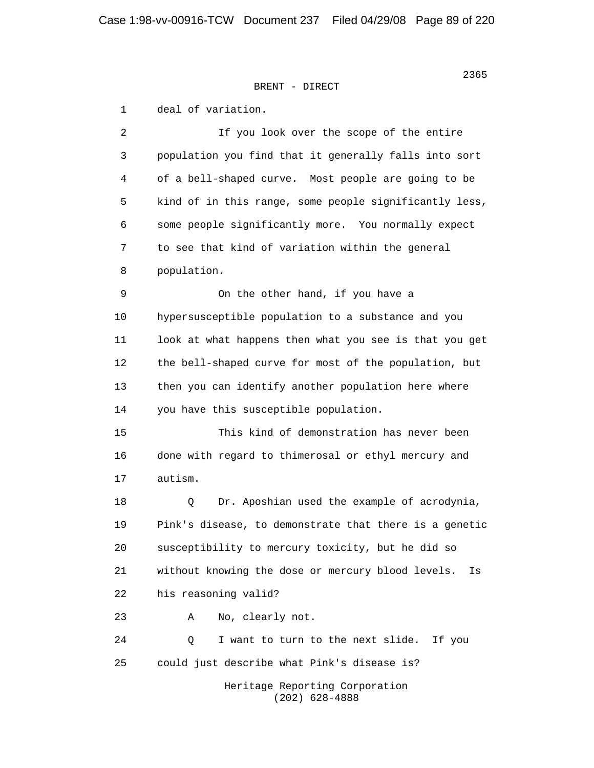BRENT - DIRECT

1 deal of variation.

2 If you look over the scope of the entire
3 population you find that it generally falls into sort
4 of a bell-shaped curve. Most people are going to be
5 kind of in this range, some people significantly less,
6 some people significantly more. You normally expect
7 to see that kind of variation within the general
8 population.

9 On the other hand, if you have a
10 hypersusceptible population to a substance and you
11 look at what happens then what you see is that you get
12 the bell-shaped curve for most of the population, but
13 then you can identify another population here where
14 you have this susceptible population.

15 This kind of demonstration has never been
16 done with regard to thimerosal or ethyl mercury and
17 autism.

18 Q Dr. Aposhian used the example of acrodynia,
19 Pink's disease, to demonstrate that there is a genetic
20 susceptibility to mercury toxicity, but he did so
21 without knowing the dose or mercury blood levels. Is
22 his reasoning valid?

23 A No, clearly not.

24 Q I want to turn to the next slide. If you
25 could just describe what Pink's disease is?

Heritage Reporting Corporation
(202) 628-4888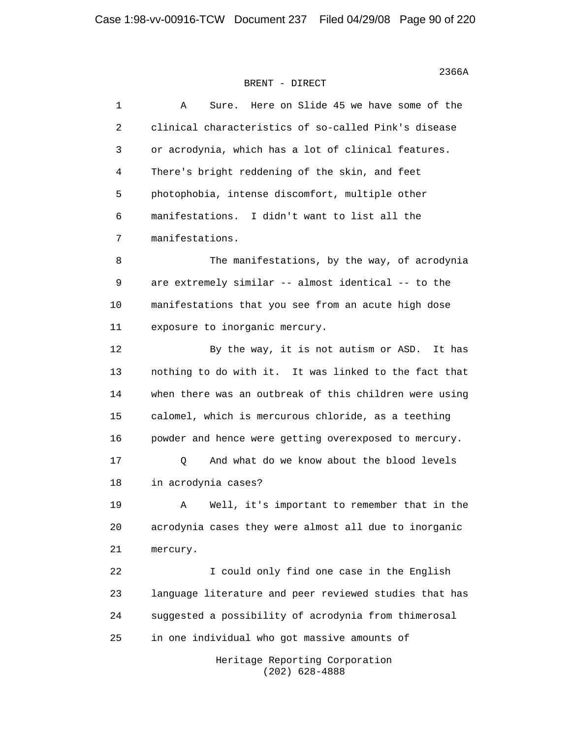2366A

BRENT - DIRECT

1 A Sure. Here on Slide 45 we have some of the
2 clinical characteristics of so-called Pink's disease
3 or acrodynia, which has a lot of clinical features.
4 There's bright reddening of the skin, and feet
5 photophobia, intense discomfort, multiple other
6 manifestations. I didn't want to list all the
7 manifestations.

8 The manifestations, by the way, of acrodynia
9 are extremely similar -- almost identical -- to the
10 manifestations that you see from an acute high dose
11 exposure to inorganic mercury.

12 By the way, it is not autism or ASD. It has
13 nothing to do with it. It was linked to the fact that
14 when there was an outbreak of this children were using
15 calomel, which is mercurous chloride, as a teething
16 powder and hence were getting overexposed to mercury.

17 Q And what do we know about the blood levels
18 in acrodynia cases?

19 A Well, it's important to remember that in the
20 acrodynia cases they were almost all due to inorganic
21 mercury.

22 I could only find one case in the English
23 language literature and peer reviewed studies that has
24 suggested a possibility of acrodynia from thimerosal
25 in one individual who got massive amounts of

Heritage Reporting Corporation
(202) 628-4888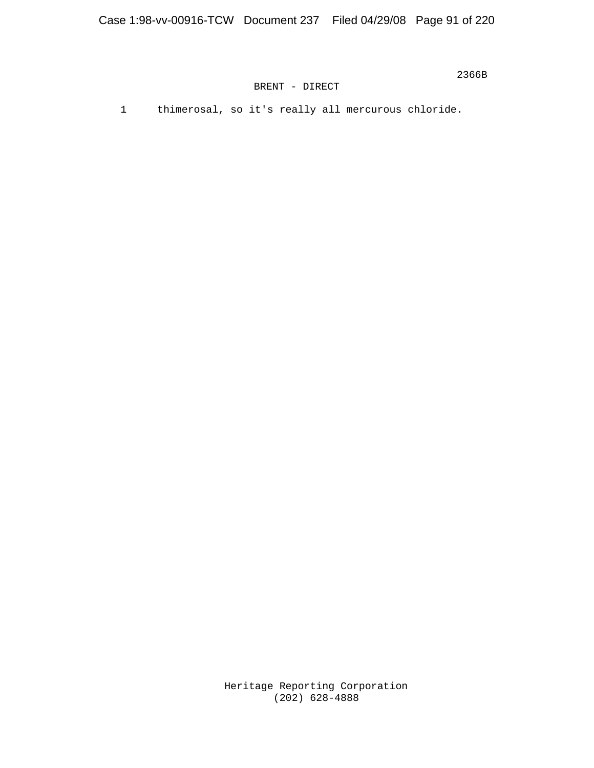BRENT - DIRECT

1 thimerosal, so it's really all mercurous chloride.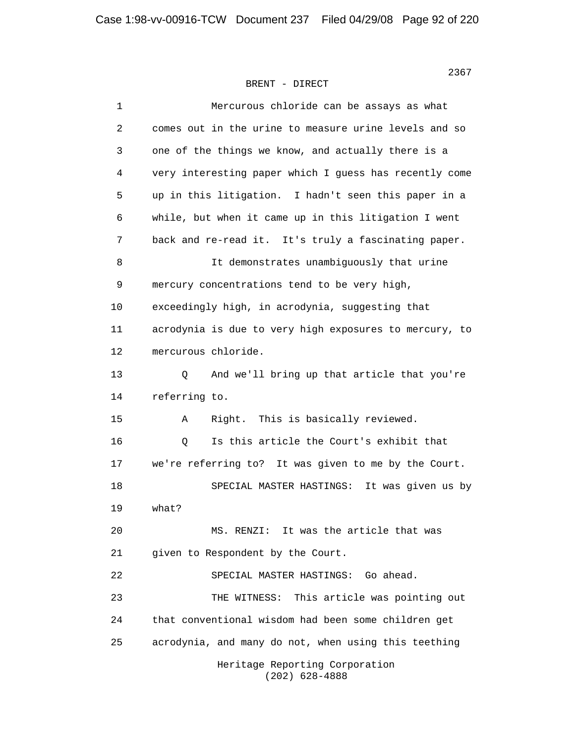BRENT - DIRECT

1 Mercurous chloride can be assays as what
2 comes out in the urine to measure urine levels and so
3 one of the things we know, and actually there is a
4 very interesting paper which I guess has recently come
5 up in this litigation. I hadn't seen this paper in a
6 while, but when it came up in this litigation I went
7 back and re-read it. It's truly a fascinating paper.
8 It demonstrates unambiguously that urine
9 mercury concentrations tend to be very high,
10 exceedingly high, in acrodynia, suggesting that
11 acrodynia is due to very high exposures to mercury, to
12 mercurous chloride.
13 Q And we'll bring up that article that you're
14 referring to.
15 A Right. This is basically reviewed.
16 Q Is this article the Court's exhibit that
17 we're referring to? It was given to me by the Court.
18 SPECIAL MASTER HASTINGS: It was given us by
19 what?
20 MS. RENZI: It was the article that was
21 given to Respondent by the Court.
22 SPECIAL MASTER HASTINGS: Go ahead.
23 THE WITNESS: This article was pointing out
24 that conventional wisdom had been some children get
25 acrodynia, and many do not, when using this teething

Heritage Reporting Corporation
(202) 628-4888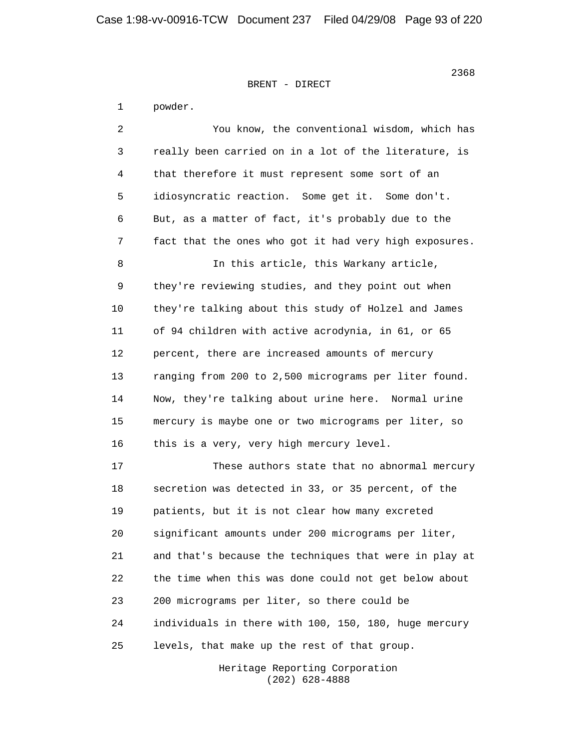BRENT - DIRECT

1 powder.

2 You know, the conventional wisdom, which has
3 really been carried on in a lot of the literature, is
4 that therefore it must represent some sort of an
5 idiosyncratic reaction. Some get it. Some don't.
6 But, as a matter of fact, it's probably due to the
7 fact that the ones who got it had very high exposures.

8 In this article, this Warkany article,
9 they're reviewing studies, and they point out when
10 they're talking about this study of Holzel and James
11 of 94 children with active acrodynia, in 61, or 65
12 percent, there are increased amounts of mercury
13 ranging from 200 to 2,500 micrograms per liter found.
14 Now, they're talking about urine here. Normal urine
15 mercury is maybe one or two micrograms per liter, so
16 this is a very, very high mercury level.

17 These authors state that no abnormal mercury
18 secretion was detected in 33, or 35 percent, of the
19 patients, but it is not clear how many excreted
20 significant amounts under 200 micrograms per liter,
21 and that's because the techniques that were in play at
22 the time when this was done could not get below about
23 200 micrograms per liter, so there could be
24 individuals in there with 100, 150, 180, huge mercury
25 levels, that make up the rest of that group.

Heritage Reporting Corporation
(202) 628-4888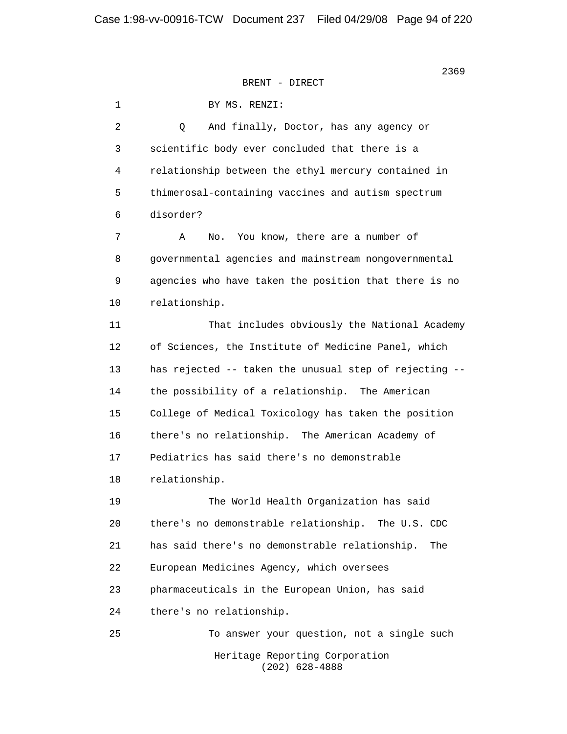BRENT - DIRECT

1 BY MS. RENZI:

2 Q And finally, Doctor, has any agency or
3 scientific body ever concluded that there is a
4 relationship between the ethyl mercury contained in
5 thimerosal-containing vaccines and autism spectrum
6 disorder?

7 A No. You know, there are a number of
8 governmental agencies and mainstream nongovernmental
9 agencies who have taken the position that there is no
10 relationship.

11 That includes obviously the National Academy
12 of Sciences, the Institute of Medicine Panel, which
13 has rejected -- taken the unusual step of rejecting --
14 the possibility of a relationship. The American
15 College of Medical Toxicology has taken the position
16 there's no relationship. The American Academy of
17 Pediatrics has said there's no demonstrable
18 relationship.

19 The World Health Organization has said
20 there's no demonstrable relationship. The U.S. CDC
21 has said there's no demonstrable relationship. The
22 European Medicines Agency, which oversees
23 pharmaceuticals in the European Union, has said
24 there's no relationship.

25 To answer your question, not a single such

Heritage Reporting Corporation
(202) 628-4888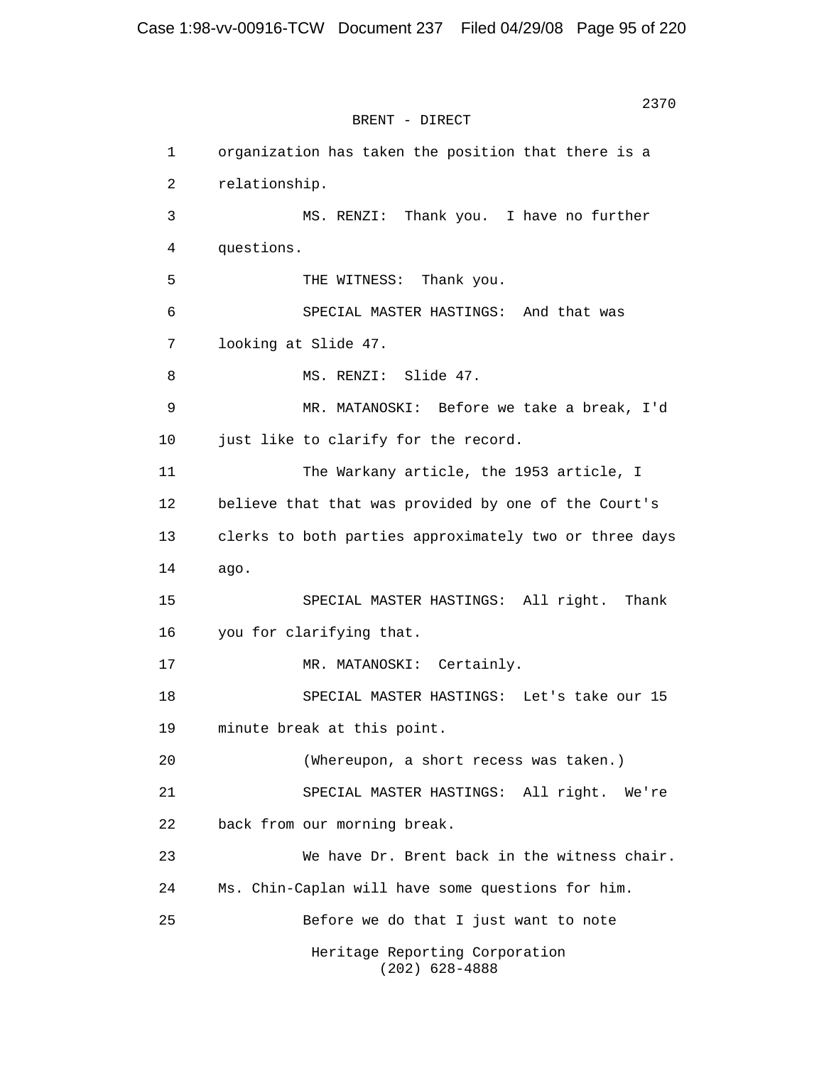BRENT - DIRECT

1 organization has taken the position that there is a

2 relationship.

3 MS. RENZI: Thank you. I have no further

4 questions.

5 THE WITNESS: Thank you.

6 SPECIAL MASTER HASTINGS: And that was

7 looking at Slide 47.

8 MS. RENZI: Slide 47.

9 MR. MATANOSKI: Before we take a break, I'd

10 just like to clarify for the record.

11 The Warkany article, the 1953 article, I

12 believe that that was provided by one of the Court's

13 clerks to both parties approximately two or three days

14 ago.

15 SPECIAL MASTER HASTINGS: All right. Thank

16 you for clarifying that.

17 MR. MATANOSKI: Certainly.

18 SPECIAL MASTER HASTINGS: Let's take our 15

19 minute break at this point.

20 (Whereupon, a short recess was taken.)

21 SPECIAL MASTER HASTINGS: All right. We're

22 back from our morning break.

23 We have Dr. Brent back in the witness chair.

24 Ms. Chin-Caplan will have some questions for him.

25 Before we do that I just want to note

Heritage Reporting Corporation
(202) 628-4888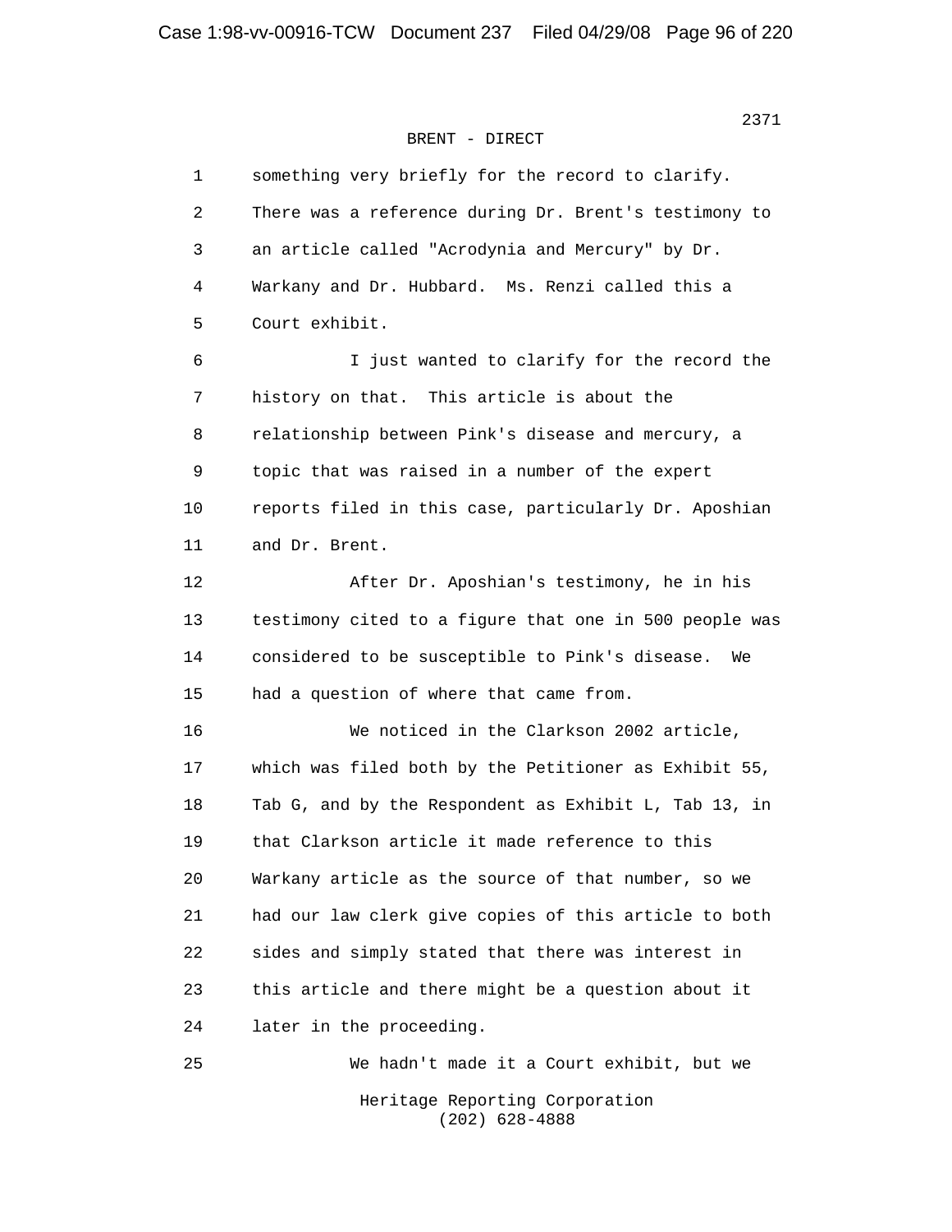BRENT - DIRECT

1 something very briefly for the record to clarify.
2 There was a reference during Dr. Brent's testimony to
3 an article called "Acrodynia and Mercury" by Dr.
4 Warkany and Dr. Hubbard. Ms. Renzi called this a
5 Court exhibit.
6 I just wanted to clarify for the record the
7 history on that. This article is about the
8 relationship between Pink's disease and mercury, a
9 topic that was raised in a number of the expert
10 reports filed in this case, particularly Dr. Aposhian
11 and Dr. Brent.
12 After Dr. Aposhian's testimony, he in his
13 testimony cited to a figure that one in 500 people was
14 considered to be susceptible to Pink's disease. We
15 had a question of where that came from.
16 We noticed in the Clarkson 2002 article,
17 which was filed both by the Petitioner as Exhibit 55,
18 Tab G, and by the Respondent as Exhibit L, Tab 13, in
19 that Clarkson article it made reference to this
20 Warkany article as the source of that number, so we
21 had our law clerk give copies of this article to both
22 sides and simply stated that there was interest in
23 this article and there might be a question about it
24 later in the proceeding.
25 We hadn't made it a Court exhibit, but we

Heritage Reporting Corporation
(202) 628-4888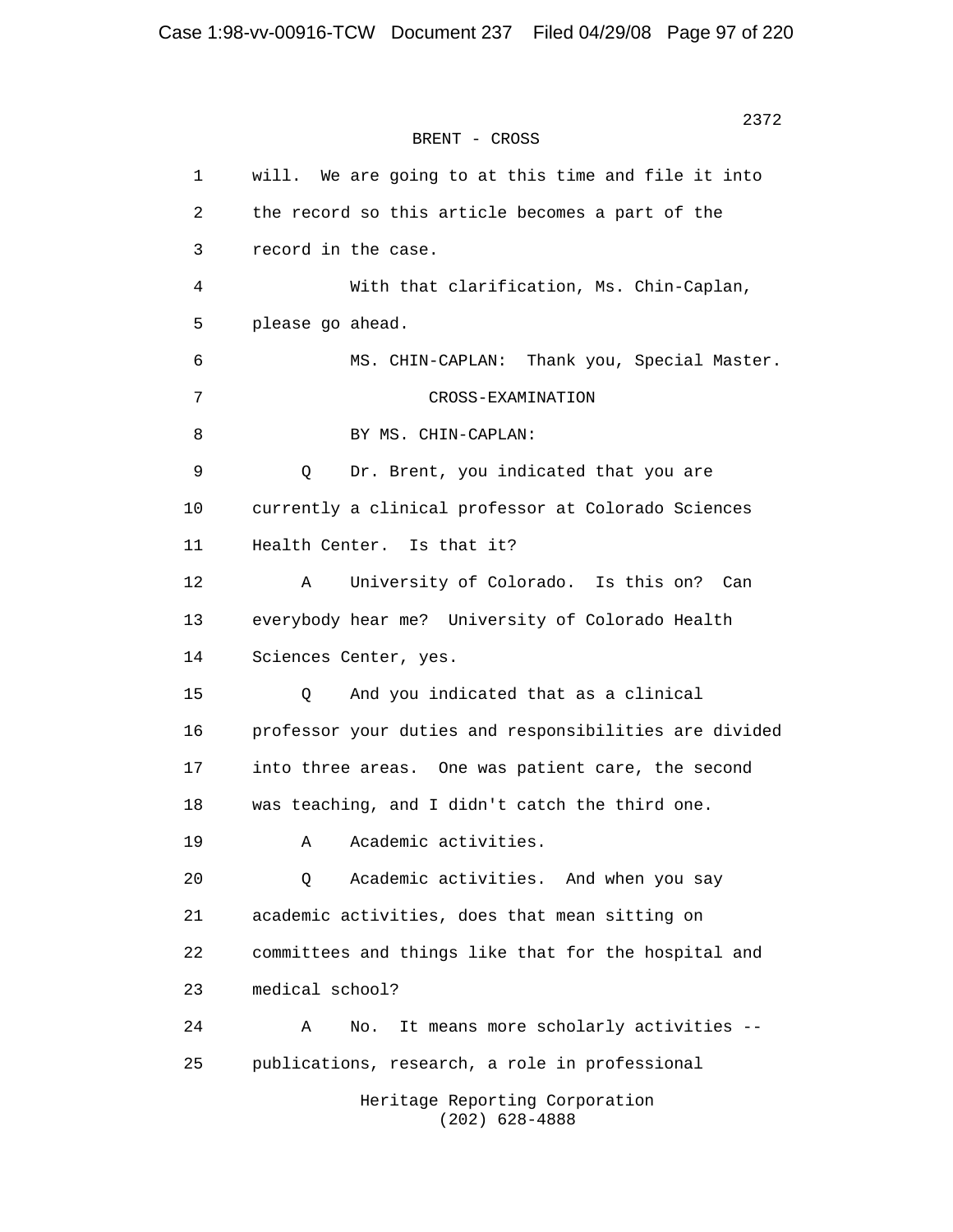BRENT - CROSS

1 will. We are going to at this time and file it into
2 the record so this article becomes a part of the
3 record in the case.
4 With that clarification, Ms. Chin-Caplan,
5 please go ahead.
6 MS. CHIN-CAPLAN: Thank you, Special Master.
7 CROSS-EXAMINATION
8 BY MS. CHIN-CAPLAN:
9 Q Dr. Brent, you indicated that you are
10 currently a clinical professor at Colorado Sciences
11 Health Center. Is that it?
12 A University of Colorado. Is this on? Can
13 everybody hear me? University of Colorado Health
14 Sciences Center, yes.
15 Q And you indicated that as a clinical
16 professor your duties and responsibilities are divided
17 into three areas. One was patient care, the second
18 was teaching, and I didn't catch the third one.
19 A Academic activities.
20 Q Academic activities. And when you say
21 academic activities, does that mean sitting on
22 committees and things like that for the hospital and
23 medical school?
24 A No. It means more scholarly activities --
25 publications, research, a role in professional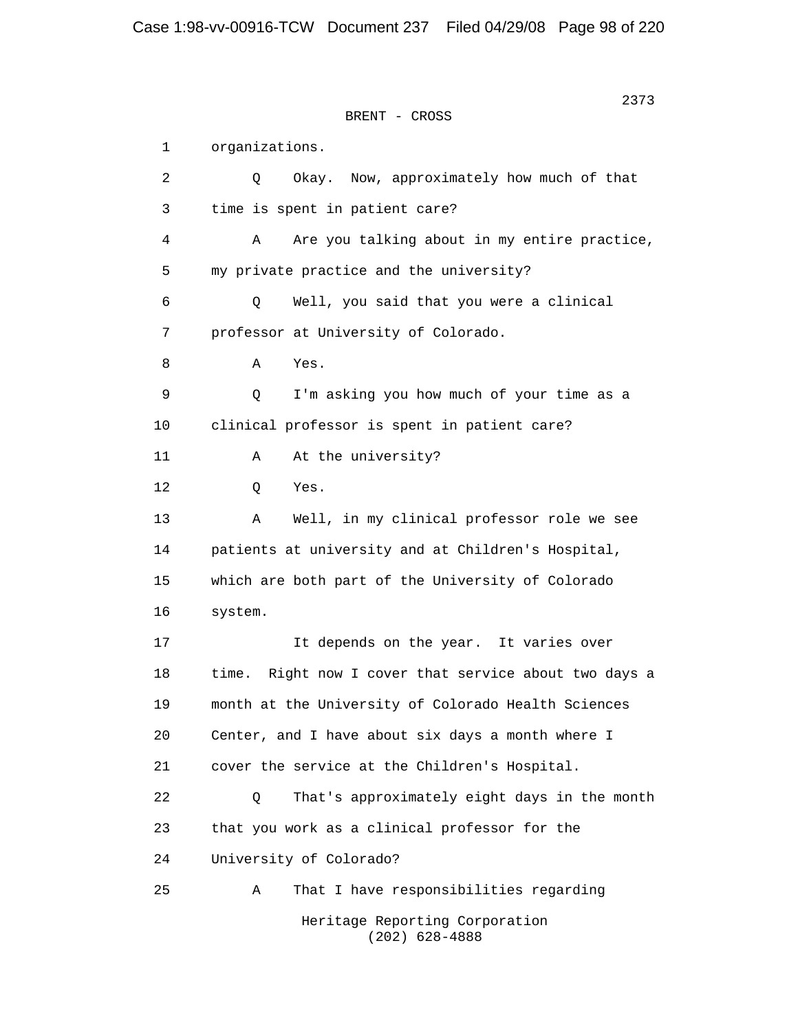BRENT - CROSS

1 organizations.

2 Q Okay. Now, approximately how much of that

3 time is spent in patient care?

4 A Are you talking about in my entire practice,

5 my private practice and the university?

6 Q Well, you said that you were a clinical

7 professor at University of Colorado.

8 A Yes.

9 Q I'm asking you how much of your time as a

10 clinical professor is spent in patient care?

11 A At the university?

12 Q Yes.

13 A Well, in my clinical professor role we see

14 patients at university and at Children's Hospital,

15 which are both part of the University of Colorado

16 system.

17 It depends on the year. It varies over

18 time. Right now I cover that service about two days a

19 month at the University of Colorado Health Sciences

20 Center, and I have about six days a month where I

21 cover the service at the Children's Hospital.

22 Q That's approximately eight days in the month

23 that you work as a clinical professor for the

24 University of Colorado?

25 A That I have responsibilities regarding

Heritage Reporting Corporation
(202) 628-4888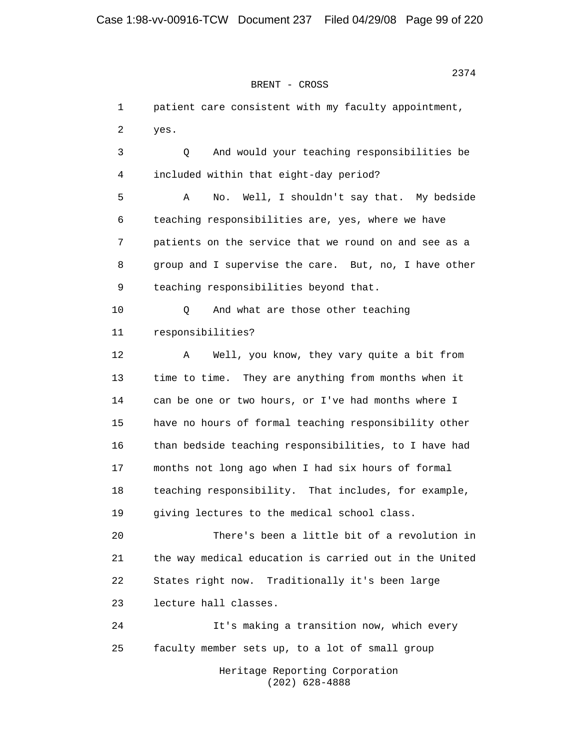BRENT - CROSS

1 patient care consistent with my faculty appointment,
2 yes.
3 Q And would your teaching responsibilities be
4 included within that eight-day period?
5 A No. Well, I shouldn't say that. My bedside
6 teaching responsibilities are, yes, where we have
7 patients on the service that we round on and see as a
8 group and I supervise the care. But, no, I have other
9 teaching responsibilities beyond that.
10 Q And what are those other teaching
11 responsibilities?
12 A Well, you know, they vary quite a bit from
13 time to time. They are anything from months when it
14 can be one or two hours, or I've had months where I
15 have no hours of formal teaching responsibility other
16 than bedside teaching responsibilities, to I have had
17 months not long ago when I had six hours of formal
18 teaching responsibility. That includes, for example,
19 giving lectures to the medical school class.
20 There's been a little bit of a revolution in
21 the way medical education is carried out in the United
22 States right now. Traditionally it's been large
23 lecture hall classes.
24 It's making a transition now, which every
25 faculty member sets up, to a lot of small group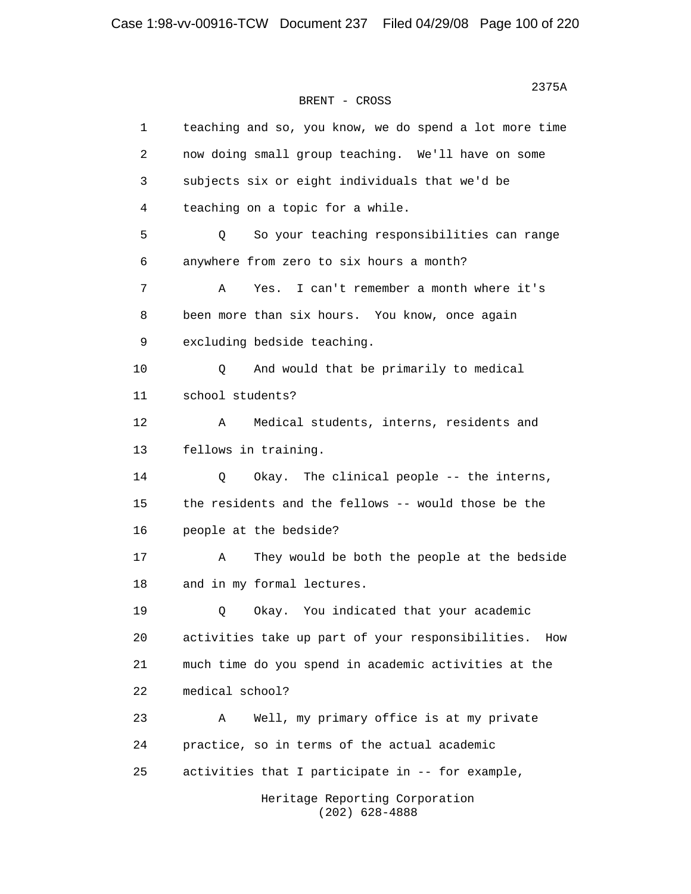BRENT - CROSS

1 teaching and so, you know, we do spend a lot more time
2 now doing small group teaching. We'll have on some
3 subjects six or eight individuals that we'd be
4 teaching on a topic for a while.

5 Q So your teaching responsibilities can range
6 anywhere from zero to six hours a month?

7 A Yes. I can't remember a month where it's
8 been more than six hours. You know, once again
9 excluding bedside teaching.

10 Q And would that be primarily to medical
11 school students?

12 A Medical students, interns, residents and
13 fellows in training.

14 Q Okay. The clinical people -- the interns,
15 the residents and the fellows -- would those be the
16 people at the bedside?

17 A They would be both the people at the bedside
18 and in my formal lectures.

19 Q Okay. You indicated that your academic
20 activities take up part of your responsibilities. How
21 much time do you spend in academic activities at the
22 medical school?

23 A Well, my primary office is at my private
24 practice, so in terms of the actual academic
25 activities that I participate in -- for example,

Heritage Reporting Corporation
(202) 628-4888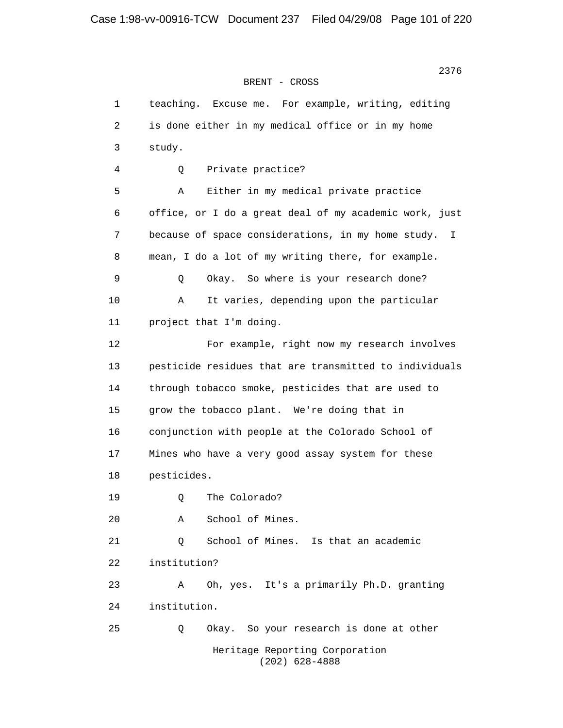BRENT - CROSS

1 teaching. Excuse me. For example, writing, editing
2 is done either in my medical office or in my home
3 study.
4 Q Private practice?
5 A Either in my medical private practice
6 office, or I do a great deal of my academic work, just
7 because of space considerations, in my home study. I
8 mean, I do a lot of my writing there, for example.
9 Q Okay. So where is your research done?
10 A It varies, depending upon the particular
11 project that I'm doing.
12 For example, right now my research involves
13 pesticide residues that are transmitted to individuals
14 through tobacco smoke, pesticides that are used to
15 grow the tobacco plant. We're doing that in
16 conjunction with people at the Colorado School of
17 Mines who have a very good assay system for these
18 pesticides.
19 Q The Colorado?
20 A School of Mines.
21 Q School of Mines. Is that an academic
22 institution?
23 A Oh, yes. It's a primarily Ph.D. granting
24 institution.
25 Q Okay. So your research is done at other

Heritage Reporting Corporation
(202) 628-4888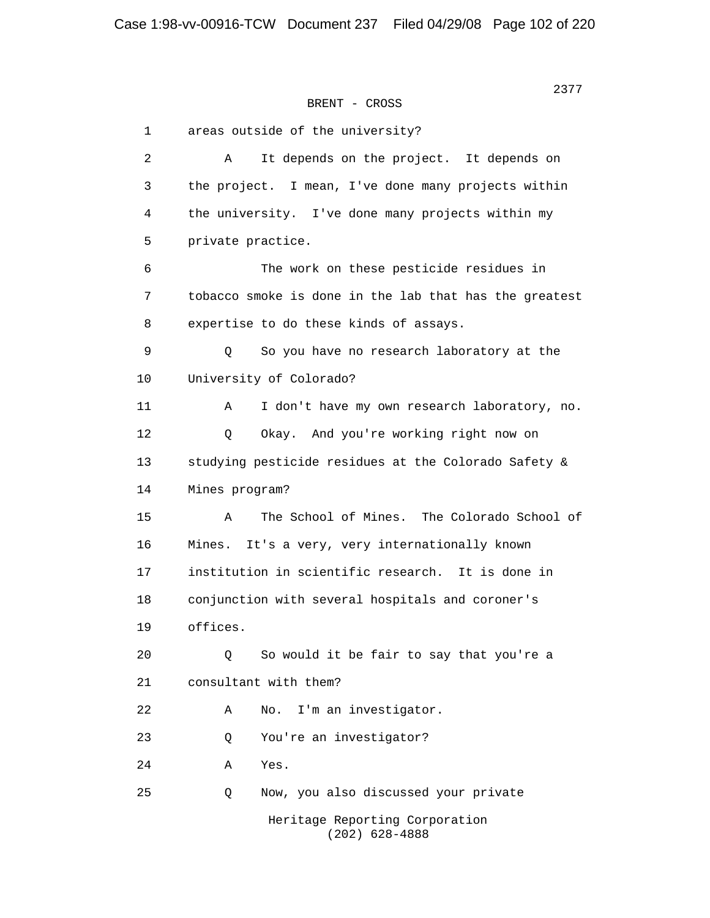BRENT - CROSS

1 areas outside of the university?

2 A It depends on the project. It depends on

3 the project. I mean, I've done many projects within

4 the university. I've done many projects within my

5 private practice.

6 The work on these pesticide residues in

7 tobacco smoke is done in the lab that has the greatest

8 expertise to do these kinds of assays.

9 Q So you have no research laboratory at the

10 University of Colorado?

11 A I don't have my own research laboratory, no.

12 Q Okay. And you're working right now on

13 studying pesticide residues at the Colorado Safety &

14 Mines program?

15 A The School of Mines. The Colorado School of

16 Mines. It's a very, very internationally known

17 institution in scientific research. It is done in

18 conjunction with several hospitals and coroner's

19 offices.

20 Q So would it be fair to say that you're a

21 consultant with them?

22 A No. I'm an investigator.

23 Q You're an investigator?

24 A Yes.

25 Q Now, you also discussed your private

Heritage Reporting Corporation
(202) 628-4888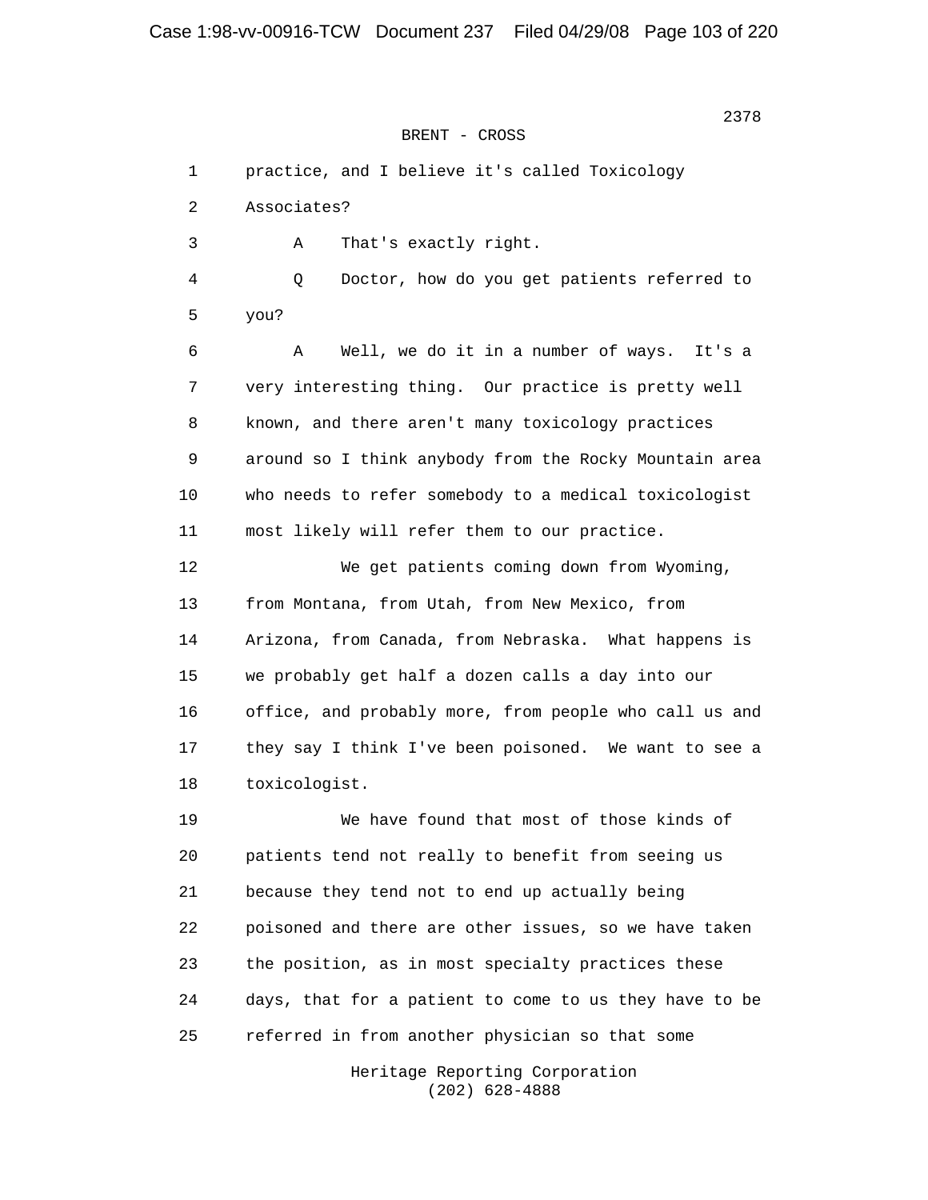BRENT - CROSS

1 practice, and I believe it's called Toxicology
2 Associates?
3 A That's exactly right.
4 Q Doctor, how do you get patients referred to
5 you?
6 A Well, we do it in a number of ways. It's a
7 very interesting thing. Our practice is pretty well
8 known, and there aren't many toxicology practices
9 around so I think anybody from the Rocky Mountain area
10 who needs to refer somebody to a medical toxicologist
11 most likely will refer them to our practice.
12 We get patients coming down from Wyoming,
13 from Montana, from Utah, from New Mexico, from
14 Arizona, from Canada, from Nebraska. What happens is
15 we probably get half a dozen calls a day into our
16 office, and probably more, from people who call us and
17 they say I think I've been poisoned. We want to see a
18 toxicologist.
19 We have found that most of those kinds of
20 patients tend not really to benefit from seeing us
21 because they tend not to end up actually being
22 poisoned and there are other issues, so we have taken
23 the position, as in most specialty practices these
24 days, that for a patient to come to us they have to be
25 referred in from another physician so that some

Heritage Reporting Corporation
(202) 628-4888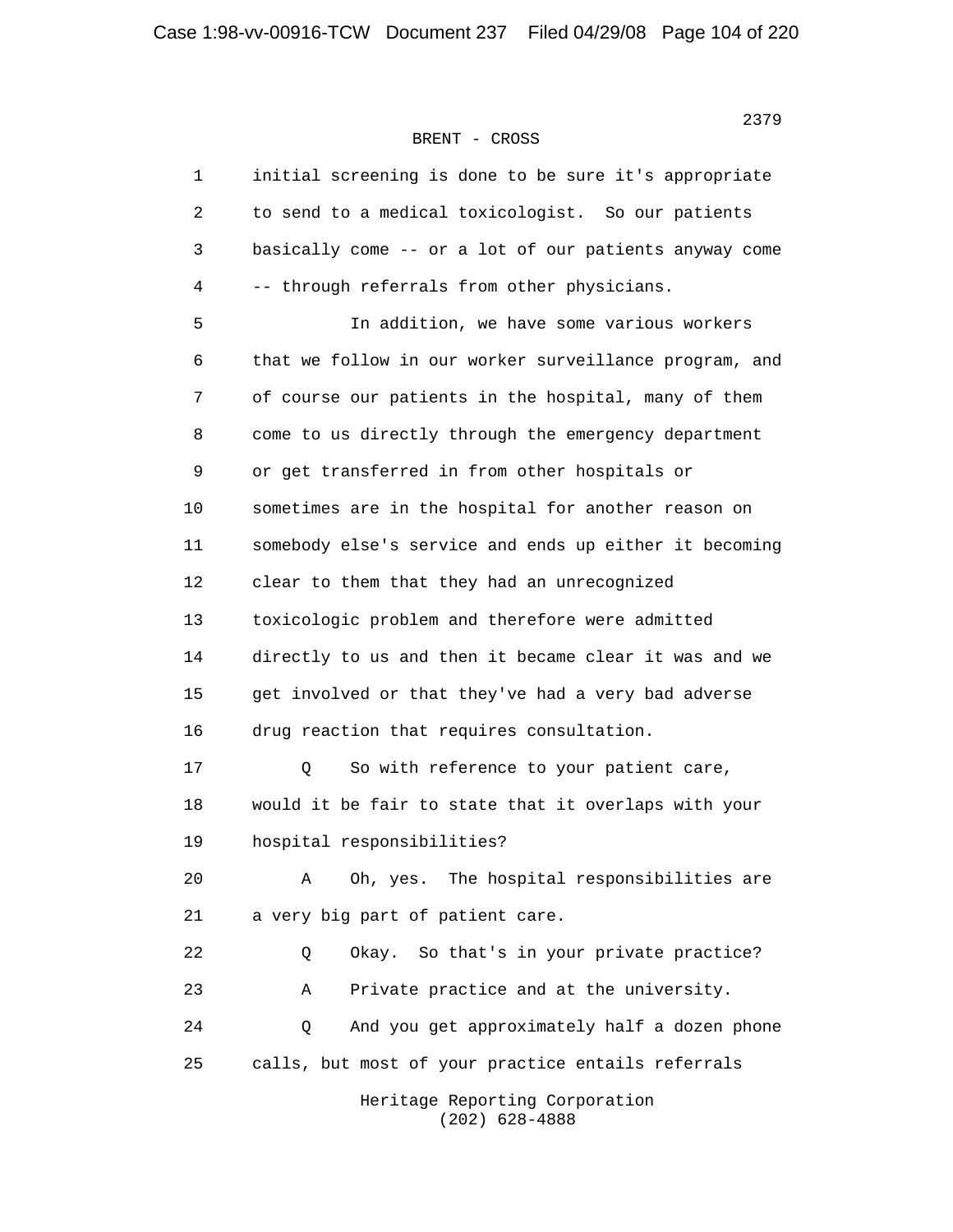BRENT - CROSS

1 initial screening is done to be sure it's appropriate
2 to send to a medical toxicologist. So our patients
3 basically come -- or a lot of our patients anyway come
4 -- through referrals from other physicians.
5 In addition, we have some various workers
6 that we follow in our worker surveillance program, and
7 of course our patients in the hospital, many of them
8 come to us directly through the emergency department
9 or get transferred in from other hospitals or
10 sometimes are in the hospital for another reason on
11 somebody else's service and ends up either it becoming
12 clear to them that they had an unrecognized
13 toxicologic problem and therefore were admitted
14 directly to us and then it became clear it was and we
15 get involved or that they've had a very bad adverse
16 drug reaction that requires consultation.
17 Q So with reference to your patient care,
18 would it be fair to state that it overlaps with your
19 hospital responsibilities?
20 A Oh, yes. The hospital responsibilities are
21 a very big part of patient care.
22 Q Okay. So that's in your private practice?
23 A Private practice and at the university.
24 Q And you get approximately half a dozen phone
25 calls, but most of your practice entails referrals

Heritage Reporting Corporation
(202) 628-4888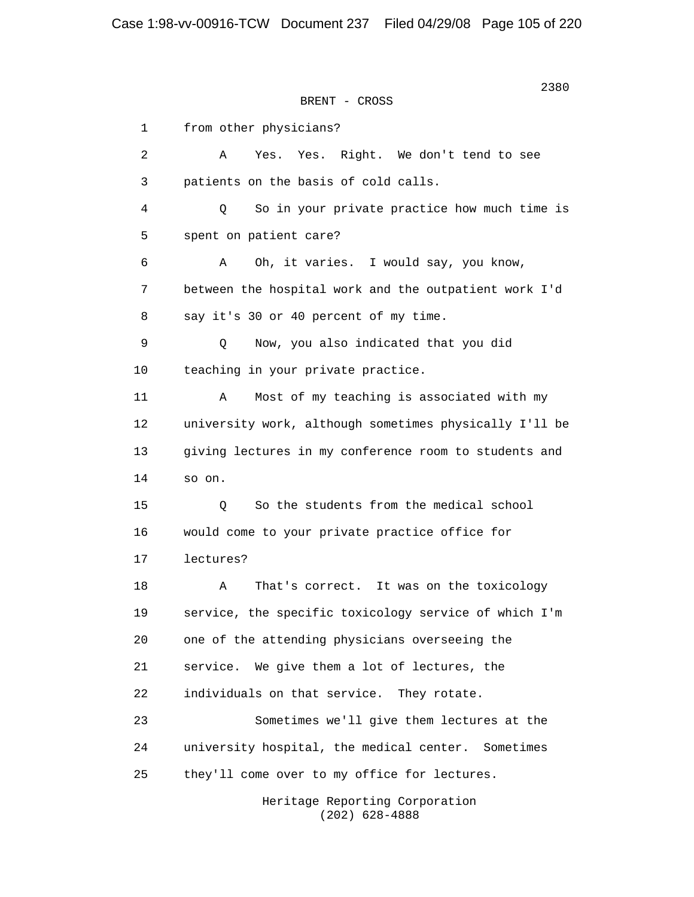BRENT - CROSS

1 from other physicians?

2 A Yes. Yes. Right. We don't tend to see

3 patients on the basis of cold calls.

4 Q So in your private practice how much time is

5 spent on patient care?

6 A Oh, it varies. I would say, you know,

7 between the hospital work and the outpatient work I'd

8 say it's 30 or 40 percent of my time.

9 Q Now, you also indicated that you did

10 teaching in your private practice.

11 A Most of my teaching is associated with my

12 university work, although sometimes physically I'll be

13 giving lectures in my conference room to students and

14 so on.

15 Q So the students from the medical school

16 would come to your private practice office for

17 lectures?

18 A That's correct. It was on the toxicology

19 service, the specific toxicology service of which I'm

20 one of the attending physicians overseeing the

21 service. We give them a lot of lectures, the

22 individuals on that service. They rotate.

23 Sometimes we'll give them lectures at the

24 university hospital, the medical center. Sometimes

25 they'll come over to my office for lectures.

Heritage Reporting Corporation
(202) 628-4888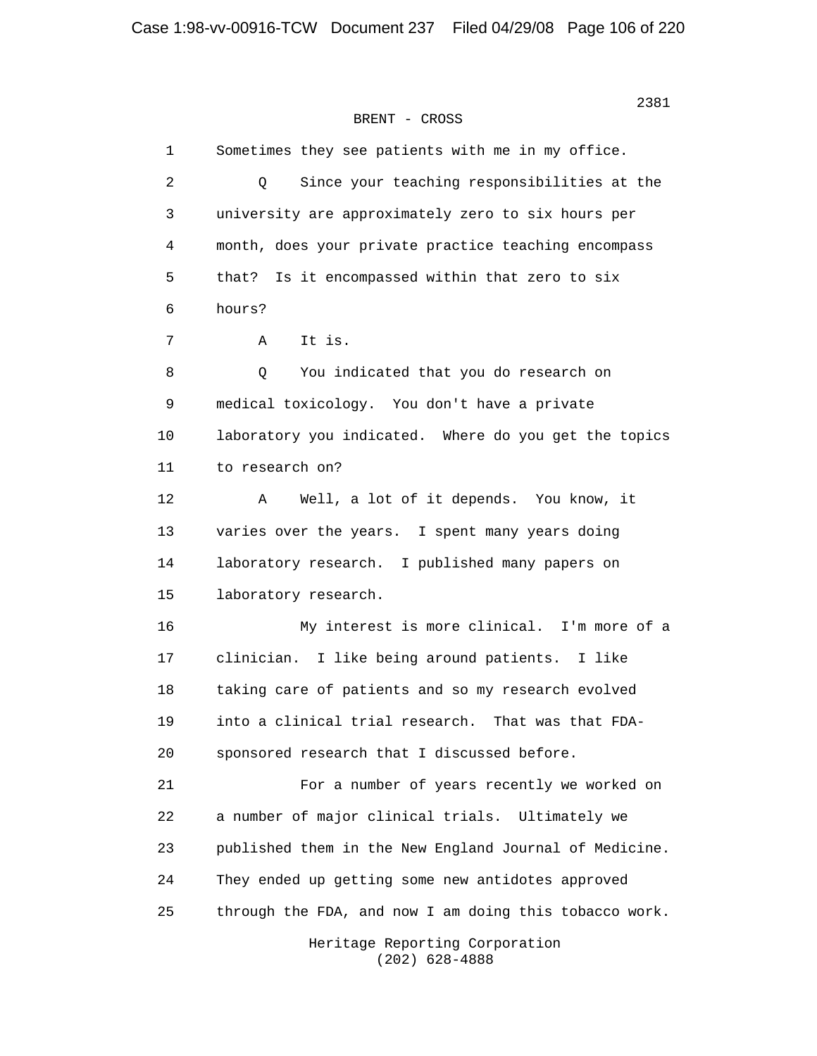BRENT - CROSS

1 Sometimes they see patients with me in my office.

2 Q Since your teaching responsibilities at the

3 university are approximately zero to six hours per

4 month, does your private practice teaching encompass

5 that? Is it encompassed within that zero to six

6 hours?

7 A It is.

8 Q You indicated that you do research on

9 medical toxicology. You don't have a private

10 laboratory you indicated. Where do you get the topics

11 to research on?

12 A Well, a lot of it depends. You know, it

13 varies over the years. I spent many years doing

14 laboratory research. I published many papers on

15 laboratory research.

16 My interest is more clinical. I'm more of a

17 clinician. I like being around patients. I like

18 taking care of patients and so my research evolved

19 into a clinical trial research. That was that FDA-

20 sponsored research that I discussed before.

21 For a number of years recently we worked on

22 a number of major clinical trials. Ultimately we

23 published them in the New England Journal of Medicine.

24 They ended up getting some new antidotes approved

25 through the FDA, and now I am doing this tobacco work.

Heritage Reporting Corporation
(202) 628-4888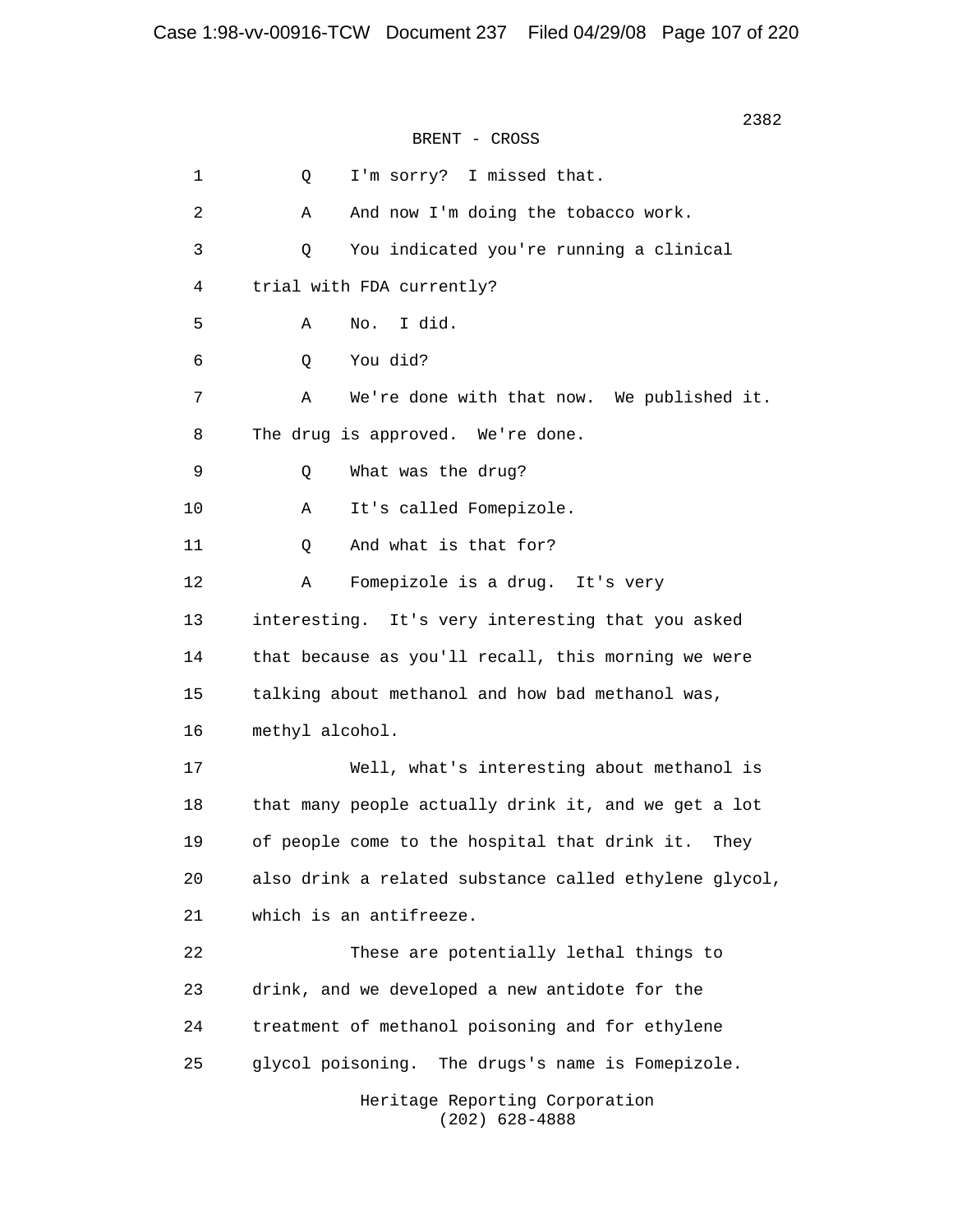BRENT - CROSS

1 Q I'm sorry? I missed that.

2 A And now I'm doing the tobacco work.

3 Q You indicated you're running a clinical

4 trial with FDA currently?

5 A No. I did.

6 Q You did?

7 A We're done with that now. We published it.

8 The drug is approved. We're done.

9 Q What was the drug?

10 A It's called Fomepizole.

11 Q And what is that for?

12 A Fomepizole is a drug. It's very

13 interesting. It's very interesting that you asked

14 that because as you'll recall, this morning we were

15 talking about methanol and how bad methanol was,

16 methyl alcohol.

17 Well, what's interesting about methanol is

18 that many people actually drink it, and we get a lot

19 of people come to the hospital that drink it. They

20 also drink a related substance called ethylene glycol,

21 which is an antifreeze.

22 These are potentially lethal things to

23 drink, and we developed a new antidote for the

24 treatment of methanol poisoning and for ethylene

25 glycol poisoning. The drugs's name is Fomepizole.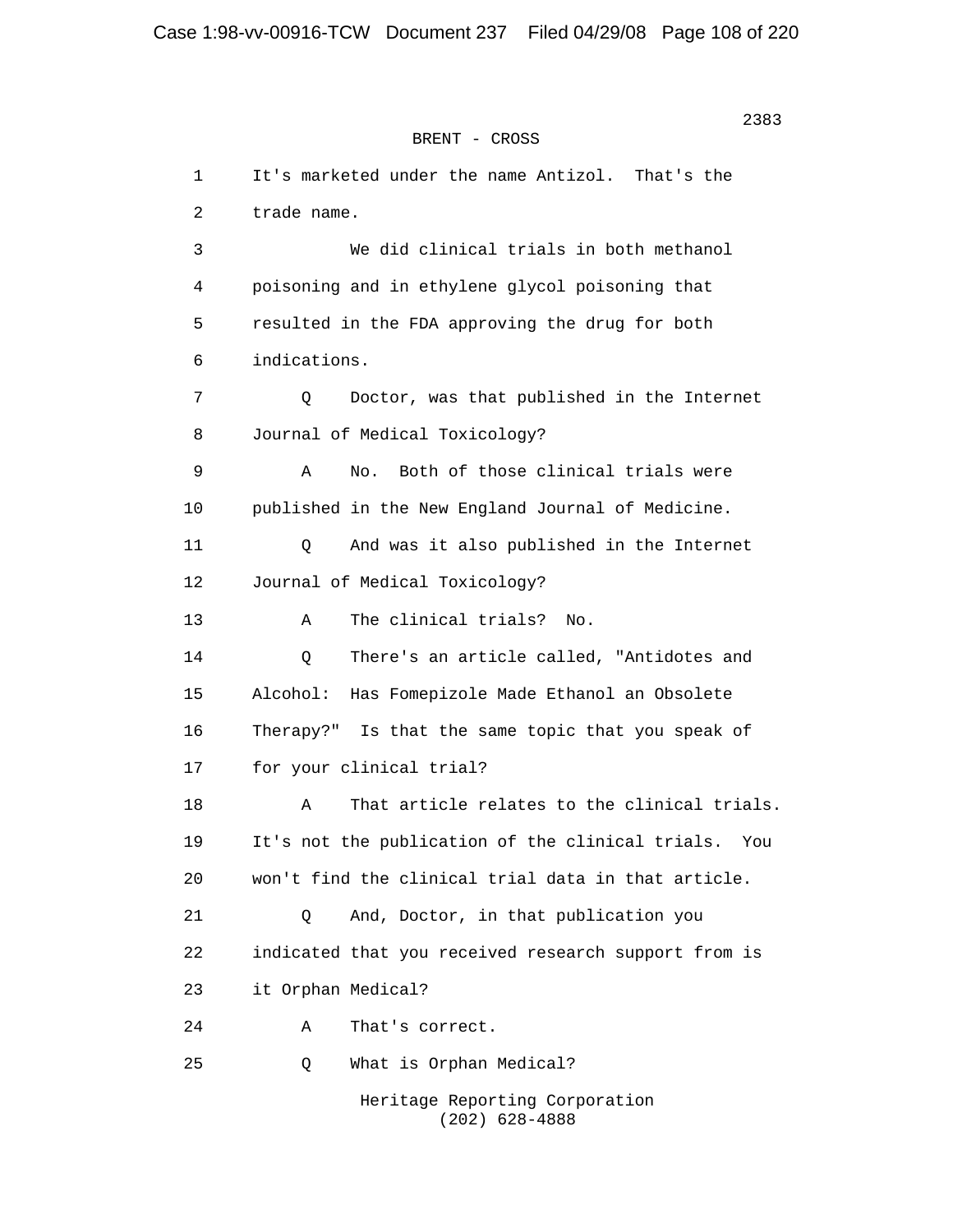BRENT - CROSS

1 It's marketed under the name Antizol. That's the
2 trade name.
3 We did clinical trials in both methanol
4 poisoning and in ethylene glycol poisoning that
5 resulted in the FDA approving the drug for both
6 indications.
7 Q Doctor, was that published in the Internet
8 Journal of Medical Toxicology?
9 A No. Both of those clinical trials were
10 published in the New England Journal of Medicine.
11 Q And was it also published in the Internet
12 Journal of Medical Toxicology?
13 A The clinical trials? No.
14 Q There's an article called, "Antidotes and
15 Alcohol: Has Fomepizole Made Ethanol an Obsolete
16 Therapy?" Is that the same topic that you speak of
17 for your clinical trial?
18 A That article relates to the clinical trials.
19 It's not the publication of the clinical trials. You
20 won't find the clinical trial data in that article.
21 Q And, Doctor, in that publication you
22 indicated that you received research support from is
23 it Orphan Medical?
24 A That's correct.
25 Q What is Orphan Medical?

Heritage Reporting Corporation
(202) 628-4888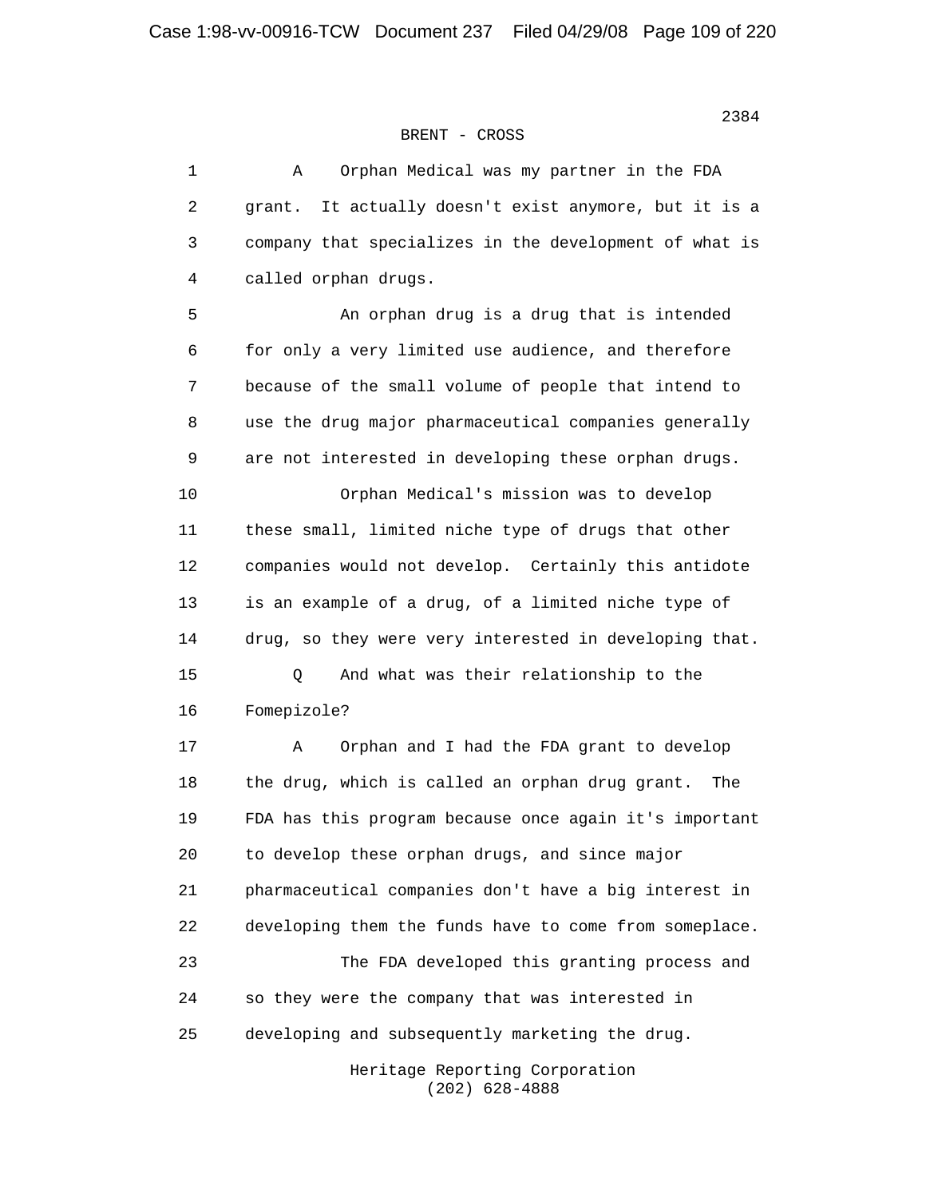BRENT - CROSS

A Orphan Medical was my partner in the FDA grant. It actually doesn't exist anymore, but it is a company that specializes in the development of what is called orphan drugs.

An orphan drug is a drug that is intended for only a very limited use audience, and therefore because of the small volume of people that intend to use the drug major pharmaceutical companies generally are not interested in developing these orphan drugs.

Orphan Medical's mission was to develop these small, limited niche type of drugs that other companies would not develop. Certainly this antidote is an example of a drug, of a limited niche type of drug, so they were very interested in developing that.

Q And what was their relationship to the Fomepizole?

A Orphan and I had the FDA grant to develop the drug, which is called an orphan drug grant. The FDA has this program because once again it's important to develop these orphan drugs, and since major pharmaceutical companies don't have a big interest in developing them the funds have to come from someplace.

The FDA developed this granting process and so they were the company that was interested in developing and subsequently marketing the drug.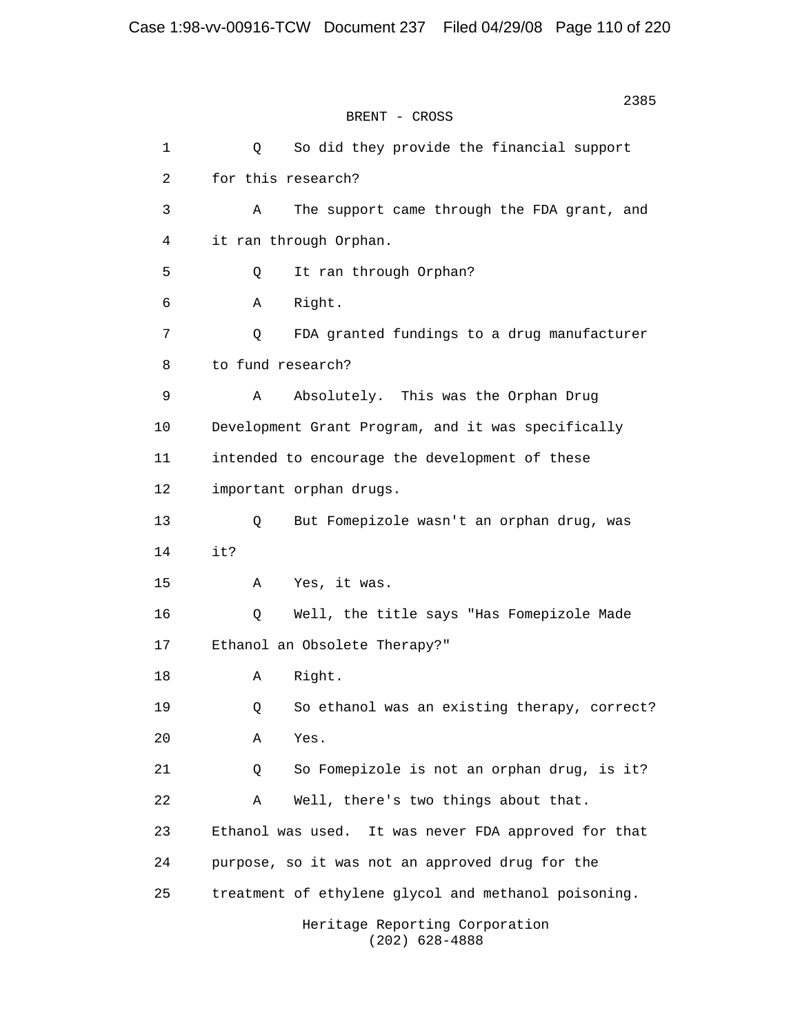BRENT - CROSS

1 Q So did they provide the financial support
2 for this research?
3 A The support came through the FDA grant, and
4 it ran through Orphan.
5 Q It ran through Orphan?
6 A Right.
7 Q FDA granted fundings to a drug manufacturer
8 to fund research?
9 A Absolutely. This was the Orphan Drug
10 Development Grant Program, and it was specifically
11 intended to encourage the development of these
12 important orphan drugs.
13 Q But Fomepizole wasn't an orphan drug, was
14 it?
15 A Yes, it was.
16 Q Well, the title says "Has Fomepizole Made
17 Ethanol an Obsolete Therapy?"
18 A Right.
19 Q So ethanol was an existing therapy, correct?
20 A Yes.
21 Q So Fomepizole is not an orphan drug, is it?
22 A Well, there's two things about that.
23 Ethanol was used. It was never FDA approved for that
24 purpose, so it was not an approved drug for the
25 treatment of ethylene glycol and methanol poisoning.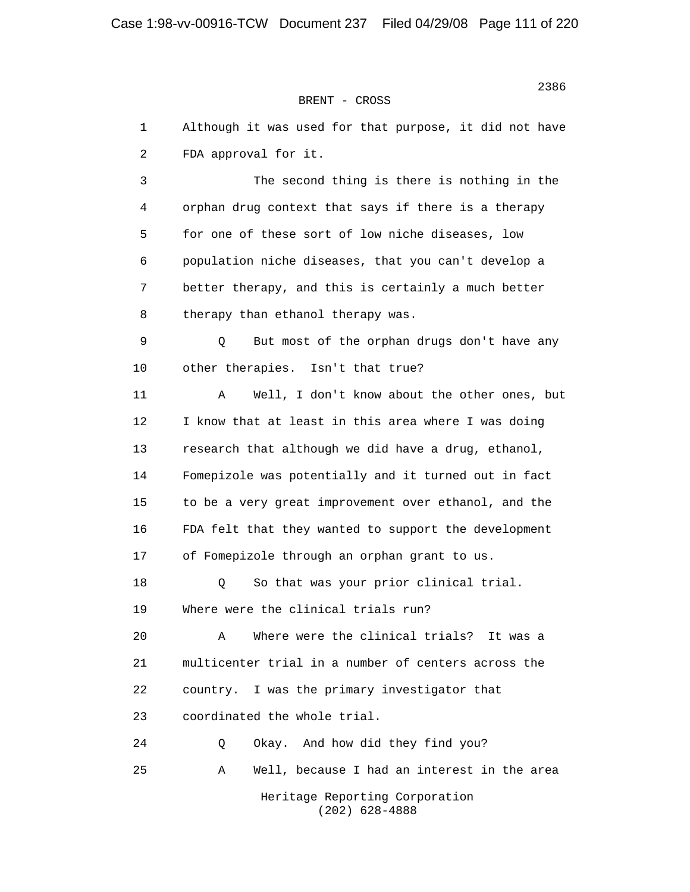BRENT - CROSS

1 Although it was used for that purpose, it did not have
2 FDA approval for it.

3 The second thing is there is nothing in the
4 orphan drug context that says if there is a therapy
5 for one of these sort of low niche diseases, low
6 population niche diseases, that you can't develop a
7 better therapy, and this is certainly a much better
8 therapy than ethanol therapy was.

9 Q But most of the orphan drugs don't have any
10 other therapies. Isn't that true?

11 A Well, I don't know about the other ones, but
12 I know that at least in this area where I was doing
13 research that although we did have a drug, ethanol,
14 Fomepizole was potentially and it turned out in fact
15 to be a very great improvement over ethanol, and the
16 FDA felt that they wanted to support the development
17 of Fomepizole through an orphan grant to us.

18 Q So that was your prior clinical trial.
19 Where were the clinical trials run?

20 A Where were the clinical trials? It was a
21 multicenter trial in a number of centers across the
22 country. I was the primary investigator that
23 coordinated the whole trial.

24 Q Okay. And how did they find you?

25 A Well, because I had an interest in the area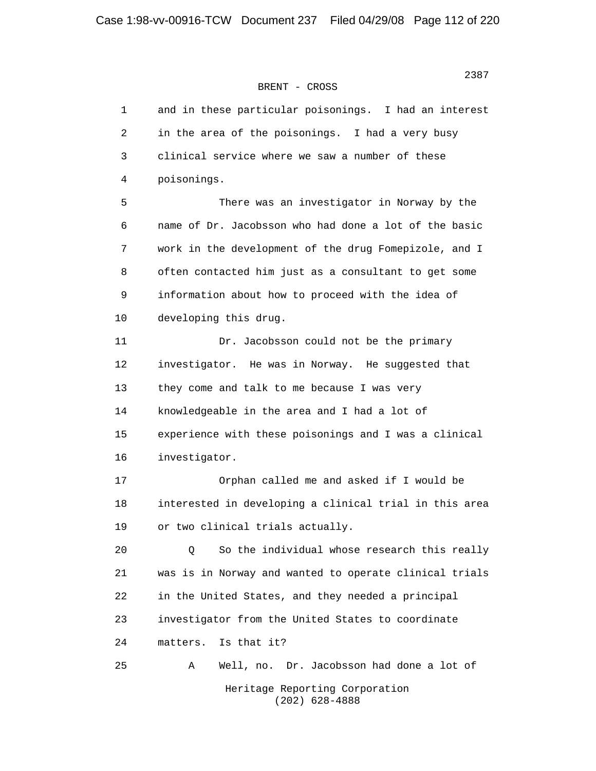BRENT - CROSS

1 and in these particular poisonings. I had an interest
2 in the area of the poisonings. I had a very busy
3 clinical service where we saw a number of these
4 poisonings.

5 There was an investigator in Norway by the
6 name of Dr. Jacobsson who had done a lot of the basic
7 work in the development of the drug Fomepizole, and I
8 often contacted him just as a consultant to get some
9 information about how to proceed with the idea of
10 developing this drug.

11 Dr. Jacobsson could not be the primary
12 investigator. He was in Norway. He suggested that
13 they come and talk to me because I was very
14 knowledgeable in the area and I had a lot of
15 experience with these poisonings and I was a clinical
16 investigator.

17 Orphan called me and asked if I would be
18 interested in developing a clinical trial in this area
19 or two clinical trials actually.

20 Q So the individual whose research this really
21 was is in Norway and wanted to operate clinical trials
22 in the United States, and they needed a principal
23 investigator from the United States to coordinate
24 matters. Is that it?

25 A Well, no. Dr. Jacobsson had done a lot of

Heritage Reporting Corporation
(202) 628-4888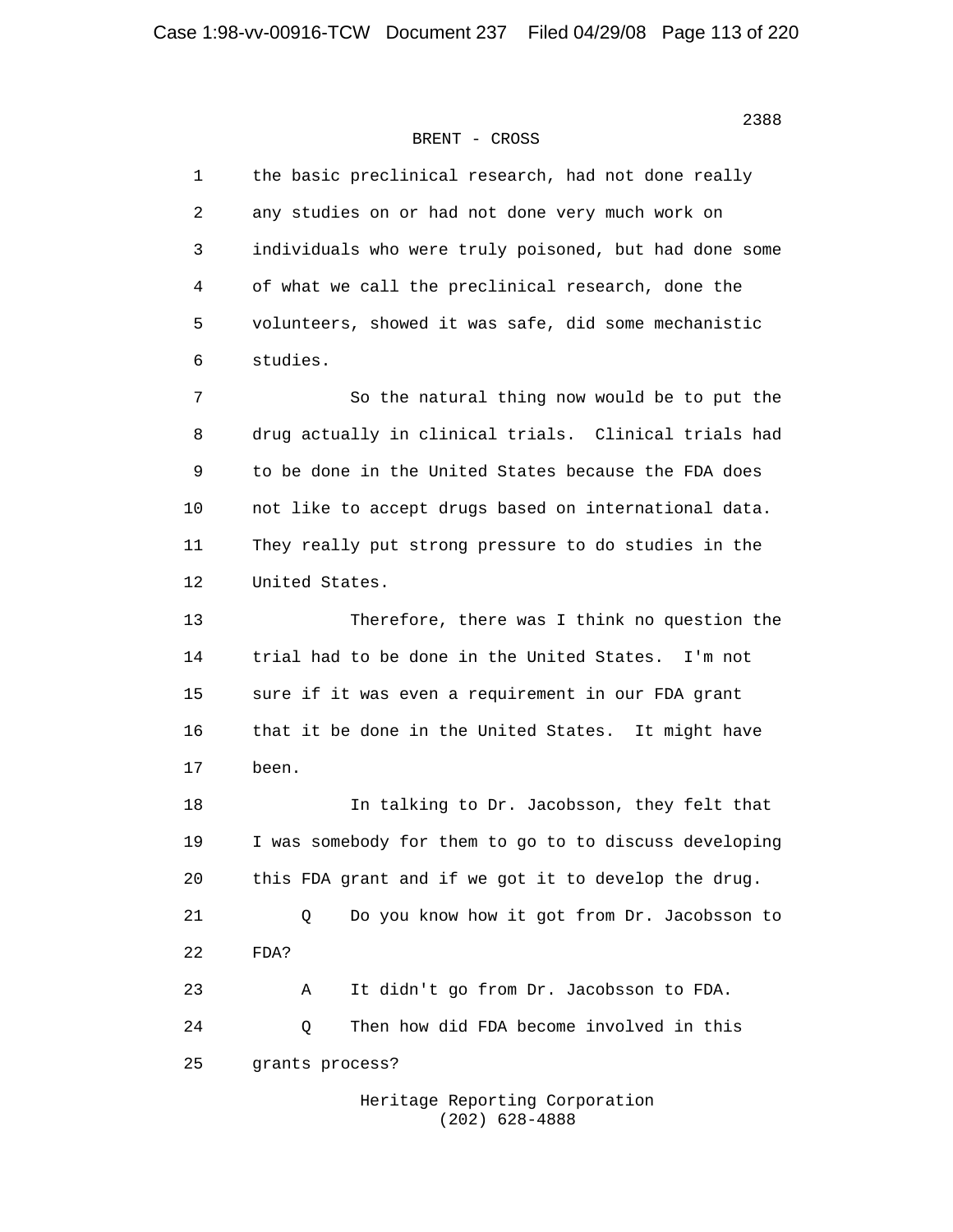BRENT - CROSS

1 the basic preclinical research, had not done really
2 any studies on or had not done very much work on
3 individuals who were truly poisoned, but had done some
4 of what we call the preclinical research, done the
5 volunteers, showed it was safe, did some mechanistic
6 studies.

7 So the natural thing now would be to put the
8 drug actually in clinical trials. Clinical trials had
9 to be done in the United States because the FDA does
10 not like to accept drugs based on international data.
11 They really put strong pressure to do studies in the
12 United States.

13 Therefore, there was I think no question the
14 trial had to be done in the United States. I'm not
15 sure if it was even a requirement in our FDA grant
16 that it be done in the United States. It might have
17 been.

18 In talking to Dr. Jacobsson, they felt that
19 I was somebody for them to go to to discuss developing
20 this FDA grant and if we got it to develop the drug.

21 Q Do you know how it got from Dr. Jacobsson to
22 FDA?

23 A It didn't go from Dr. Jacobsson to FDA.

24 Q Then how did FDA become involved in this
25 grants process?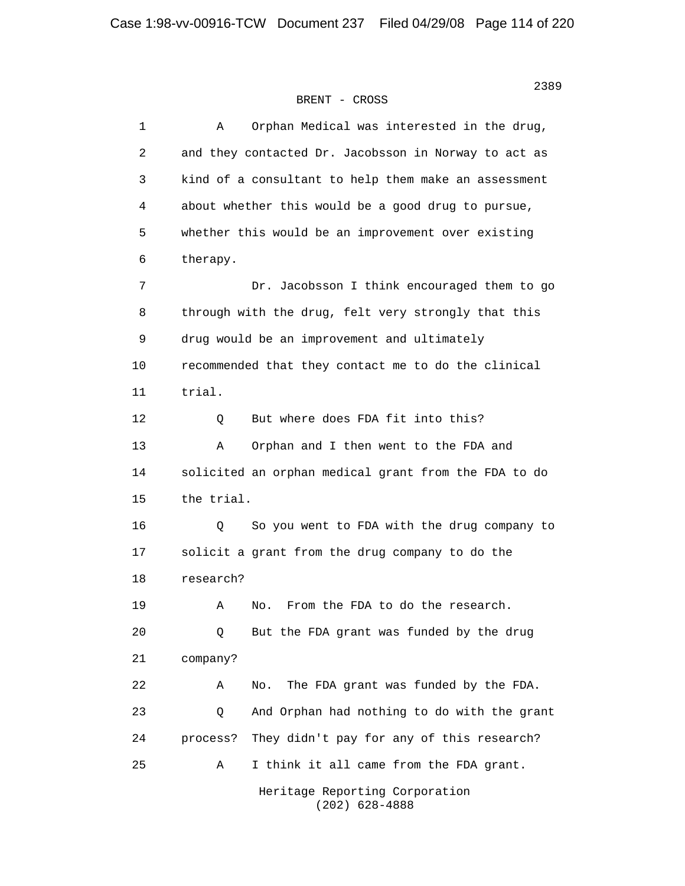BRENT - CROSS

1 A Orphan Medical was interested in the drug,
2 and they contacted Dr. Jacobsson in Norway to act as
3 kind of a consultant to help them make an assessment
4 about whether this would be a good drug to pursue,
5 whether this would be an improvement over existing
6 therapy.
7 Dr. Jacobsson I think encouraged them to go
8 through with the drug, felt very strongly that this
9 drug would be an improvement and ultimately
10 recommended that they contact me to do the clinical
11 trial.
12 Q But where does FDA fit into this?
13 A Orphan and I then went to the FDA and
14 solicited an orphan medical grant from the FDA to do
15 the trial.
16 Q So you went to FDA with the drug company to
17 solicit a grant from the drug company to do the
18 research?
19 A No. From the FDA to do the research.
20 Q But the FDA grant was funded by the drug
21 company?
22 A No. The FDA grant was funded by the FDA.
23 Q And Orphan had nothing to do with the grant
24 process? They didn't pay for any of this research?
25 A I think it all came from the FDA grant.

Heritage Reporting Corporation
(202) 628-4888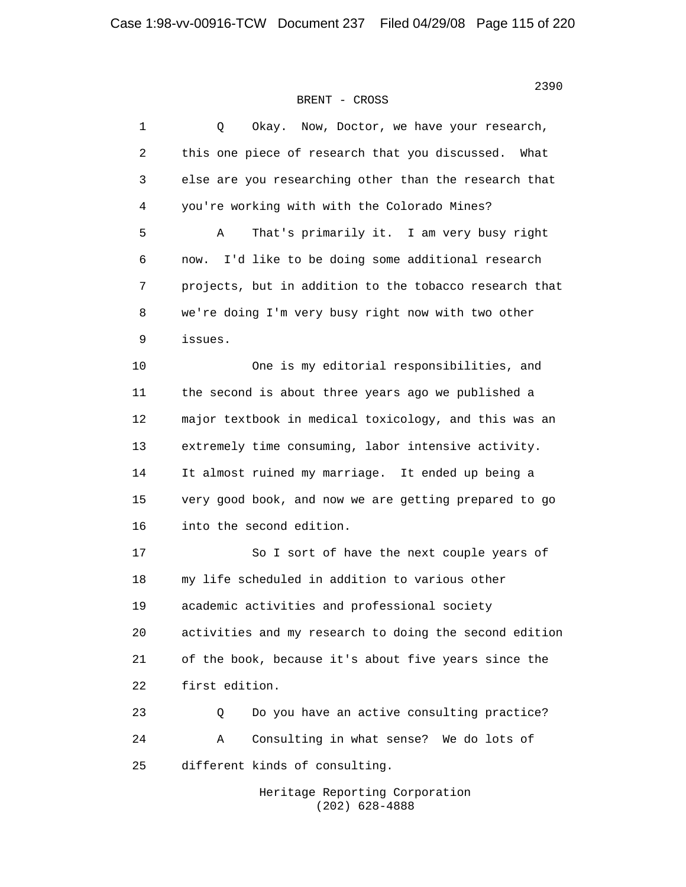BRENT - CROSS

1 Q Okay. Now, Doctor, we have your research,
2 this one piece of research that you discussed. What
3 else are you researching other than the research that
4 you're working with with the Colorado Mines?
5 A That's primarily it. I am very busy right
6 now. I'd like to be doing some additional research
7 projects, but in addition to the tobacco research that
8 we're doing I'm very busy right now with two other
9 issues.
10 One is my editorial responsibilities, and
11 the second is about three years ago we published a
12 major textbook in medical toxicology, and this was an
13 extremely time consuming, labor intensive activity.
14 It almost ruined my marriage. It ended up being a
15 very good book, and now we are getting prepared to go
16 into the second edition.
17 So I sort of have the next couple years of
18 my life scheduled in addition to various other
19 academic activities and professional society
20 activities and my research to doing the second edition
21 of the book, because it's about five years since the
22 first edition.
23 Q Do you have an active consulting practice?
24 A Consulting in what sense? We do lots of
25 different kinds of consulting.

Heritage Reporting Corporation
(202) 628-4888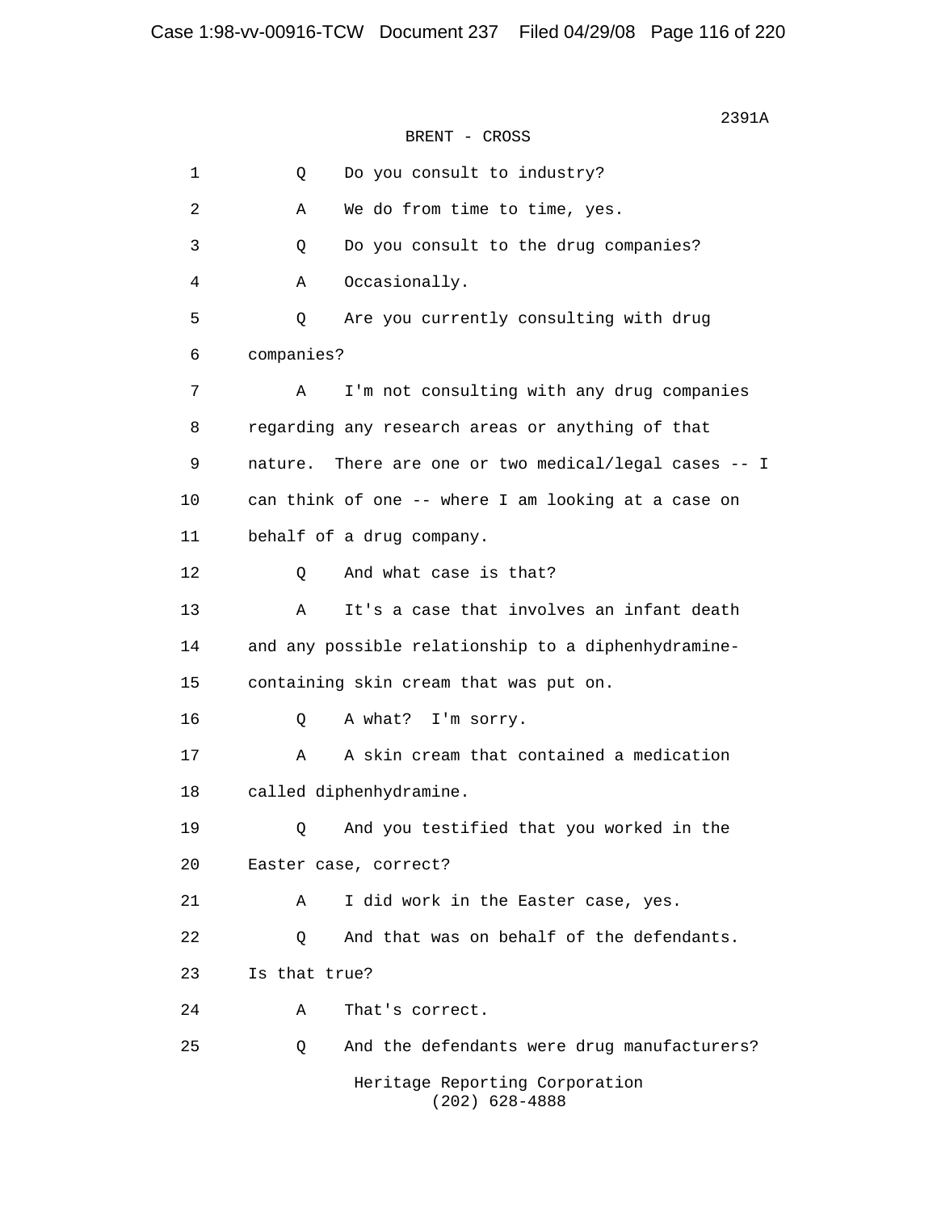BRENT - CROSS

1 Q Do you consult to industry?

2 A We do from time to time, yes.

3 Q Do you consult to the drug companies?

4 A Occasionally.

5 Q Are you currently consulting with drug

6 companies?

7 A I'm not consulting with any drug companies

8 regarding any research areas or anything of that

9 nature. There are one or two medical/legal cases -- I

10 can think of one -- where I am looking at a case on

11 behalf of a drug company.

12 Q And what case is that?

13 A It's a case that involves an infant death

14 and any possible relationship to a diphenhydramine-

15 containing skin cream that was put on.

16 Q A what? I'm sorry.

17 A A skin cream that contained a medication

18 called diphenhydramine.

19 Q And you testified that you worked in the

20 Easter case, correct?

21 A I did work in the Easter case, yes.

22 Q And that was on behalf of the defendants.

23 Is that true?

24 A That's correct.

25 Q And the defendants were drug manufacturers?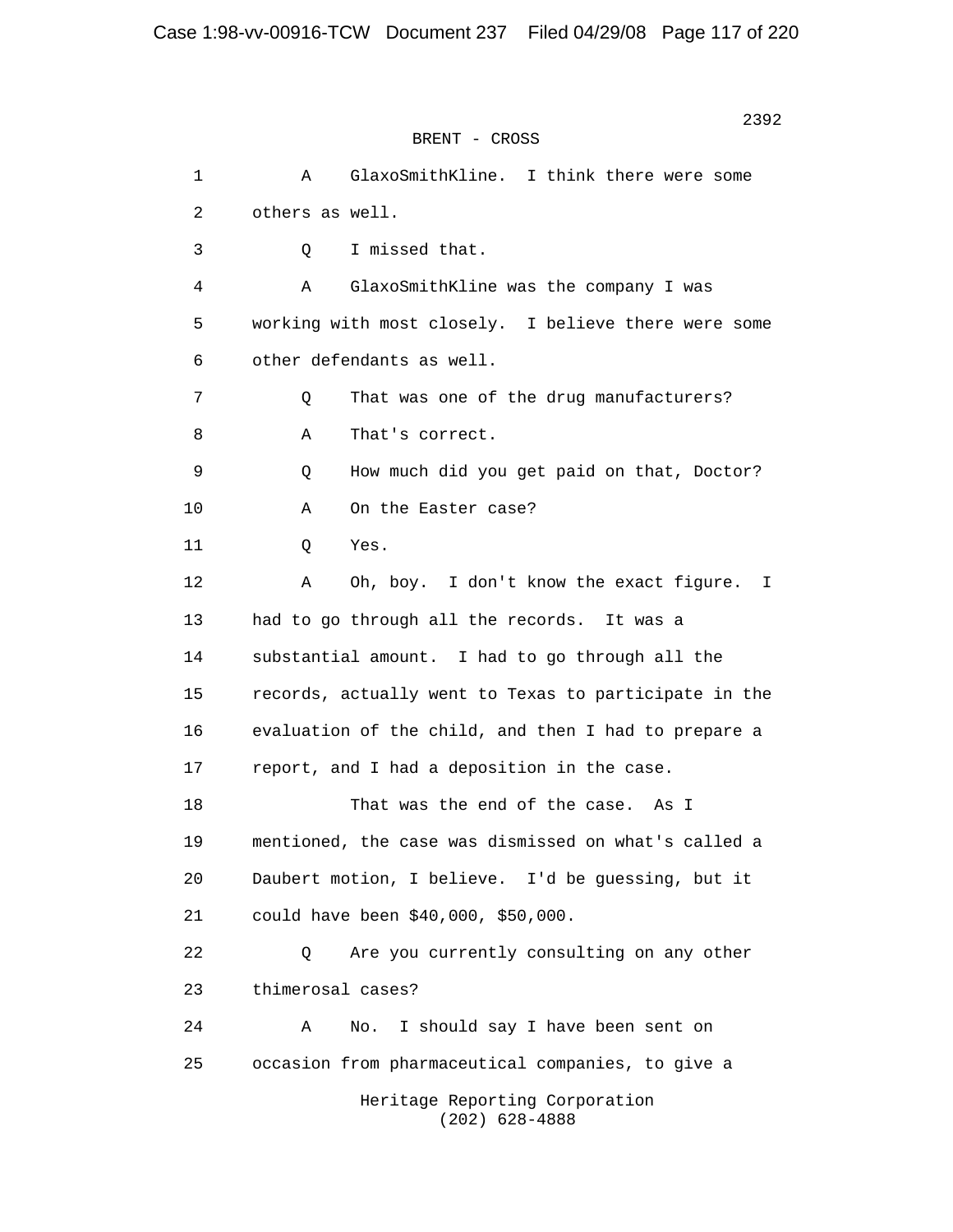BRENT - CROSS

1 A GlaxoSmithKline. I think there were some
2 others as well.
3 Q I missed that.
4 A GlaxoSmithKline was the company I was
5 working with most closely. I believe there were some
6 other defendants as well.
7 Q That was one of the drug manufacturers?
8 A That's correct.
9 Q How much did you get paid on that, Doctor?
10 A On the Easter case?
11 Q Yes.
12 A Oh, boy. I don't know the exact figure. I
13 had to go through all the records. It was a
14 substantial amount. I had to go through all the
15 records, actually went to Texas to participate in the
16 evaluation of the child, and then I had to prepare a
17 report, and I had a deposition in the case.
18 That was the end of the case. As I
19 mentioned, the case was dismissed on what's called a
20 Daubert motion, I believe. I'd be guessing, but it
21 could have been $40,000, $50,000.
22 Q Are you currently consulting on any other
23 thimerosal cases?
24 A No. I should say I have been sent on
25 occasion from pharmaceutical companies, to give a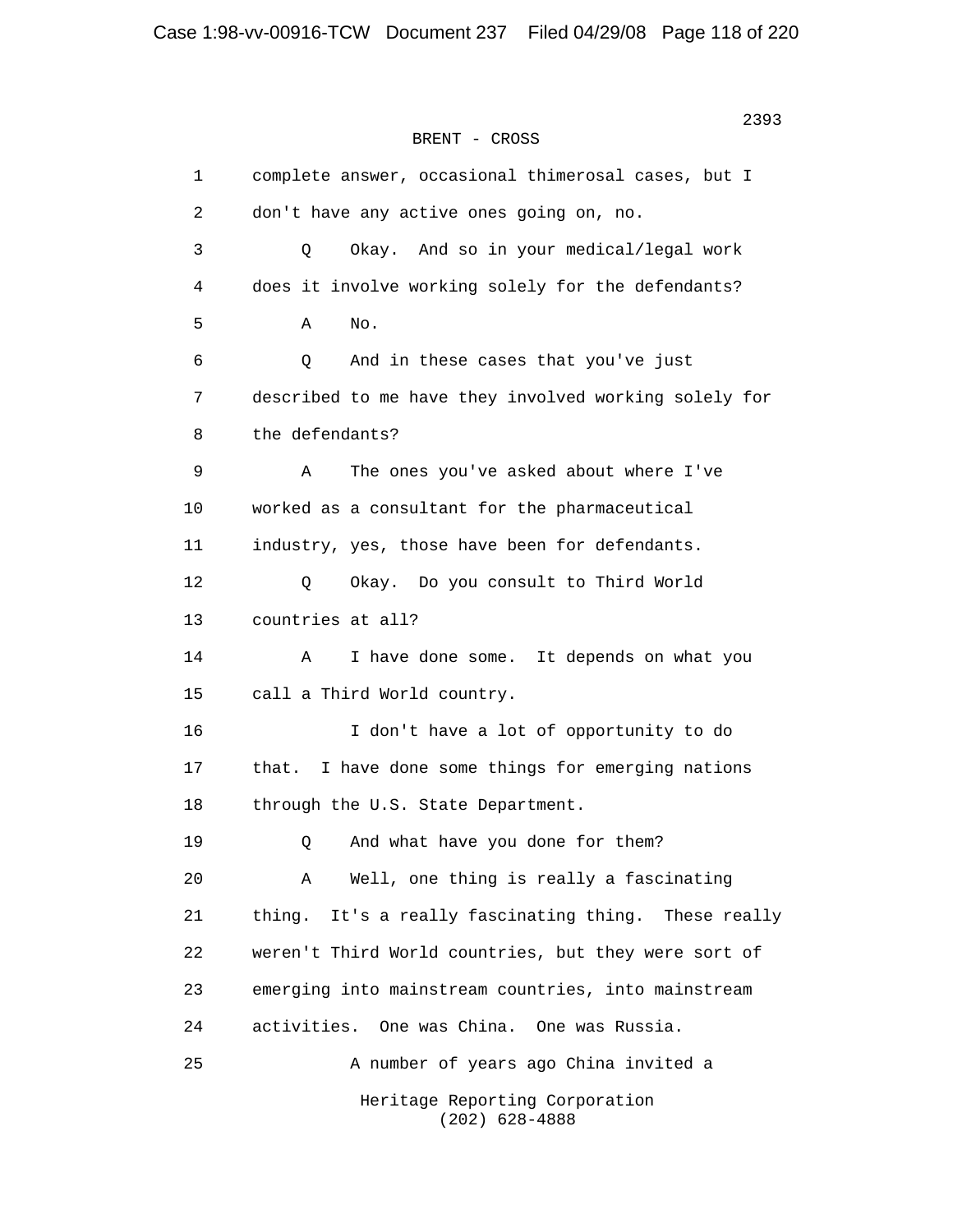BRENT - CROSS

1 complete answer, occasional thimerosal cases, but I
2 don't have any active ones going on, no.
3 Q Okay. And so in your medical/legal work
4 does it involve working solely for the defendants?
5 A No.
6 Q And in these cases that you've just
7 described to me have they involved working solely for
8 the defendants?
9 A The ones you've asked about where I've
10 worked as a consultant for the pharmaceutical
11 industry, yes, those have been for defendants.
12 Q Okay. Do you consult to Third World
13 countries at all?
14 A I have done some. It depends on what you
15 call a Third World country.
16 I don't have a lot of opportunity to do
17 that. I have done some things for emerging nations
18 through the U.S. State Department.
19 Q And what have you done for them?
20 A Well, one thing is really a fascinating
21 thing. It's a really fascinating thing. These really
22 weren't Third World countries, but they were sort of
23 emerging into mainstream countries, into mainstream
24 activities. One was China. One was Russia.
25 A number of years ago China invited a

Heritage Reporting Corporation
(202) 628-4888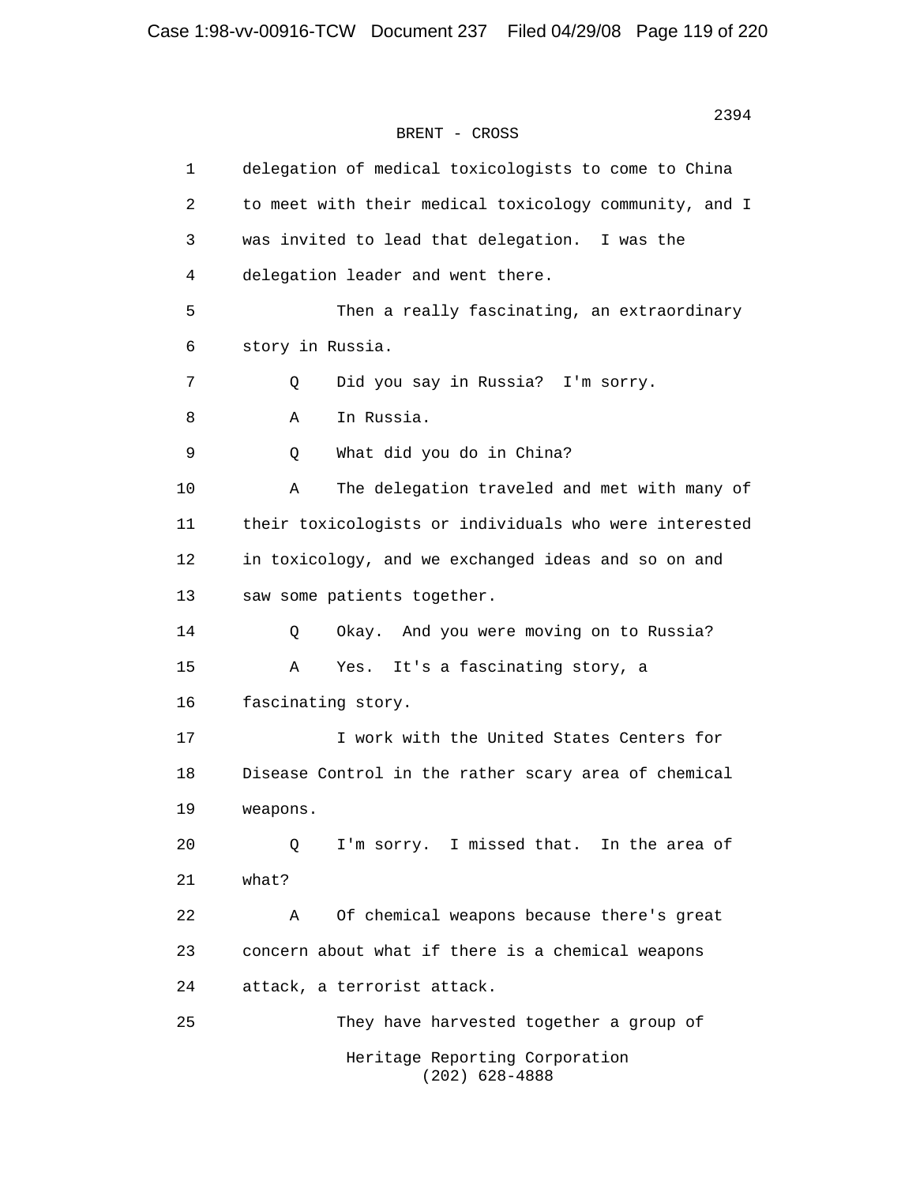BRENT - CROSS

1 delegation of medical toxicologists to come to China
2 to meet with their medical toxicology community, and I
3 was invited to lead that delegation. I was the
4 delegation leader and went there.
5 Then a really fascinating, an extraordinary
6 story in Russia.
7 Q Did you say in Russia? I'm sorry.
8 A In Russia.
9 Q What did you do in China?
10 A The delegation traveled and met with many of
11 their toxicologists or individuals who were interested
12 in toxicology, and we exchanged ideas and so on and
13 saw some patients together.
14 Q Okay. And you were moving on to Russia?
15 A Yes. It's a fascinating story, a
16 fascinating story.
17 I work with the United States Centers for
18 Disease Control in the rather scary area of chemical
19 weapons.
20 Q I'm sorry. I missed that. In the area of
21 what?
22 A Of chemical weapons because there's great
23 concern about what if there is a chemical weapons
24 attack, a terrorist attack.
25 They have harvested together a group of

Heritage Reporting Corporation
(202) 628-4888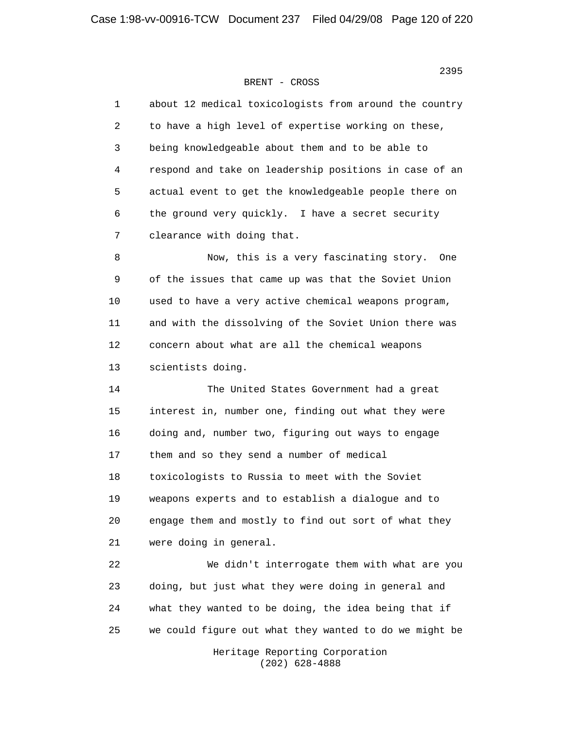BRENT - CROSS

1 about 12 medical toxicologists from around the country
2 to have a high level of expertise working on these,
3 being knowledgeable about them and to be able to
4 respond and take on leadership positions in case of an
5 actual event to get the knowledgeable people there on
6 the ground very quickly. I have a secret security
7 clearance with doing that.

8 Now, this is a very fascinating story. One
9 of the issues that came up was that the Soviet Union
10 used to have a very active chemical weapons program,
11 and with the dissolving of the Soviet Union there was
12 concern about what are all the chemical weapons
13 scientists doing.

14 The United States Government had a great
15 interest in, number one, finding out what they were
16 doing and, number two, figuring out ways to engage
17 them and so they send a number of medical
18 toxicologists to Russia to meet with the Soviet
19 weapons experts and to establish a dialogue and to
20 engage them and mostly to find out sort of what they
21 were doing in general.

22 We didn't interrogate them with what are you
23 doing, but just what they were doing in general and
24 what they wanted to be doing, the idea being that if
25 we could figure out what they wanted to do we might be

Heritage Reporting Corporation
(202) 628-4888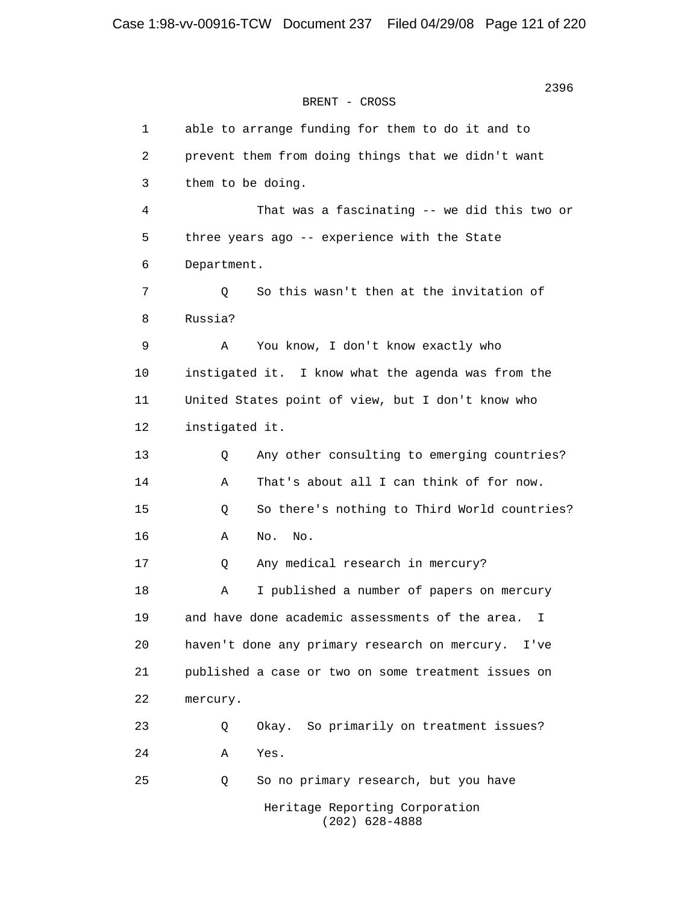BRENT - CROSS

1 able to arrange funding for them to do it and to
2 prevent them from doing things that we didn't want
3 them to be doing.
4 That was a fascinating -- we did this two or
5 three years ago -- experience with the State
6 Department.
7 Q So this wasn't then at the invitation of
8 Russia?
9 A You know, I don't know exactly who
10 instigated it. I know what the agenda was from the
11 United States point of view, but I don't know who
12 instigated it.
13 Q Any other consulting to emerging countries?
14 A That's about all I can think of for now.
15 Q So there's nothing to Third World countries?
16 A No. No.
17 Q Any medical research in mercury?
18 A I published a number of papers on mercury
19 and have done academic assessments of the area. I
20 haven't done any primary research on mercury. I've
21 published a case or two on some treatment issues on
22 mercury.
23 Q Okay. So primarily on treatment issues?
24 A Yes.
25 Q So no primary research, but you have

Heritage Reporting Corporation
(202) 628-4888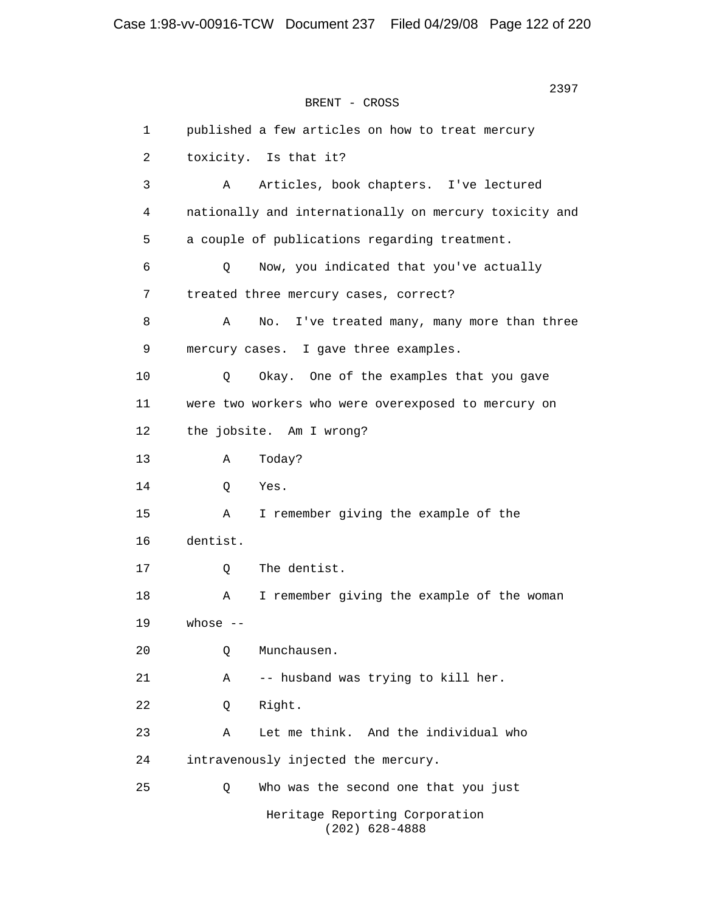BRENT - CROSS

1 published a few articles on how to treat mercury
2 toxicity. Is that it?
3 A Articles, book chapters. I've lectured
4 nationally and internationally on mercury toxicity and
5 a couple of publications regarding treatment.
6 Q Now, you indicated that you've actually
7 treated three mercury cases, correct?
8 A No. I've treated many, many more than three
9 mercury cases. I gave three examples.
10 Q Okay. One of the examples that you gave
11 were two workers who were overexposed to mercury on
12 the jobsite. Am I wrong?
13 A Today?
14 Q Yes.
15 A I remember giving the example of the
16 dentist.
17 Q The dentist.
18 A I remember giving the example of the woman
19 whose --
20 Q Munchausen.
21 A -- husband was trying to kill her.
22 Q Right.
23 A Let me think. And the individual who
24 intravenously injected the mercury.
25 Q Who was the second one that you just

Heritage Reporting Corporation
(202) 628-4888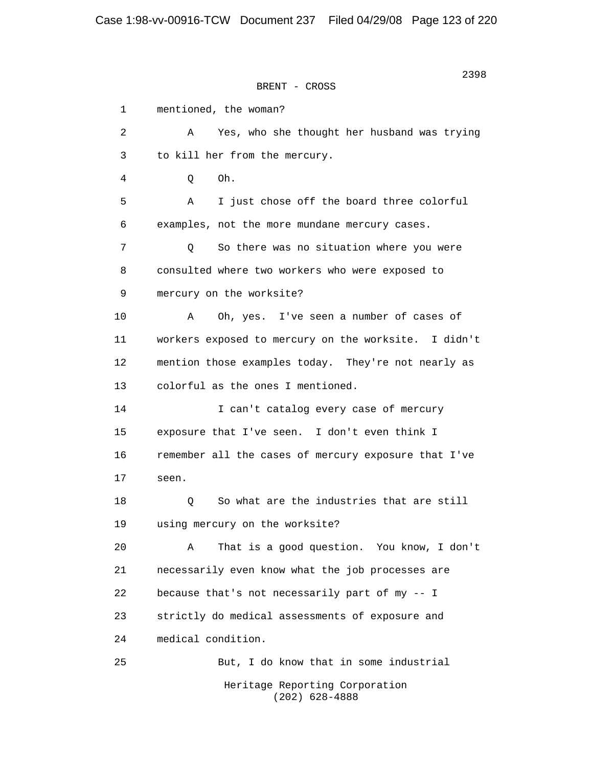BRENT - CROSS

1 mentioned, the woman?

2 A Yes, who she thought her husband was trying

3 to kill her from the mercury.

4 Q Oh.

5 A I just chose off the board three colorful

6 examples, not the more mundane mercury cases.

7 Q So there was no situation where you were

8 consulted where two workers who were exposed to

9 mercury on the worksite?

10 A Oh, yes. I've seen a number of cases of

11 workers exposed to mercury on the worksite. I didn't

12 mention those examples today. They're not nearly as

13 colorful as the ones I mentioned.

14 I can't catalog every case of mercury

15 exposure that I've seen. I don't even think I

16 remember all the cases of mercury exposure that I've

17 seen.

18 Q So what are the industries that are still

19 using mercury on the worksite?

20 A That is a good question. You know, I don't

21 necessarily even know what the job processes are

22 because that's not necessarily part of my -- I

23 strictly do medical assessments of exposure and

24 medical condition.

25 But, I do know that in some industrial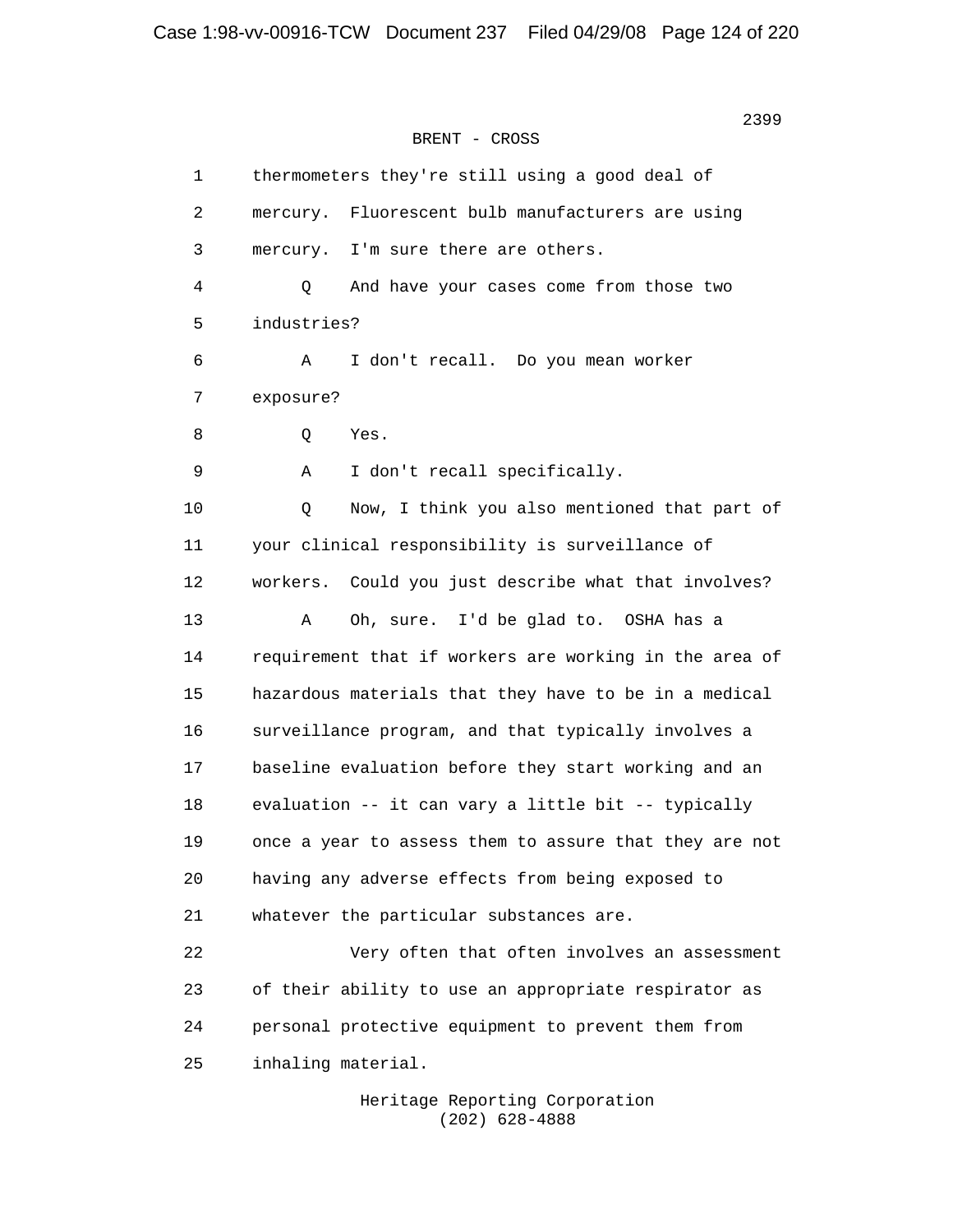BRENT - CROSS

1 thermometers they're still using a good deal of
2 mercury. Fluorescent bulb manufacturers are using
3 mercury. I'm sure there are others.
4 Q And have your cases come from those two
5 industries?
6 A I don't recall. Do you mean worker
7 exposure?
8 Q Yes.
9 A I don't recall specifically.
10 Q Now, I think you also mentioned that part of
11 your clinical responsibility is surveillance of
12 workers. Could you just describe what that involves?
13 A Oh, sure. I'd be glad to. OSHA has a
14 requirement that if workers are working in the area of
15 hazardous materials that they have to be in a medical
16 surveillance program, and that typically involves a
17 baseline evaluation before they start working and an
18 evaluation -- it can vary a little bit -- typically
19 once a year to assess them to assure that they are not
20 having any adverse effects from being exposed to
21 whatever the particular substances are.
22 Very often that often involves an assessment
23 of their ability to use an appropriate respirator as
24 personal protective equipment to prevent them from
25 inhaling material.

Heritage Reporting Corporation
(202) 628-4888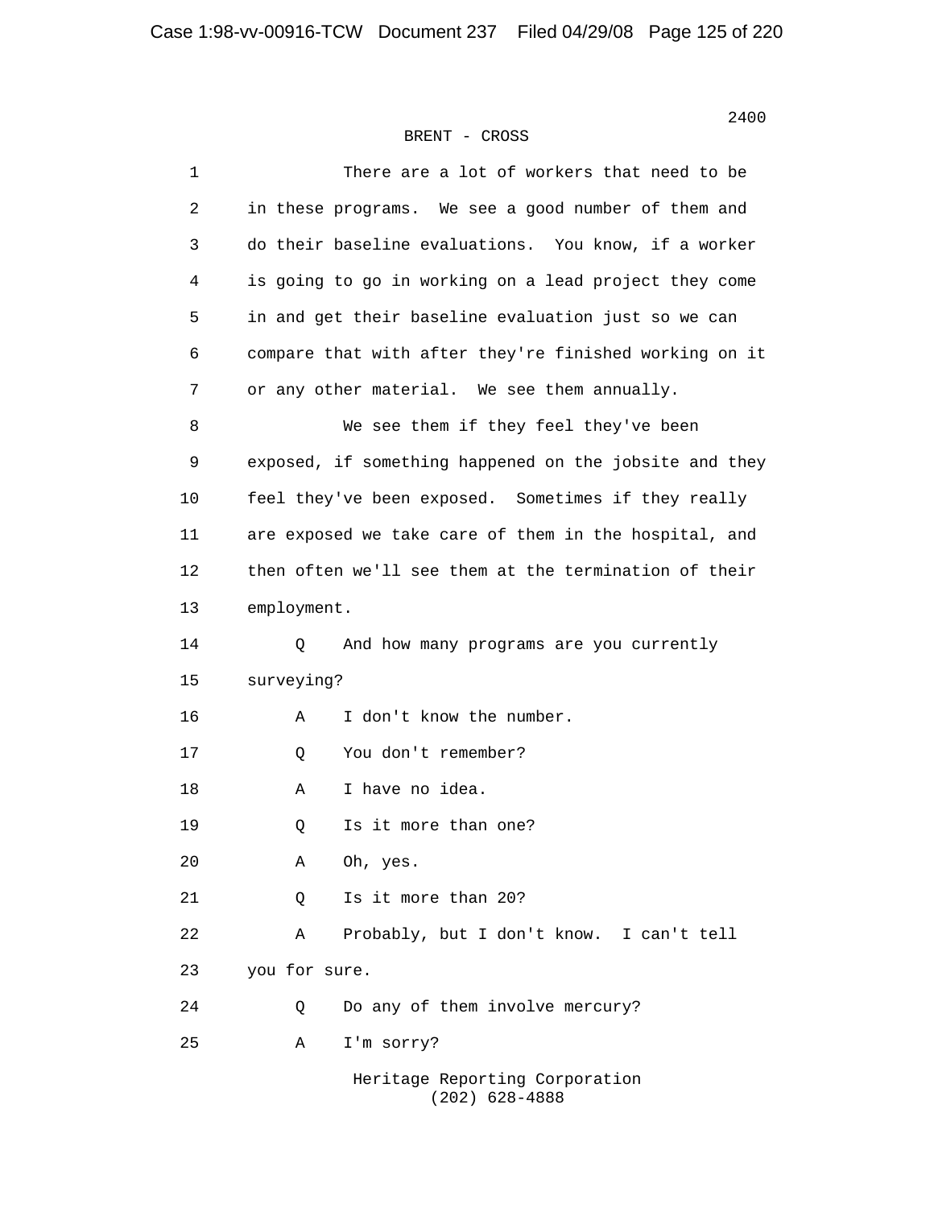BRENT - CROSS

1 There are a lot of workers that need to be
2 in these programs. We see a good number of them and
3 do their baseline evaluations. You know, if a worker
4 is going to go in working on a lead project they come
5 in and get their baseline evaluation just so we can
6 compare that with after they're finished working on it
7 or any other material. We see them annually.

8 We see them if they feel they've been
9 exposed, if something happened on the jobsite and they
10 feel they've been exposed. Sometimes if they really
11 are exposed we take care of them in the hospital, and
12 then often we'll see them at the termination of their
13 employment.

14 Q And how many programs are you currently
15 surveying?

16 A I don't know the number.

17 Q You don't remember?

18 A I have no idea.

19 Q Is it more than one?

20 A Oh, yes.

21 Q Is it more than 20?

22 A Probably, but I don't know. I can't tell
23 you for sure.

24 Q Do any of them involve mercury?

25 A I'm sorry?

Heritage Reporting Corporation
(202) 628-4888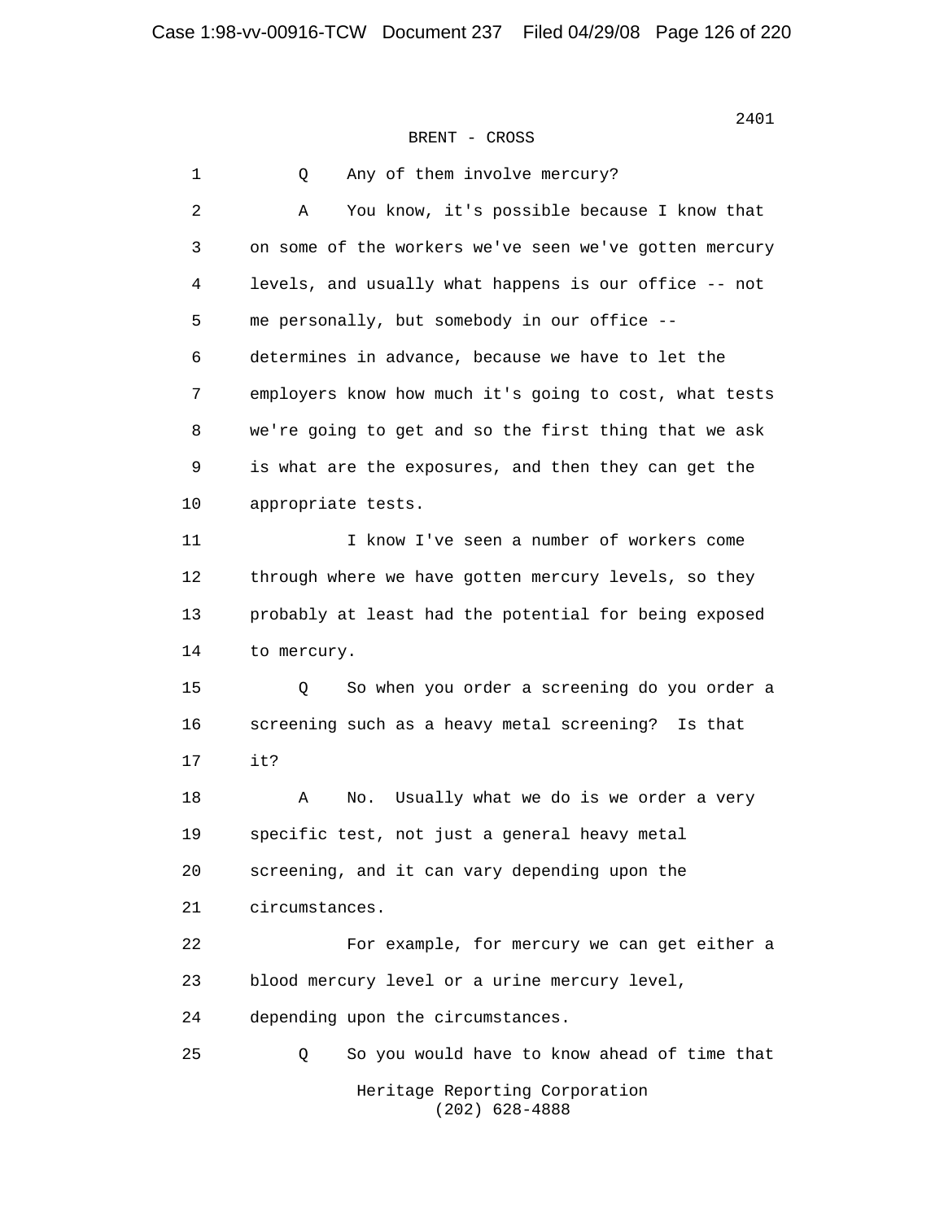BRENT - CROSS

1 Q Any of them involve mercury?

2 A You know, it's possible because I know that
3 on some of the workers we've seen we've gotten mercury
4 levels, and usually what happens is our office -- not
5 me personally, but somebody in our office --
6 determines in advance, because we have to let the
7 employers know how much it's going to cost, what tests
8 we're going to get and so the first thing that we ask
9 is what are the exposures, and then they can get the
10 appropriate tests.

11 I know I've seen a number of workers come
12 through where we have gotten mercury levels, so they
13 probably at least had the potential for being exposed
14 to mercury.

15 Q So when you order a screening do you order a
16 screening such as a heavy metal screening? Is that
17 it?

18 A No. Usually what we do is we order a very
19 specific test, not just a general heavy metal
20 screening, and it can vary depending upon the
21 circumstances.

22 For example, for mercury we can get either a
23 blood mercury level or a urine mercury level,
24 depending upon the circumstances.

25 Q So you would have to know ahead of time that

Heritage Reporting Corporation
(202) 628-4888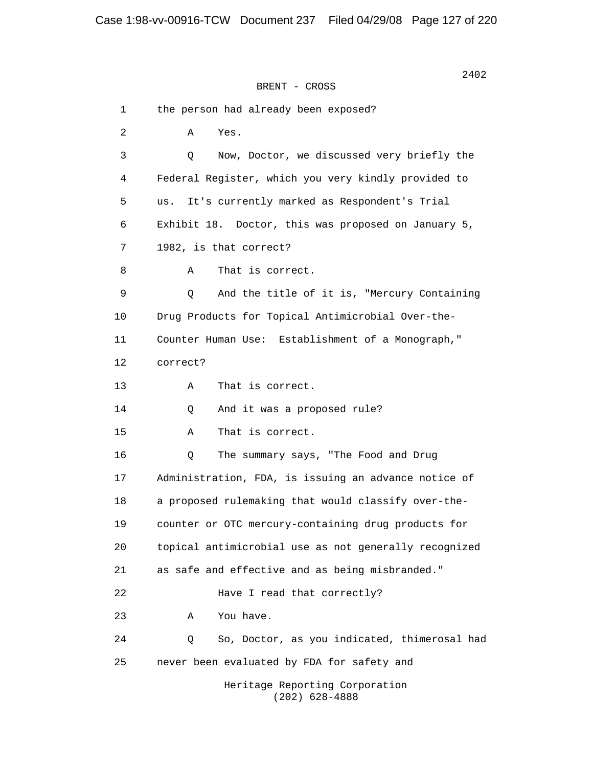BRENT - CROSS

1 the person had already been exposed?

2 A Yes.

3 Q Now, Doctor, we discussed very briefly the

4 Federal Register, which you very kindly provided to

5 us. It's currently marked as Respondent's Trial

6 Exhibit 18. Doctor, this was proposed on January 5,

7 1982, is that correct?

8 A That is correct.

9 Q And the title of it is, "Mercury Containing

10 Drug Products for Topical Antimicrobial Over-the-

11 Counter Human Use: Establishment of a Monograph,"

12 correct?

13 A That is correct.

14 Q And it was a proposed rule?

15 A That is correct.

16 Q The summary says, "The Food and Drug

17 Administration, FDA, is issuing an advance notice of

18 a proposed rulemaking that would classify over-the-

19 counter or OTC mercury-containing drug products for

20 topical antimicrobial use as not generally recognized

21 as safe and effective and as being misbranded."

22 Have I read that correctly?

23 A You have.

24 Q So, Doctor, as you indicated, thimerosal had

25 never been evaluated by FDA for safety and

Heritage Reporting Corporation
(202) 628-4888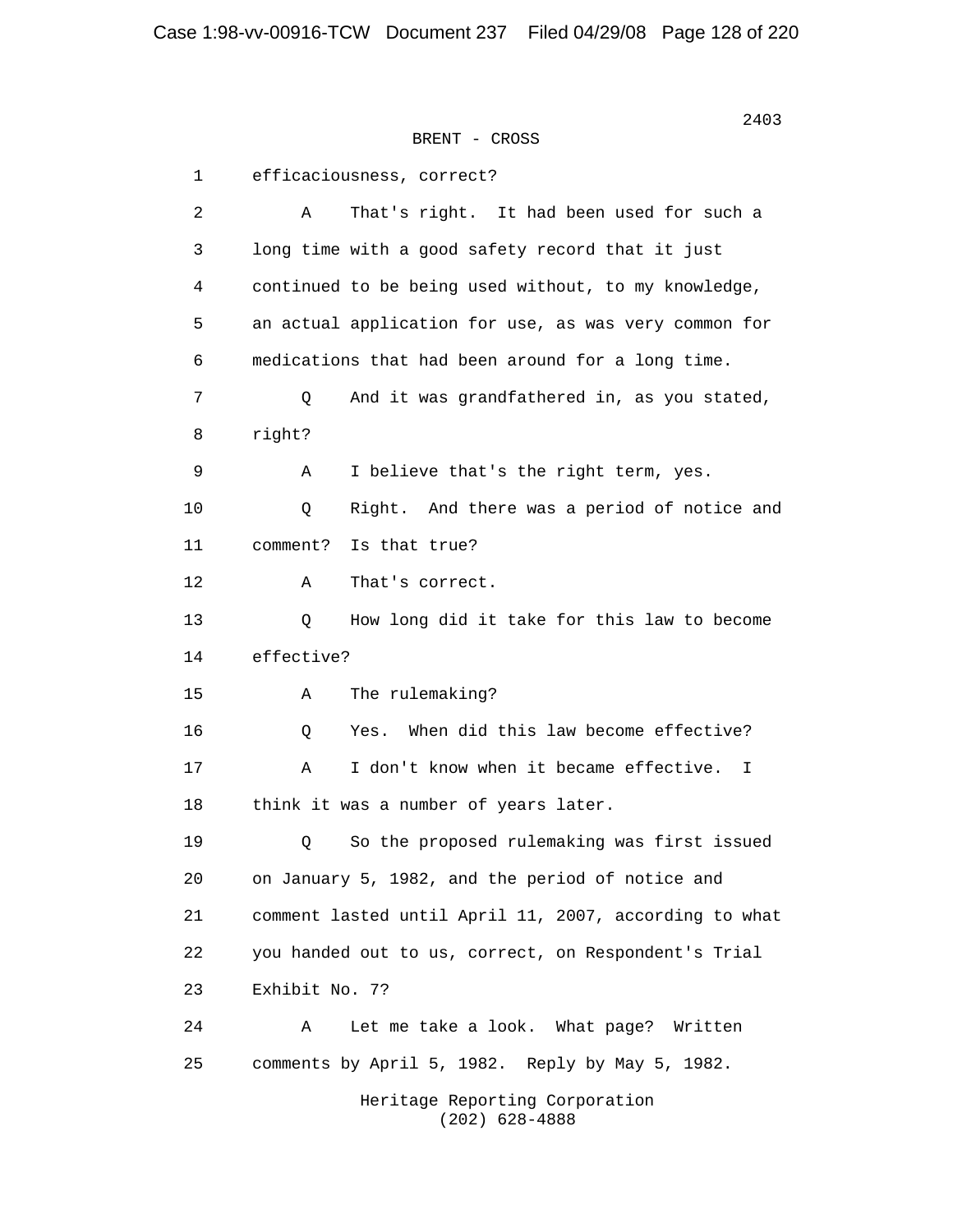BRENT - CROSS

1 efficaciousness, correct?

2 A That's right. It had been used for such a

3 long time with a good safety record that it just

4 continued to be being used without, to my knowledge,

5 an actual application for use, as was very common for

6 medications that had been around for a long time.

7 Q And it was grandfathered in, as you stated,

8 right?

9 A I believe that's the right term, yes.

10 Q Right. And there was a period of notice and

11 comment? Is that true?

12 A That's correct.

13 Q How long did it take for this law to become

14 effective?

15 A The rulemaking?

16 Q Yes. When did this law become effective?

17 A I don't know when it became effective. I

18 think it was a number of years later.

19 Q So the proposed rulemaking was first issued

20 on January 5, 1982, and the period of notice and

21 comment lasted until April 11, 2007, according to what

22 you handed out to us, correct, on Respondent's Trial

23 Exhibit No. 7?

24 A Let me take a look. What page? Written

25 comments by April 5, 1982. Reply by May 5, 1982.

Heritage Reporting Corporation
(202) 628-4888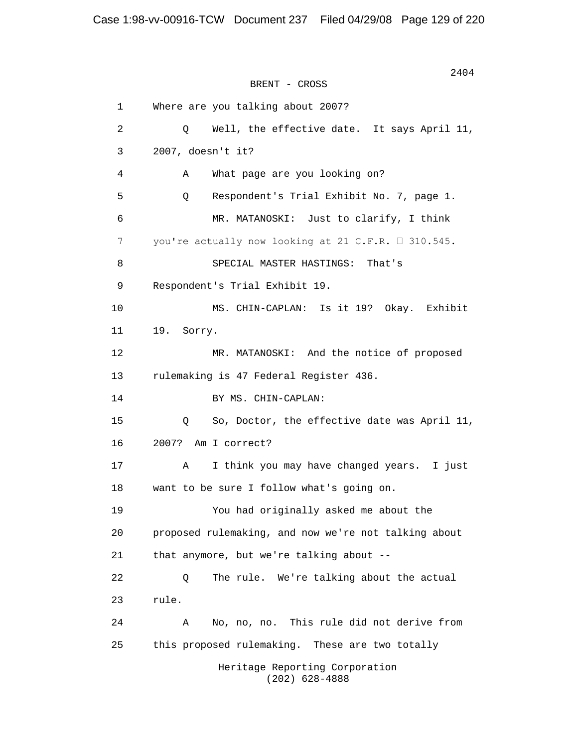BRENT - CROSS

1 Where are you talking about 2007?

2 Q Well, the effective date. It says April 11,

3 2007, doesn't it?

4 A What page are you looking on?

5 Q Respondent's Trial Exhibit No. 7, page 1.

6 MR. MATANOSKI: Just to clarify, I think

7 you're actually now looking at 21 C.F.R. § 310.545.

8 SPECIAL MASTER HASTINGS: That's

9 Respondent's Trial Exhibit 19.

10 MS. CHIN-CAPLAN: Is it 19? Okay. Exhibit

11 19. Sorry.

12 MR. MATANOSKI: And the notice of proposed

13 rulemaking is 47 Federal Register 436.

14 BY MS. CHIN-CAPLAN:

15 Q So, Doctor, the effective date was April 11,

16 2007? Am I correct?

17 A I think you may have changed years. I just

18 want to be sure I follow what's going on.

19 You had originally asked me about the

20 proposed rulemaking, and now we're not talking about

21 that anymore, but we're talking about --

22 Q The rule. We're talking about the actual

23 rule.

24 A No, no, no. This rule did not derive from

25 this proposed rulemaking. These are two totally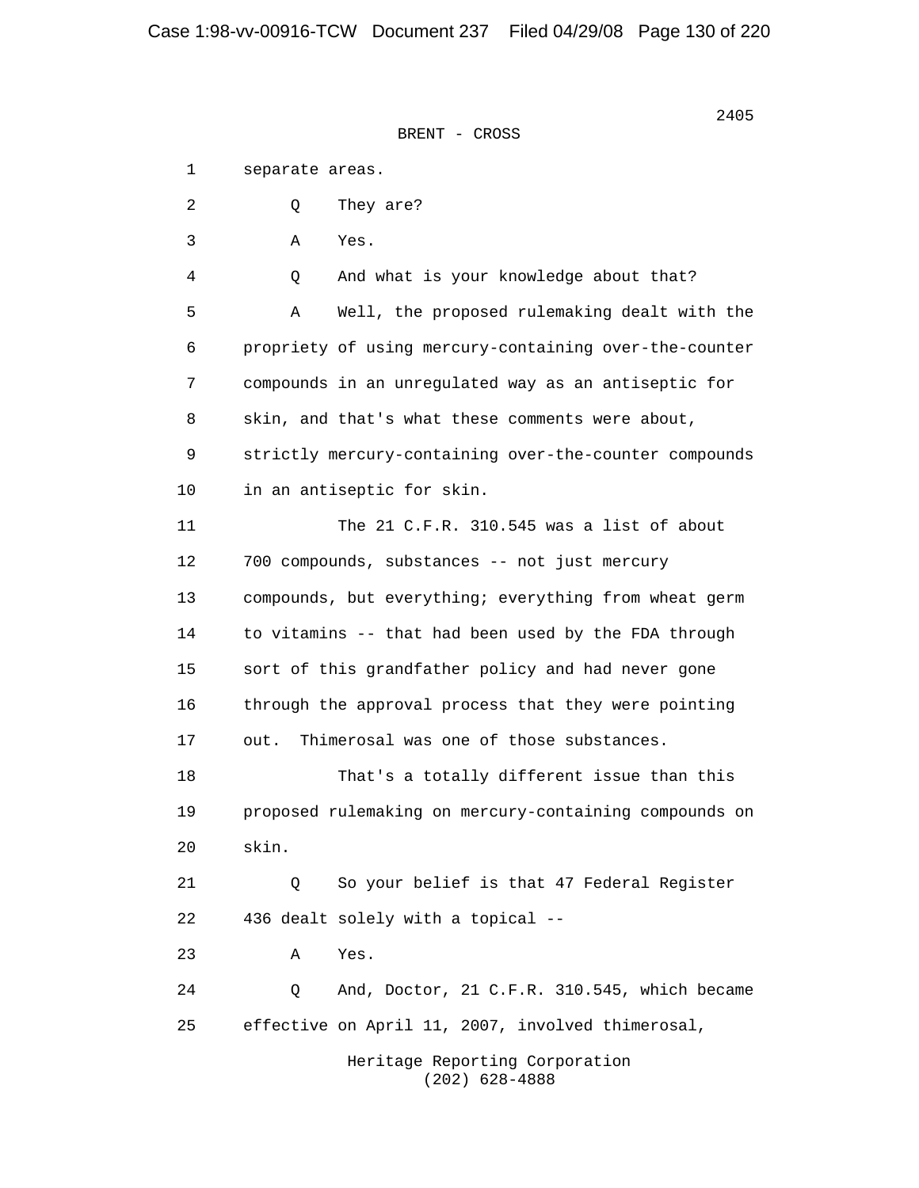BRENT - CROSS

1 separate areas.

2 Q They are?

3 A Yes.

4 Q And what is your knowledge about that?

5 A Well, the proposed rulemaking dealt with the

6 propriety of using mercury-containing over-the-counter

7 compounds in an unregulated way as an antiseptic for

8 skin, and that's what these comments were about,

9 strictly mercury-containing over-the-counter compounds

10 in an antiseptic for skin.

11 The 21 C.F.R. 310.545 was a list of about

12 700 compounds, substances -- not just mercury

13 compounds, but everything; everything from wheat germ

14 to vitamins -- that had been used by the FDA through

15 sort of this grandfather policy and had never gone

16 through the approval process that they were pointing

17 out. Thimerosal was one of those substances.

18 That's a totally different issue than this

19 proposed rulemaking on mercury-containing compounds on

20 skin.

21 Q So your belief is that 47 Federal Register

22 436 dealt solely with a topical --

23 A Yes.

24 Q And, Doctor, 21 C.F.R. 310.545, which became

25 effective on April 11, 2007, involved thimerosal,

Heritage Reporting Corporation
(202) 628-4888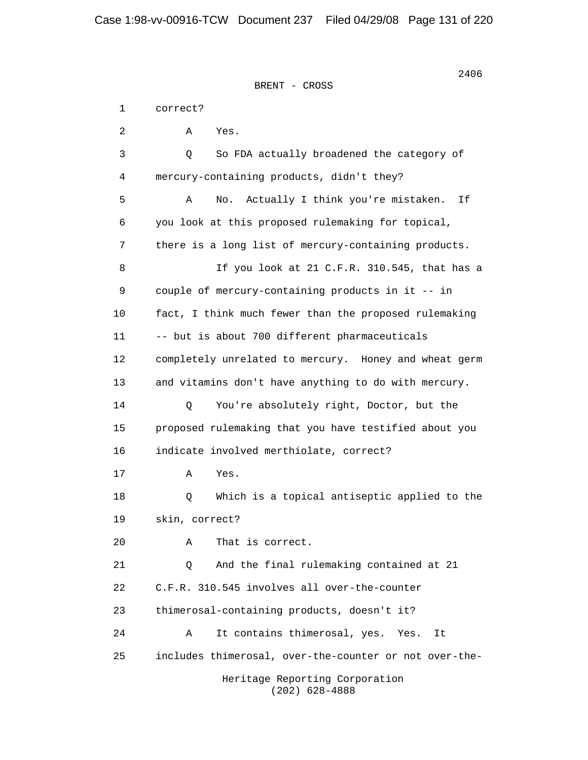BRENT - CROSS

1 correct?

2 A Yes.

3 Q So FDA actually broadened the category of

4 mercury-containing products, didn't they?

5 A No. Actually I think you're mistaken. If

6 you look at this proposed rulemaking for topical,

7 there is a long list of mercury-containing products.

8 If you look at 21 C.F.R. 310.545, that has a

9 couple of mercury-containing products in it -- in

10 fact, I think much fewer than the proposed rulemaking

11 -- but is about 700 different pharmaceuticals

12 completely unrelated to mercury. Honey and wheat germ

13 and vitamins don't have anything to do with mercury.

14 Q You're absolutely right, Doctor, but the

15 proposed rulemaking that you have testified about you

16 indicate involved merthiolate, correct?

17 A Yes.

18 Q Which is a topical antiseptic applied to the

19 skin, correct?

20 A That is correct.

21 Q And the final rulemaking contained at 21

22 C.F.R. 310.545 involves all over-the-counter

23 thimerosal-containing products, doesn't it?

24 A It contains thimerosal, yes. Yes. It

25 includes thimerosal, over-the-counter or not over-the-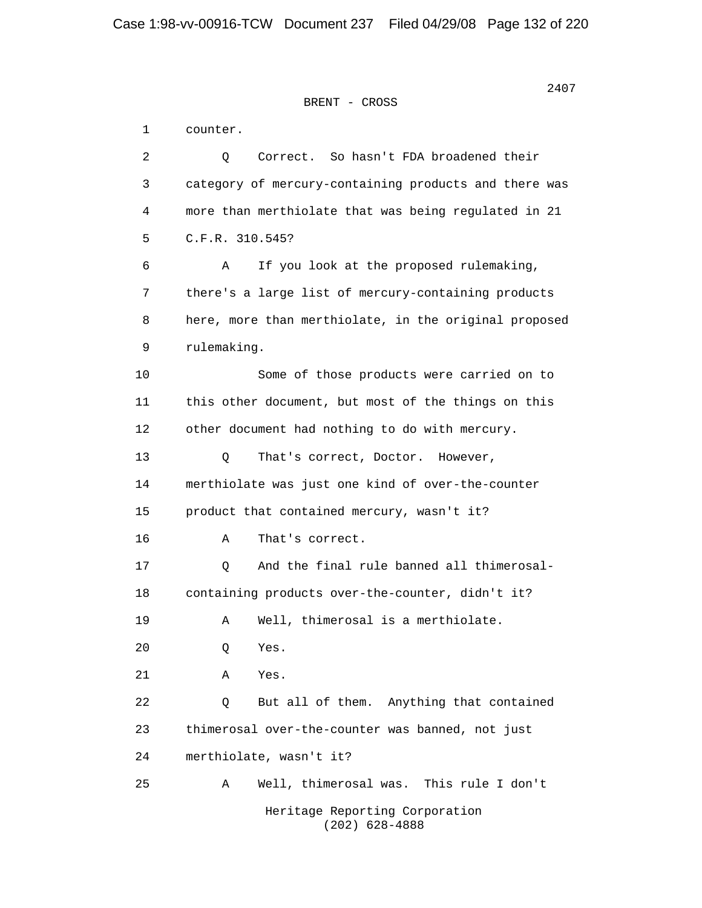BRENT - CROSS

1 counter.

2 Q Correct. So hasn't FDA broadened their

3 category of mercury-containing products and there was

4 more than merthiolate that was being regulated in 21

5 C.F.R. 310.545?

6 A If you look at the proposed rulemaking,

7 there's a large list of mercury-containing products

8 here, more than merthiolate, in the original proposed

9 rulemaking.

10 Some of those products were carried on to

11 this other document, but most of the things on this

12 other document had nothing to do with mercury.

13 Q That's correct, Doctor. However,

14 merthiolate was just one kind of over-the-counter

15 product that contained mercury, wasn't it?

16 A That's correct.

17 Q And the final rule banned all thimerosal-

18 containing products over-the-counter, didn't it?

19 A Well, thimerosal is a merthiolate.

20 Q Yes.

21 A Yes.

22 Q But all of them. Anything that contained

23 thimerosal over-the-counter was banned, not just

24 merthiolate, wasn't it?

25 A Well, thimerosal was. This rule I don't

Heritage Reporting Corporation
(202) 628-4888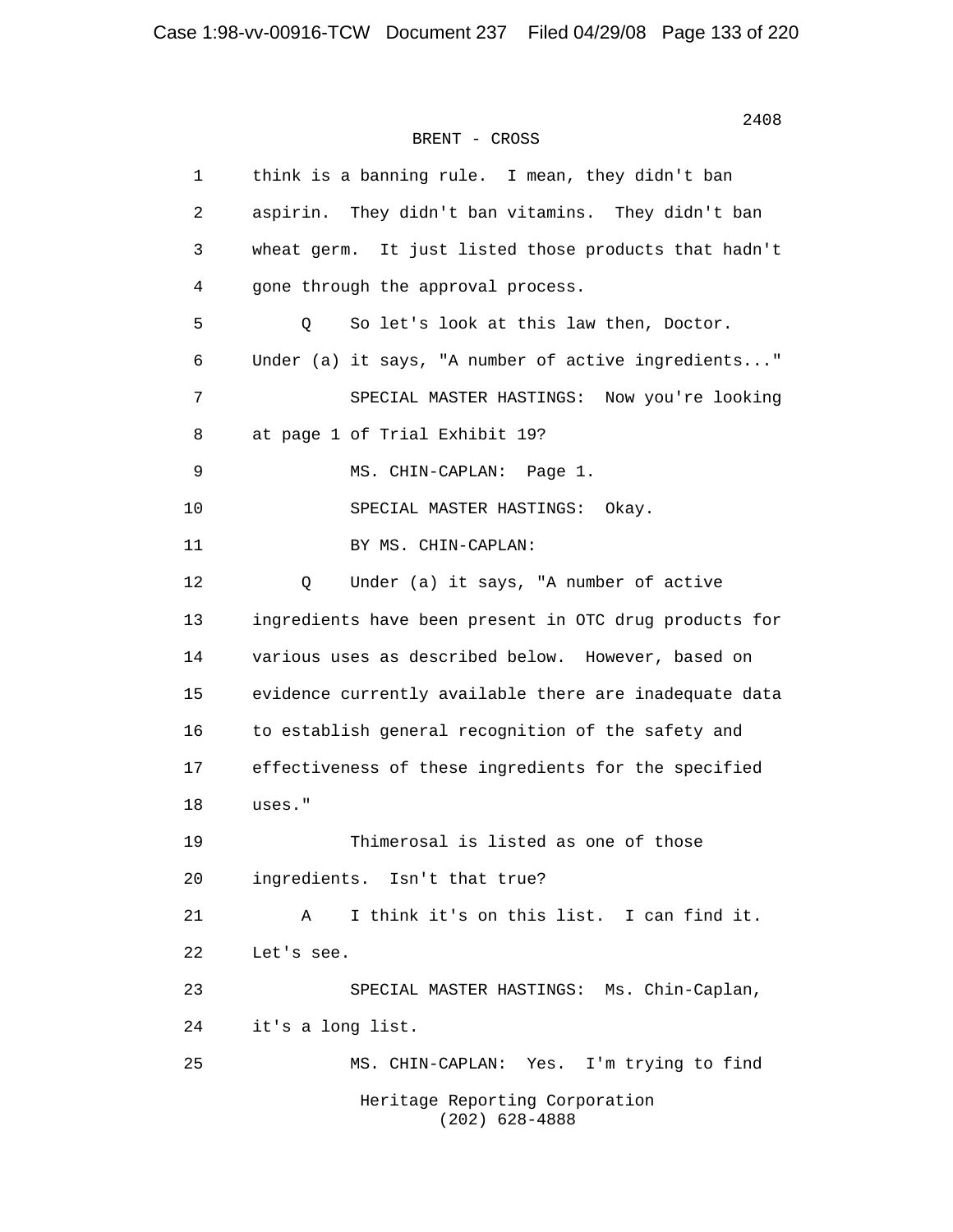BRENT - CROSS

1 think is a banning rule. I mean, they didn't ban
2 aspirin. They didn't ban vitamins. They didn't ban
3 wheat germ. It just listed those products that hadn't
4 gone through the approval process.
5 Q So let's look at this law then, Doctor.
6 Under (a) it says, "A number of active ingredients..."
7 SPECIAL MASTER HASTINGS: Now you're looking
8 at page 1 of Trial Exhibit 19?
9 MS. CHIN-CAPLAN: Page 1.
10 SPECIAL MASTER HASTINGS: Okay.
11 BY MS. CHIN-CAPLAN:
12 Q Under (a) it says, "A number of active
13 ingredients have been present in OTC drug products for
14 various uses as described below. However, based on
15 evidence currently available there are inadequate data
16 to establish general recognition of the safety and
17 effectiveness of these ingredients for the specified
18 uses."
19 Thimerosal is listed as one of those
20 ingredients. Isn't that true?
21 A I think it's on this list. I can find it.
22 Let's see.
23 SPECIAL MASTER HASTINGS: Ms. Chin-Caplan,
24 it's a long list.
25 MS. CHIN-CAPLAN: Yes. I'm trying to find

Heritage Reporting Corporation
(202) 628-4888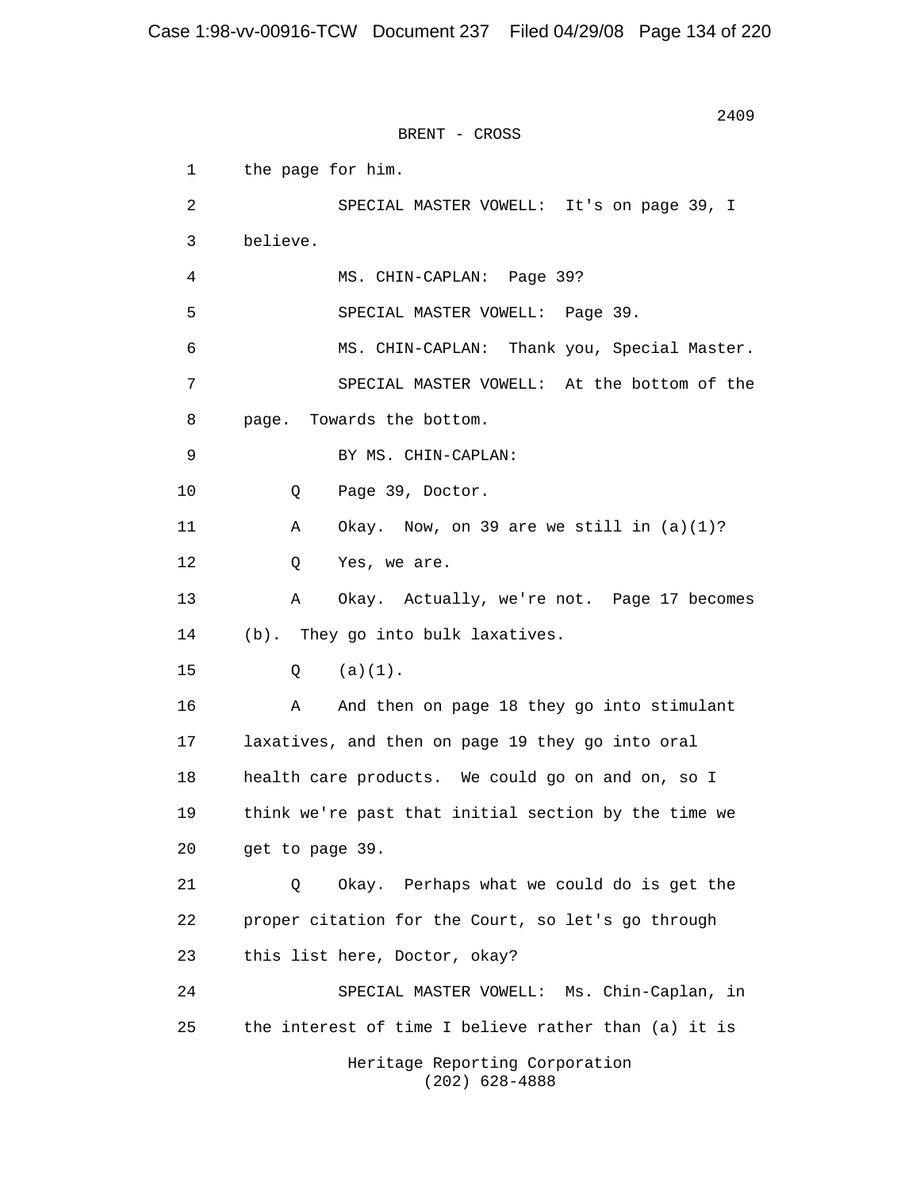BRENT - CROSS

1 the page for him.

2 SPECIAL MASTER VOWELL: It's on page 39, I

3 believe.

4 MS. CHIN-CAPLAN: Page 39?

5 SPECIAL MASTER VOWELL: Page 39.

6 MS. CHIN-CAPLAN: Thank you, Special Master.

7 SPECIAL MASTER VOWELL: At the bottom of the

8 page. Towards the bottom.

9 BY MS. CHIN-CAPLAN:

10 Q Page 39, Doctor.

11 A Okay. Now, on 39 are we still in (a)(1)?

12 Q Yes, we are.

13 A Okay. Actually, we're not. Page 17 becomes

14 (b). They go into bulk laxatives.

15 Q (a)(1).

16 A And then on page 18 they go into stimulant

17 laxatives, and then on page 19 they go into oral

18 health care products. We could go on and on, so I

19 think we're past that initial section by the time we

20 get to page 39.

21 Q Okay. Perhaps what we could do is get the

22 proper citation for the Court, so let's go through

23 this list here, Doctor, okay?

24 SPECIAL MASTER VOWELL: Ms. Chin-Caplan, in

25 the interest of time I believe rather than (a) it is

Heritage Reporting Corporation
(202) 628-4888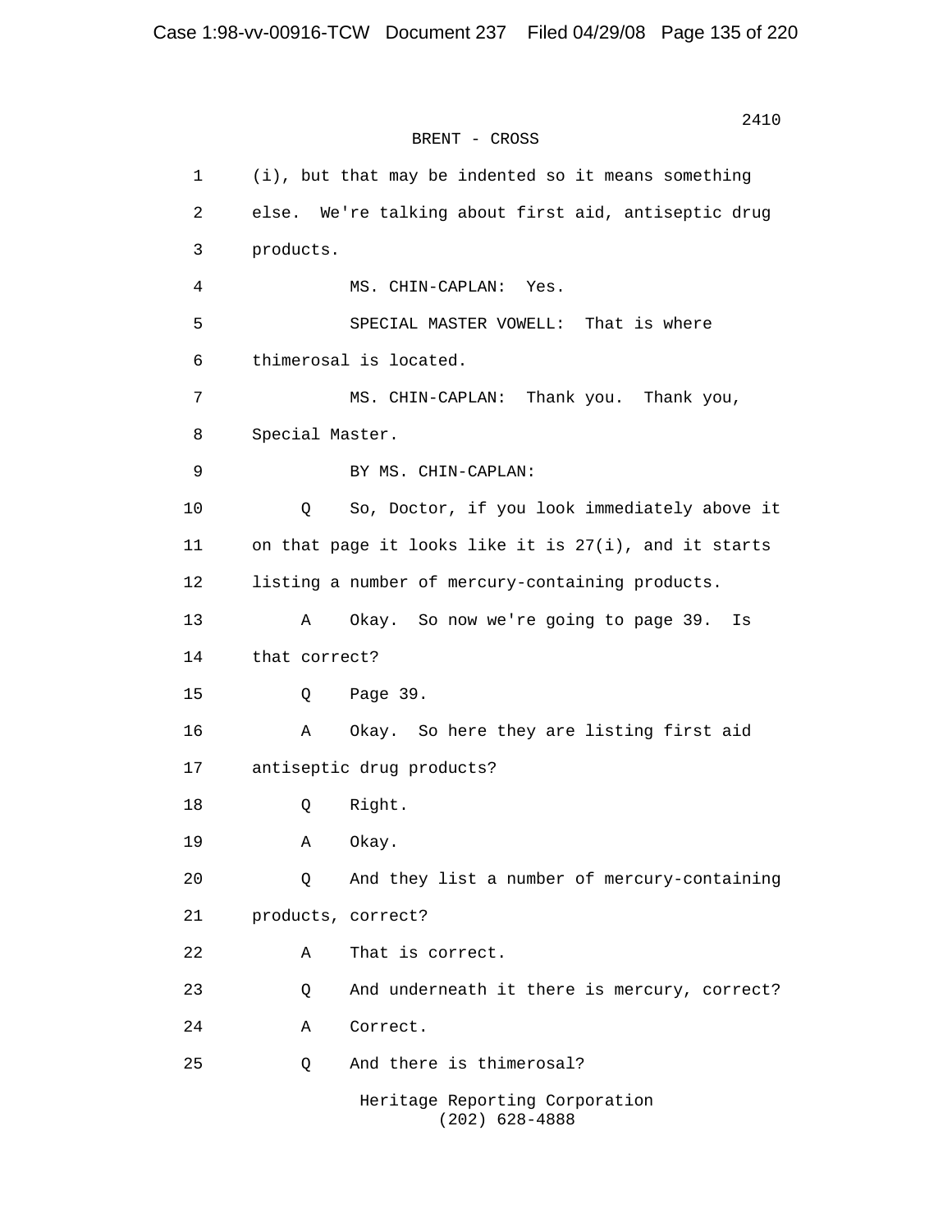BRENT - CROSS

1 (i), but that may be indented so it means something
2 else. We're talking about first aid, antiseptic drug
3 products.
4 MS. CHIN-CAPLAN: Yes.
5 SPECIAL MASTER VOWELL: That is where
6 thimerosal is located.
7 MS. CHIN-CAPLAN: Thank you. Thank you,
8 Special Master.
9 BY MS. CHIN-CAPLAN:
10 Q So, Doctor, if you look immediately above it
11 on that page it looks like it is 27(i), and it starts
12 listing a number of mercury-containing products.
13 A Okay. So now we're going to page 39. Is
14 that correct?
15 Q Page 39.
16 A Okay. So here they are listing first aid
17 antiseptic drug products?
18 Q Right.
19 A Okay.
20 Q And they list a number of mercury-containing
21 products, correct?
22 A That is correct.
23 Q And underneath it there is mercury, correct?
24 A Correct.
25 Q And there is thimerosal?

Heritage Reporting Corporation
(202) 628-4888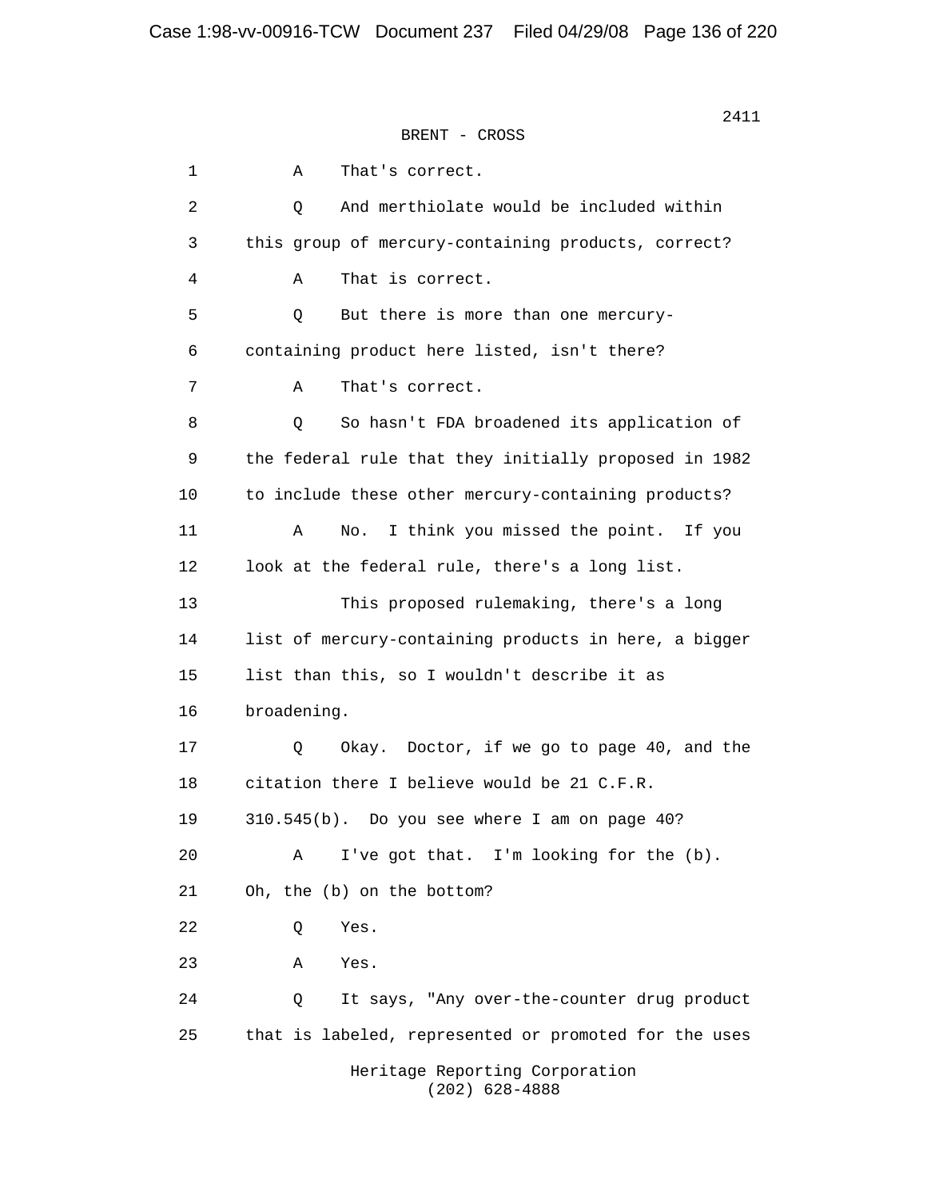BRENT - CROSS

1 A That's correct.

2 Q And merthiolate would be included within

3 this group of mercury-containing products, correct?

4 A That is correct.

5 Q But there is more than one mercury-

6 containing product here listed, isn't there?

7 A That's correct.

8 Q So hasn't FDA broadened its application of

9 the federal rule that they initially proposed in 1982

10 to include these other mercury-containing products?

11 A No. I think you missed the point. If you

12 look at the federal rule, there's a long list.

13 This proposed rulemaking, there's a long

14 list of mercury-containing products in here, a bigger

15 list than this, so I wouldn't describe it as

16 broadening.

17 Q Okay. Doctor, if we go to page 40, and the

18 citation there I believe would be 21 C.F.R.

19 310.545(b). Do you see where I am on page 40?

20 A I've got that. I'm looking for the (b).

21 Oh, the (b) on the bottom?

22 Q Yes.

23 A Yes.

24 Q It says, "Any over-the-counter drug product

25 that is labeled, represented or promoted for the uses

Heritage Reporting Corporation
(202) 628-4888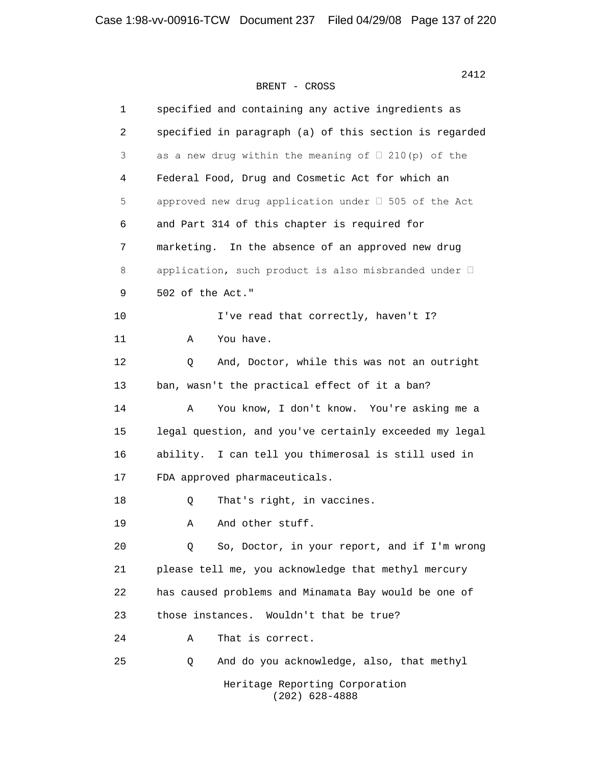BRENT - CROSS

1 specified and containing any active ingredients as
2 specified in paragraph (a) of this section is regarded
3 as a new drug within the meaning of  210(p) of the
4 Federal Food, Drug and Cosmetic Act for which an
5 approved new drug application under  505 of the Act
6 and Part 314 of this chapter is required for
7 marketing. In the absence of an approved new drug
8 application, such product is also misbranded under 
9 502 of the Act."
10 I've read that correctly, haven't I?
11 A You have.
12 Q And, Doctor, while this was not an outright
13 ban, wasn't the practical effect of it a ban?
14 A You know, I don't know. You're asking me a
15 legal question, and you've certainly exceeded my legal
16 ability. I can tell you thimerosal is still used in
17 FDA approved pharmaceuticals.
18 Q That's right, in vaccines.
19 A And other stuff.
20 Q So, Doctor, in your report, and if I'm wrong
21 please tell me, you acknowledge that methyl mercury
22 has caused problems and Minamata Bay would be one of
23 those instances. Wouldn't that be true?
24 A That is correct.
25 Q And do you acknowledge, also, that methyl

Heritage Reporting Corporation
(202) 628-4888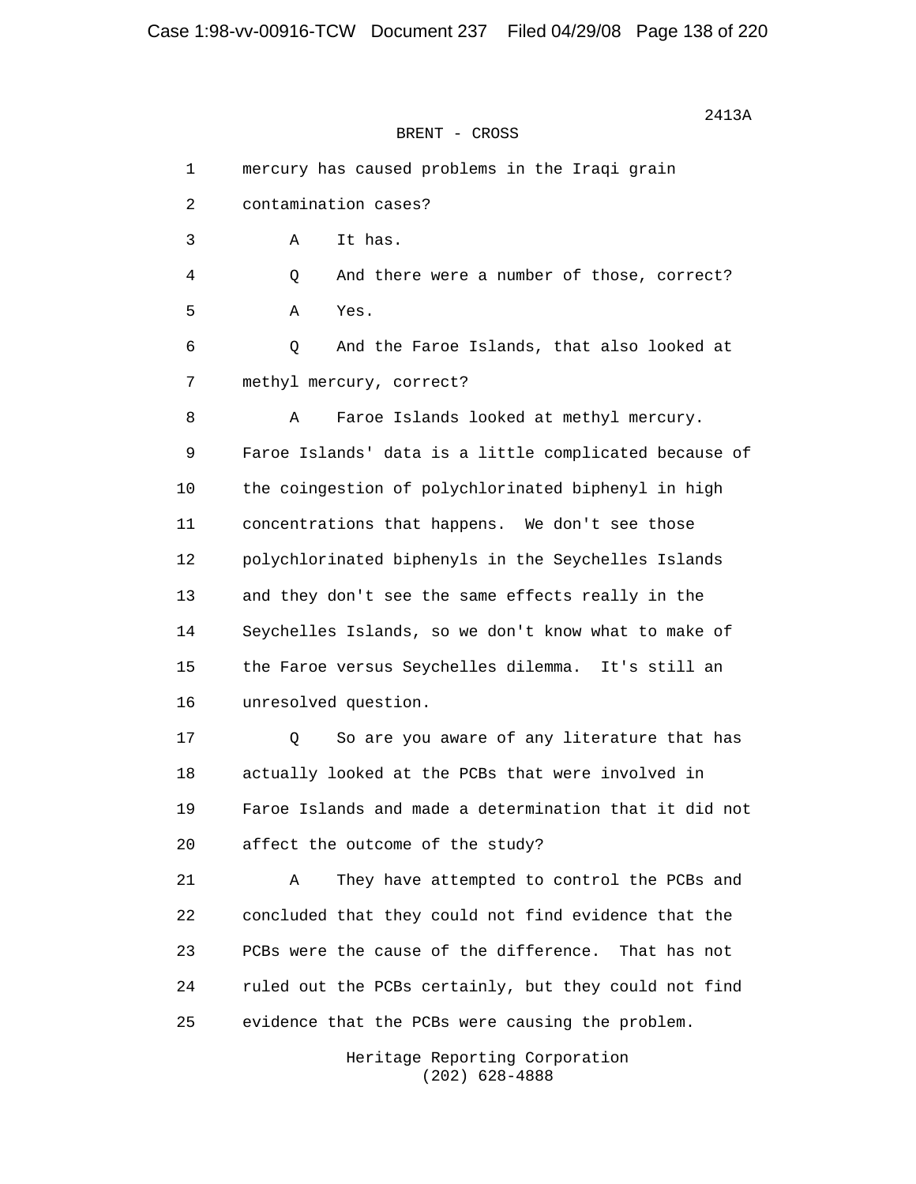BRENT - CROSS

1 mercury has caused problems in the Iraqi grain
2 contamination cases?
3 A It has.
4 Q And there were a number of those, correct?
5 A Yes.
6 Q And the Faroe Islands, that also looked at
7 methyl mercury, correct?
8 A Faroe Islands looked at methyl mercury.
9 Faroe Islands' data is a little complicated because of
10 the coingestion of polychlorinated biphenyl in high
11 concentrations that happens. We don't see those
12 polychlorinated biphenyls in the Seychelles Islands
13 and they don't see the same effects really in the
14 Seychelles Islands, so we don't know what to make of
15 the Faroe versus Seychelles dilemma. It's still an
16 unresolved question.
17 Q So are you aware of any literature that has
18 actually looked at the PCBs that were involved in
19 Faroe Islands and made a determination that it did not
20 affect the outcome of the study?
21 A They have attempted to control the PCBs and
22 concluded that they could not find evidence that the
23 PCBs were the cause of the difference. That has not
24 ruled out the PCBs certainly, but they could not find
25 evidence that the PCBs were causing the problem.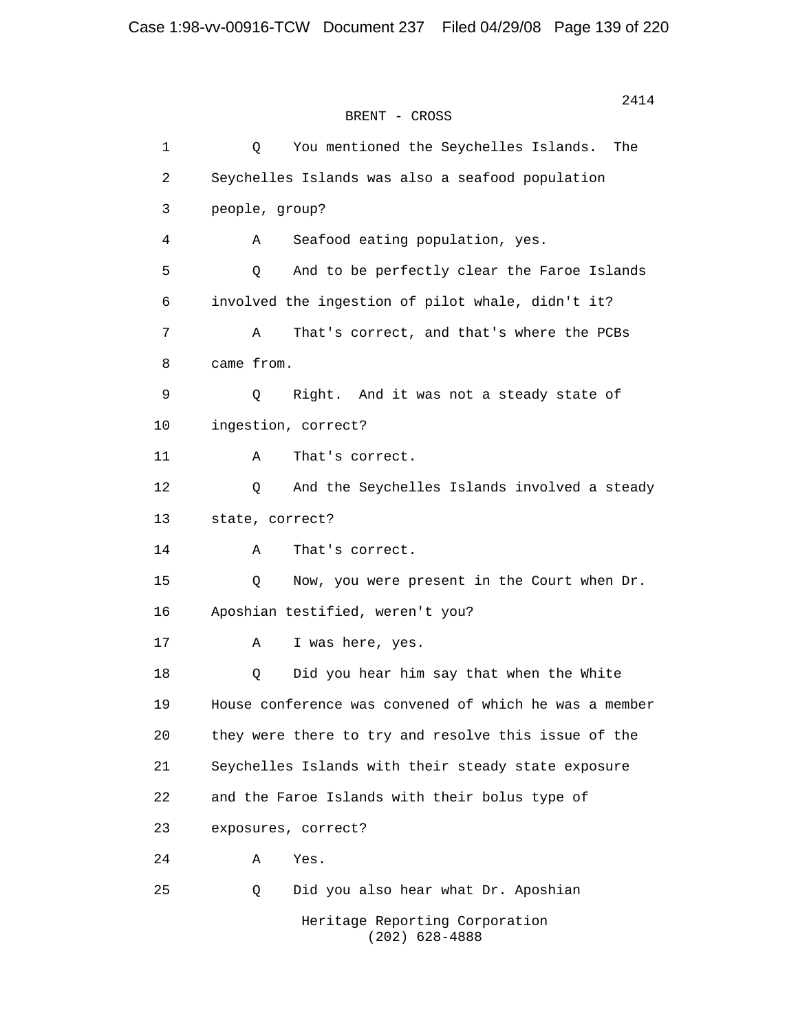BRENT - CROSS

1 Q You mentioned the Seychelles Islands. The
2 Seychelles Islands was also a seafood population
3 people, group?
4 A Seafood eating population, yes.
5 Q And to be perfectly clear the Faroe Islands
6 involved the ingestion of pilot whale, didn't it?
7 A That's correct, and that's where the PCBs
8 came from.
9 Q Right. And it was not a steady state of
10 ingestion, correct?
11 A That's correct.
12 Q And the Seychelles Islands involved a steady
13 state, correct?
14 A That's correct.
15 Q Now, you were present in the Court when Dr.
16 Aposhian testified, weren't you?
17 A I was here, yes.
18 Q Did you hear him say that when the White
19 House conference was convened of which he was a member
20 they were there to try and resolve this issue of the
21 Seychelles Islands with their steady state exposure
22 and the Faroe Islands with their bolus type of
23 exposures, correct?
24 A Yes.
25 Q Did you also hear what Dr. Aposhian

Heritage Reporting Corporation
(202) 628-4888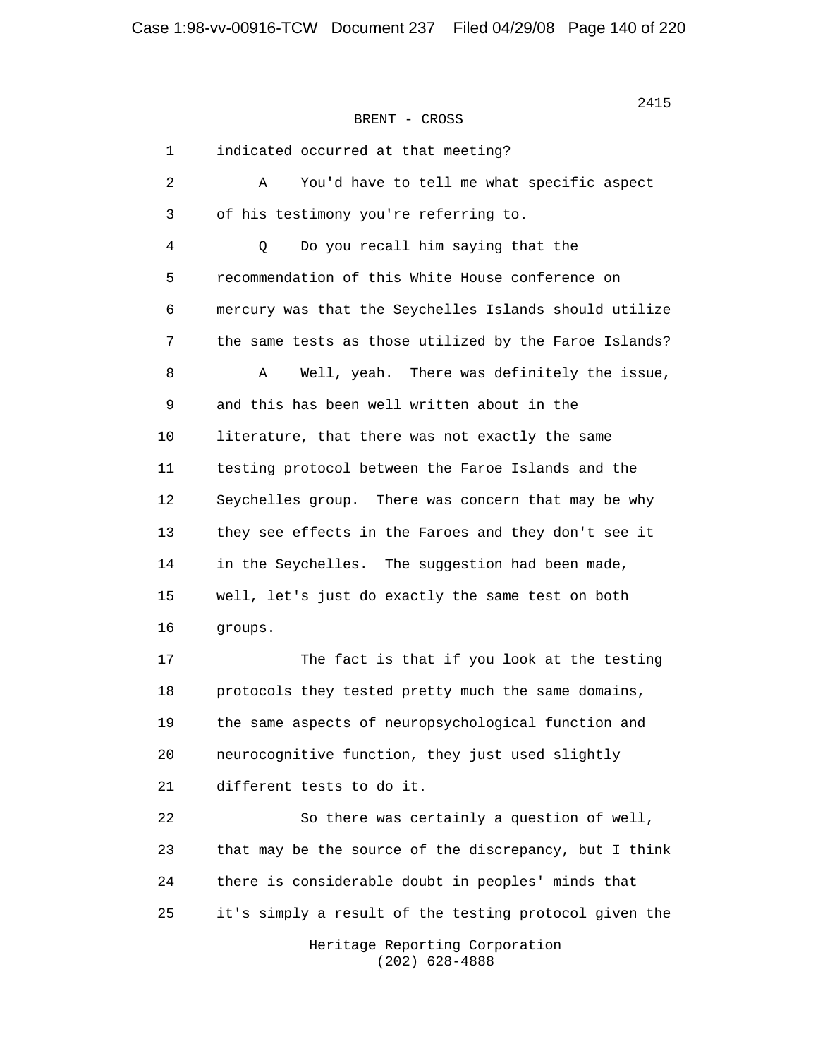BRENT - CROSS

1 indicated occurred at that meeting?

2 A You'd have to tell me what specific aspect

3 of his testimony you're referring to.

4 Q Do you recall him saying that the

5 recommendation of this White House conference on

6 mercury was that the Seychelles Islands should utilize

7 the same tests as those utilized by the Faroe Islands?

8 A Well, yeah. There was definitely the issue,

9 and this has been well written about in the

10 literature, that there was not exactly the same

11 testing protocol between the Faroe Islands and the

12 Seychelles group. There was concern that may be why

13 they see effects in the Faroes and they don't see it

14 in the Seychelles. The suggestion had been made,

15 well, let's just do exactly the same test on both

16 groups.

17 The fact is that if you look at the testing

18 protocols they tested pretty much the same domains,

19 the same aspects of neuropsychological function and

20 neurocognitive function, they just used slightly

21 different tests to do it.

22 So there was certainly a question of well,

23 that may be the source of the discrepancy, but I think

24 there is considerable doubt in peoples' minds that

25 it's simply a result of the testing protocol given the

Heritage Reporting Corporation
(202) 628-4888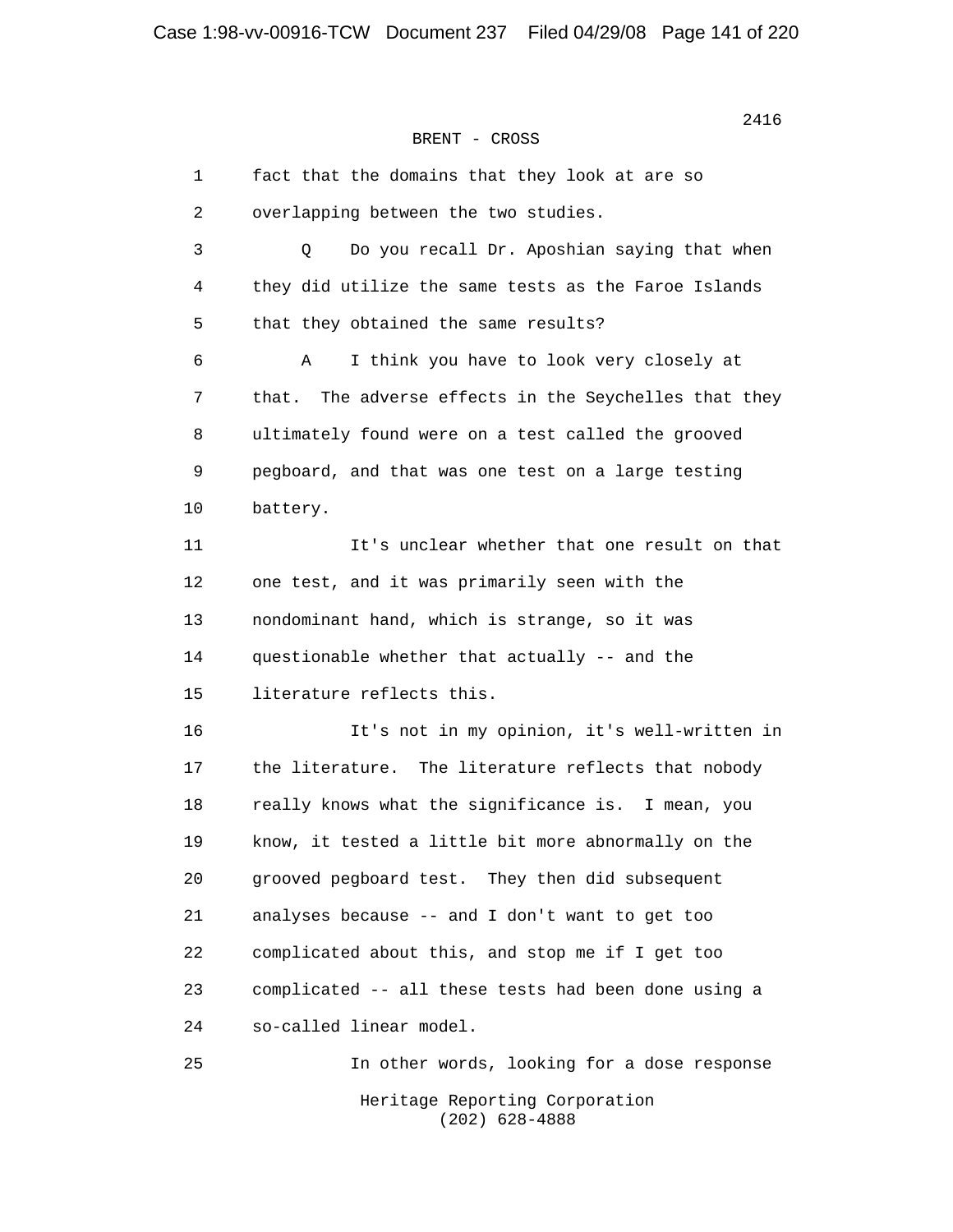BRENT - CROSS

1 fact that the domains that they look at are so
2 overlapping between the two studies.

3 Q Do you recall Dr. Aposhian saying that when
4 they did utilize the same tests as the Faroe Islands
5 that they obtained the same results?

6 A I think you have to look very closely at
7 that. The adverse effects in the Seychelles that they
8 ultimately found were on a test called the grooved
9 pegboard, and that was one test on a large testing
10 battery.

11 It's unclear whether that one result on that
12 one test, and it was primarily seen with the
13 nondominant hand, which is strange, so it was
14 questionable whether that actually -- and the
15 literature reflects this.

16 It's not in my opinion, it's well-written in
17 the literature. The literature reflects that nobody
18 really knows what the significance is. I mean, you
19 know, it tested a little bit more abnormally on the
20 grooved pegboard test. They then did subsequent
21 analyses because -- and I don't want to get too
22 complicated about this, and stop me if I get too
23 complicated -- all these tests had been done using a
24 so-called linear model.

25 In other words, looking for a dose response

Heritage Reporting Corporation
(202) 628-4888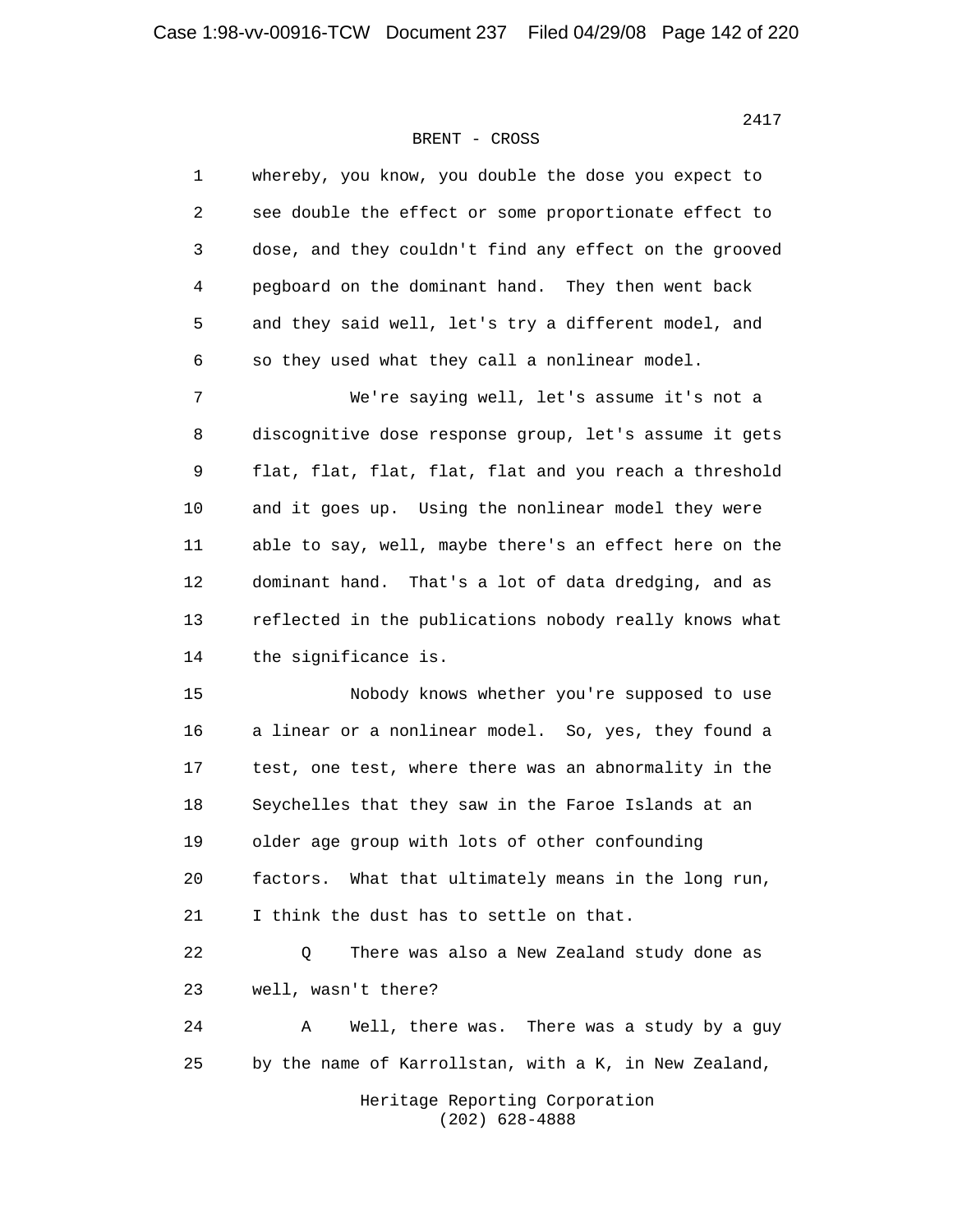BRENT - CROSS

1 whereby, you know, you double the dose you expect to
2 see double the effect or some proportionate effect to
3 dose, and they couldn't find any effect on the grooved
4 pegboard on the dominant hand. They then went back
5 and they said well, let's try a different model, and
6 so they used what they call a nonlinear model.

7 We're saying well, let's assume it's not a
8 discognitive dose response group, let's assume it gets
9 flat, flat, flat, flat, flat and you reach a threshold
10 and it goes up. Using the nonlinear model they were
11 able to say, well, maybe there's an effect here on the
12 dominant hand. That's a lot of data dredging, and as
13 reflected in the publications nobody really knows what
14 the significance is.

15 Nobody knows whether you're supposed to use
16 a linear or a nonlinear model. So, yes, they found a
17 test, one test, where there was an abnormality in the
18 Seychelles that they saw in the Faroe Islands at an
19 older age group with lots of other confounding
20 factors. What that ultimately means in the long run,
21 I think the dust has to settle on that.

22 Q There was also a New Zealand study done as
23 well, wasn't there?

24 A Well, there was. There was a study by a guy
25 by the name of Karrollstan, with a K, in New Zealand,

Heritage Reporting Corporation
(202) 628-4888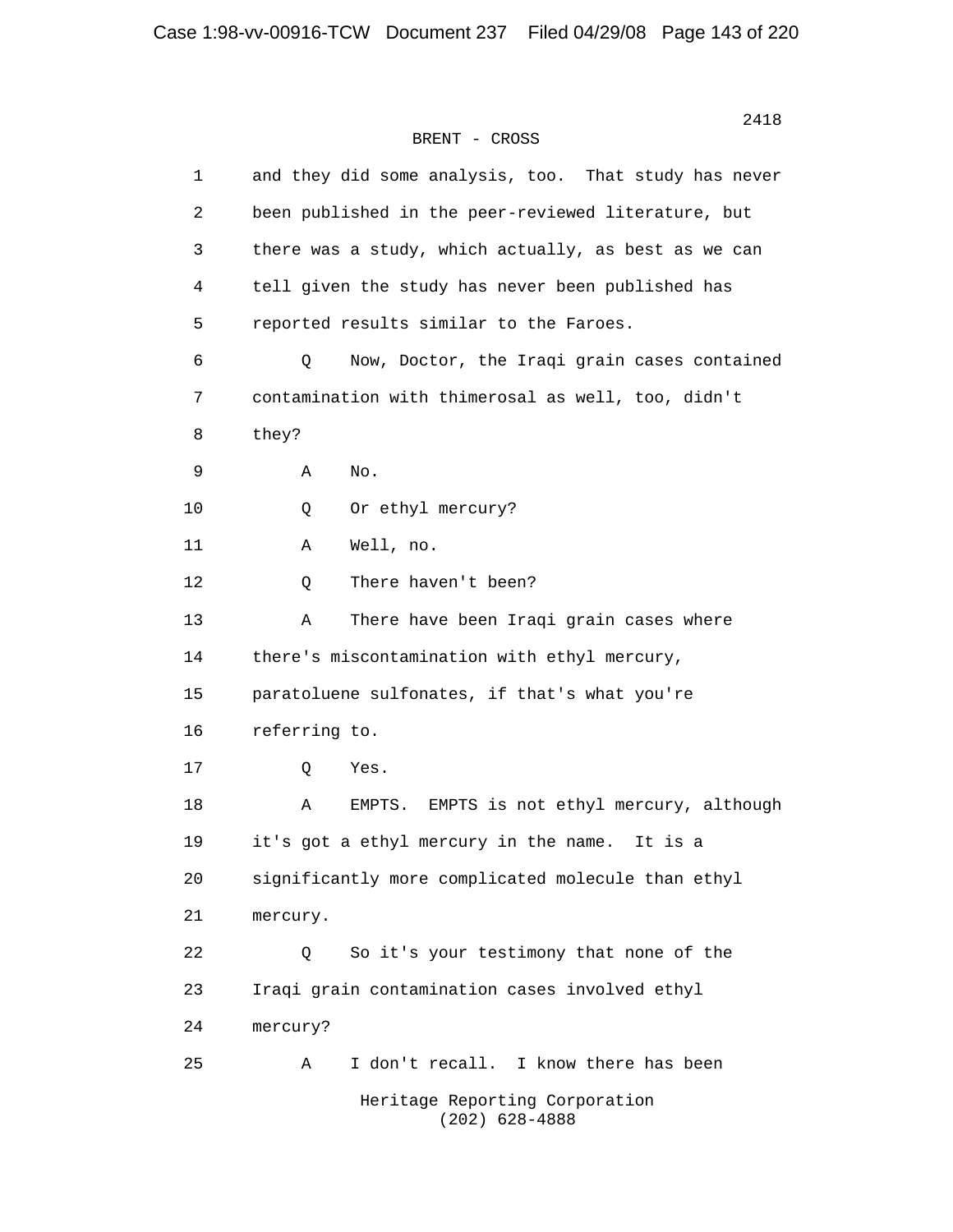BRENT - CROSS

1 and they did some analysis, too. That study has never
2 been published in the peer-reviewed literature, but
3 there was a study, which actually, as best as we can
4 tell given the study has never been published has
5 reported results similar to the Faroes.

6 Q Now, Doctor, the Iraqi grain cases contained
7 contamination with thimerosal as well, too, didn't
8 they?

9 A No.

10 Q Or ethyl mercury?

11 A Well, no.

12 Q There haven't been?

13 A There have been Iraqi grain cases where
14 there's miscontamination with ethyl mercury,
15 paratoluene sulfonates, if that's what you're
16 referring to.

17 Q Yes.

18 A EMPTS. EMPTS is not ethyl mercury, although
19 it's got a ethyl mercury in the name. It is a
20 significantly more complicated molecule than ethyl
21 mercury.

22 Q So it's your testimony that none of the
23 Iraqi grain contamination cases involved ethyl
24 mercury?

25 A I don't recall. I know there has been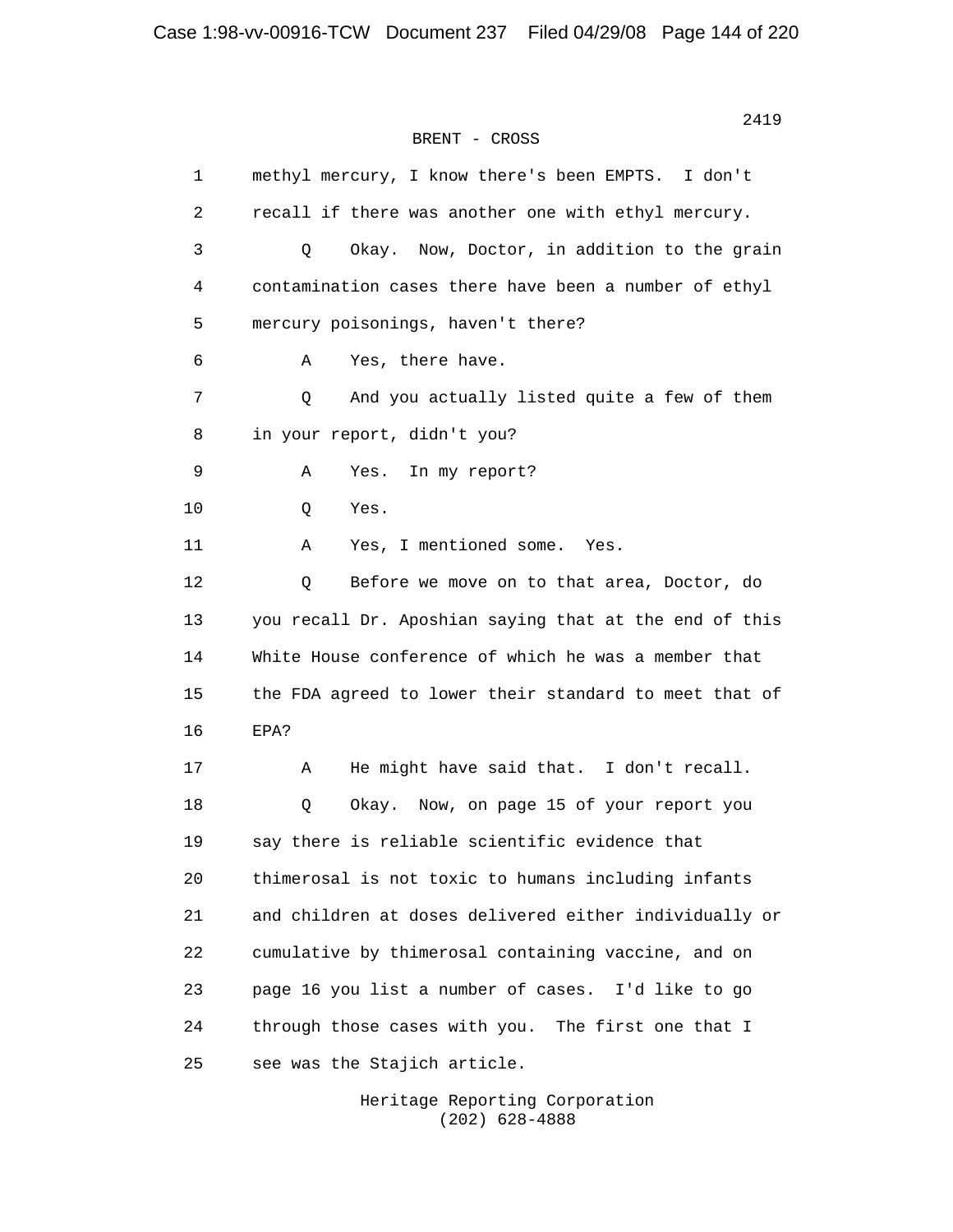BRENT - CROSS

1 methyl mercury, I know there's been EMPTS. I don't
2 recall if there was another one with ethyl mercury.
3 Q Okay. Now, Doctor, in addition to the grain
4 contamination cases there have been a number of ethyl
5 mercury poisonings, haven't there?
6 A Yes, there have.
7 Q And you actually listed quite a few of them
8 in your report, didn't you?
9 A Yes. In my report?
10 Q Yes.
11 A Yes, I mentioned some. Yes.
12 Q Before we move on to that area, Doctor, do
13 you recall Dr. Aposhian saying that at the end of this
14 White House conference of which he was a member that
15 the FDA agreed to lower their standard to meet that of
16 EPA?
17 A He might have said that. I don't recall.
18 Q Okay. Now, on page 15 of your report you
19 say there is reliable scientific evidence that
20 thimerosal is not toxic to humans including infants
21 and children at doses delivered either individually or
22 cumulative by thimerosal containing vaccine, and on
23 page 16 you list a number of cases. I'd like to go
24 through those cases with you. The first one that I
25 see was the Stajich article.

Heritage Reporting Corporation
(202) 628-4888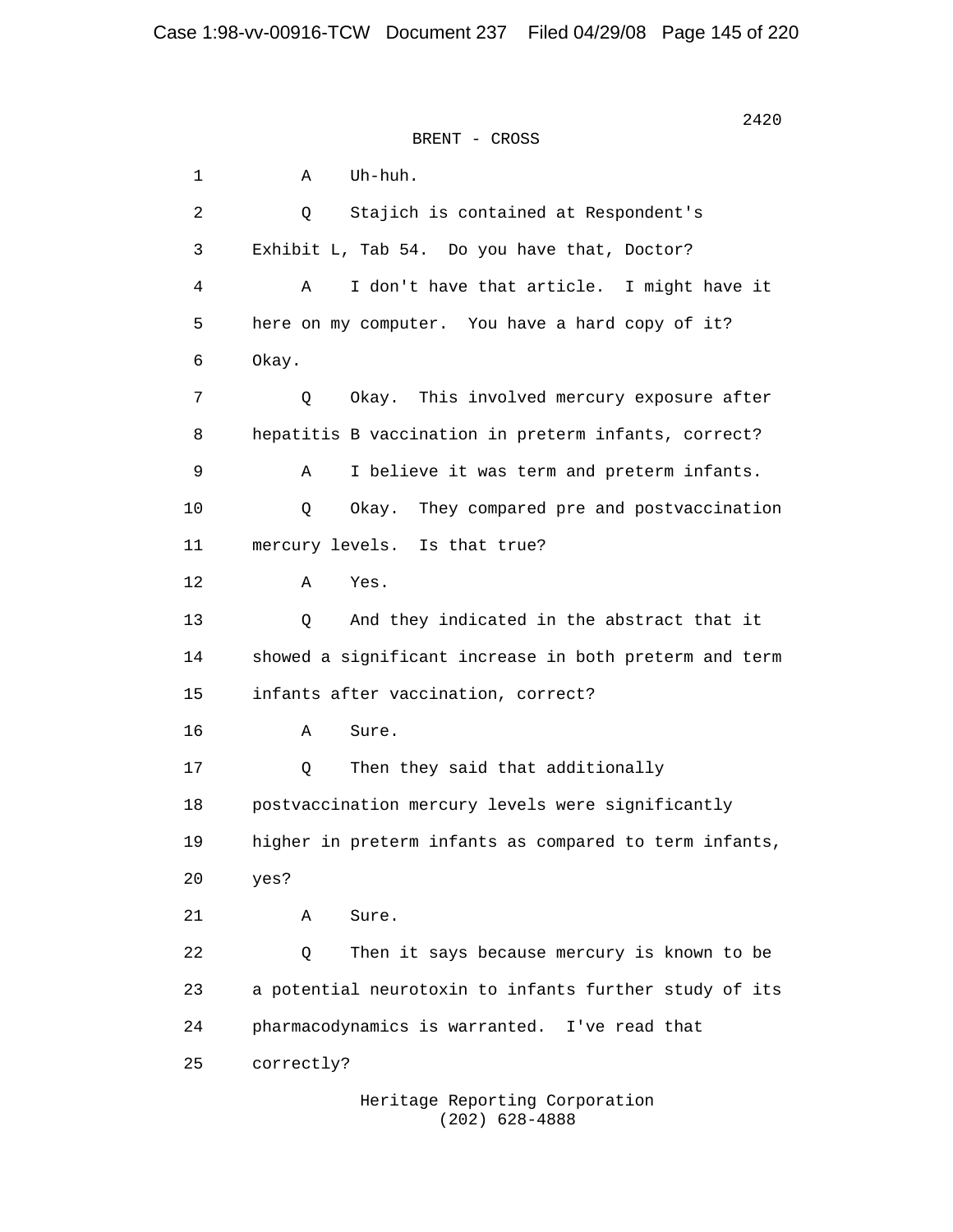BRENT - CROSS

1 A Uh-huh.

2 Q Stajich is contained at Respondent's

3 Exhibit L, Tab 54. Do you have that, Doctor?

4 A I don't have that article. I might have it

5 here on my computer. You have a hard copy of it?

6 Okay.

7 Q Okay. This involved mercury exposure after

8 hepatitis B vaccination in preterm infants, correct?

9 A I believe it was term and preterm infants.

10 Q Okay. They compared pre and postvaccination

11 mercury levels. Is that true?

12 A Yes.

13 Q And they indicated in the abstract that it

14 showed a significant increase in both preterm and term

15 infants after vaccination, correct?

16 A Sure.

17 Q Then they said that additionally

18 postvaccination mercury levels were significantly

19 higher in preterm infants as compared to term infants,

20 yes?

21 A Sure.

22 Q Then it says because mercury is known to be

23 a potential neurotoxin to infants further study of its

24 pharmacodynamics is warranted. I've read that

25 correctly?

Heritage Reporting Corporation
(202) 628-4888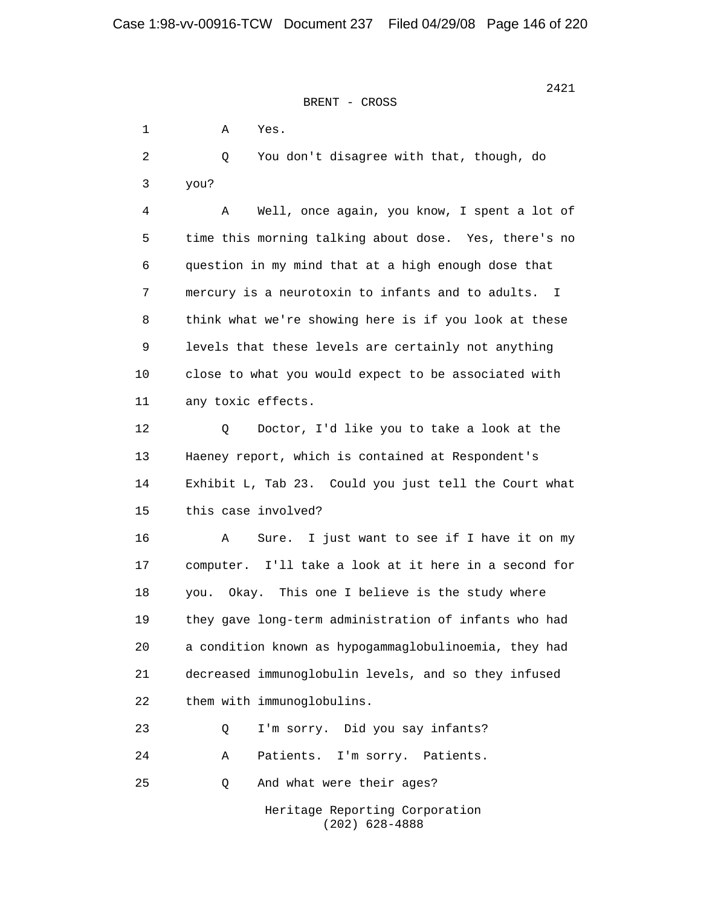BRENT - CROSS

1 A Yes.

2 Q You don't disagree with that, though, do
3 you?

4 A Well, once again, you know, I spent a lot of
5 time this morning talking about dose. Yes, there's no
6 question in my mind that at a high enough dose that
7 mercury is a neurotoxin to infants and to adults. I
8 think what we're showing here is if you look at these
9 levels that these levels are certainly not anything
10 close to what you would expect to be associated with
11 any toxic effects.

12 Q Doctor, I'd like you to take a look at the
13 Haeney report, which is contained at Respondent's
14 Exhibit L, Tab 23. Could you just tell the Court what
15 this case involved?

16 A Sure. I just want to see if I have it on my
17 computer. I'll take a look at it here in a second for
18 you. Okay. This one I believe is the study where
19 they gave long-term administration of infants who had
20 a condition known as hypogammaglobulinoemia, they had
21 decreased immunoglobulin levels, and so they infused
22 them with immunoglobulins.

23 Q I'm sorry. Did you say infants?

24 A Patients. I'm sorry. Patients.

25 Q And what were their ages?

Heritage Reporting Corporation
(202) 628-4888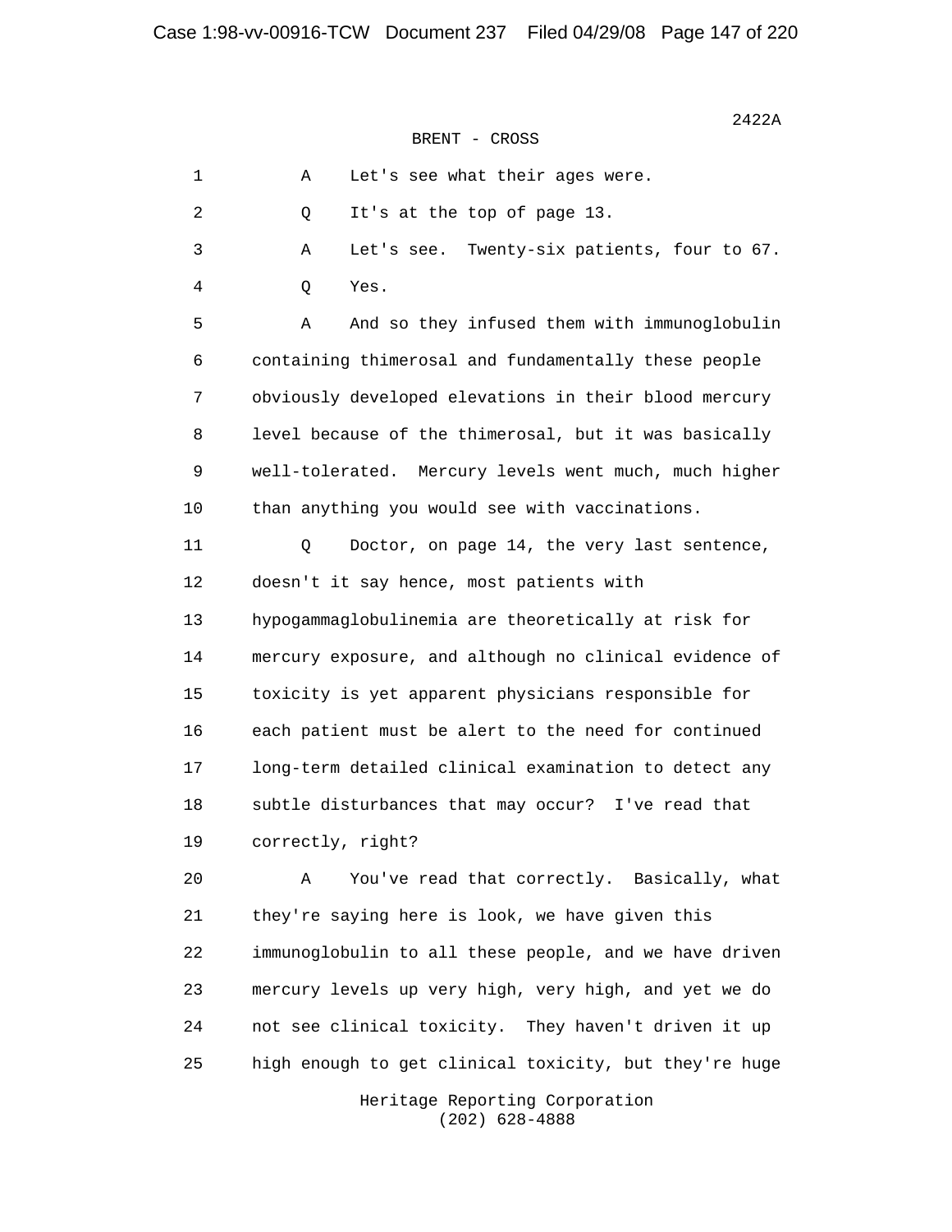2422A

BRENT - CROSS

1 A Let's see what their ages were.

2 Q It's at the top of page 13.

3 A Let's see. Twenty-six patients, four to 67.

4 Q Yes.

5 A And so they infused them with immunoglobulin
6 containing thimerosal and fundamentally these people
7 obviously developed elevations in their blood mercury
8 level because of the thimerosal, but it was basically
9 well-tolerated. Mercury levels went much, much higher
10 than anything you would see with vaccinations.

11 Q Doctor, on page 14, the very last sentence,
12 doesn't it say hence, most patients with
13 hypogammaglobulinemia are theoretically at risk for
14 mercury exposure, and although no clinical evidence of
15 toxicity is yet apparent physicians responsible for
16 each patient must be alert to the need for continued
17 long-term detailed clinical examination to detect any
18 subtle disturbances that may occur? I've read that
19 correctly, right?

20 A You've read that correctly. Basically, what
21 they're saying here is look, we have given this
22 immunoglobulin to all these people, and we have driven
23 mercury levels up very high, very high, and yet we do
24 not see clinical toxicity. They haven't driven it up
25 high enough to get clinical toxicity, but they're huge

Heritage Reporting Corporation
(202) 628-4888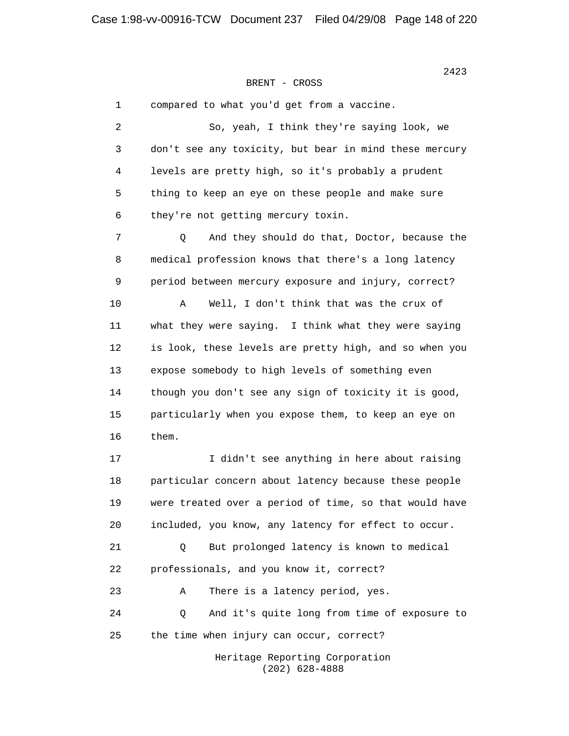BRENT - CROSS

1 compared to what you'd get from a vaccine.

2 So, yeah, I think they're saying look, we

3 don't see any toxicity, but bear in mind these mercury

4 levels are pretty high, so it's probably a prudent

5 thing to keep an eye on these people and make sure

6 they're not getting mercury toxin.

7 Q And they should do that, Doctor, because the

8 medical profession knows that there's a long latency

9 period between mercury exposure and injury, correct?

10 A Well, I don't think that was the crux of

11 what they were saying. I think what they were saying

12 is look, these levels are pretty high, and so when you

13 expose somebody to high levels of something even

14 though you don't see any sign of toxicity it is good,

15 particularly when you expose them, to keep an eye on

16 them.

17 I didn't see anything in here about raising

18 particular concern about latency because these people

19 were treated over a period of time, so that would have

20 included, you know, any latency for effect to occur.

21 Q But prolonged latency is known to medical

22 professionals, and you know it, correct?

23 A There is a latency period, yes.

24 Q And it's quite long from time of exposure to

25 the time when injury can occur, correct?

Heritage Reporting Corporation
(202) 628-4888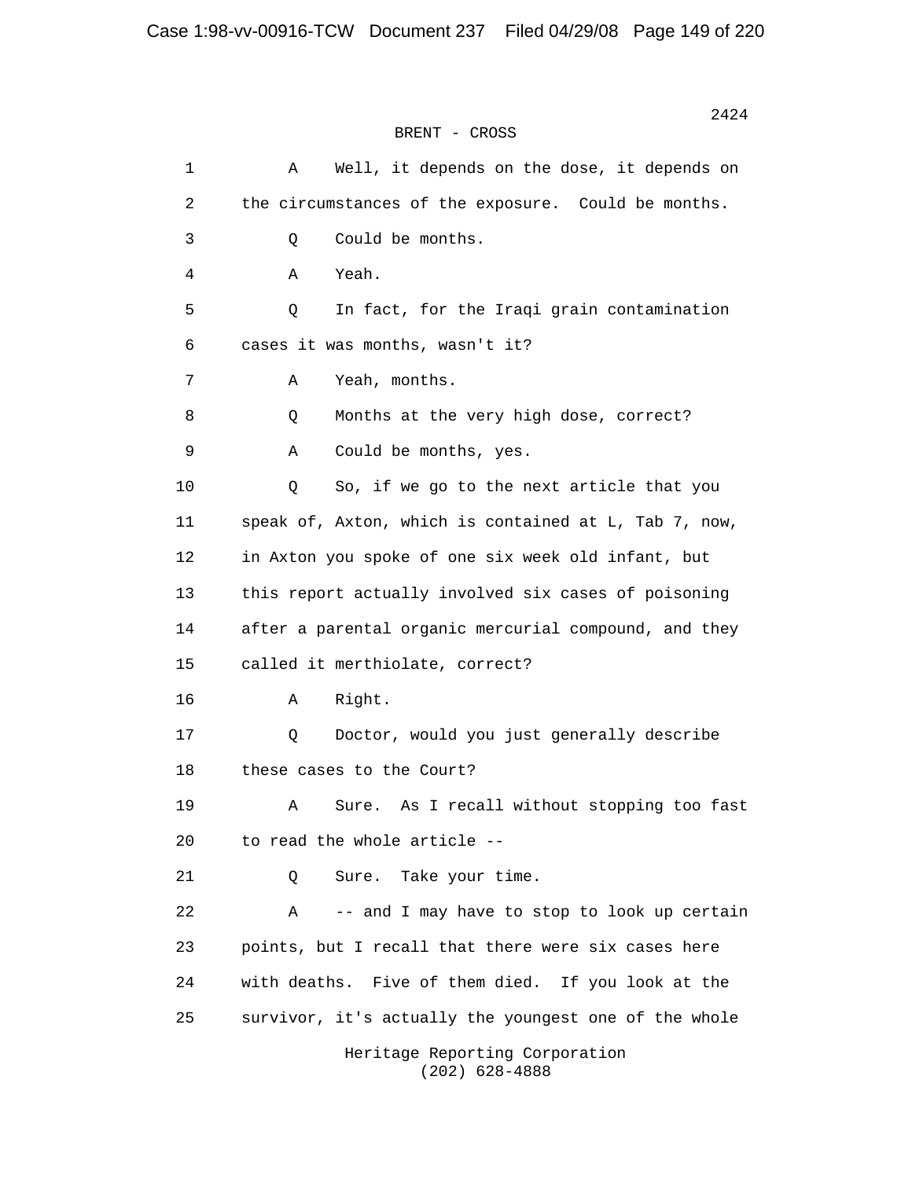BRENT - CROSS

1 A Well, it depends on the dose, it depends on
2 the circumstances of the exposure. Could be months.
3 Q Could be months.
4 A Yeah.
5 Q In fact, for the Iraqi grain contamination
6 cases it was months, wasn't it?
7 A Yeah, months.
8 Q Months at the very high dose, correct?
9 A Could be months, yes.
10 Q So, if we go to the next article that you
11 speak of, Axton, which is contained at L, Tab 7, now,
12 in Axton you spoke of one six week old infant, but
13 this report actually involved six cases of poisoning
14 after a parental organic mercurial compound, and they
15 called it merthiolate, correct?
16 A Right.
17 Q Doctor, would you just generally describe
18 these cases to the Court?
19 A Sure. As I recall without stopping too fast
20 to read the whole article --
21 Q Sure. Take your time.
22 A -- and I may have to stop to look up certain
23 points, but I recall that there were six cases here
24 with deaths. Five of them died. If you look at the
25 survivor, it's actually the youngest one of the whole

Heritage Reporting Corporation
(202) 628-4888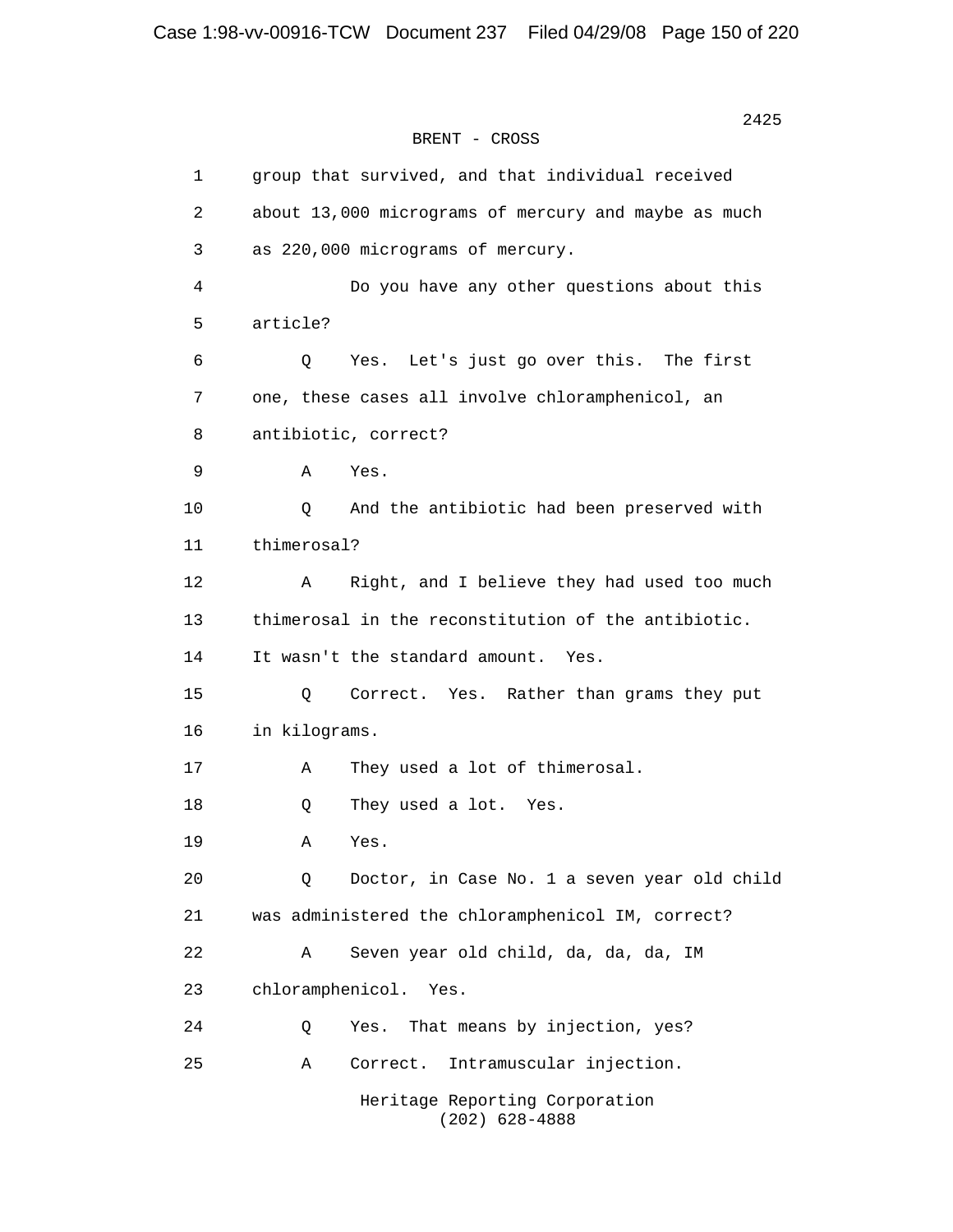BRENT - CROSS

1 group that survived, and that individual received
2 about 13,000 micrograms of mercury and maybe as much
3 as 220,000 micrograms of mercury.
4 Do you have any other questions about this
5 article?
6 Q Yes. Let's just go over this. The first
7 one, these cases all involve chloramphenicol, an
8 antibiotic, correct?
9 A Yes.
10 Q And the antibiotic had been preserved with
11 thimerosal?
12 A Right, and I believe they had used too much
13 thimerosal in the reconstitution of the antibiotic.
14 It wasn't the standard amount. Yes.
15 Q Correct. Yes. Rather than grams they put
16 in kilograms.
17 A They used a lot of thimerosal.
18 Q They used a lot. Yes.
19 A Yes.
20 Q Doctor, in Case No. 1 a seven year old child
21 was administered the chloramphenicol IM, correct?
22 A Seven year old child, da, da, da, IM
23 chloramphenicol. Yes.
24 Q Yes. That means by injection, yes?
25 A Correct. Intramuscular injection.

Heritage Reporting Corporation
(202) 628-4888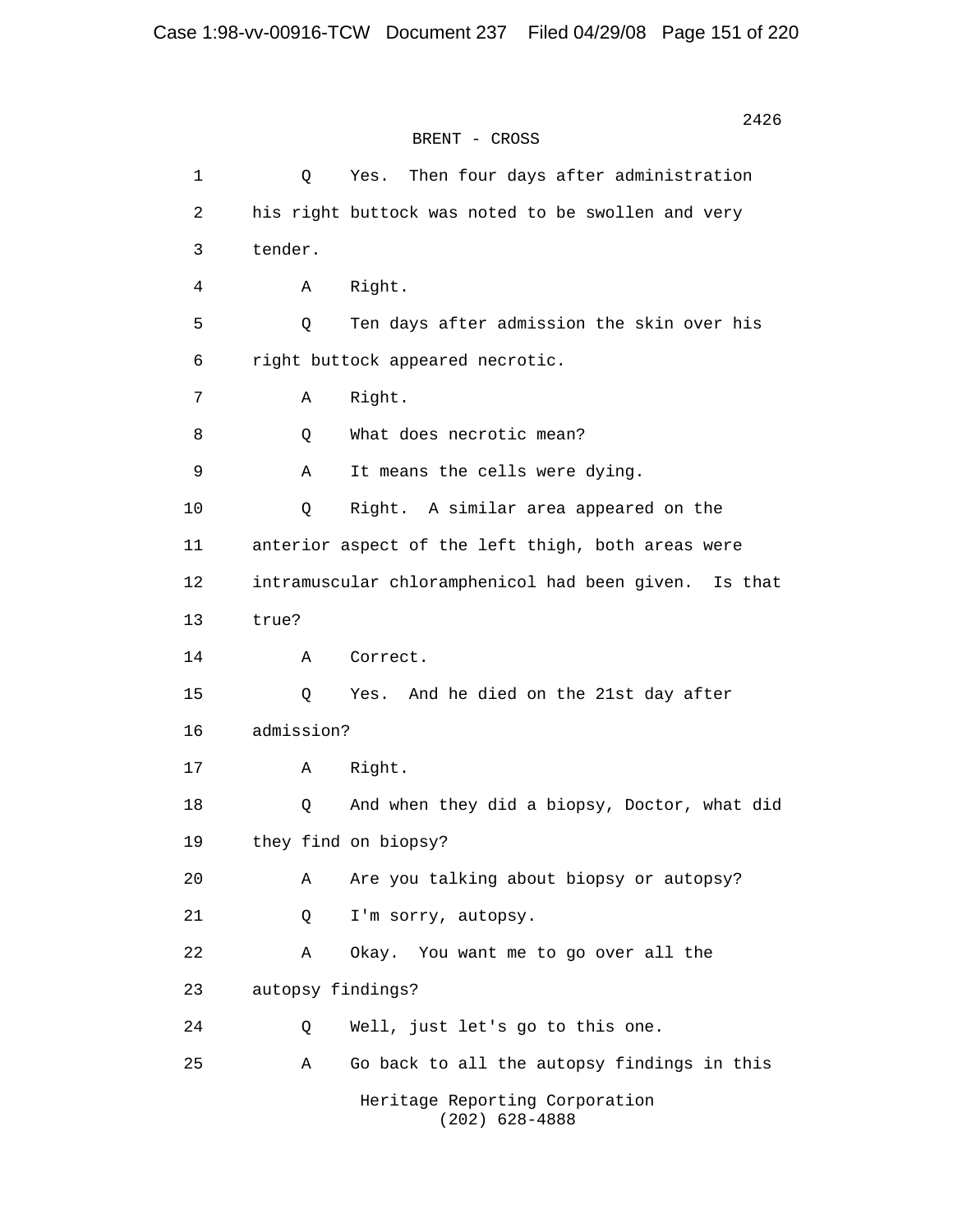BRENT - CROSS

1 Q Yes. Then four days after administration
2 his right buttock was noted to be swollen and very
3 tender.
4 A Right.
5 Q Ten days after admission the skin over his
6 right buttock appeared necrotic.
7 A Right.
8 Q What does necrotic mean?
9 A It means the cells were dying.
10 Q Right. A similar area appeared on the
11 anterior aspect of the left thigh, both areas were
12 intramuscular chloramphenicol had been given. Is that
13 true?
14 A Correct.
15 Q Yes. And he died on the 21st day after
16 admission?
17 A Right.
18 Q And when they did a biopsy, Doctor, what did
19 they find on biopsy?
20 A Are you talking about biopsy or autopsy?
21 Q I'm sorry, autopsy.
22 A Okay. You want me to go over all the
23 autopsy findings?
24 Q Well, just let's go to this one.
25 A Go back to all the autopsy findings in this

Heritage Reporting Corporation
(202) 628-4888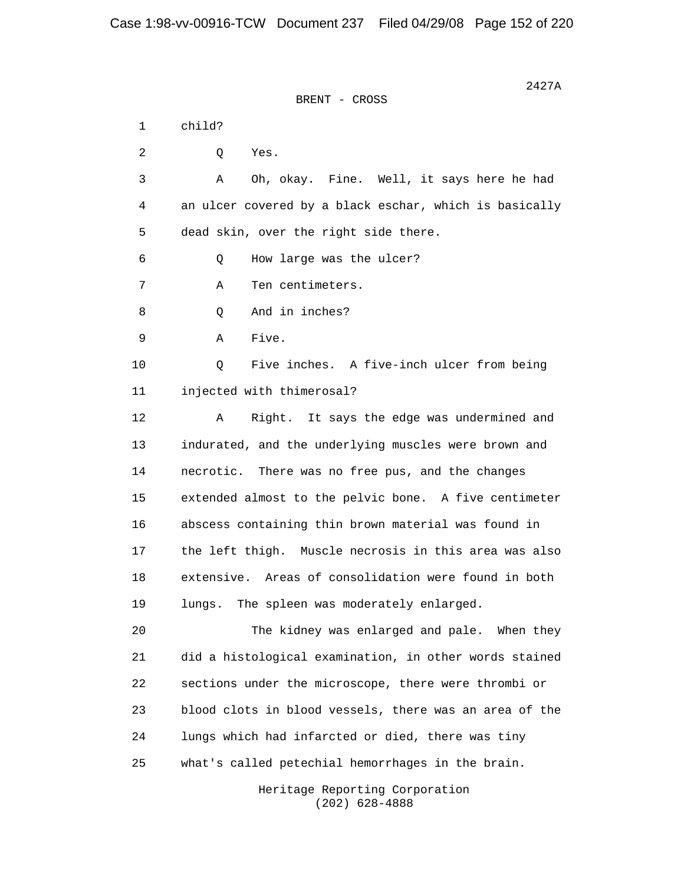BRENT - CROSS

1 child?

2 Q Yes.

3 A Oh, okay. Fine. Well, it says here he had

4 an ulcer covered by a black eschar, which is basically

5 dead skin, over the right side there.

6 Q How large was the ulcer?

7 A Ten centimeters.

8 Q And in inches?

9 A Five.

10 Q Five inches. A five-inch ulcer from being

11 injected with thimerosal?

12 A Right. It says the edge was undermined and

13 indurated, and the underlying muscles were brown and

14 necrotic. There was no free pus, and the changes

15 extended almost to the pelvic bone. A five centimeter

16 abscess containing thin brown material was found in

17 the left thigh. Muscle necrosis in this area was also

18 extensive. Areas of consolidation were found in both

19 lungs. The spleen was moderately enlarged.

20 The kidney was enlarged and pale. When they

21 did a histological examination, in other words stained

22 sections under the microscope, there were thrombi or

23 blood clots in blood vessels, there was an area of the

24 lungs which had infarcted or died, there was tiny

25 what's called petechial hemorrhages in the brain.

Heritage Reporting Corporation
(202) 628-4888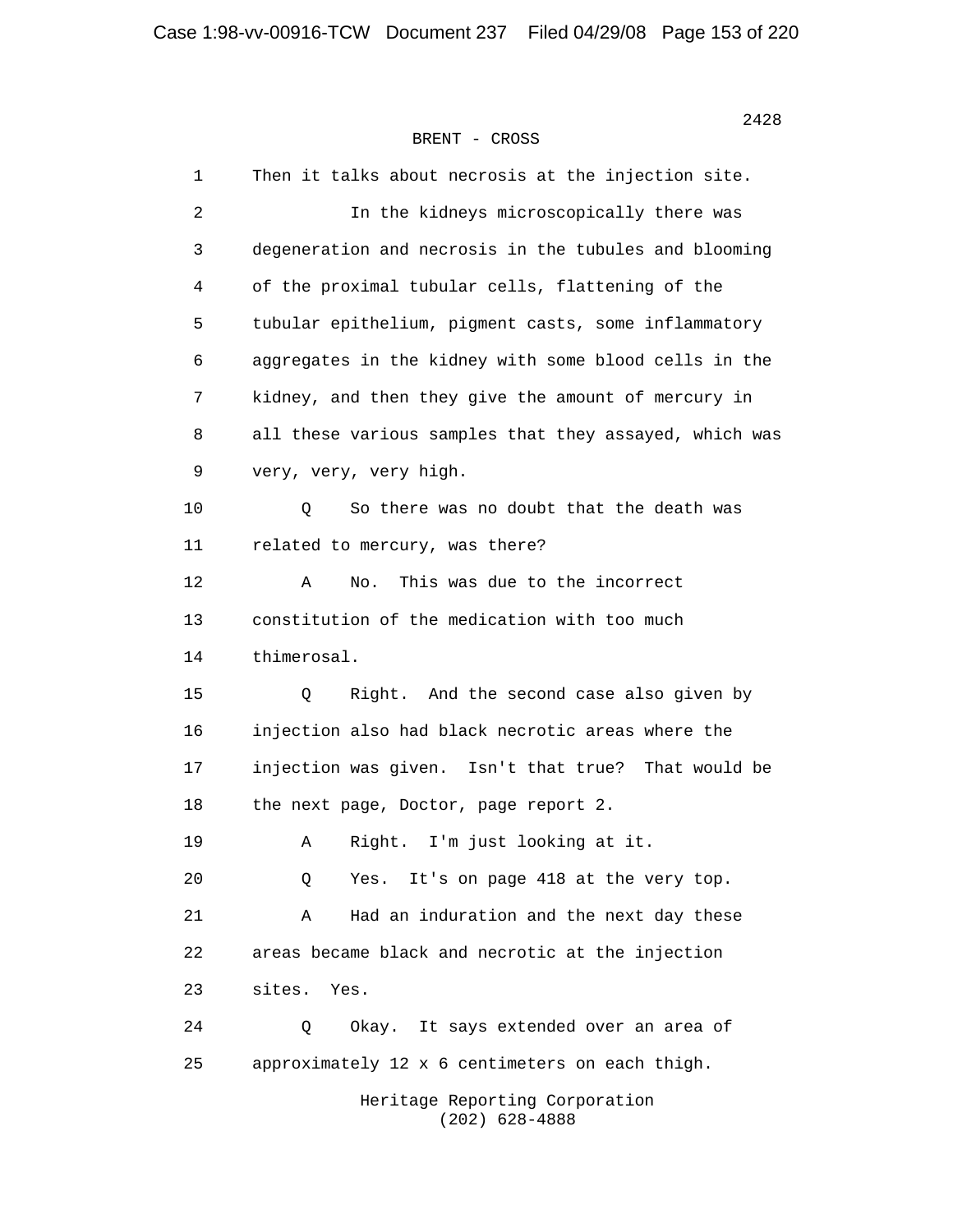BRENT - CROSS

1 Then it talks about necrosis at the injection site.

2 In the kidneys microscopically there was

3 degeneration and necrosis in the tubules and blooming

4 of the proximal tubular cells, flattening of the

5 tubular epithelium, pigment casts, some inflammatory

6 aggregates in the kidney with some blood cells in the

7 kidney, and then they give the amount of mercury in

8 all these various samples that they assayed, which was

9 very, very, very high.

10 Q So there was no doubt that the death was

11 related to mercury, was there?

12 A No. This was due to the incorrect

13 constitution of the medication with too much

14 thimerosal.

15 Q Right. And the second case also given by

16 injection also had black necrotic areas where the

17 injection was given. Isn't that true? That would be

18 the next page, Doctor, page report 2.

19 A Right. I'm just looking at it.

20 Q Yes. It's on page 418 at the very top.

21 A Had an induration and the next day these

22 areas became black and necrotic at the injection

23 sites. Yes.

24 Q Okay. It says extended over an area of

25 approximately 12 x 6 centimeters on each thigh.

Heritage Reporting Corporation
(202) 628-4888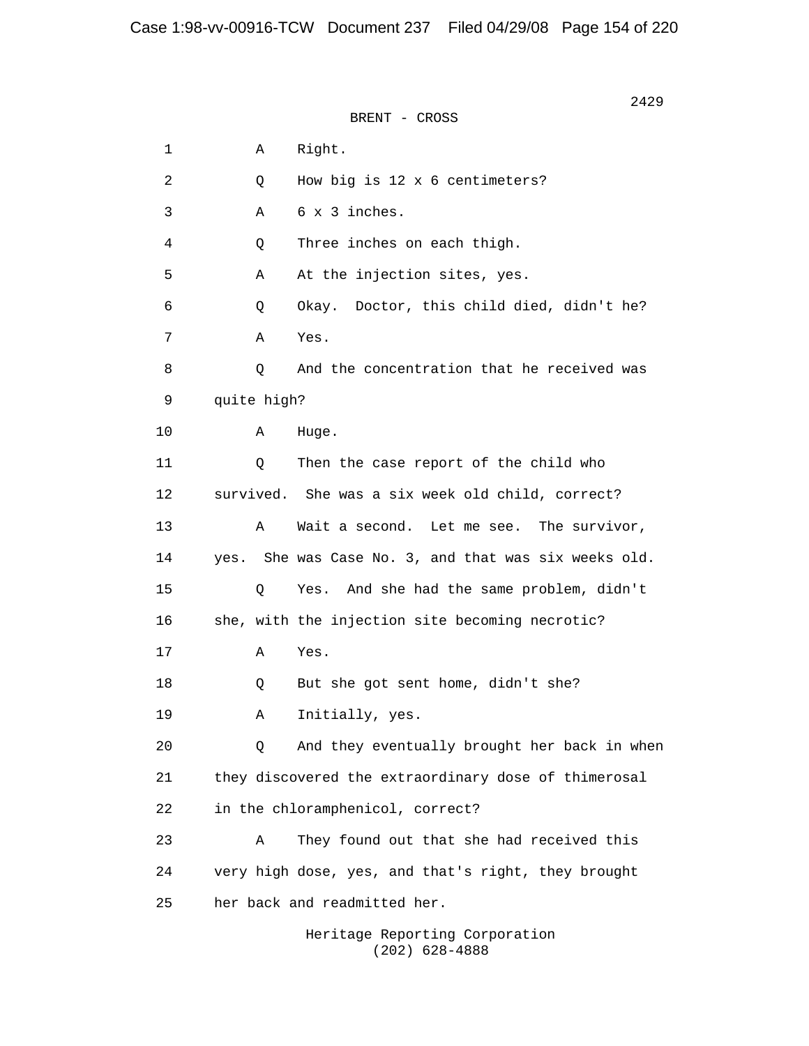BRENT - CROSS

1 A Right.

2 Q How big is 12 x 6 centimeters?

3 A 6 x 3 inches.

4 Q Three inches on each thigh.

5 A At the injection sites, yes.

6 Q Okay. Doctor, this child died, didn't he?

7 A Yes.

8 Q And the concentration that he received was

9 quite high?

10 A Huge.

11 Q Then the case report of the child who

12 survived. She was a six week old child, correct?

13 A Wait a second. Let me see. The survivor,

14 yes. She was Case No. 3, and that was six weeks old.

15 Q Yes. And she had the same problem, didn't

16 she, with the injection site becoming necrotic?

17 A Yes.

18 Q But she got sent home, didn't she?

19 A Initially, yes.

20 Q And they eventually brought her back in when

21 they discovered the extraordinary dose of thimerosal

22 in the chloramphenicol, correct?

23 A They found out that she had received this

24 very high dose, yes, and that's right, they brought

25 her back and readmitted her.

Heritage Reporting Corporation
(202) 628-4888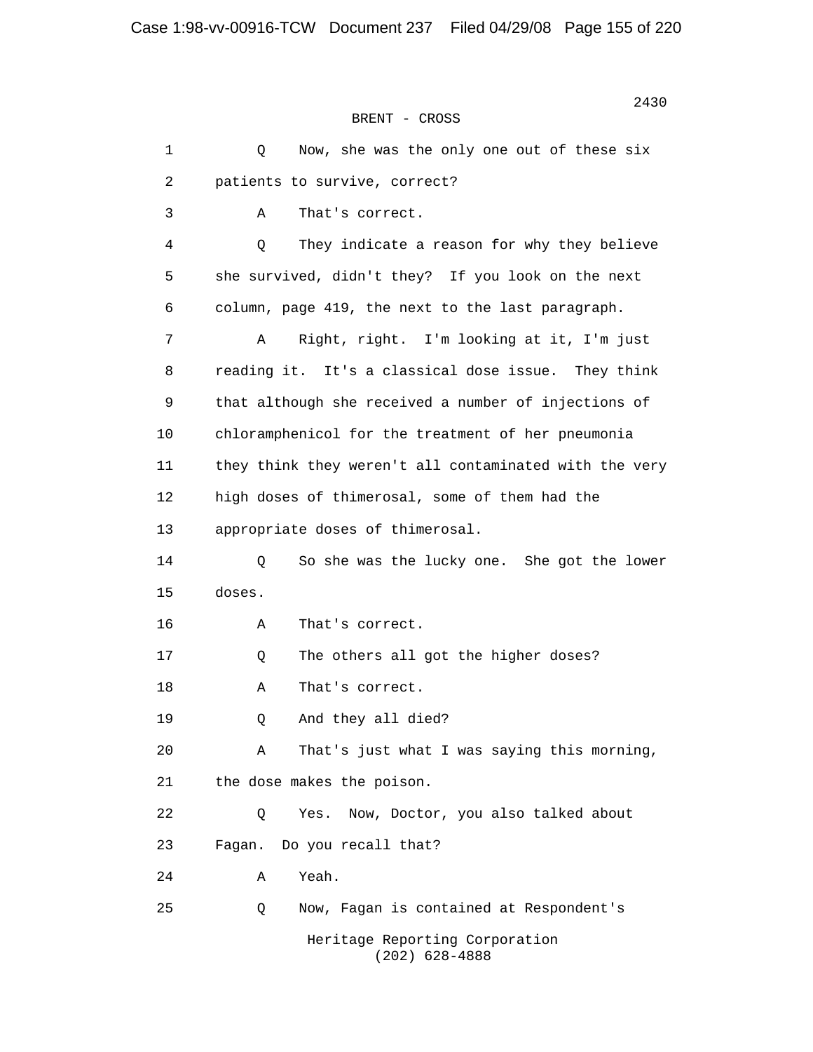BRENT - CROSS

1 Q Now, she was the only one out of these six
2 patients to survive, correct?
3 A That's correct.
4 Q They indicate a reason for why they believe
5 she survived, didn't they? If you look on the next
6 column, page 419, the next to the last paragraph.
7 A Right, right. I'm looking at it, I'm just
8 reading it. It's a classical dose issue. They think
9 that although she received a number of injections of
10 chloramphenicol for the treatment of her pneumonia
11 they think they weren't all contaminated with the very
12 high doses of thimerosal, some of them had the
13 appropriate doses of thimerosal.
14 Q So she was the lucky one. She got the lower
15 doses.
16 A That's correct.
17 Q The others all got the higher doses?
18 A That's correct.
19 Q And they all died?
20 A That's just what I was saying this morning,
21 the dose makes the poison.
22 Q Yes. Now, Doctor, you also talked about
23 Fagan. Do you recall that?
24 A Yeah.
25 Q Now, Fagan is contained at Respondent's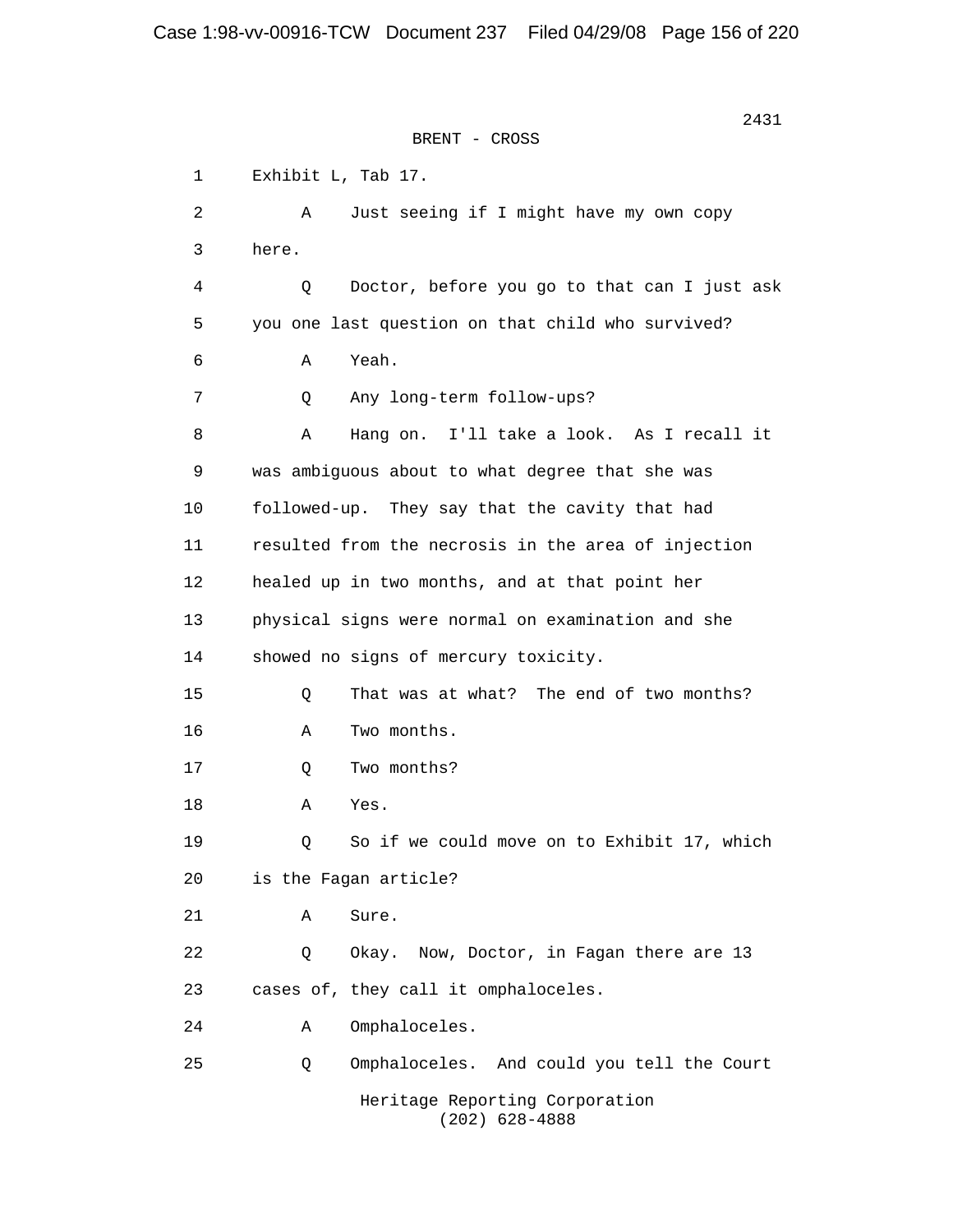BRENT - CROSS

1 Exhibit L, Tab 17.

2 A Just seeing if I might have my own copy

3 here.

4 Q Doctor, before you go to that can I just ask

5 you one last question on that child who survived?

6 A Yeah.

7 Q Any long-term follow-ups?

8 A Hang on. I'll take a look. As I recall it

9 was ambiguous about to what degree that she was

10 followed-up. They say that the cavity that had

11 resulted from the necrosis in the area of injection

12 healed up in two months, and at that point her

13 physical signs were normal on examination and she

14 showed no signs of mercury toxicity.

15 Q That was at what? The end of two months?

16 A Two months.

17 Q Two months?

18 A Yes.

19 Q So if we could move on to Exhibit 17, which

20 is the Fagan article?

21 A Sure.

22 Q Okay. Now, Doctor, in Fagan there are 13

23 cases of, they call it omphaloceles.

24 A Omphaloceles.

25 Q Omphaloceles. And could you tell the Court

Heritage Reporting Corporation
(202) 628-4888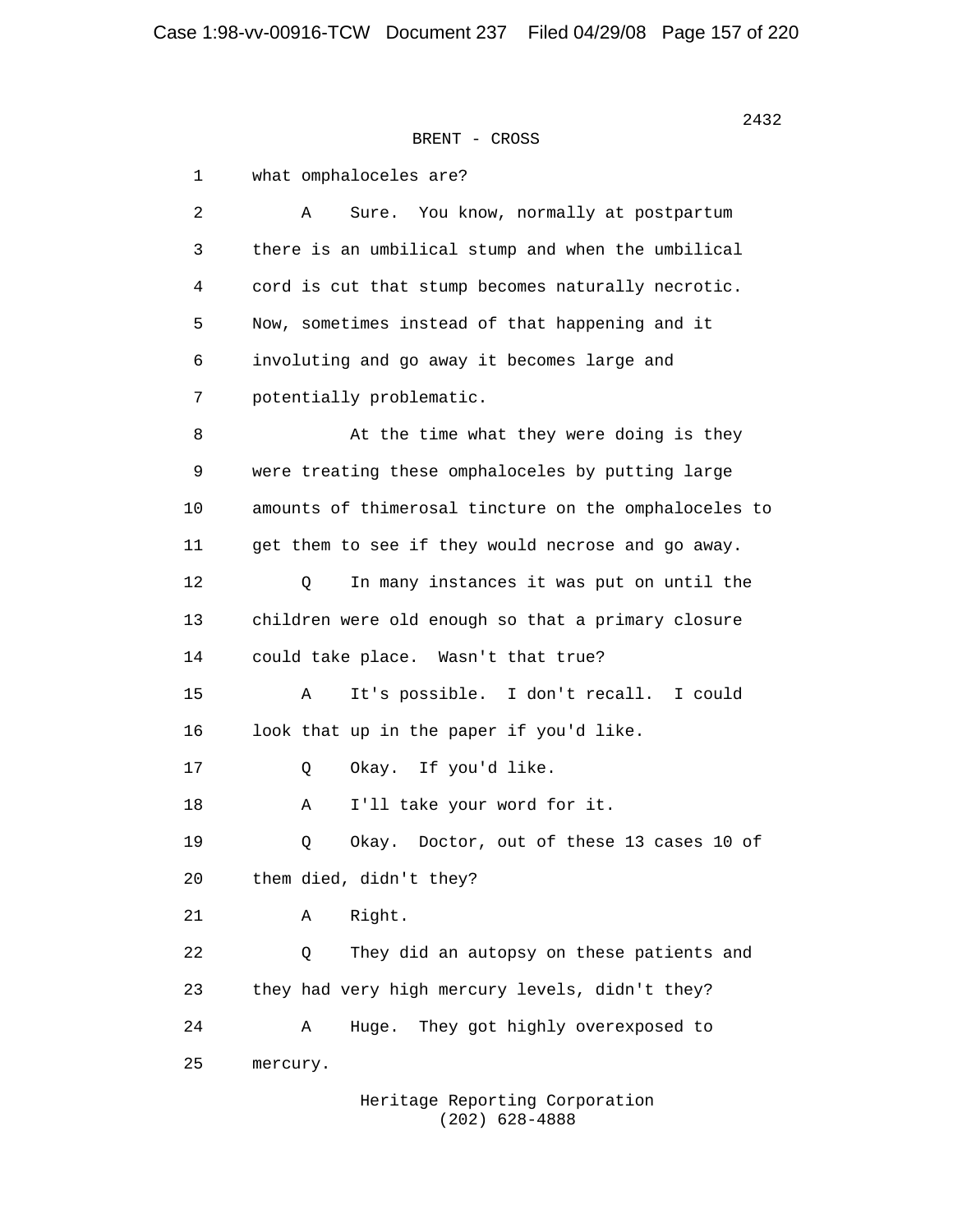BRENT - CROSS

1 what omphaloceles are?

2 A Sure. You know, normally at postpartum

3 there is an umbilical stump and when the umbilical

4 cord is cut that stump becomes naturally necrotic.

5 Now, sometimes instead of that happening and it

6 involuting and go away it becomes large and

7 potentially problematic.

8 At the time what they were doing is they

9 were treating these omphaloceles by putting large

10 amounts of thimerosal tincture on the omphaloceles to

11 get them to see if they would necrose and go away.

12 Q In many instances it was put on until the

13 children were old enough so that a primary closure

14 could take place. Wasn't that true?

15 A It's possible. I don't recall. I could

16 look that up in the paper if you'd like.

17 Q Okay. If you'd like.

18 A I'll take your word for it.

19 Q Okay. Doctor, out of these 13 cases 10 of

20 them died, didn't they?

21 A Right.

22 Q They did an autopsy on these patients and

23 they had very high mercury levels, didn't they?

24 A Huge. They got highly overexposed to

25 mercury.

Heritage Reporting Corporation
(202) 628-4888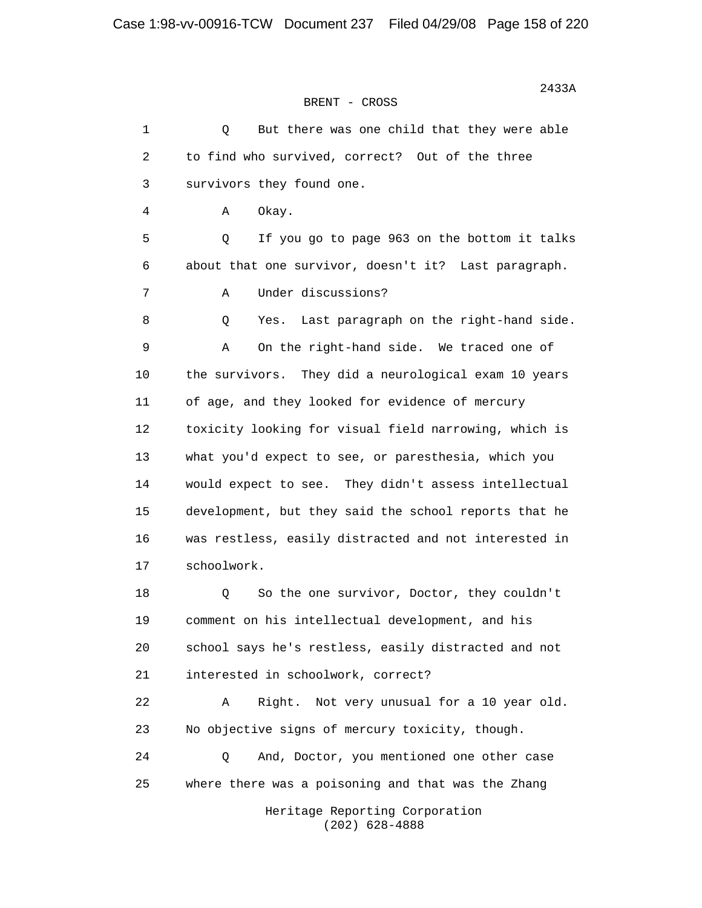2433A

BRENT - CROSS

1 Q But there was one child that they were able
2 to find who survived, correct? Out of the three
3 survivors they found one.
4 A Okay.
5 Q If you go to page 963 on the bottom it talks
6 about that one survivor, doesn't it? Last paragraph.
7 A Under discussions?
8 Q Yes. Last paragraph on the right-hand side.
9 A On the right-hand side. We traced one of
10 the survivors. They did a neurological exam 10 years
11 of age, and they looked for evidence of mercury
12 toxicity looking for visual field narrowing, which is
13 what you'd expect to see, or paresthesia, which you
14 would expect to see. They didn't assess intellectual
15 development, but they said the school reports that he
16 was restless, easily distracted and not interested in
17 schoolwork.
18 Q So the one survivor, Doctor, they couldn't
19 comment on his intellectual development, and his
20 school says he's restless, easily distracted and not
21 interested in schoolwork, correct?
22 A Right. Not very unusual for a 10 year old.
23 No objective signs of mercury toxicity, though.
24 Q And, Doctor, you mentioned one other case
25 where there was a poisoning and that was the Zhang

Heritage Reporting Corporation
(202) 628-4888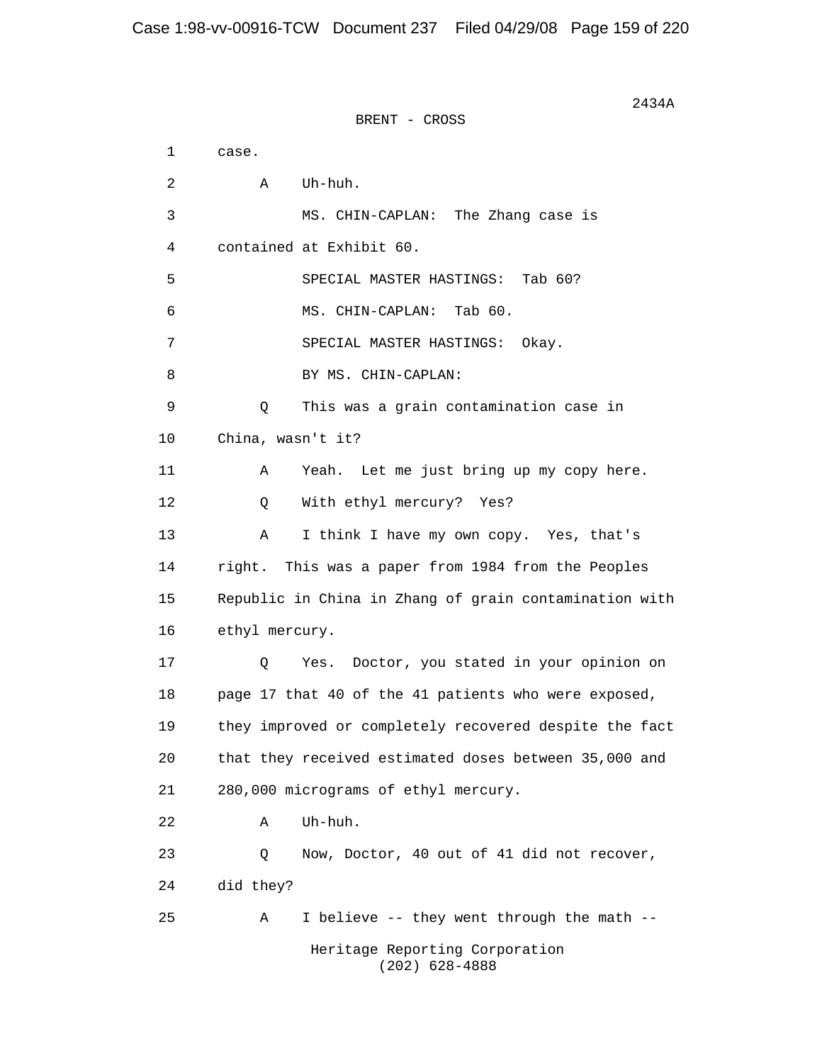2434A

BRENT - CROSS

1 case.

2 A Uh-huh.

3 MS. CHIN-CAPLAN: The Zhang case is

4 contained at Exhibit 60.

5 SPECIAL MASTER HASTINGS: Tab 60?

6 MS. CHIN-CAPLAN: Tab 60.

7 SPECIAL MASTER HASTINGS: Okay.

8 BY MS. CHIN-CAPLAN:

9 Q This was a grain contamination case in

10 China, wasn't it?

11 A Yeah. Let me just bring up my copy here.

12 Q With ethyl mercury? Yes?

13 A I think I have my own copy. Yes, that's

14 right. This was a paper from 1984 from the Peoples

15 Republic in China in Zhang of grain contamination with

16 ethyl mercury.

17 Q Yes. Doctor, you stated in your opinion on

18 page 17 that 40 of the 41 patients who were exposed,

19 they improved or completely recovered despite the fact

20 that they received estimated doses between 35,000 and

21 280,000 micrograms of ethyl mercury.

22 A Uh-huh.

23 Q Now, Doctor, 40 out of 41 did not recover,

24 did they?

25 A I believe -- they went through the math --

Heritage Reporting Corporation
(202) 628-4888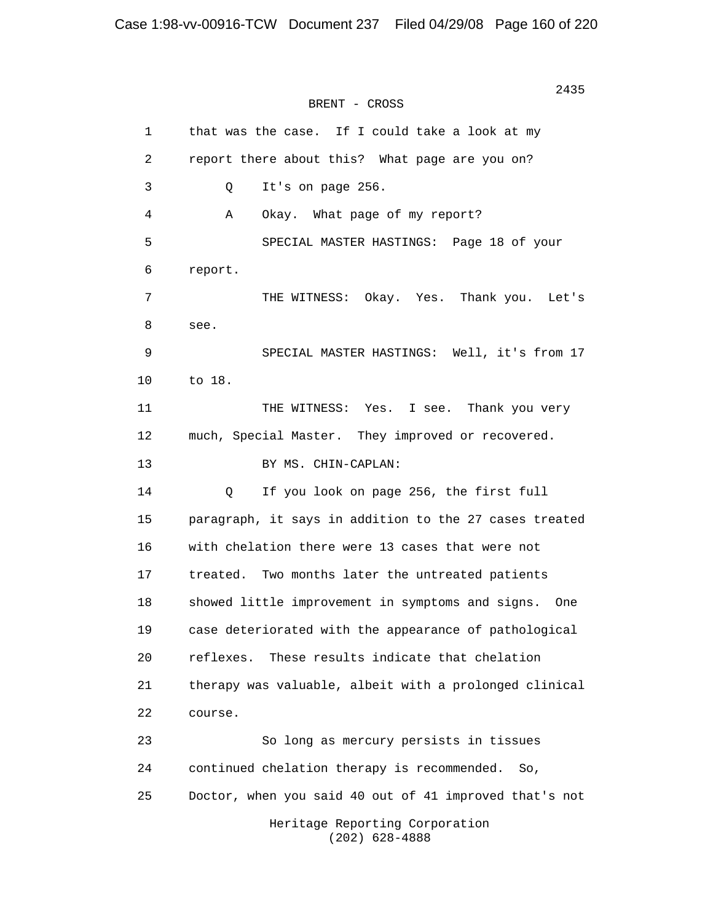BRENT - CROSS

1 that was the case. If I could take a look at my
2 report there about this? What page are you on?
3 Q It's on page 256.
4 A Okay. What page of my report?
5 SPECIAL MASTER HASTINGS: Page 18 of your
6 report.
7 THE WITNESS: Okay. Yes. Thank you. Let's
8 see.
9 SPECIAL MASTER HASTINGS: Well, it's from 17
10 to 18.
11 THE WITNESS: Yes. I see. Thank you very
12 much, Special Master. They improved or recovered.
13 BY MS. CHIN-CAPLAN:
14 Q If you look on page 256, the first full
15 paragraph, it says in addition to the 27 cases treated
16 with chelation there were 13 cases that were not
17 treated. Two months later the untreated patients
18 showed little improvement in symptoms and signs. One
19 case deteriorated with the appearance of pathological
20 reflexes. These results indicate that chelation
21 therapy was valuable, albeit with a prolonged clinical
22 course.
23 So long as mercury persists in tissues
24 continued chelation therapy is recommended. So,
25 Doctor, when you said 40 out of 41 improved that's not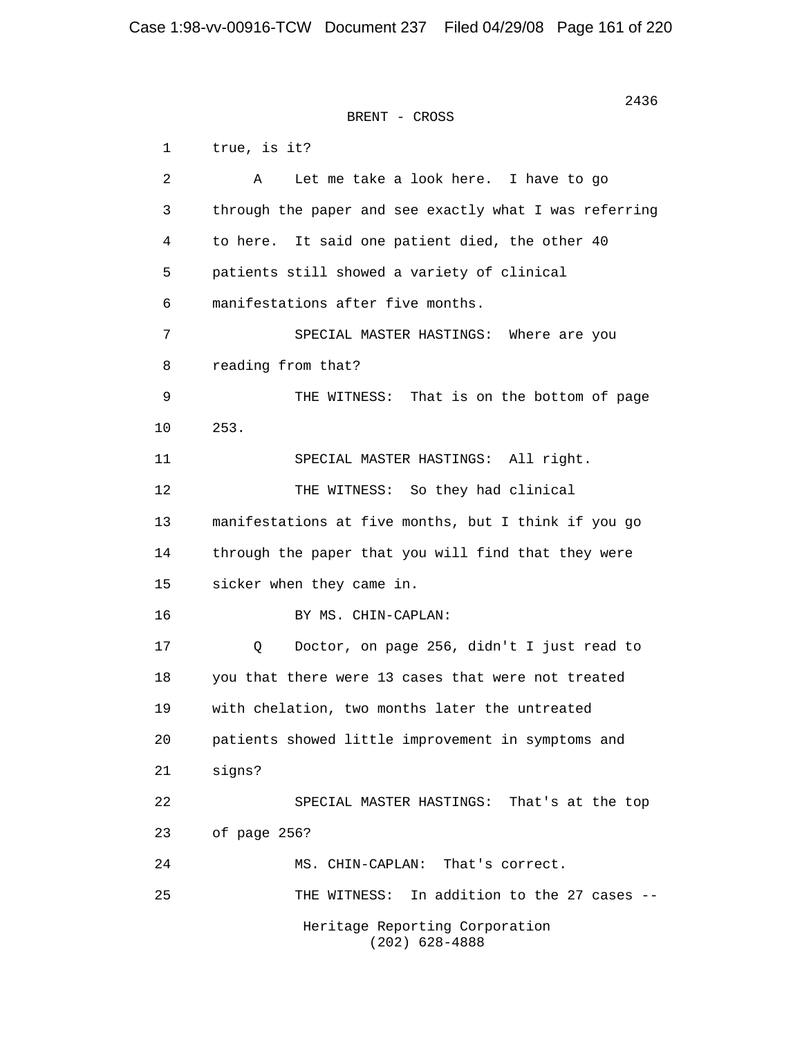BRENT - CROSS

1 true, is it?

2 A Let me take a look here. I have to go

3 through the paper and see exactly what I was referring

4 to here. It said one patient died, the other 40

5 patients still showed a variety of clinical

6 manifestations after five months.

7 SPECIAL MASTER HASTINGS: Where are you

8 reading from that?

9 THE WITNESS: That is on the bottom of page

10 253.

11 SPECIAL MASTER HASTINGS: All right.

12 THE WITNESS: So they had clinical

13 manifestations at five months, but I think if you go

14 through the paper that you will find that they were

15 sicker when they came in.

16 BY MS. CHIN-CAPLAN:

17 Q Doctor, on page 256, didn't I just read to

18 you that there were 13 cases that were not treated

19 with chelation, two months later the untreated

20 patients showed little improvement in symptoms and

21 signs?

22 SPECIAL MASTER HASTINGS: That's at the top

23 of page 256?

24 MS. CHIN-CAPLAN: That's correct.

25 THE WITNESS: In addition to the 27 cases --

Heritage Reporting Corporation
(202) 628-4888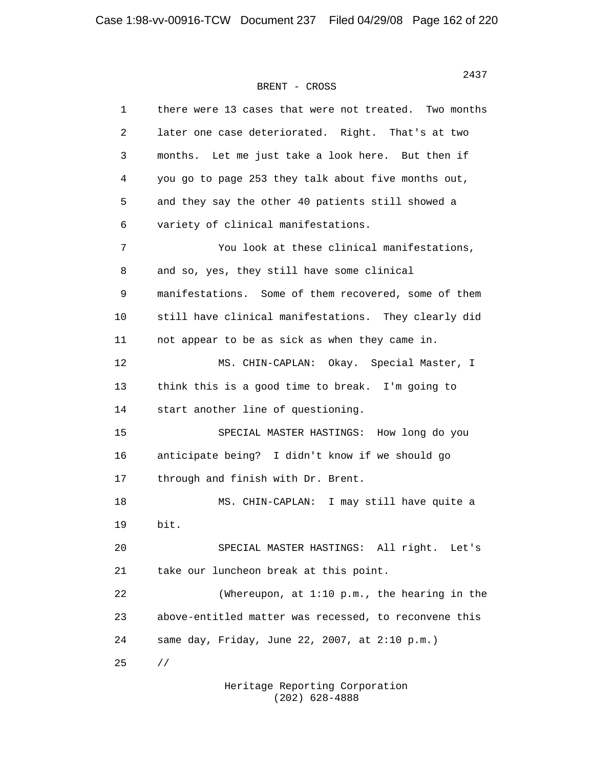BRENT - CROSS

1 there were 13 cases that were not treated. Two months
2 later one case deteriorated. Right. That's at two
3 months. Let me just take a look here. But then if
4 you go to page 253 they talk about five months out,
5 and they say the other 40 patients still showed a
6 variety of clinical manifestations.
7 You look at these clinical manifestations,
8 and so, yes, they still have some clinical
9 manifestations. Some of them recovered, some of them
10 still have clinical manifestations. They clearly did
11 not appear to be as sick as when they came in.
12 MS. CHIN-CAPLAN: Okay. Special Master, I
13 think this is a good time to break. I'm going to
14 start another line of questioning.
15 SPECIAL MASTER HASTINGS: How long do you
16 anticipate being? I didn't know if we should go
17 through and finish with Dr. Brent.
18 MS. CHIN-CAPLAN: I may still have quite a
19 bit.
20 SPECIAL MASTER HASTINGS: All right. Let's
21 take our luncheon break at this point.
22 (Whereupon, at 1:10 p.m., the hearing in the
23 above-entitled matter was recessed, to reconvene this
24 same day, Friday, June 22, 2007, at 2:10 p.m.)
25 //

Heritage Reporting Corporation
(202) 628-4888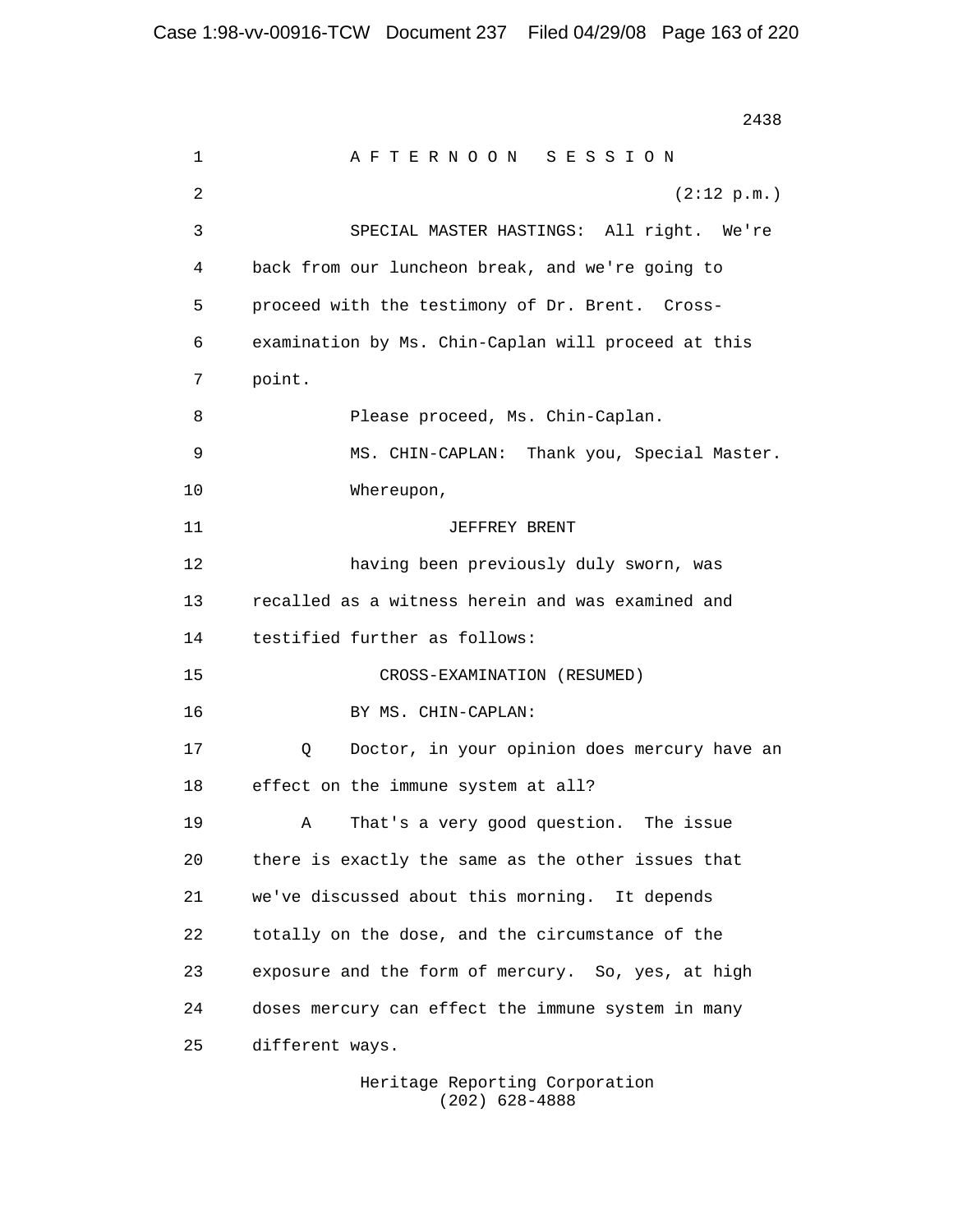AFTERNOON SESSION

(2:12 p.m.)

SPECIAL MASTER HASTINGS: All right. We're back from our luncheon break, and we're going to proceed with the testimony of Dr. Brent. Cross-examination by Ms. Chin-Caplan will proceed at this point.

Please proceed, Ms. Chin-Caplan.

MS. CHIN-CAPLAN: Thank you, Special Master.

Whereupon,

JEFFREY BRENT

having been previously duly sworn, was recalled as a witness herein and was examined and testified further as follows:

CROSS-EXAMINATION (RESUMED)

BY MS. CHIN-CAPLAN:

Q Doctor, in your opinion does mercury have an effect on the immune system at all?

A That's a very good question. The issue there is exactly the same as the other issues that we've discussed about this morning. It depends totally on the dose, and the circumstance of the exposure and the form of mercury. So, yes, at high doses mercury can effect the immune system in many different ways.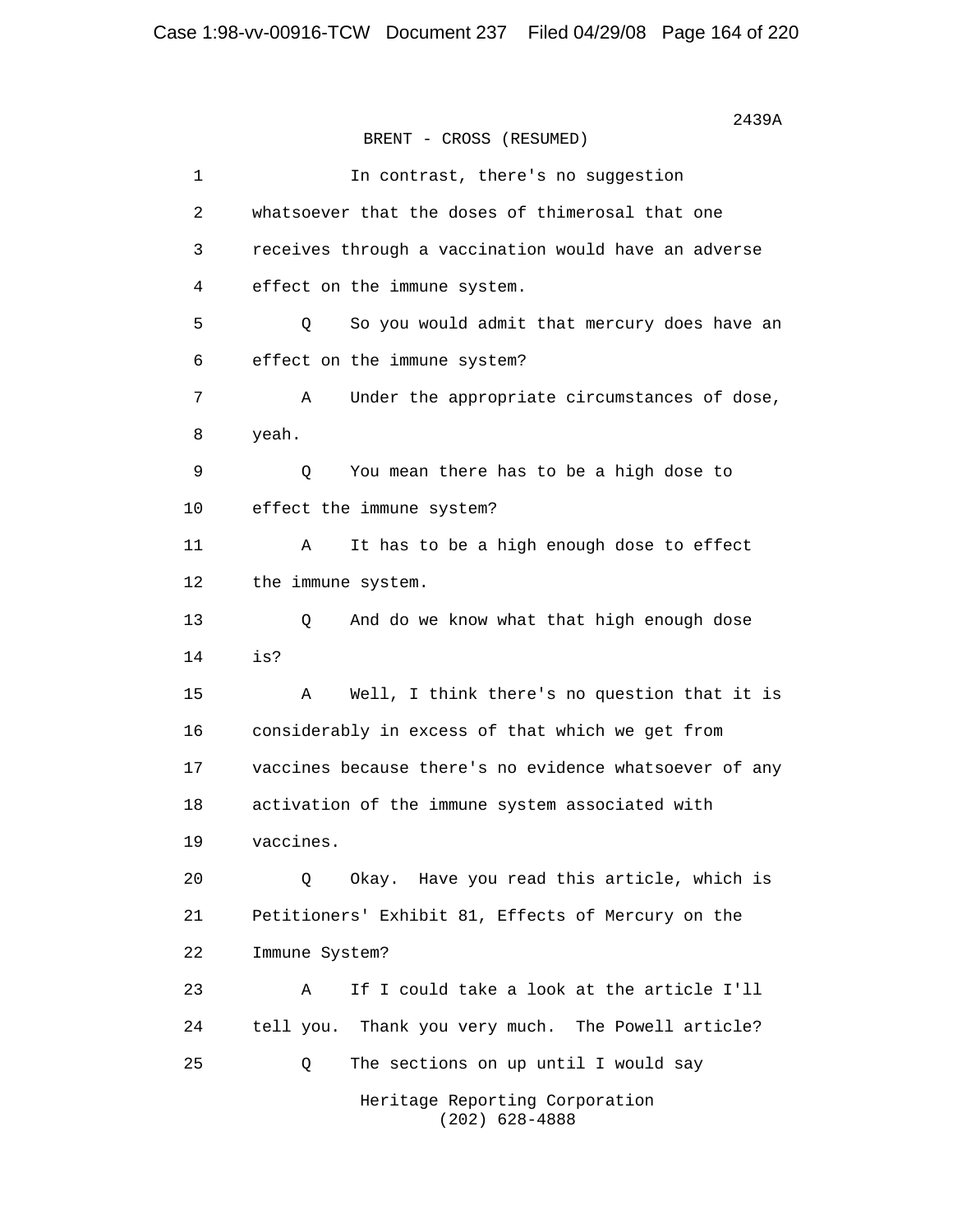BRENT - CROSS (RESUMED)

1 In contrast, there's no suggestion
2 whatsoever that the doses of thimerosal that one
3 receives through a vaccination would have an adverse
4 effect on the immune system.
5 Q So you would admit that mercury does have an
6 effect on the immune system?
7 A Under the appropriate circumstances of dose,
8 yeah.
9 Q You mean there has to be a high dose to
10 effect the immune system?
11 A It has to be a high enough dose to effect
12 the immune system.
13 Q And do we know what that high enough dose
14 is?
15 A Well, I think there's no question that it is
16 considerably in excess of that which we get from
17 vaccines because there's no evidence whatsoever of any
18 activation of the immune system associated with
19 vaccines.
20 Q Okay. Have you read this article, which is
21 Petitioners' Exhibit 81, Effects of Mercury on the
22 Immune System?
23 A If I could take a look at the article I'll
24 tell you. Thank you very much. The Powell article?
25 Q The sections on up until I would say

Heritage Reporting Corporation
(202) 628-4888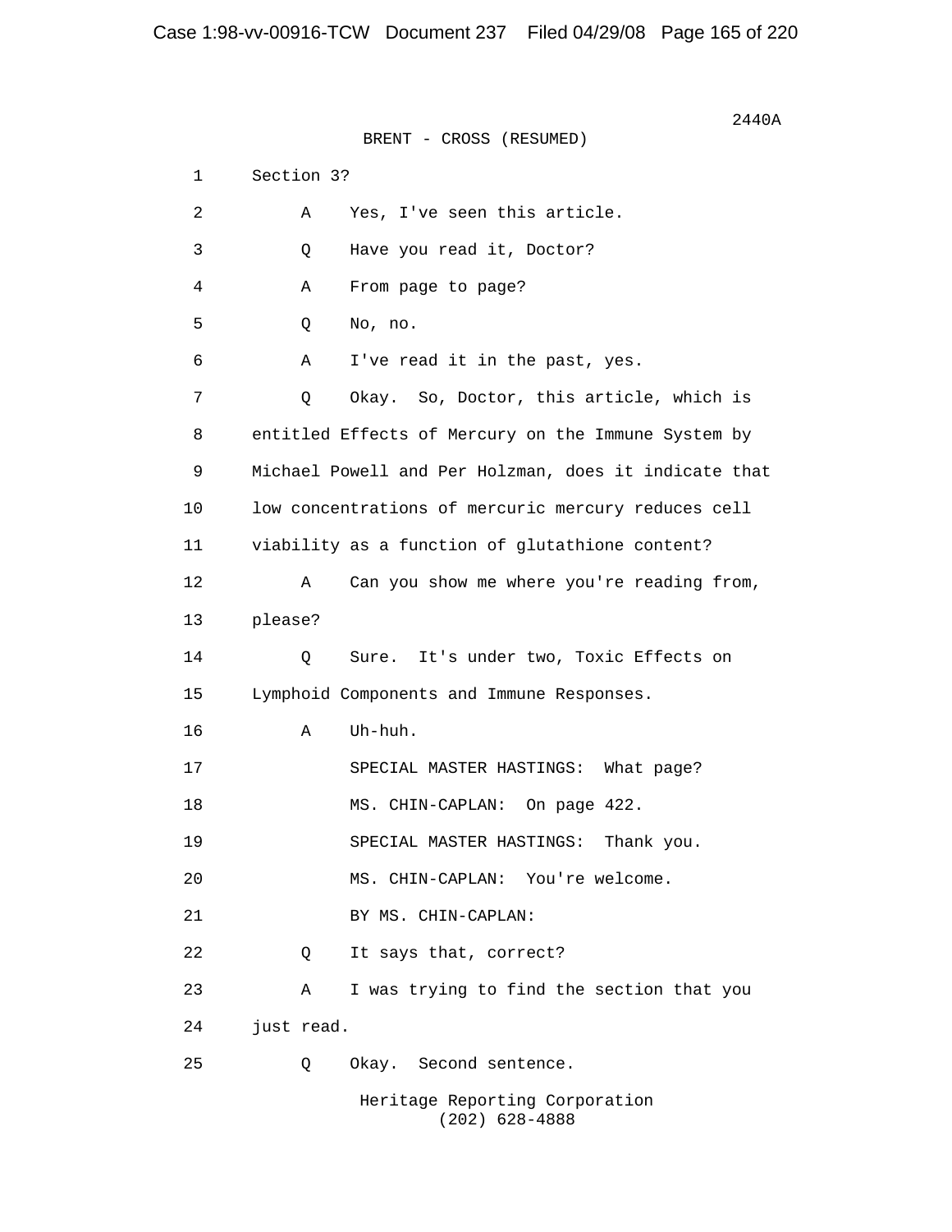BRENT - CROSS (RESUMED)

1 Section 3?

2 A Yes, I've seen this article.

3 Q Have you read it, Doctor?

4 A From page to page?

5 Q No, no.

6 A I've read it in the past, yes.

7 Q Okay. So, Doctor, this article, which is

8 entitled Effects of Mercury on the Immune System by

9 Michael Powell and Per Holzman, does it indicate that

10 low concentrations of mercuric mercury reduces cell

11 viability as a function of glutathione content?

12 A Can you show me where you're reading from,

13 please?

14 Q Sure. It's under two, Toxic Effects on

15 Lymphoid Components and Immune Responses.

16 A Uh-huh.

17 SPECIAL MASTER HASTINGS: What page?

18 MS. CHIN-CAPLAN: On page 422.

19 SPECIAL MASTER HASTINGS: Thank you.

20 MS. CHIN-CAPLAN: You're welcome.

21 BY MS. CHIN-CAPLAN:

22 Q It says that, correct?

23 A I was trying to find the section that you

24 just read.

25 Q Okay. Second sentence.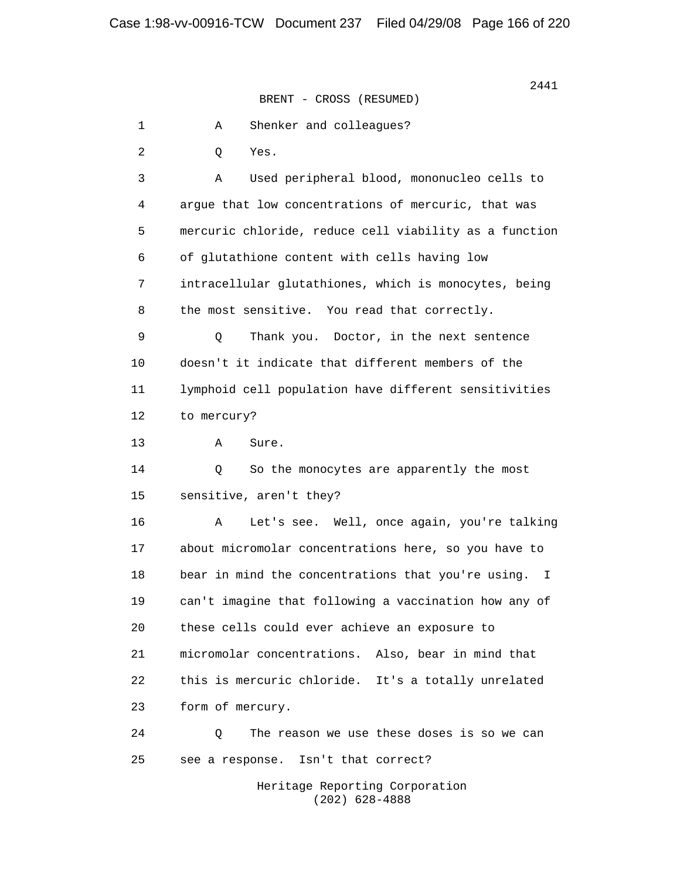BRENT - CROSS (RESUMED)

1 A Shenker and colleagues?

2 Q Yes.

3 A Used peripheral blood, mononucleo cells to
4 argue that low concentrations of mercuric, that was
5 mercuric chloride, reduce cell viability as a function
6 of glutathione content with cells having low
7 intracellular glutathiones, which is monocytes, being
8 the most sensitive. You read that correctly.

9 Q Thank you. Doctor, in the next sentence
10 doesn't it indicate that different members of the
11 lymphoid cell population have different sensitivities
12 to mercury?

13 A Sure.

14 Q So the monocytes are apparently the most
15 sensitive, aren't they?

16 A Let's see. Well, once again, you're talking
17 about micromolar concentrations here, so you have to
18 bear in mind the concentrations that you're using. I
19 can't imagine that following a vaccination how any of
20 these cells could ever achieve an exposure to
21 micromolar concentrations. Also, bear in mind that
22 this is mercuric chloride. It's a totally unrelated
23 form of mercury.

24 Q The reason we use these doses is so we can
25 see a response. Isn't that correct?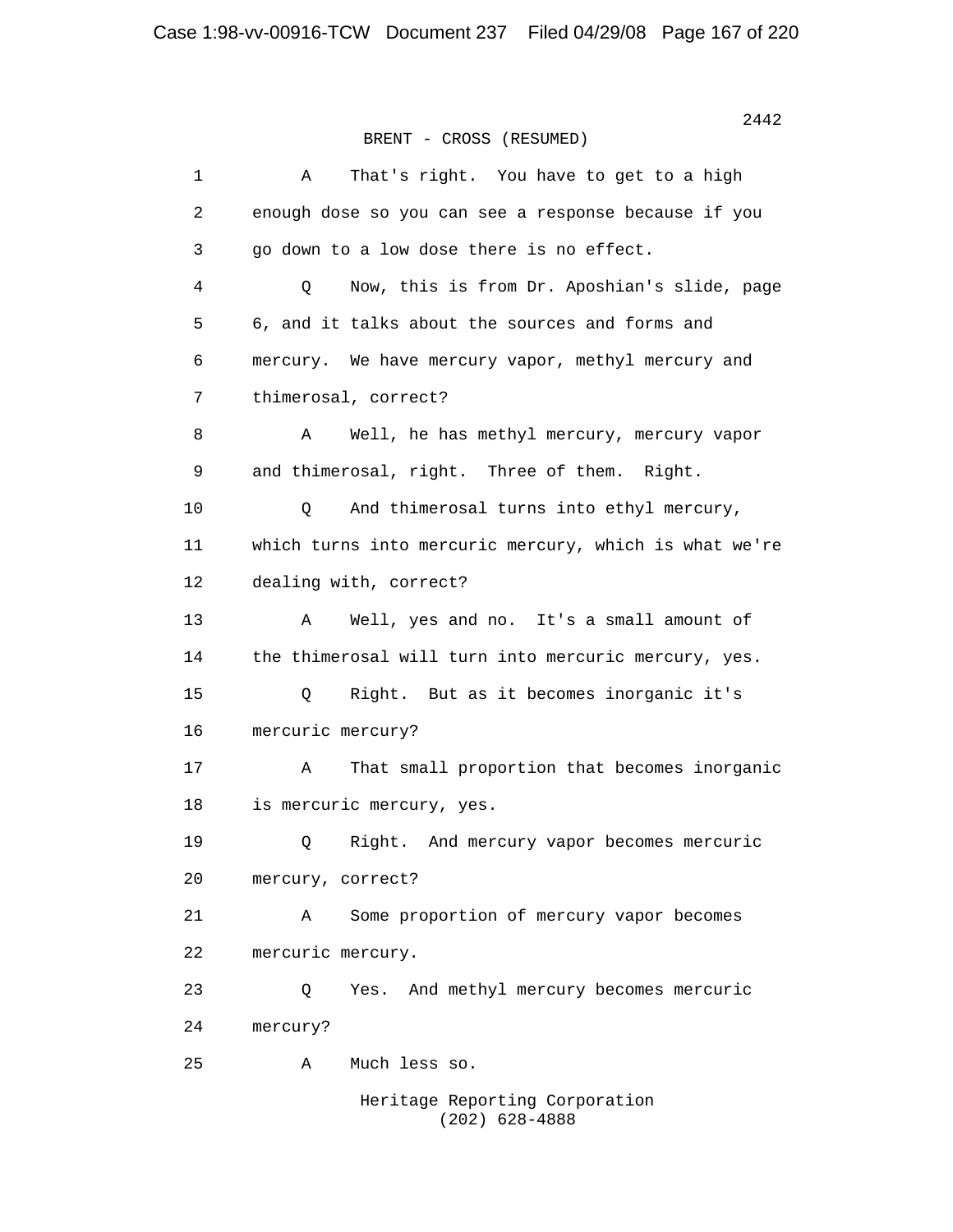BRENT - CROSS (RESUMED)

1 A That's right. You have to get to a high
2 enough dose so you can see a response because if you
3 go down to a low dose there is no effect.
4 Q Now, this is from Dr. Aposhian's slide, page
5 6, and it talks about the sources and forms and
6 mercury. We have mercury vapor, methyl mercury and
7 thimerosal, correct?
8 A Well, he has methyl mercury, mercury vapor
9 and thimerosal, right. Three of them. Right.
10 Q And thimerosal turns into ethyl mercury,
11 which turns into mercuric mercury, which is what we're
12 dealing with, correct?
13 A Well, yes and no. It's a small amount of
14 the thimerosal will turn into mercuric mercury, yes.
15 Q Right. But as it becomes inorganic it's
16 mercuric mercury?
17 A That small proportion that becomes inorganic
18 is mercuric mercury, yes.
19 Q Right. And mercury vapor becomes mercuric
20 mercury, correct?
21 A Some proportion of mercury vapor becomes
22 mercuric mercury.
23 Q Yes. And methyl mercury becomes mercuric
24 mercury?
25 A Much less so.

Heritage Reporting Corporation
(202) 628-4888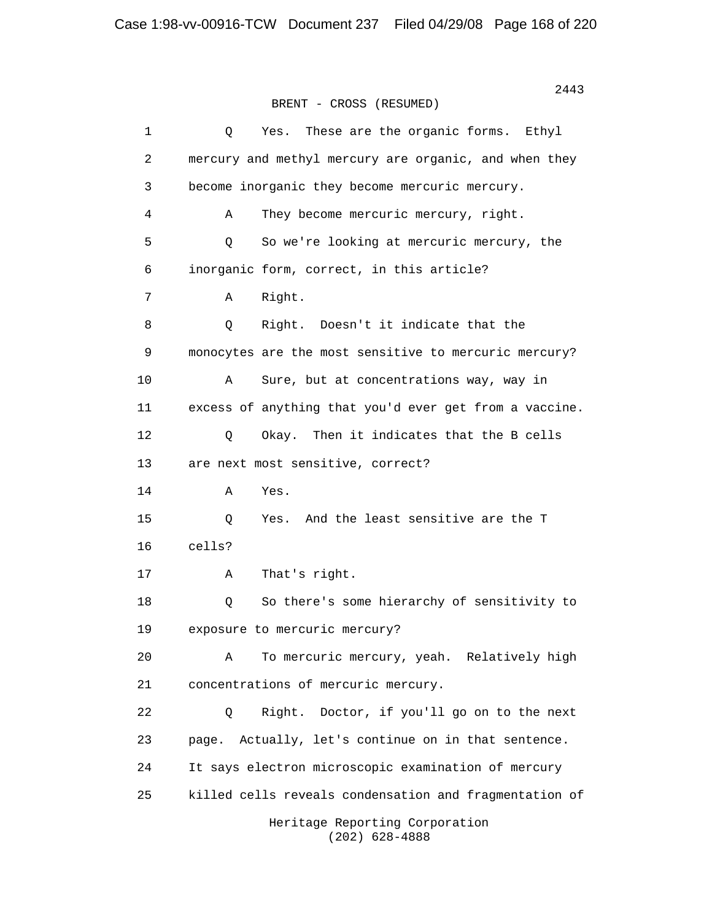BRENT - CROSS (RESUMED)

1 Q Yes. These are the organic forms. Ethyl
2 mercury and methyl mercury are organic, and when they
3 become inorganic they become mercuric mercury.
4 A They become mercuric mercury, right.
5 Q So we're looking at mercuric mercury, the
6 inorganic form, correct, in this article?
7 A Right.
8 Q Right. Doesn't it indicate that the
9 monocytes are the most sensitive to mercuric mercury?
10 A Sure, but at concentrations way, way in
11 excess of anything that you'd ever get from a vaccine.
12 Q Okay. Then it indicates that the B cells
13 are next most sensitive, correct?
14 A Yes.
15 Q Yes. And the least sensitive are the T
16 cells?
17 A That's right.
18 Q So there's some hierarchy of sensitivity to
19 exposure to mercuric mercury?
20 A To mercuric mercury, yeah. Relatively high
21 concentrations of mercuric mercury.
22 Q Right. Doctor, if you'll go on to the next
23 page. Actually, let's continue on in that sentence.
24 It says electron microscopic examination of mercury
25 killed cells reveals condensation and fragmentation of

Heritage Reporting Corporation
(202) 628-4888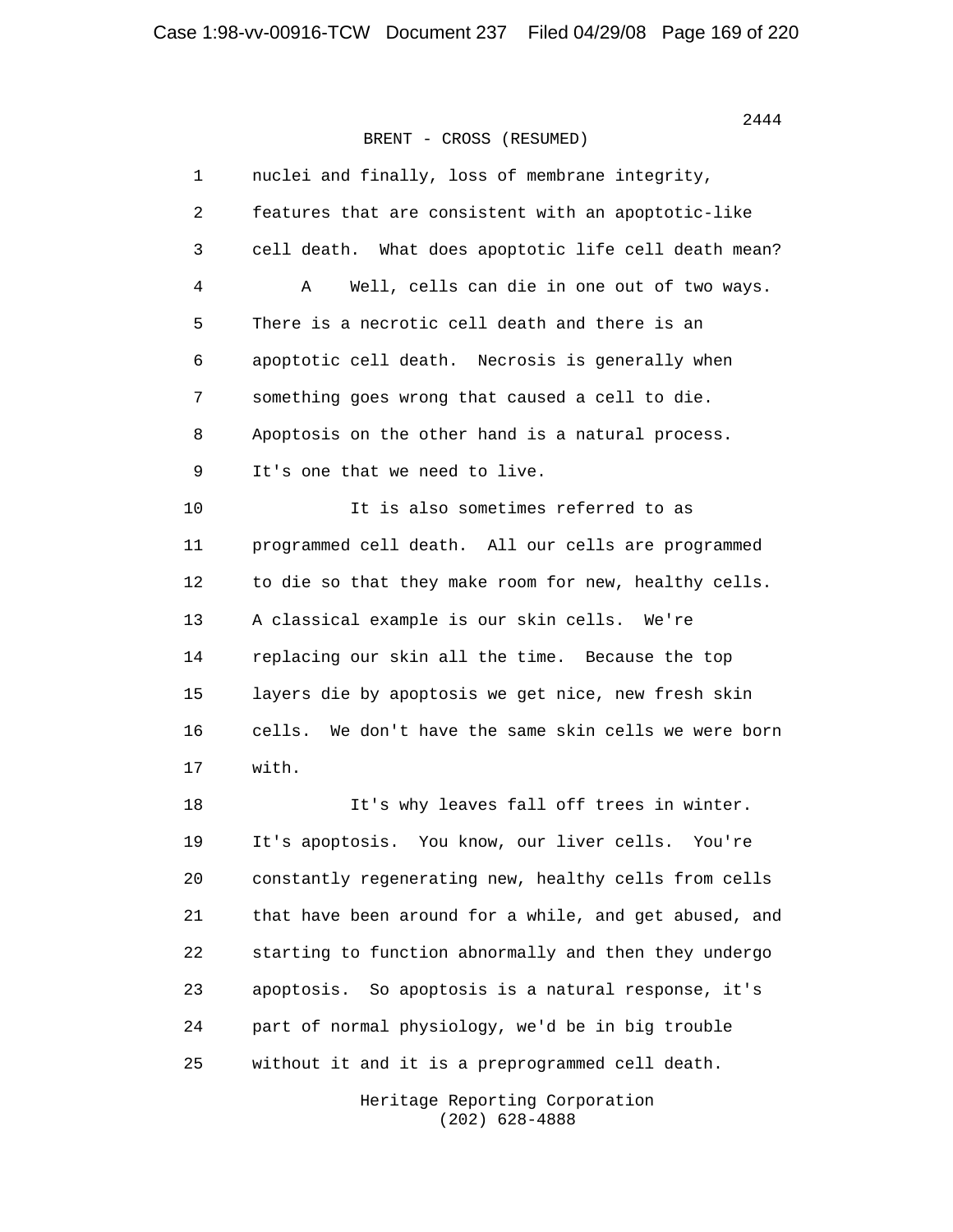BRENT - CROSS (RESUMED)

1 nuclei and finally, loss of membrane integrity,
2 features that are consistent with an apoptotic-like
3 cell death. What does apoptotic life cell death mean?
4 A Well, cells can die in one out of two ways.
5 There is a necrotic cell death and there is an
6 apoptotic cell death. Necrosis is generally when
7 something goes wrong that caused a cell to die.
8 Apoptosis on the other hand is a natural process.
9 It's one that we need to live.
10 It is also sometimes referred to as
11 programmed cell death. All our cells are programmed
12 to die so that they make room for new, healthy cells.
13 A classical example is our skin cells. We're
14 replacing our skin all the time. Because the top
15 layers die by apoptosis we get nice, new fresh skin
16 cells. We don't have the same skin cells we were born
17 with.
18 It's why leaves fall off trees in winter.
19 It's apoptosis. You know, our liver cells. You're
20 constantly regenerating new, healthy cells from cells
21 that have been around for a while, and get abused, and
22 starting to function abnormally and then they undergo
23 apoptosis. So apoptosis is a natural response, it's
24 part of normal physiology, we'd be in big trouble
25 without it and it is a preprogrammed cell death.

Heritage Reporting Corporation
(202) 628-4888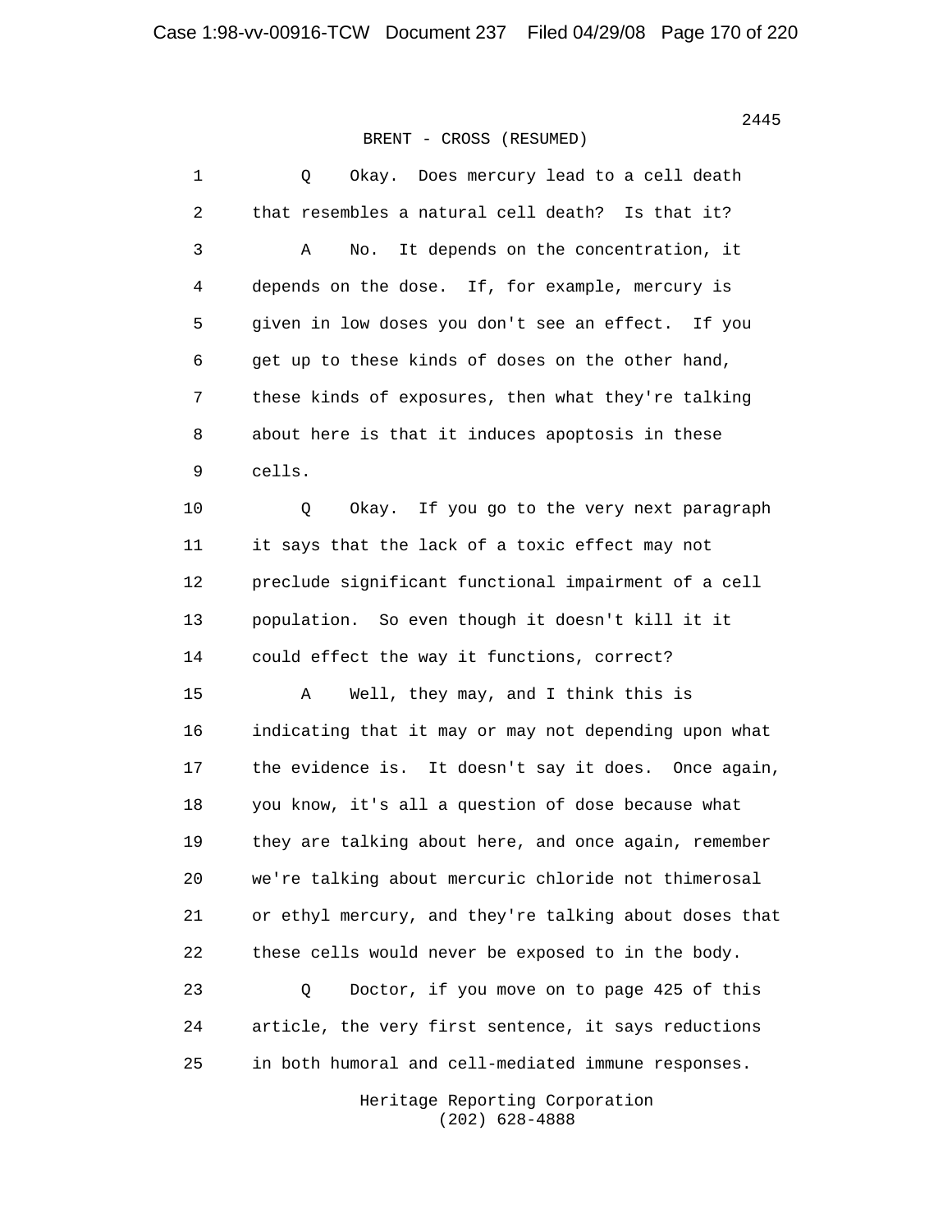BRENT - CROSS (RESUMED)

1 Q Okay. Does mercury lead to a cell death
2 that resembles a natural cell death? Is that it?
3 A No. It depends on the concentration, it
4 depends on the dose. If, for example, mercury is
5 given in low doses you don't see an effect. If you
6 get up to these kinds of doses on the other hand,
7 these kinds of exposures, then what they're talking
8 about here is that it induces apoptosis in these
9 cells.
10 Q Okay. If you go to the very next paragraph
11 it says that the lack of a toxic effect may not
12 preclude significant functional impairment of a cell
13 population. So even though it doesn't kill it it
14 could effect the way it functions, correct?
15 A Well, they may, and I think this is
16 indicating that it may or may not depending upon what
17 the evidence is. It doesn't say it does. Once again,
18 you know, it's all a question of dose because what
19 they are talking about here, and once again, remember
20 we're talking about mercuric chloride not thimerosal
21 or ethyl mercury, and they're talking about doses that
22 these cells would never be exposed to in the body.
23 Q Doctor, if you move on to page 425 of this
24 article, the very first sentence, it says reductions
25 in both humoral and cell-mediated immune responses.

Heritage Reporting Corporation
(202) 628-4888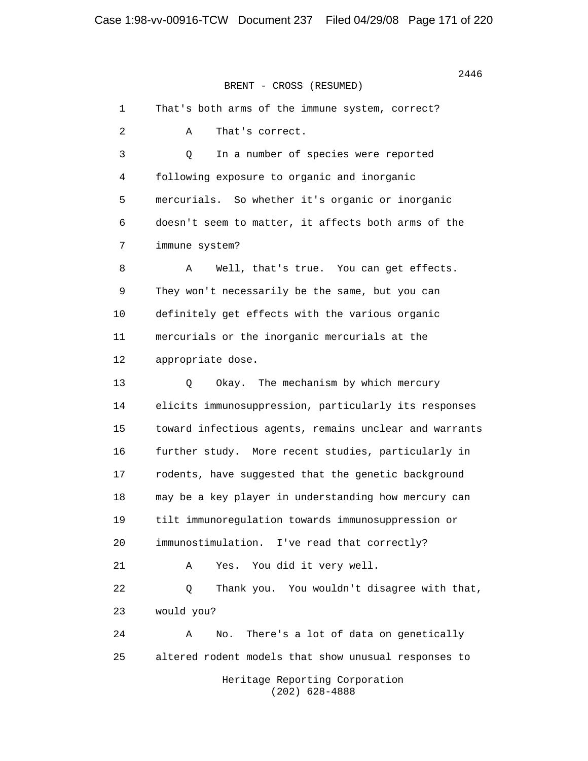BRENT - CROSS (RESUMED)

1 That's both arms of the immune system, correct?

2 A That's correct.

3 Q In a number of species were reported

4 following exposure to organic and inorganic

5 mercurials. So whether it's organic or inorganic

6 doesn't seem to matter, it affects both arms of the

7 immune system?

8 A Well, that's true. You can get effects.

9 They won't necessarily be the same, but you can

10 definitely get effects with the various organic

11 mercurials or the inorganic mercurials at the

12 appropriate dose.

13 Q Okay. The mechanism by which mercury

14 elicits immunosuppression, particularly its responses

15 toward infectious agents, remains unclear and warrants

16 further study. More recent studies, particularly in

17 rodents, have suggested that the genetic background

18 may be a key player in understanding how mercury can

19 tilt immunoregulation towards immunosuppression or

20 immunostimulation. I've read that correctly?

21 A Yes. You did it very well.

22 Q Thank you. You wouldn't disagree with that,

23 would you?

24 A No. There's a lot of data on genetically

25 altered rodent models that show unusual responses to

Heritage Reporting Corporation
(202) 628-4888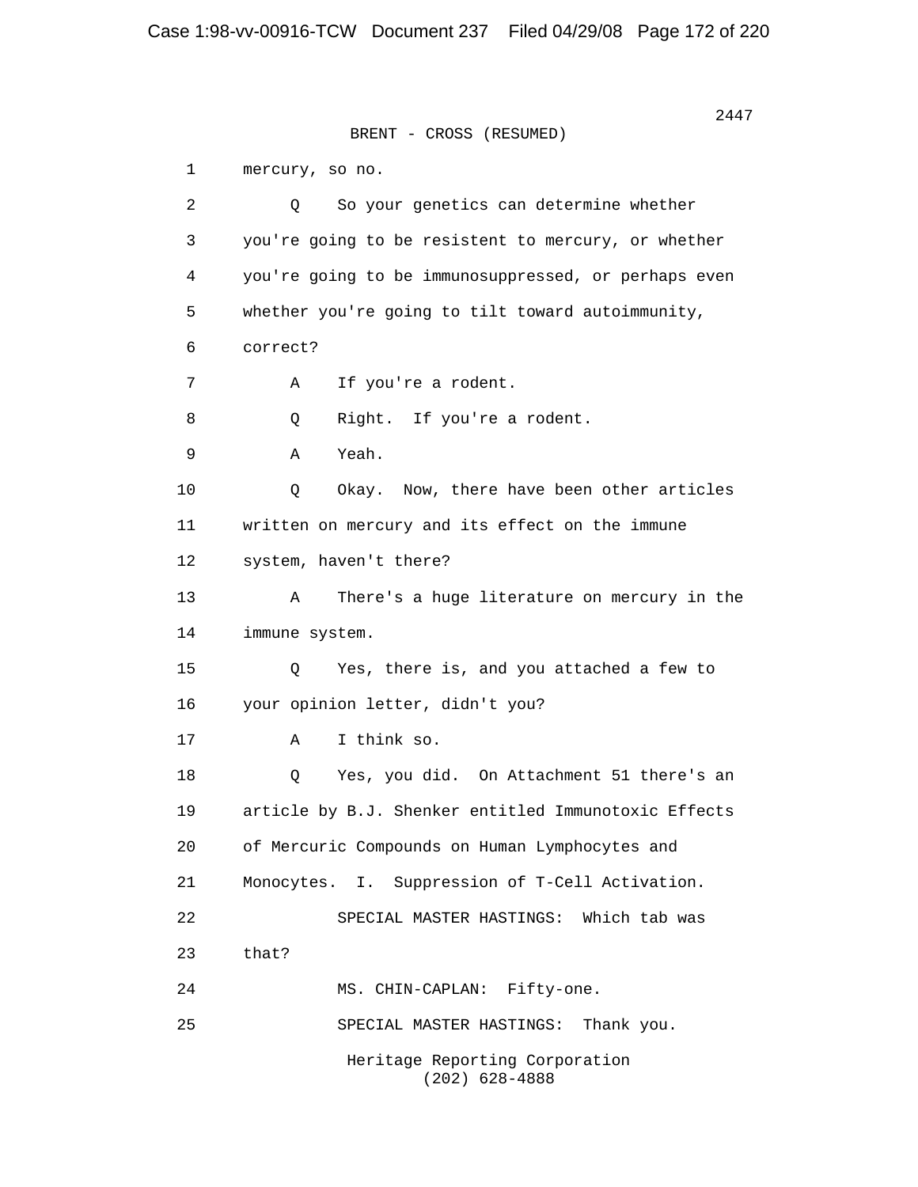BRENT - CROSS (RESUMED)

1 mercury, so no.

2 Q So your genetics can determine whether

3 you're going to be resistent to mercury, or whether

4 you're going to be immunosuppressed, or perhaps even

5 whether you're going to tilt toward autoimmunity,

6 correct?

7 A If you're a rodent.

8 Q Right. If you're a rodent.

9 A Yeah.

10 Q Okay. Now, there have been other articles

11 written on mercury and its effect on the immune

12 system, haven't there?

13 A There's a huge literature on mercury in the

14 immune system.

15 Q Yes, there is, and you attached a few to

16 your opinion letter, didn't you?

17 A I think so.

18 Q Yes, you did. On Attachment 51 there's an

19 article by B.J. Shenker entitled Immunotoxic Effects

20 of Mercuric Compounds on Human Lymphocytes and

21 Monocytes. I. Suppression of T-Cell Activation.

22 SPECIAL MASTER HASTINGS: Which tab was

23 that?

24 MS. CHIN-CAPLAN: Fifty-one.

25 SPECIAL MASTER HASTINGS: Thank you.

Heritage Reporting Corporation
(202) 628-4888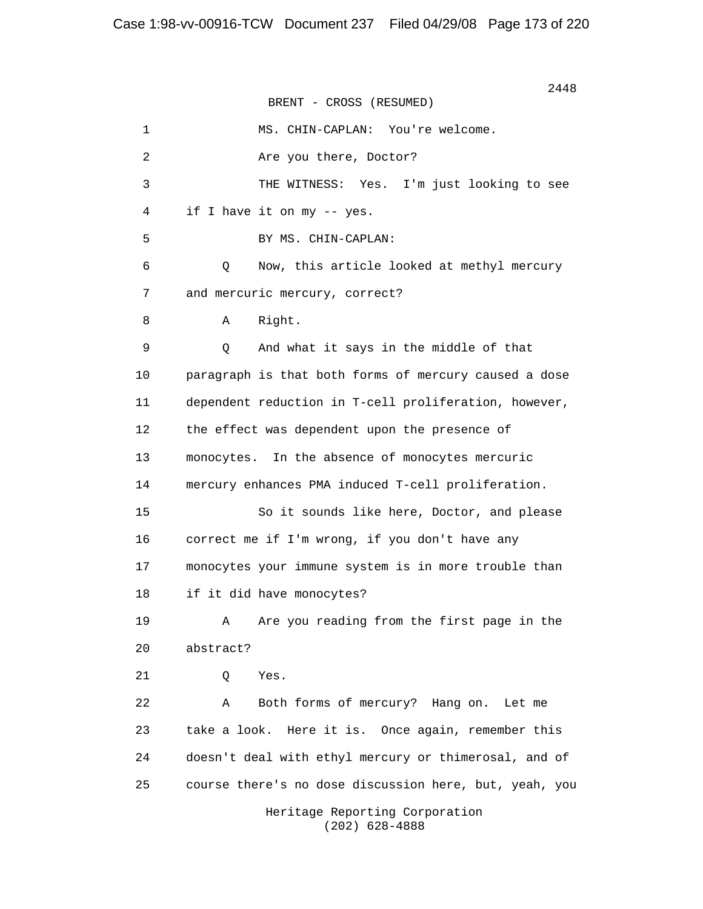BRENT - CROSS (RESUMED)

1 MS. CHIN-CAPLAN: You're welcome.

2 Are you there, Doctor?

3 THE WITNESS: Yes. I'm just looking to see

4 if I have it on my -- yes.

5 BY MS. CHIN-CAPLAN:

6 Q Now, this article looked at methyl mercury

7 and mercuric mercury, correct?

8 A Right.

9 Q And what it says in the middle of that

10 paragraph is that both forms of mercury caused a dose

11 dependent reduction in T-cell proliferation, however,

12 the effect was dependent upon the presence of

13 monocytes. In the absence of monocytes mercuric

14 mercury enhances PMA induced T-cell proliferation.

15 So it sounds like here, Doctor, and please

16 correct me if I'm wrong, if you don't have any

17 monocytes your immune system is in more trouble than

18 if it did have monocytes?

19 A Are you reading from the first page in the

20 abstract?

21 Q Yes.

22 A Both forms of mercury? Hang on. Let me

23 take a look. Here it is. Once again, remember this

24 doesn't deal with ethyl mercury or thimerosal, and of

25 course there's no dose discussion here, but, yeah, you

Heritage Reporting Corporation
(202) 628-4888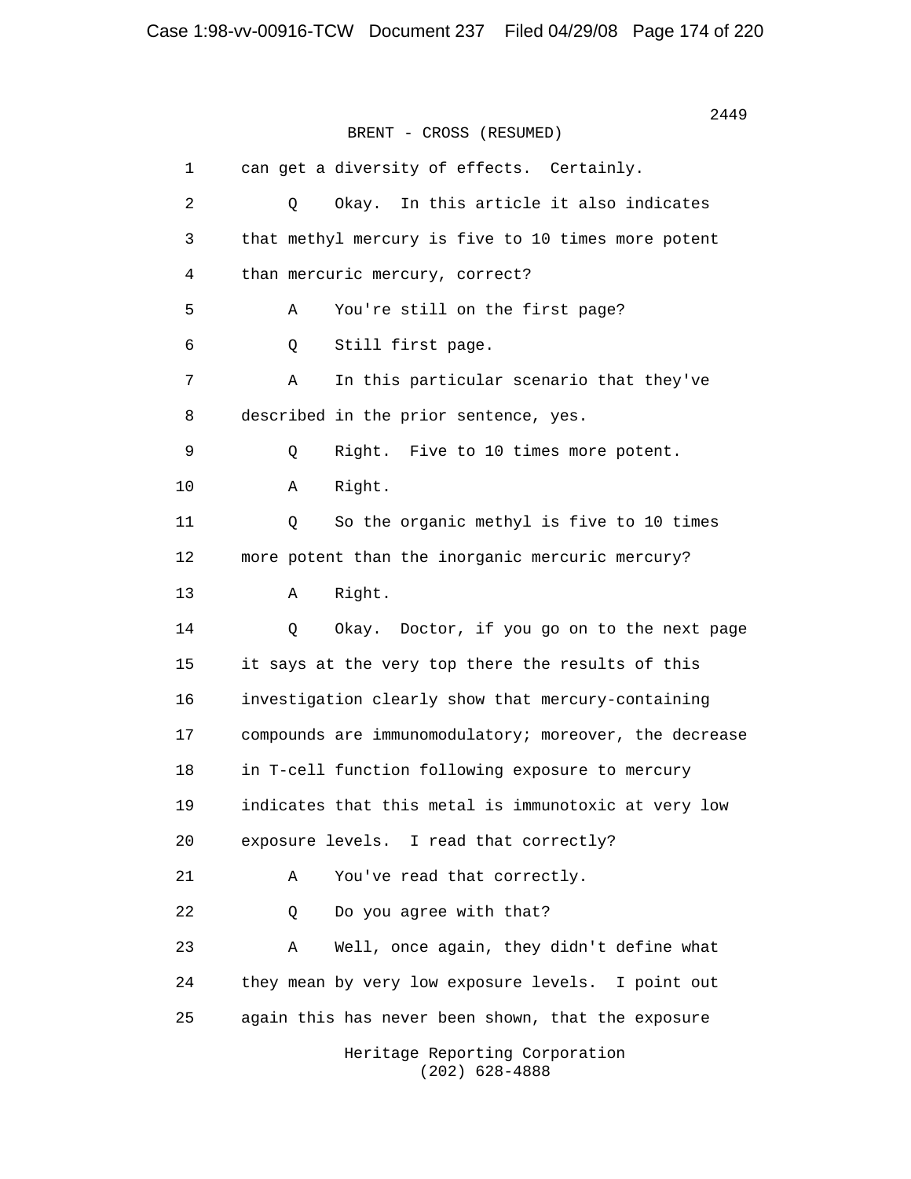BRENT - CROSS (RESUMED)

1 can get a diversity of effects. Certainly.

2 Q Okay. In this article it also indicates

3 that methyl mercury is five to 10 times more potent

4 than mercuric mercury, correct?

5 A You're still on the first page?

6 Q Still first page.

7 A In this particular scenario that they've

8 described in the prior sentence, yes.

9 Q Right. Five to 10 times more potent.

10 A Right.

11 Q So the organic methyl is five to 10 times

12 more potent than the inorganic mercuric mercury?

13 A Right.

14 Q Okay. Doctor, if you go on to the next page

15 it says at the very top there the results of this

16 investigation clearly show that mercury-containing

17 compounds are immunomodulatory; moreover, the decrease

18 in T-cell function following exposure to mercury

19 indicates that this metal is immunotoxic at very low

20 exposure levels. I read that correctly?

21 A You've read that correctly.

22 Q Do you agree with that?

23 A Well, once again, they didn't define what

24 they mean by very low exposure levels. I point out

25 again this has never been shown, that the exposure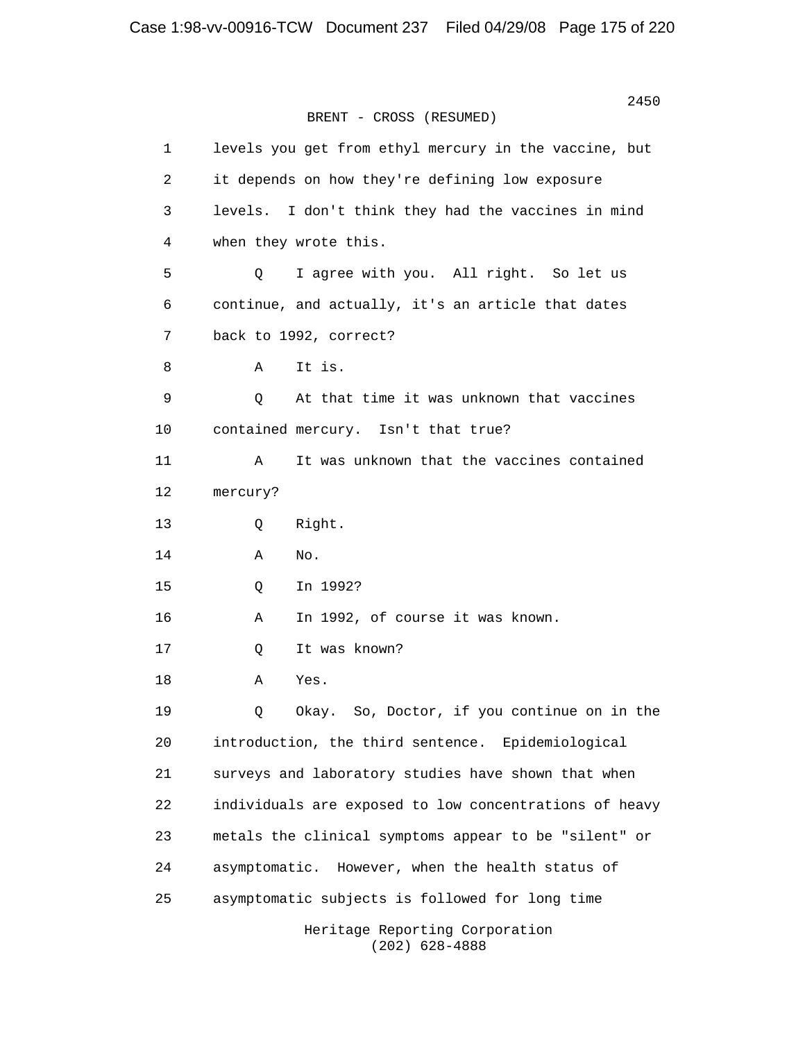BRENT - CROSS (RESUMED)

1 levels you get from ethyl mercury in the vaccine, but
2 it depends on how they're defining low exposure
3 levels. I don't think they had the vaccines in mind
4 when they wrote this.
5 Q I agree with you. All right. So let us
6 continue, and actually, it's an article that dates
7 back to 1992, correct?
8 A It is.
9 Q At that time it was unknown that vaccines
10 contained mercury. Isn't that true?
11 A It was unknown that the vaccines contained
12 mercury?
13 Q Right.
14 A No.
15 Q In 1992?
16 A In 1992, of course it was known.
17 Q It was known?
18 A Yes.
19 Q Okay. So, Doctor, if you continue on in the
20 introduction, the third sentence. Epidemiological
21 surveys and laboratory studies have shown that when
22 individuals are exposed to low concentrations of heavy
23 metals the clinical symptoms appear to be "silent" or
24 asymptomatic. However, when the health status of
25 asymptomatic subjects is followed for long time

Heritage Reporting Corporation
(202) 628-4888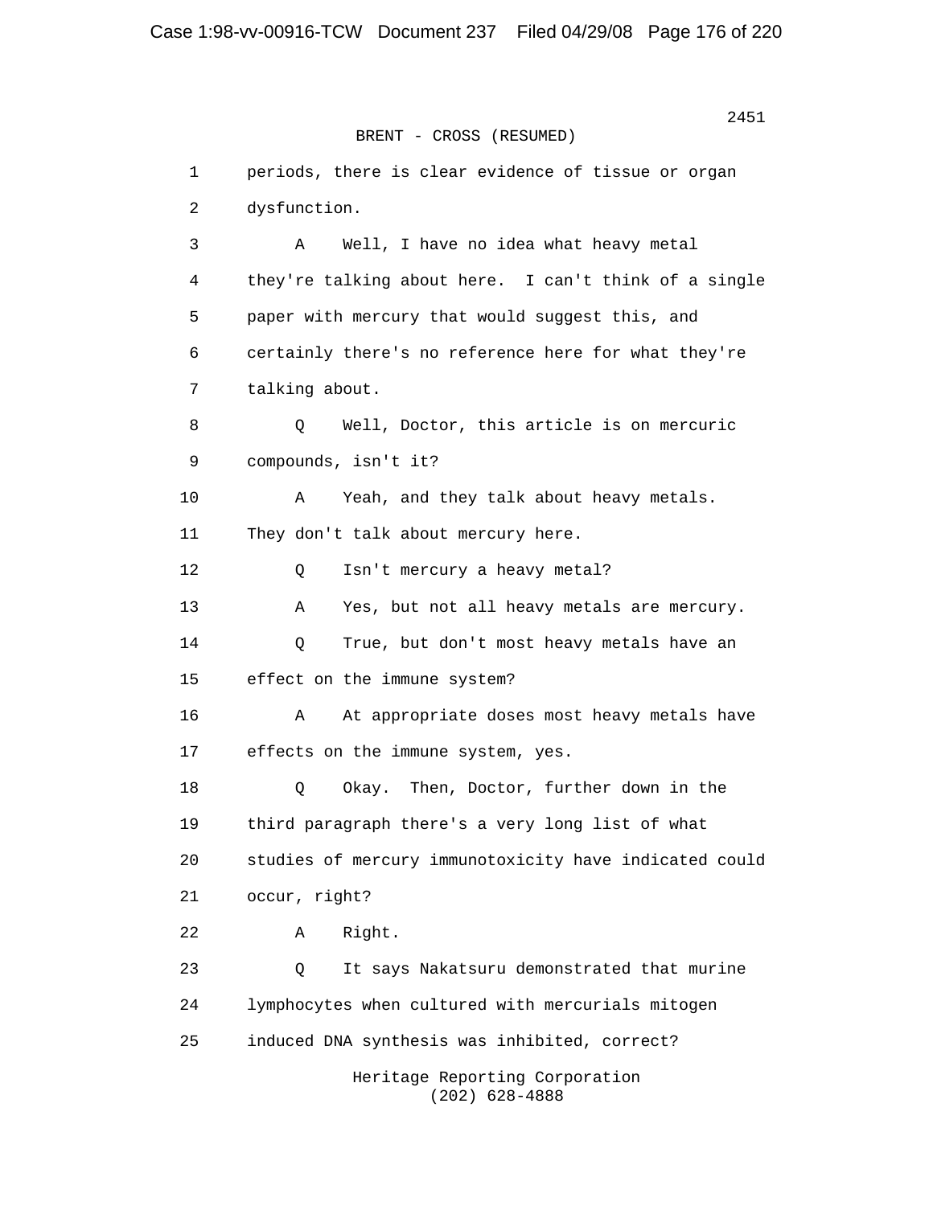BRENT - CROSS (RESUMED)

1 periods, there is clear evidence of tissue or organ
2 dysfunction.
3 A Well, I have no idea what heavy metal
4 they're talking about here. I can't think of a single
5 paper with mercury that would suggest this, and
6 certainly there's no reference here for what they're
7 talking about.
8 Q Well, Doctor, this article is on mercuric
9 compounds, isn't it?
10 A Yeah, and they talk about heavy metals.
11 They don't talk about mercury here.
12 Q Isn't mercury a heavy metal?
13 A Yes, but not all heavy metals are mercury.
14 Q True, but don't most heavy metals have an
15 effect on the immune system?
16 A At appropriate doses most heavy metals have
17 effects on the immune system, yes.
18 Q Okay. Then, Doctor, further down in the
19 third paragraph there's a very long list of what
20 studies of mercury immunotoxicity have indicated could
21 occur, right?
22 A Right.
23 Q It says Nakatsuru demonstrated that murine
24 lymphocytes when cultured with mercurials mitogen
25 induced DNA synthesis was inhibited, correct?

Heritage Reporting Corporation
(202) 628-4888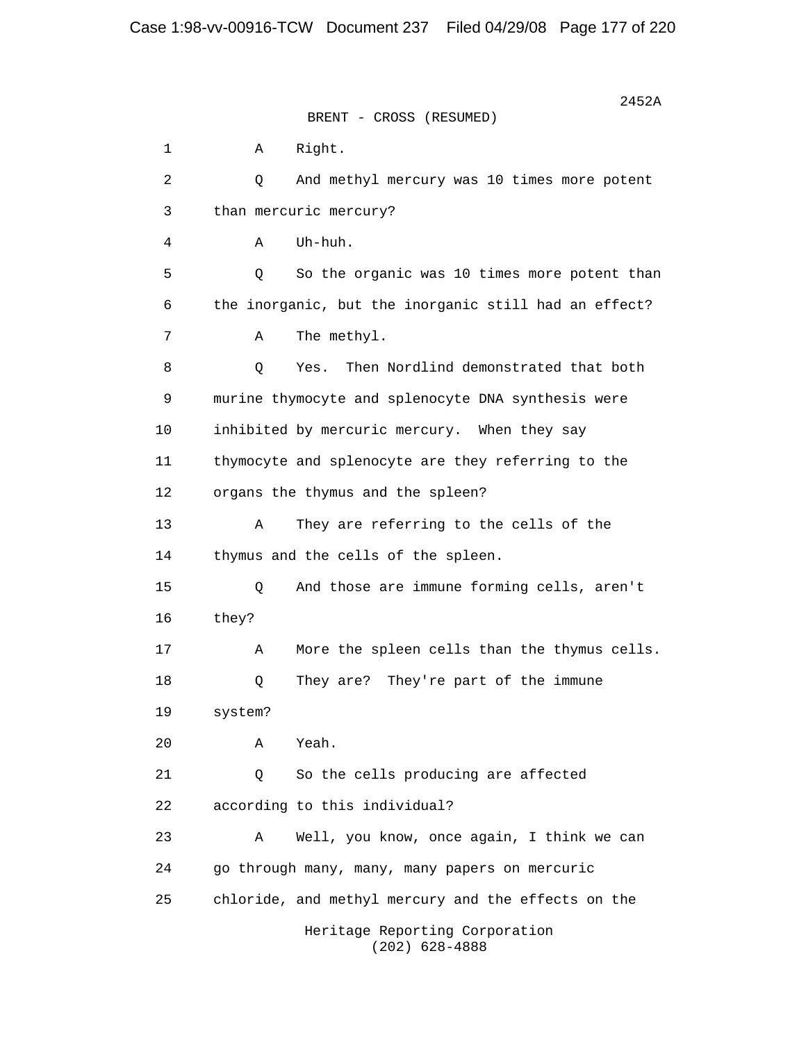BRENT - CROSS (RESUMED)

1 A Right.

2 Q And methyl mercury was 10 times more potent

3 than mercuric mercury?

4 A Uh-huh.

5 Q So the organic was 10 times more potent than

6 the inorganic, but the inorganic still had an effect?

7 A The methyl.

8 Q Yes. Then Nordlind demonstrated that both

9 murine thymocyte and splenocyte DNA synthesis were

10 inhibited by mercuric mercury. When they say

11 thymocyte and splenocyte are they referring to the

12 organs the thymus and the spleen?

13 A They are referring to the cells of the

14 thymus and the cells of the spleen.

15 Q And those are immune forming cells, aren't

16 they?

17 A More the spleen cells than the thymus cells.

18 Q They are? They're part of the immune

19 system?

20 A Yeah.

21 Q So the cells producing are affected

22 according to this individual?

23 A Well, you know, once again, I think we can

24 go through many, many, many papers on mercuric

25 chloride, and methyl mercury and the effects on the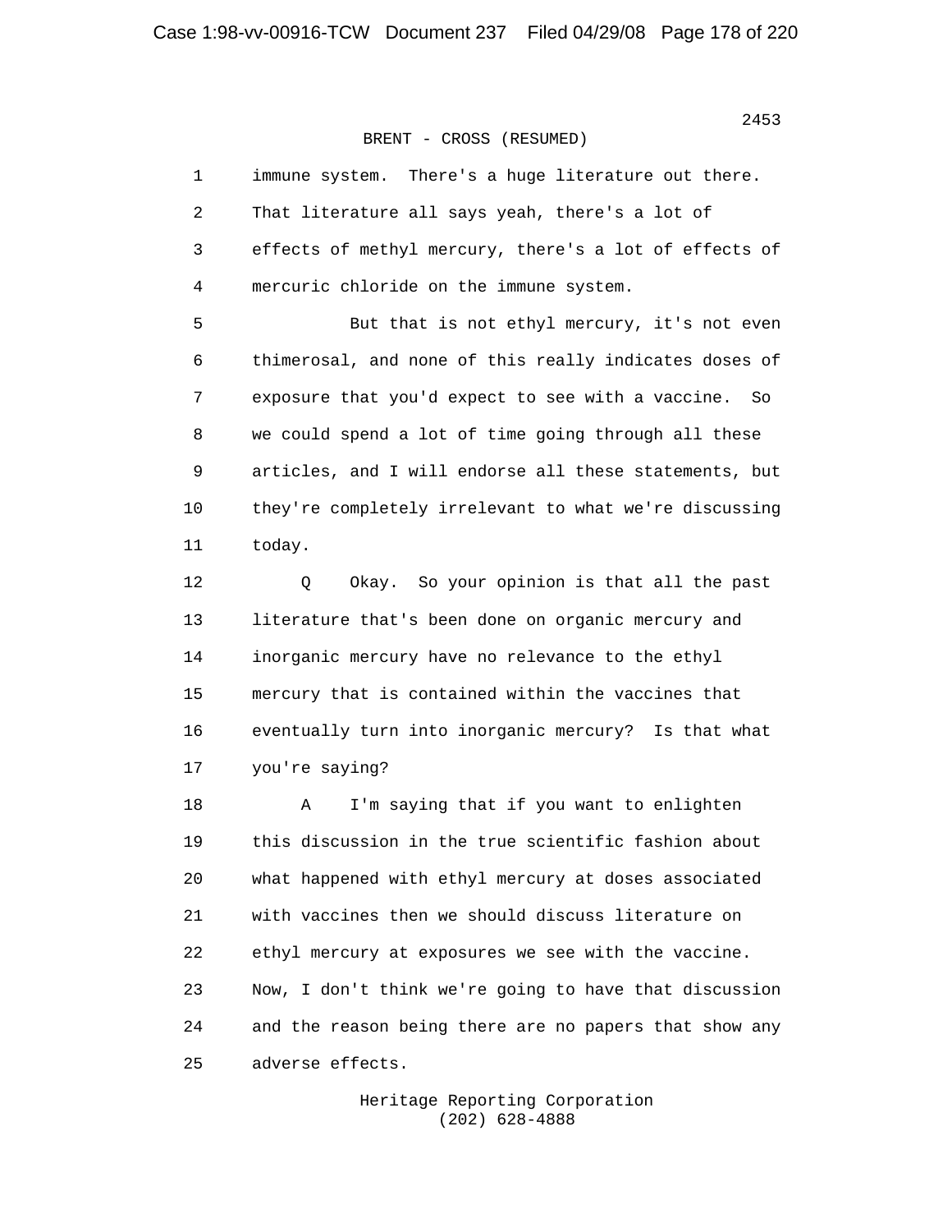BRENT - CROSS (RESUMED)

1 immune system. There's a huge literature out there.
2 That literature all says yeah, there's a lot of
3 effects of methyl mercury, there's a lot of effects of
4 mercuric chloride on the immune system.
5 But that is not ethyl mercury, it's not even
6 thimerosal, and none of this really indicates doses of
7 exposure that you'd expect to see with a vaccine. So
8 we could spend a lot of time going through all these
9 articles, and I will endorse all these statements, but
10 they're completely irrelevant to what we're discussing
11 today.
12 Q Okay. So your opinion is that all the past
13 literature that's been done on organic mercury and
14 inorganic mercury have no relevance to the ethyl
15 mercury that is contained within the vaccines that
16 eventually turn into inorganic mercury? Is that what
17 you're saying?
18 A I'm saying that if you want to enlighten
19 this discussion in the true scientific fashion about
20 what happened with ethyl mercury at doses associated
21 with vaccines then we should discuss literature on
22 ethyl mercury at exposures we see with the vaccine.
23 Now, I don't think we're going to have that discussion
24 and the reason being there are no papers that show any
25 adverse effects.

Heritage Reporting Corporation
(202) 628-4888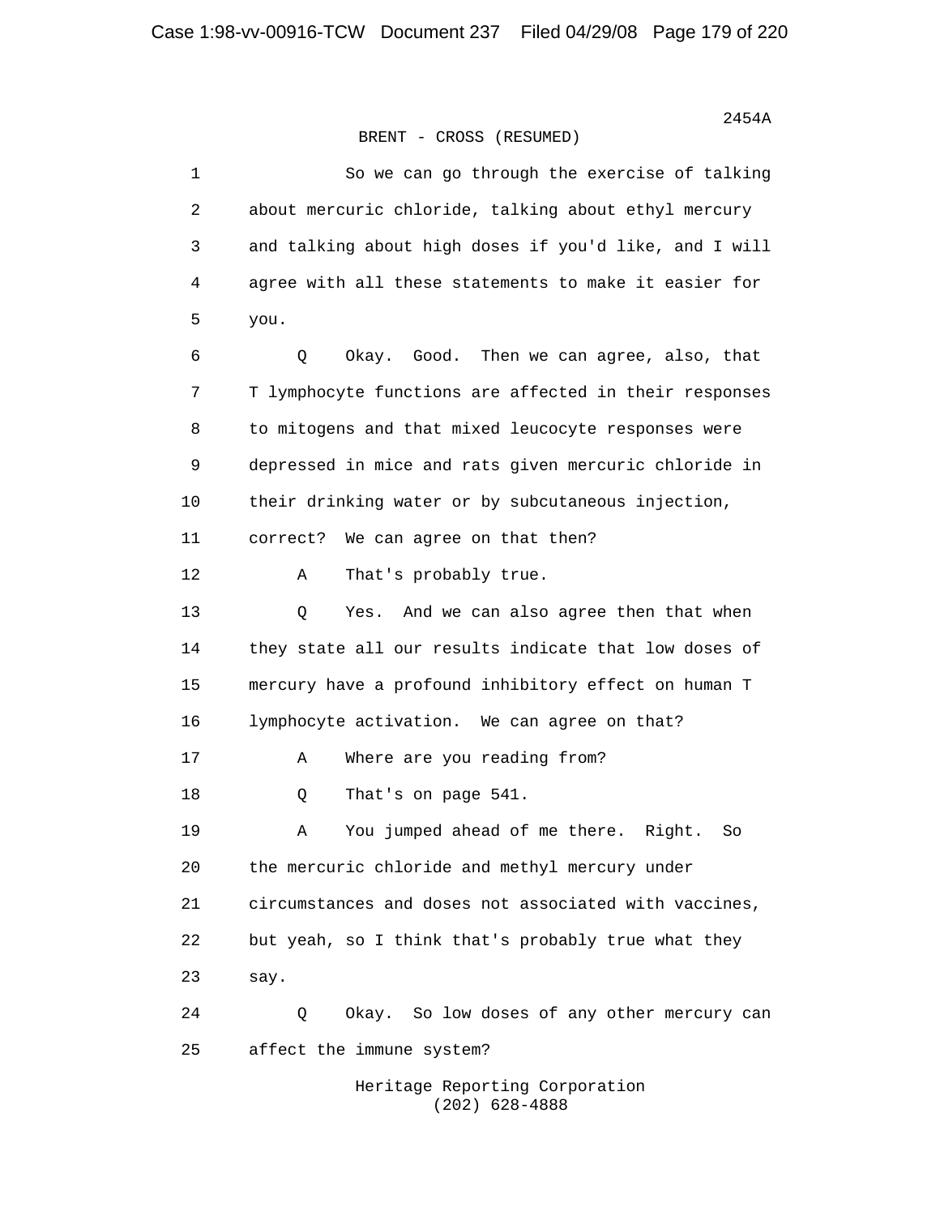2454A

BRENT - CROSS (RESUMED)

1 So we can go through the exercise of talking
2 about mercuric chloride, talking about ethyl mercury
3 and talking about high doses if you'd like, and I will
4 agree with all these statements to make it easier for
5 you.

6 Q Okay. Good. Then we can agree, also, that
7 T lymphocyte functions are affected in their responses
8 to mitogens and that mixed leucocyte responses were
9 depressed in mice and rats given mercuric chloride in
10 their drinking water or by subcutaneous injection,
11 correct? We can agree on that then?

12 A That's probably true.

13 Q Yes. And we can also agree then that when
14 they state all our results indicate that low doses of
15 mercury have a profound inhibitory effect on human T
16 lymphocyte activation. We can agree on that?

17 A Where are you reading from?

18 Q That's on page 541.

19 A You jumped ahead of me there. Right. So
20 the mercuric chloride and methyl mercury under
21 circumstances and doses not associated with vaccines,
22 but yeah, so I think that's probably true what they
23 say.

24 Q Okay. So low doses of any other mercury can
25 affect the immune system?

Heritage Reporting Corporation
(202) 628-4888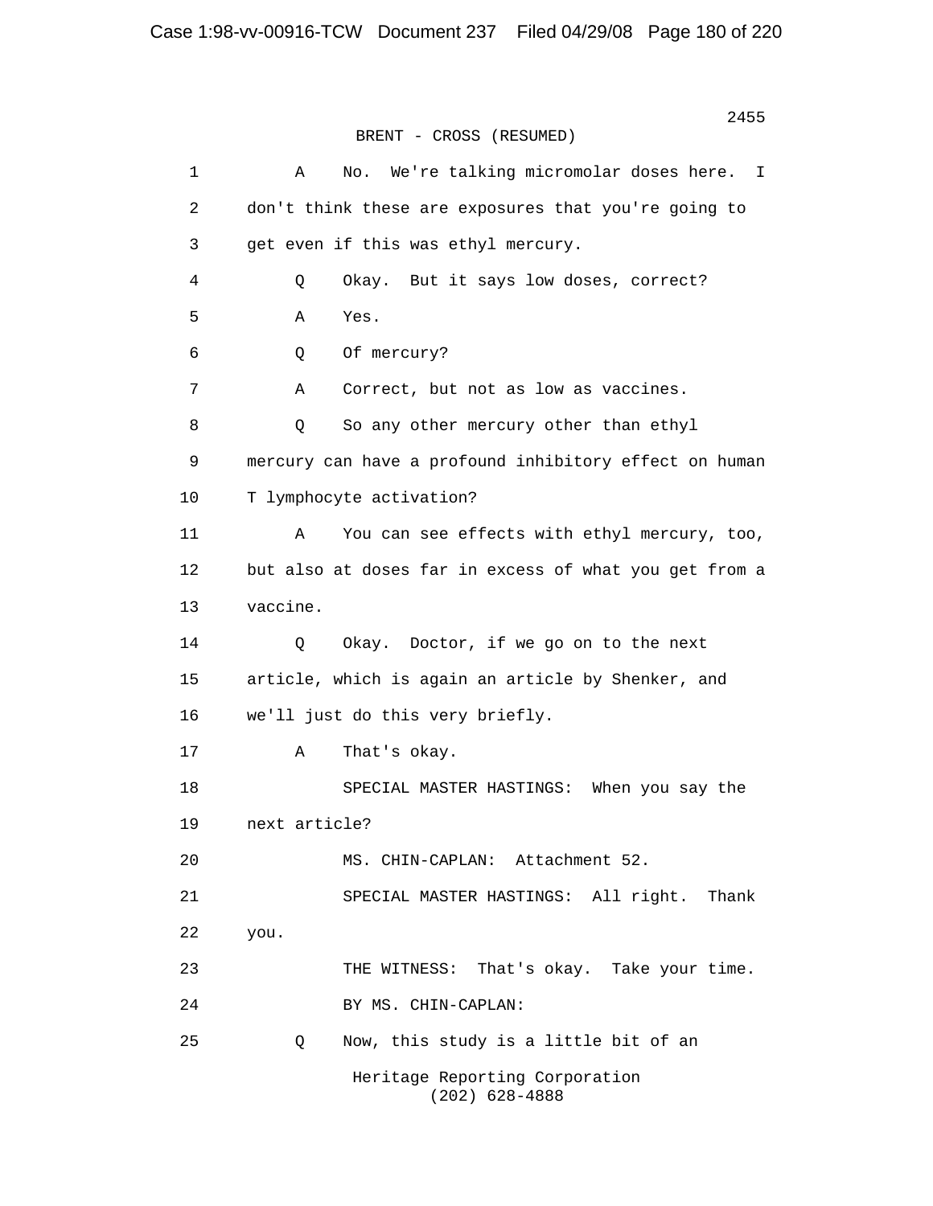BRENT - CROSS (RESUMED)

1 A No. We're talking micromolar doses here. I
2 don't think these are exposures that you're going to
3 get even if this was ethyl mercury.
4 Q Okay. But it says low doses, correct?
5 A Yes.
6 Q Of mercury?
7 A Correct, but not as low as vaccines.
8 Q So any other mercury other than ethyl
9 mercury can have a profound inhibitory effect on human
10 T lymphocyte activation?
11 A You can see effects with ethyl mercury, too,
12 but also at doses far in excess of what you get from a
13 vaccine.
14 Q Okay. Doctor, if we go on to the next
15 article, which is again an article by Shenker, and
16 we'll just do this very briefly.
17 A That's okay.
18 SPECIAL MASTER HASTINGS: When you say the
19 next article?
20 MS. CHIN-CAPLAN: Attachment 52.
21 SPECIAL MASTER HASTINGS: All right. Thank
22 you.
23 THE WITNESS: That's okay. Take your time.
24 BY MS. CHIN-CAPLAN:
25 Q Now, this study is a little bit of an

Heritage Reporting Corporation
(202) 628-4888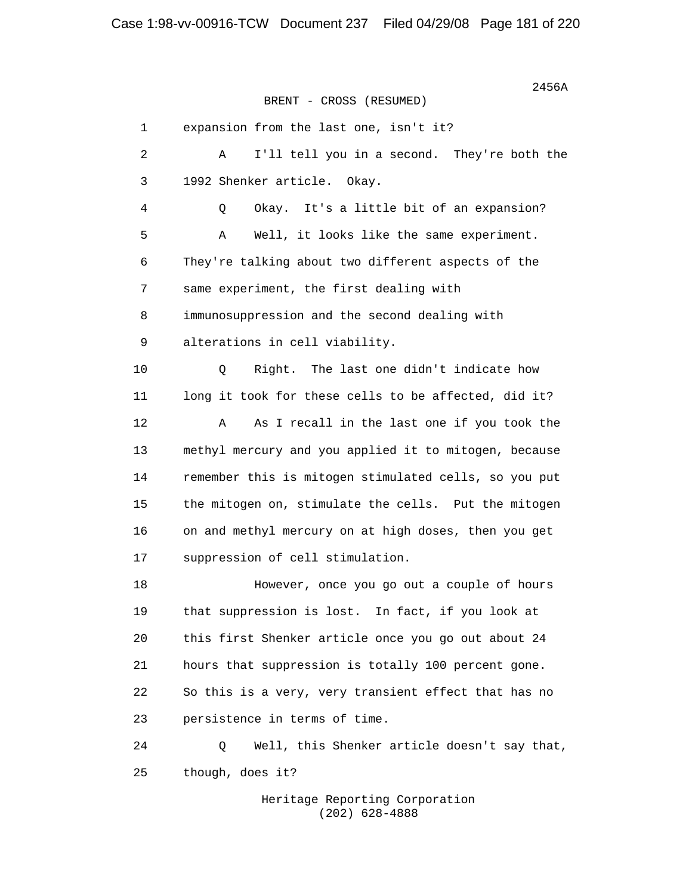BRENT - CROSS (RESUMED)

1 expansion from the last one, isn't it?

2 A I'll tell you in a second. They're both the

3 1992 Shenker article. Okay.

4 Q Okay. It's a little bit of an expansion?

5 A Well, it looks like the same experiment.

6 They're talking about two different aspects of the

7 same experiment, the first dealing with

8 immunosuppression and the second dealing with

9 alterations in cell viability.

10 Q Right. The last one didn't indicate how

11 long it took for these cells to be affected, did it?

12 A As I recall in the last one if you took the

13 methyl mercury and you applied it to mitogen, because

14 remember this is mitogen stimulated cells, so you put

15 the mitogen on, stimulate the cells. Put the mitogen

16 on and methyl mercury on at high doses, then you get

17 suppression of cell stimulation.

18 However, once you go out a couple of hours

19 that suppression is lost. In fact, if you look at

20 this first Shenker article once you go out about 24

21 hours that suppression is totally 100 percent gone.

22 So this is a very, very transient effect that has no

23 persistence in terms of time.

24 Q Well, this Shenker article doesn't say that,

25 though, does it?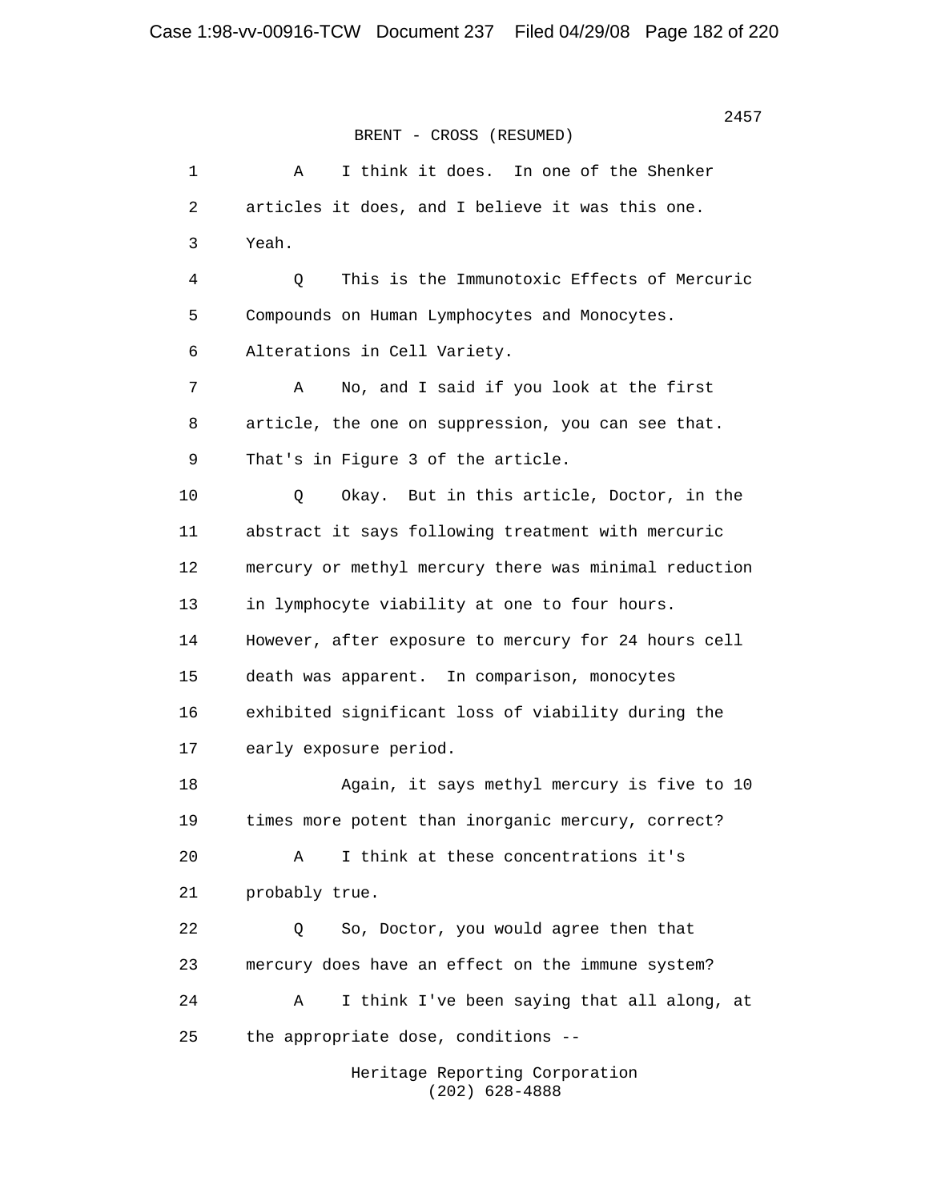BRENT - CROSS (RESUMED)

1 A I think it does. In one of the Shenker
2 articles it does, and I believe it was this one.
3 Yeah.
4 Q This is the Immunotoxic Effects of Mercuric
5 Compounds on Human Lymphocytes and Monocytes.
6 Alterations in Cell Variety.
7 A No, and I said if you look at the first
8 article, the one on suppression, you can see that.
9 That's in Figure 3 of the article.
10 Q Okay. But in this article, Doctor, in the
11 abstract it says following treatment with mercuric
12 mercury or methyl mercury there was minimal reduction
13 in lymphocyte viability at one to four hours.
14 However, after exposure to mercury for 24 hours cell
15 death was apparent. In comparison, monocytes
16 exhibited significant loss of viability during the
17 early exposure period.
18 Again, it says methyl mercury is five to 10
19 times more potent than inorganic mercury, correct?
20 A I think at these concentrations it's
21 probably true.
22 Q So, Doctor, you would agree then that
23 mercury does have an effect on the immune system?
24 A I think I've been saying that all along, at
25 the appropriate dose, conditions --

Heritage Reporting Corporation
(202) 628-4888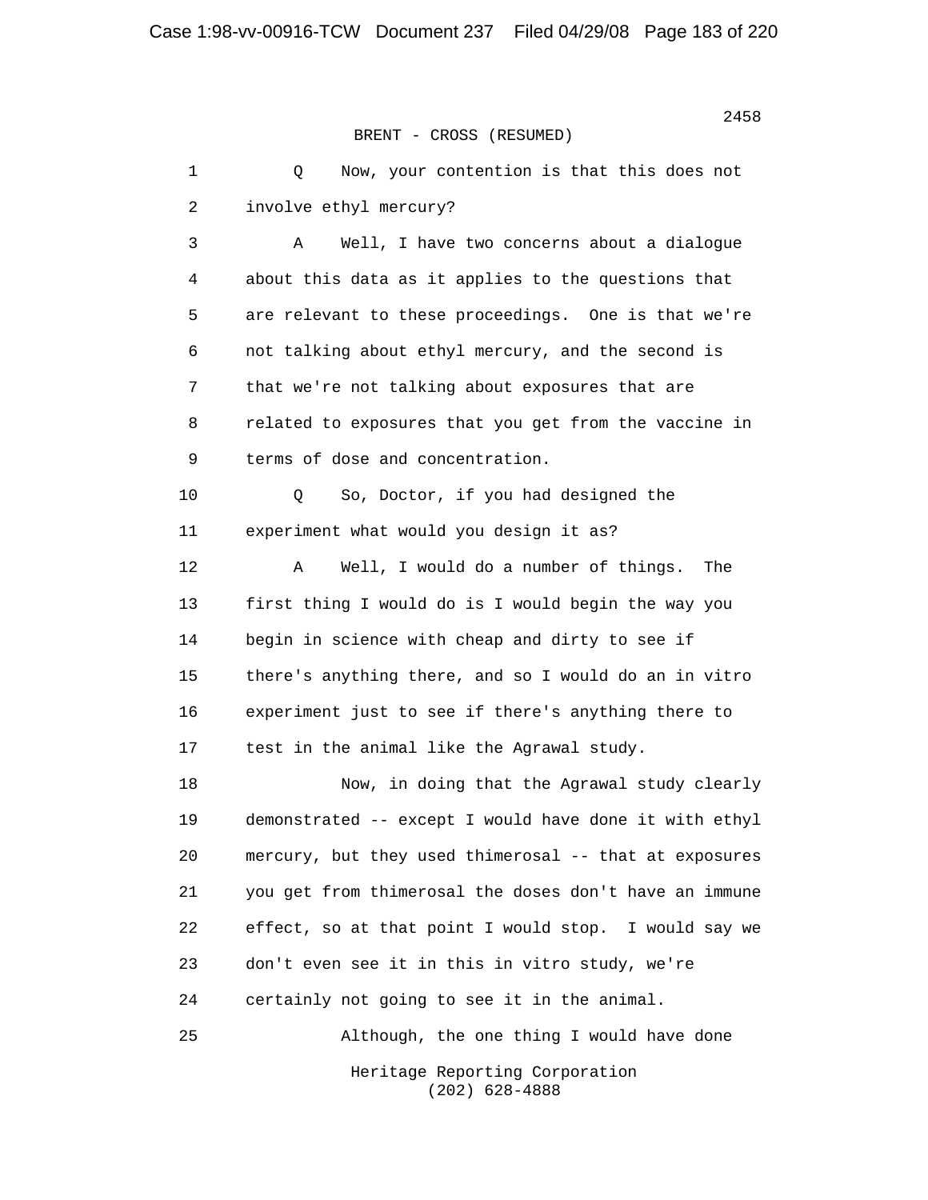BRENT - CROSS (RESUMED)

1 Q Now, your contention is that this does not
2 involve ethyl mercury?
3 A Well, I have two concerns about a dialogue
4 about this data as it applies to the questions that
5 are relevant to these proceedings. One is that we're
6 not talking about ethyl mercury, and the second is
7 that we're not talking about exposures that are
8 related to exposures that you get from the vaccine in
9 terms of dose and concentration.
10 Q So, Doctor, if you had designed the
11 experiment what would you design it as?
12 A Well, I would do a number of things. The
13 first thing I would do is I would begin the way you
14 begin in science with cheap and dirty to see if
15 there's anything there, and so I would do an in vitro
16 experiment just to see if there's anything there to
17 test in the animal like the Agrawal study.
18 Now, in doing that the Agrawal study clearly
19 demonstrated -- except I would have done it with ethyl
20 mercury, but they used thimerosal -- that at exposures
21 you get from thimerosal the doses don't have an immune
22 effect, so at that point I would stop. I would say we
23 don't even see it in this in vitro study, we're
24 certainly not going to see it in the animal.
25 Although, the one thing I would have done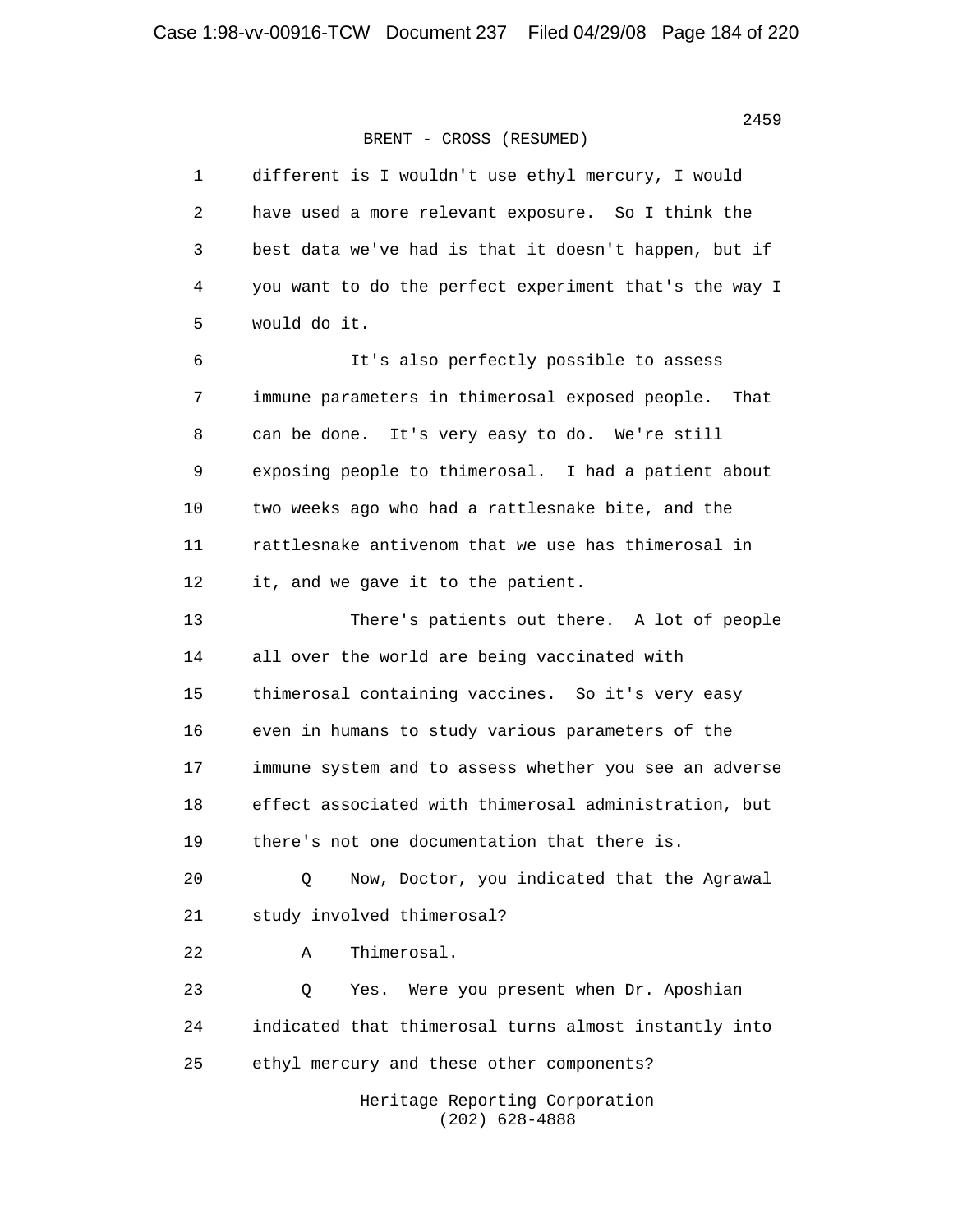BRENT - CROSS (RESUMED)

1 different is I wouldn't use ethyl mercury, I would
2 have used a more relevant exposure. So I think the
3 best data we've had is that it doesn't happen, but if
4 you want to do the perfect experiment that's the way I
5 would do it.

6 It's also perfectly possible to assess
7 immune parameters in thimerosal exposed people. That
8 can be done. It's very easy to do. We're still
9 exposing people to thimerosal. I had a patient about
10 two weeks ago who had a rattlesnake bite, and the
11 rattlesnake antivenom that we use has thimerosal in
12 it, and we gave it to the patient.

13 There's patients out there. A lot of people
14 all over the world are being vaccinated with
15 thimerosal containing vaccines. So it's very easy
16 even in humans to study various parameters of the
17 immune system and to assess whether you see an adverse
18 effect associated with thimerosal administration, but
19 there's not one documentation that there is.

20 Q Now, Doctor, you indicated that the Agrawal
21 study involved thimerosal?

22 A Thimerosal.

23 Q Yes. Were you present when Dr. Aposhian
24 indicated that thimerosal turns almost instantly into
25 ethyl mercury and these other components?

Heritage Reporting Corporation
(202) 628-4888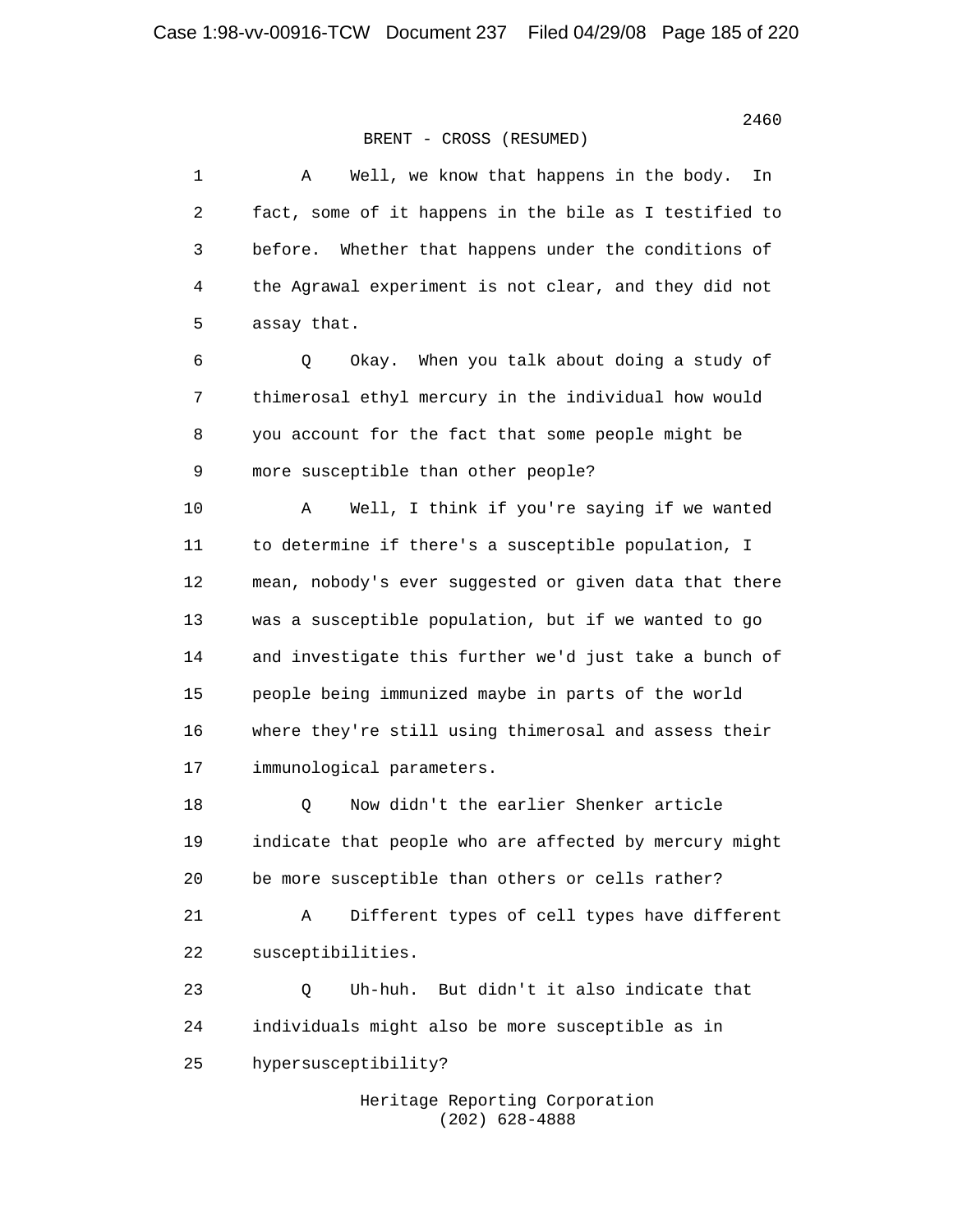BRENT - CROSS (RESUMED)

1 A Well, we know that happens in the body. In
2 fact, some of it happens in the bile as I testified to
3 before. Whether that happens under the conditions of
4 the Agrawal experiment is not clear, and they did not
5 assay that.

6 Q Okay. When you talk about doing a study of
7 thimerosal ethyl mercury in the individual how would
8 you account for the fact that some people might be
9 more susceptible than other people?

10 A Well, I think if you're saying if we wanted
11 to determine if there's a susceptible population, I
12 mean, nobody's ever suggested or given data that there
13 was a susceptible population, but if we wanted to go
14 and investigate this further we'd just take a bunch of
15 people being immunized maybe in parts of the world
16 where they're still using thimerosal and assess their
17 immunological parameters.

18 Q Now didn't the earlier Shenker article
19 indicate that people who are affected by mercury might
20 be more susceptible than others or cells rather?

21 A Different types of cell types have different
22 susceptibilities.

23 Q Uh-huh. But didn't it also indicate that
24 individuals might also be more susceptible as in
25 hypersusceptibility?

Heritage Reporting Corporation
(202) 628-4888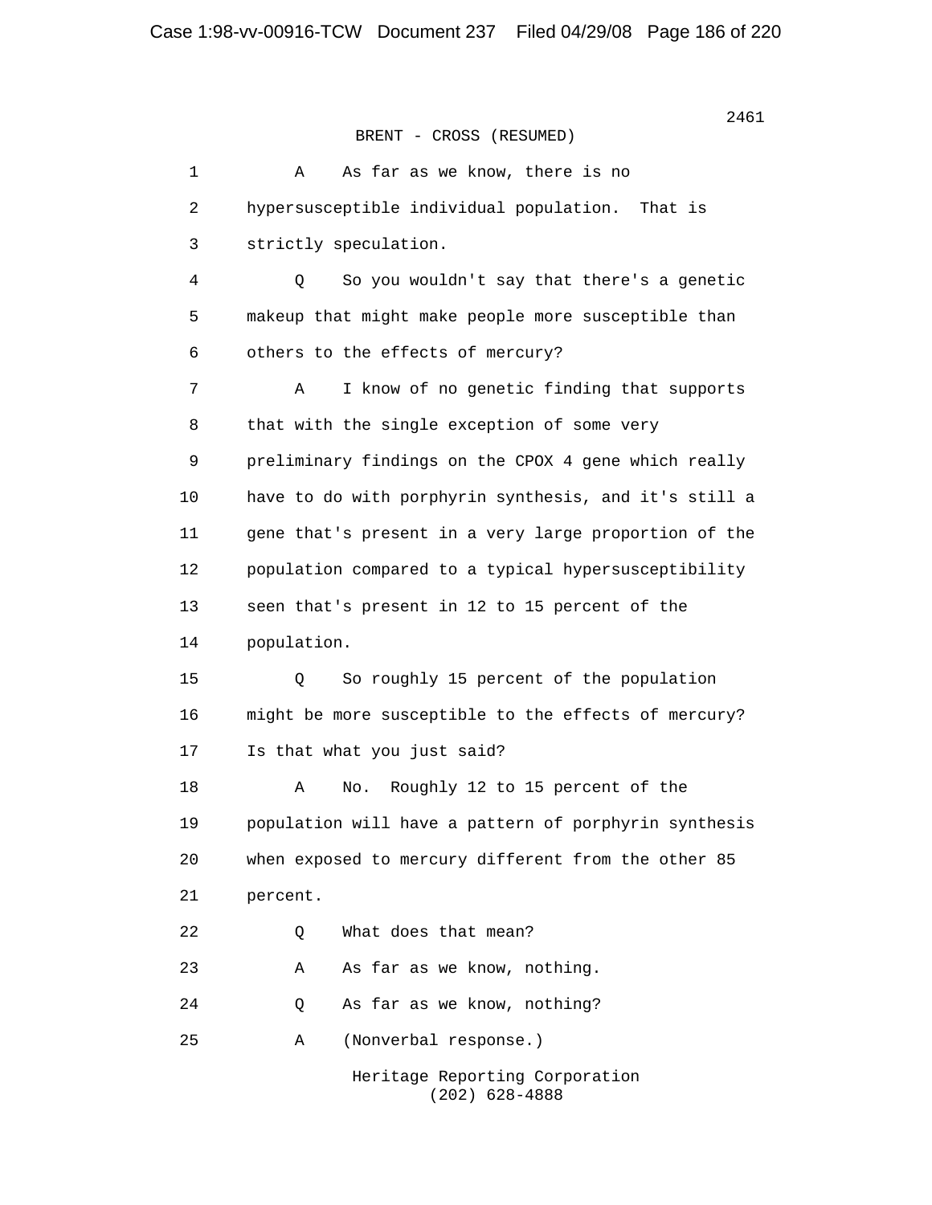BRENT - CROSS (RESUMED)

1 A As far as we know, there is no
2 hypersusceptible individual population. That is
3 strictly speculation.
4 Q So you wouldn't say that there's a genetic
5 makeup that might make people more susceptible than
6 others to the effects of mercury?
7 A I know of no genetic finding that supports
8 that with the single exception of some very
9 preliminary findings on the CPOX 4 gene which really
10 have to do with porphyrin synthesis, and it's still a
11 gene that's present in a very large proportion of the
12 population compared to a typical hypersusceptibility
13 seen that's present in 12 to 15 percent of the
14 population.
15 Q So roughly 15 percent of the population
16 might be more susceptible to the effects of mercury?
17 Is that what you just said?
18 A No. Roughly 12 to 15 percent of the
19 population will have a pattern of porphyrin synthesis
20 when exposed to mercury different from the other 85
21 percent.
22 Q What does that mean?
23 A As far as we know, nothing.
24 Q As far as we know, nothing?
25 A (Nonverbal response.)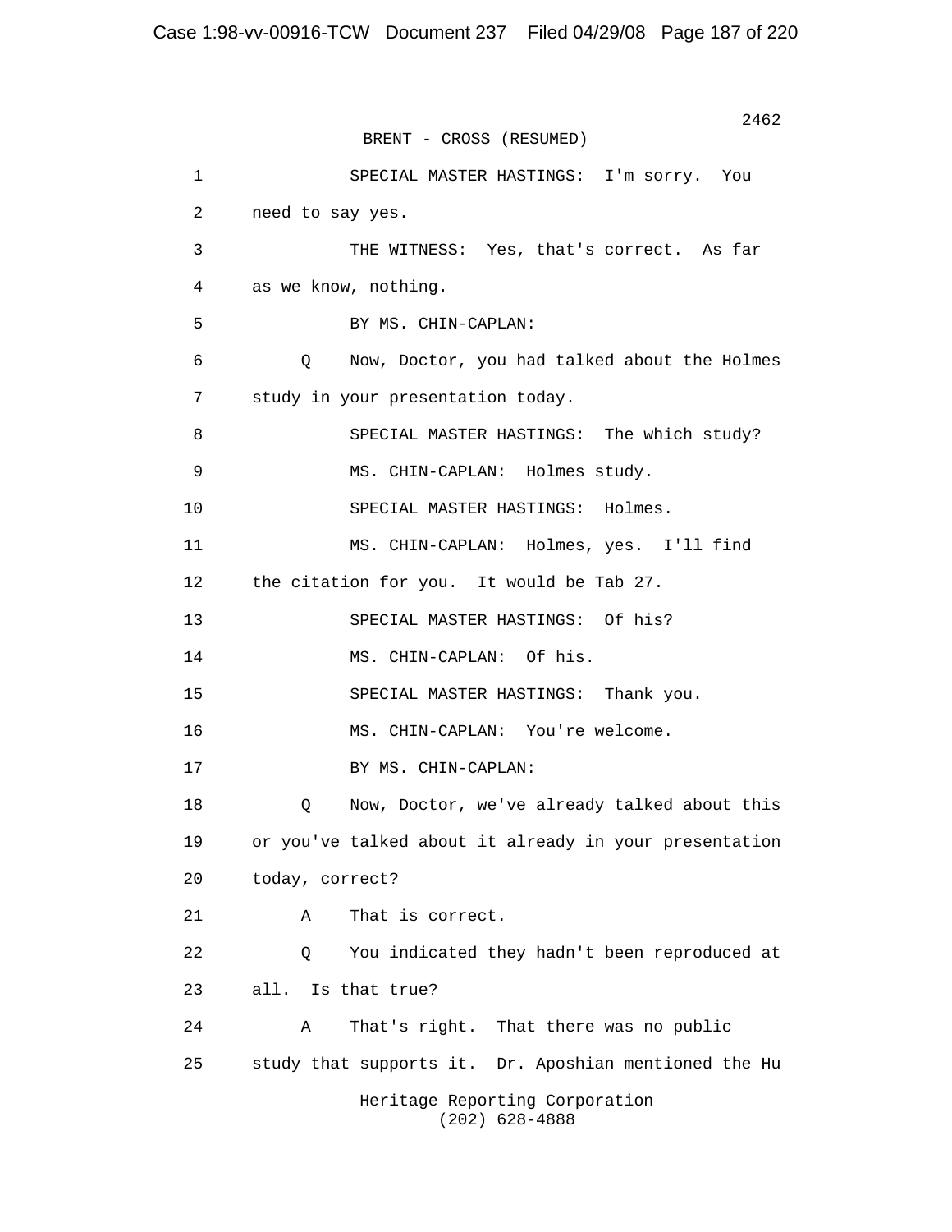BRENT - CROSS (RESUMED)

1 SPECIAL MASTER HASTINGS: I'm sorry. You
2 need to say yes.
3 THE WITNESS: Yes, that's correct. As far
4 as we know, nothing.
5 BY MS. CHIN-CAPLAN:
6 Q Now, Doctor, you had talked about the Holmes
7 study in your presentation today.
8 SPECIAL MASTER HASTINGS: The which study?
9 MS. CHIN-CAPLAN: Holmes study.
10 SPECIAL MASTER HASTINGS: Holmes.
11 MS. CHIN-CAPLAN: Holmes, yes. I'll find
12 the citation for you. It would be Tab 27.
13 SPECIAL MASTER HASTINGS: Of his?
14 MS. CHIN-CAPLAN: Of his.
15 SPECIAL MASTER HASTINGS: Thank you.
16 MS. CHIN-CAPLAN: You're welcome.
17 BY MS. CHIN-CAPLAN:
18 Q Now, Doctor, we've already talked about this
19 or you've talked about it already in your presentation
20 today, correct?
21 A That is correct.
22 Q You indicated they hadn't been reproduced at
23 all. Is that true?
24 A That's right. That there was no public
25 study that supports it. Dr. Aposhian mentioned the Hu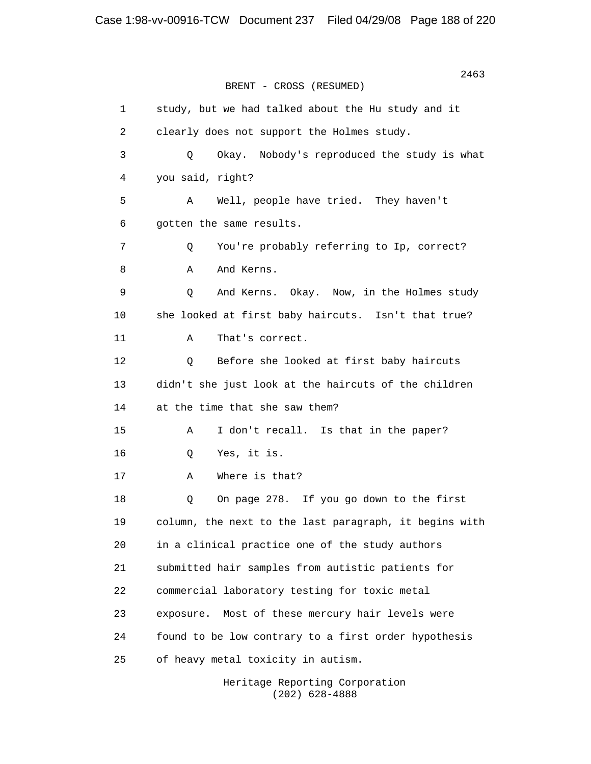BRENT - CROSS (RESUMED)

1 study, but we had talked about the Hu study and it
2 clearly does not support the Holmes study.
3 Q Okay. Nobody's reproduced the study is what
4 you said, right?
5 A Well, people have tried. They haven't
6 gotten the same results.
7 Q You're probably referring to Ip, correct?
8 A And Kerns.
9 Q And Kerns. Okay. Now, in the Holmes study
10 she looked at first baby haircuts. Isn't that true?
11 A That's correct.
12 Q Before she looked at first baby haircuts
13 didn't she just look at the haircuts of the children
14 at the time that she saw them?
15 A I don't recall. Is that in the paper?
16 Q Yes, it is.
17 A Where is that?
18 Q On page 278. If you go down to the first
19 column, the next to the last paragraph, it begins with
20 in a clinical practice one of the study authors
21 submitted hair samples from autistic patients for
22 commercial laboratory testing for toxic metal
23 exposure. Most of these mercury hair levels were
24 found to be low contrary to a first order hypothesis
25 of heavy metal toxicity in autism.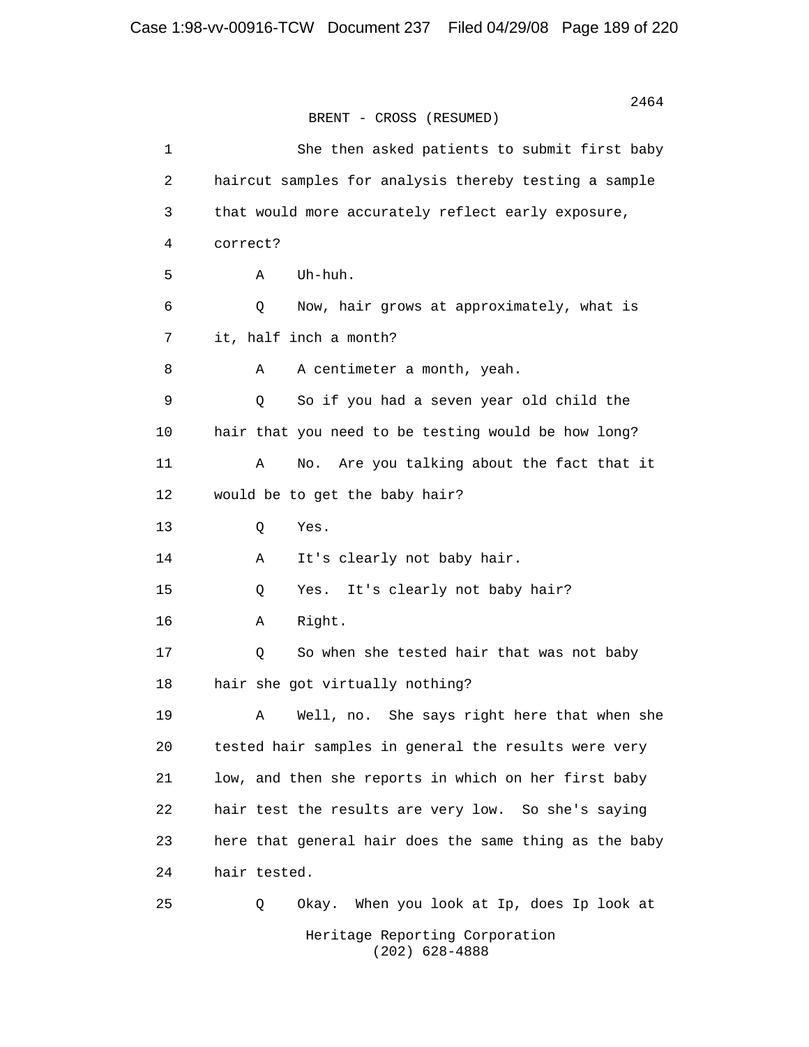BRENT - CROSS (RESUMED)

1 She then asked patients to submit first baby
2 haircut samples for analysis thereby testing a sample
3 that would more accurately reflect early exposure,
4 correct?
5 A Uh-huh.
6 Q Now, hair grows at approximately, what is
7 it, half inch a month?
8 A A centimeter a month, yeah.
9 Q So if you had a seven year old child the
10 hair that you need to be testing would be how long?
11 A No. Are you talking about the fact that it
12 would be to get the baby hair?
13 Q Yes.
14 A It's clearly not baby hair.
15 Q Yes. It's clearly not baby hair?
16 A Right.
17 Q So when she tested hair that was not baby
18 hair she got virtually nothing?
19 A Well, no. She says right here that when she
20 tested hair samples in general the results were very
21 low, and then she reports in which on her first baby
22 hair test the results are very low. So she's saying
23 here that general hair does the same thing as the baby
24 hair tested.
25 Q Okay. When you look at Ip, does Ip look at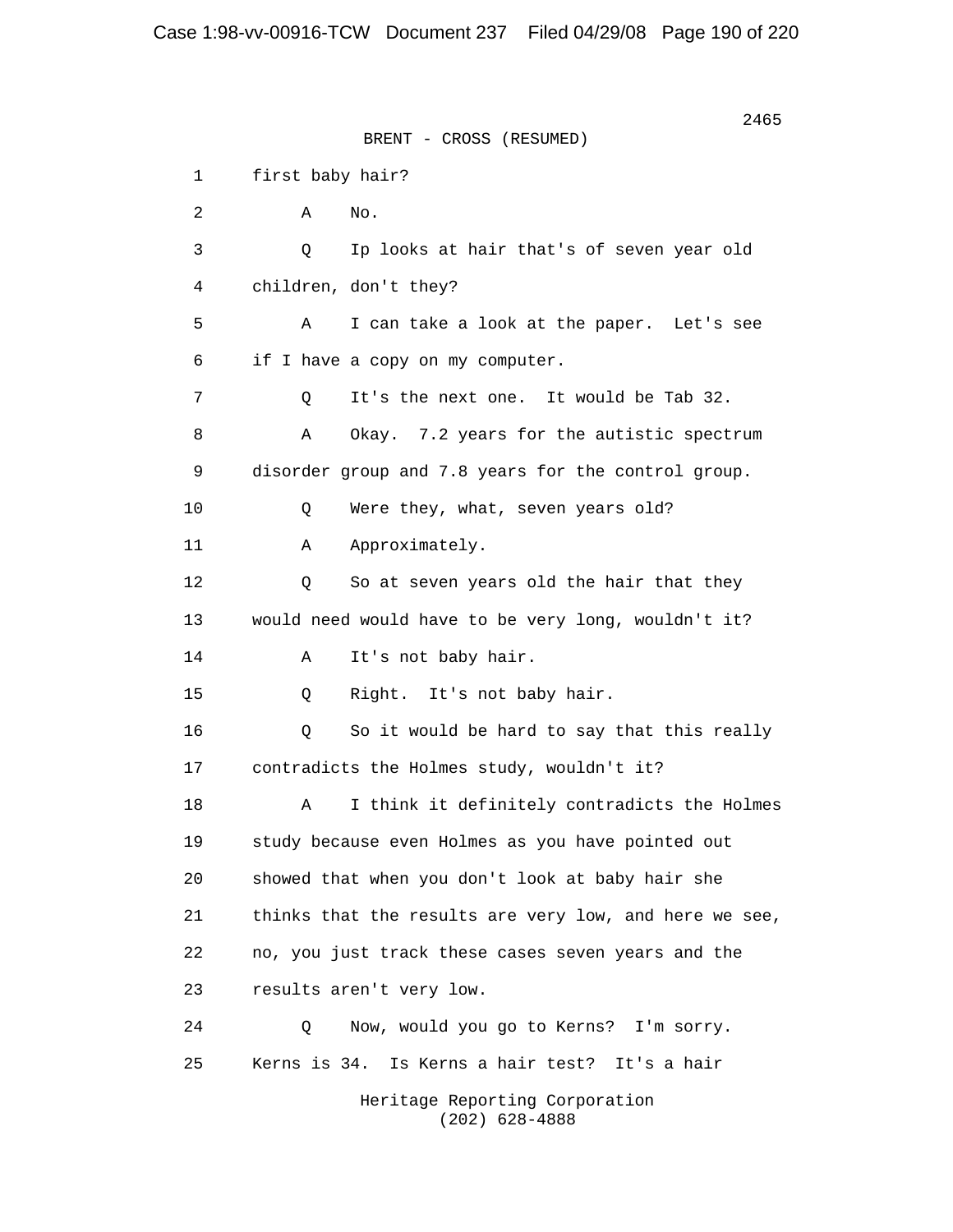BRENT - CROSS (RESUMED)

1 first baby hair?

2 A No.

3 Q Ip looks at hair that's of seven year old

4 children, don't they?

5 A I can take a look at the paper. Let's see

6 if I have a copy on my computer.

7 Q It's the next one. It would be Tab 32.

8 A Okay. 7.2 years for the autistic spectrum

9 disorder group and 7.8 years for the control group.

10 Q Were they, what, seven years old?

11 A Approximately.

12 Q So at seven years old the hair that they

13 would need would have to be very long, wouldn't it?

14 A It's not baby hair.

15 Q Right. It's not baby hair.

16 Q So it would be hard to say that this really

17 contradicts the Holmes study, wouldn't it?

18 A I think it definitely contradicts the Holmes

19 study because even Holmes as you have pointed out

20 showed that when you don't look at baby hair she

21 thinks that the results are very low, and here we see,

22 no, you just track these cases seven years and the

23 results aren't very low.

24 Q Now, would you go to Kerns? I'm sorry.

25 Kerns is 34. Is Kerns a hair test? It's a hair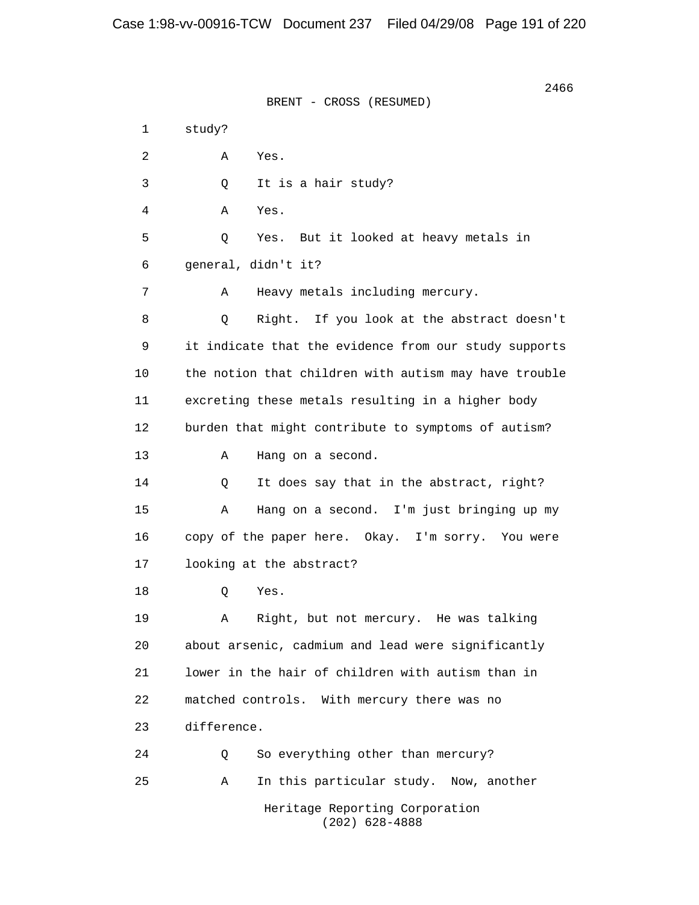BRENT - CROSS (RESUMED)

1 study?

2 A Yes.

3 Q It is a hair study?

4 A Yes.

5 Q Yes. But it looked at heavy metals in

6 general, didn't it?

7 A Heavy metals including mercury.

8 Q Right. If you look at the abstract doesn't

9 it indicate that the evidence from our study supports

10 the notion that children with autism may have trouble

11 excreting these metals resulting in a higher body

12 burden that might contribute to symptoms of autism?

13 A Hang on a second.

14 Q It does say that in the abstract, right?

15 A Hang on a second. I'm just bringing up my

16 copy of the paper here. Okay. I'm sorry. You were

17 looking at the abstract?

18 Q Yes.

19 A Right, but not mercury. He was talking

20 about arsenic, cadmium and lead were significantly

21 lower in the hair of children with autism than in

22 matched controls. With mercury there was no

23 difference.

24 Q So everything other than mercury?

25 A In this particular study. Now, another

Heritage Reporting Corporation
(202) 628-4888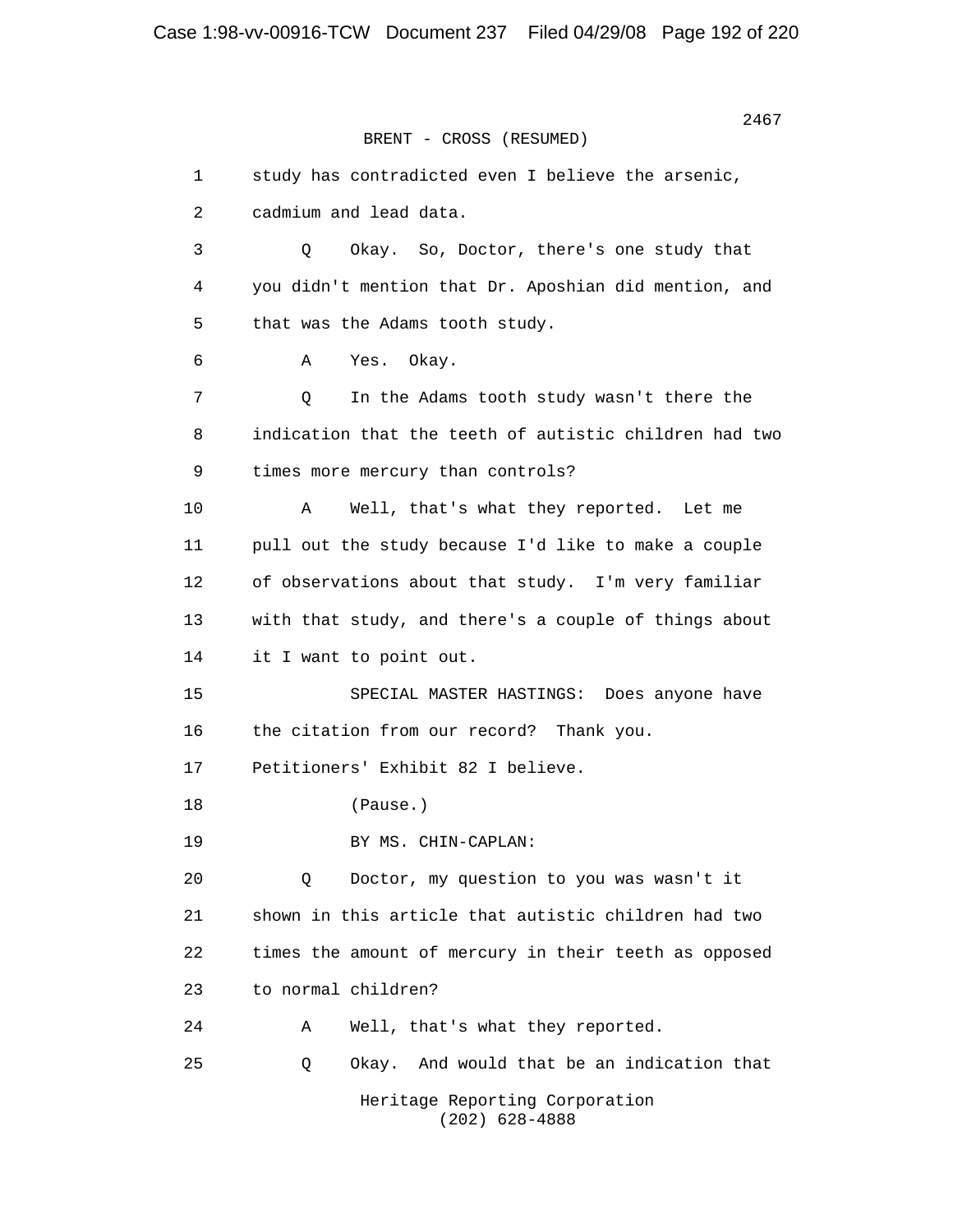BRENT - CROSS (RESUMED)

1 study has contradicted even I believe the arsenic,
2 cadmium and lead data.
3 Q Okay. So, Doctor, there's one study that
4 you didn't mention that Dr. Aposhian did mention, and
5 that was the Adams tooth study.
6 A Yes. Okay.
7 Q In the Adams tooth study wasn't there the
8 indication that the teeth of autistic children had two
9 times more mercury than controls?
10 A Well, that's what they reported. Let me
11 pull out the study because I'd like to make a couple
12 of observations about that study. I'm very familiar
13 with that study, and there's a couple of things about
14 it I want to point out.
15 SPECIAL MASTER HASTINGS: Does anyone have
16 the citation from our record? Thank you.
17 Petitioners' Exhibit 82 I believe.
18 (Pause.)
19 BY MS. CHIN-CAPLAN:
20 Q Doctor, my question to you was wasn't it
21 shown in this article that autistic children had two
22 times the amount of mercury in their teeth as opposed
23 to normal children?
24 A Well, that's what they reported.
25 Q Okay. And would that be an indication that

Heritage Reporting Corporation
(202) 628-4888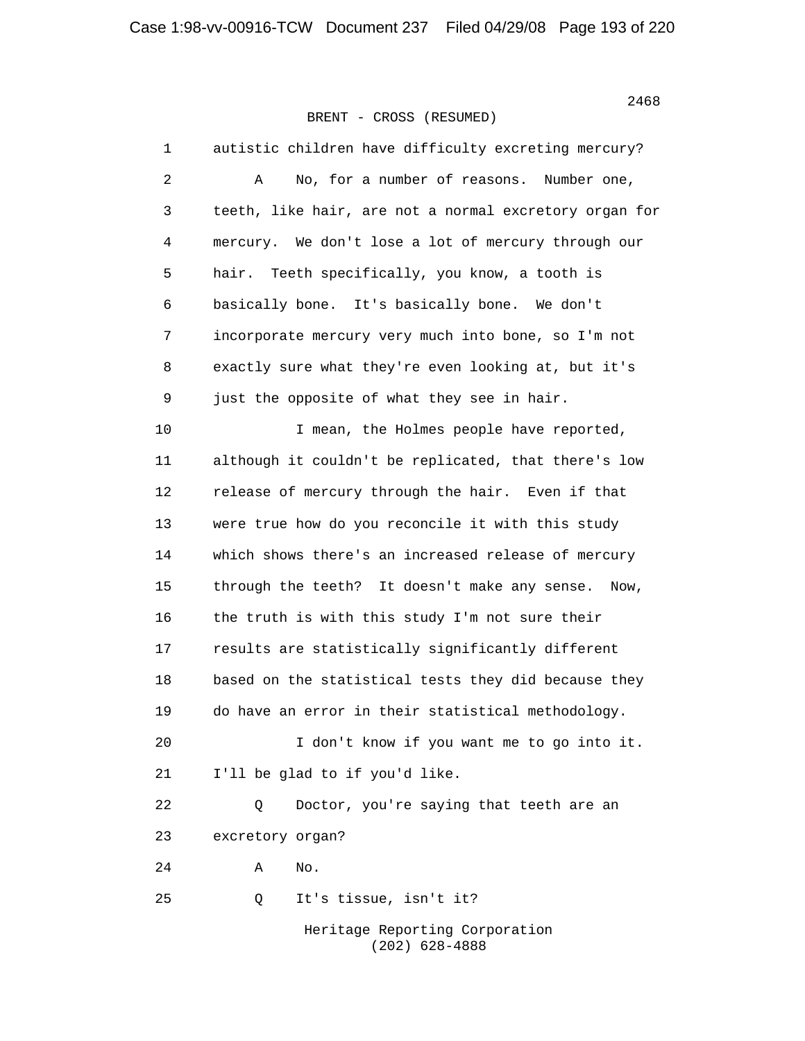BRENT - CROSS (RESUMED)

1 autistic children have difficulty excreting mercury?

2 A No, for a number of reasons. Number one,

3 teeth, like hair, are not a normal excretory organ for

4 mercury. We don't lose a lot of mercury through our

5 hair. Teeth specifically, you know, a tooth is

6 basically bone. It's basically bone. We don't

7 incorporate mercury very much into bone, so I'm not

8 exactly sure what they're even looking at, but it's

9 just the opposite of what they see in hair.

10 I mean, the Holmes people have reported,

11 although it couldn't be replicated, that there's low

12 release of mercury through the hair. Even if that

13 were true how do you reconcile it with this study

14 which shows there's an increased release of mercury

15 through the teeth? It doesn't make any sense. Now,

16 the truth is with this study I'm not sure their

17 results are statistically significantly different

18 based on the statistical tests they did because they

19 do have an error in their statistical methodology.

20 I don't know if you want me to go into it.

21 I'll be glad to if you'd like.

22 Q Doctor, you're saying that teeth are an

23 excretory organ?

24 A No.

25 Q It's tissue, isn't it?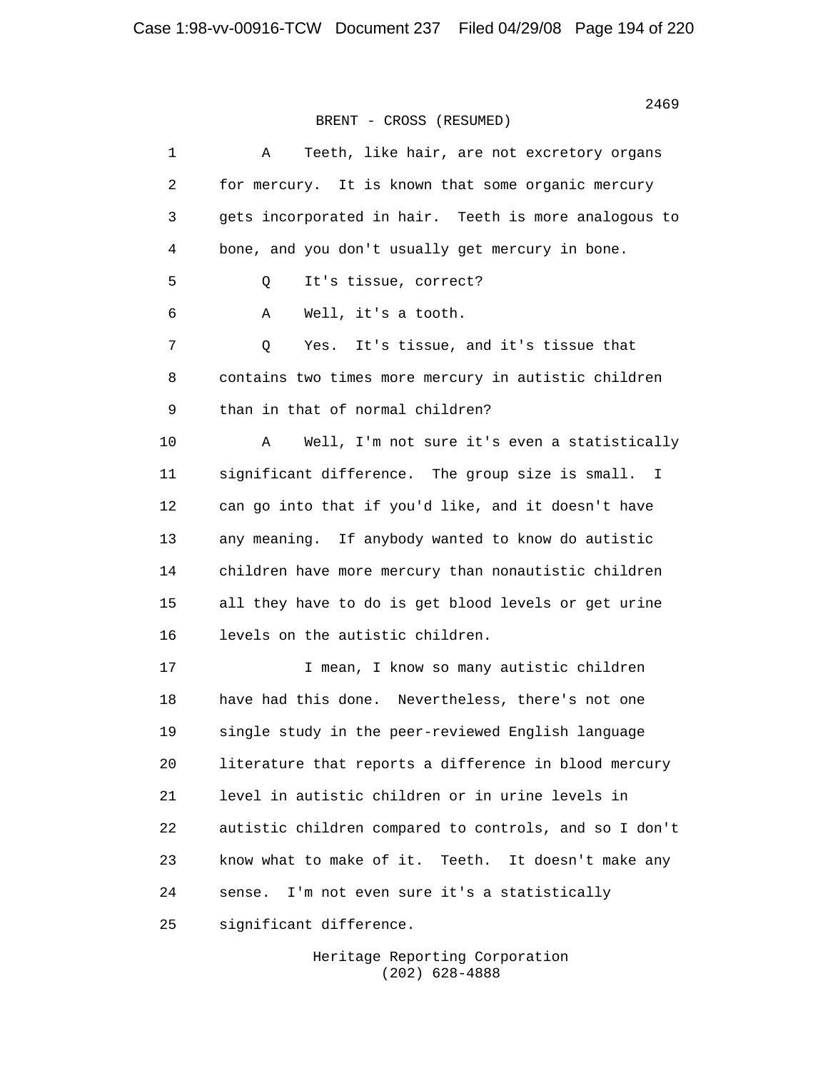BRENT - CROSS (RESUMED)

1 A Teeth, like hair, are not excretory organs
2 for mercury. It is known that some organic mercury
3 gets incorporated in hair. Teeth is more analogous to
4 bone, and you don't usually get mercury in bone.
5 Q It's tissue, correct?
6 A Well, it's a tooth.
7 Q Yes. It's tissue, and it's tissue that
8 contains two times more mercury in autistic children
9 than in that of normal children?
10 A Well, I'm not sure it's even a statistically
11 significant difference. The group size is small. I
12 can go into that if you'd like, and it doesn't have
13 any meaning. If anybody wanted to know do autistic
14 children have more mercury than nonautistic children
15 all they have to do is get blood levels or get urine
16 levels on the autistic children.
17 I mean, I know so many autistic children
18 have had this done. Nevertheless, there's not one
19 single study in the peer-reviewed English language
20 literature that reports a difference in blood mercury
21 level in autistic children or in urine levels in
22 autistic children compared to controls, and so I don't
23 know what to make of it. Teeth. It doesn't make any
24 sense. I'm not even sure it's a statistically
25 significant difference.

Heritage Reporting Corporation
(202) 628-4888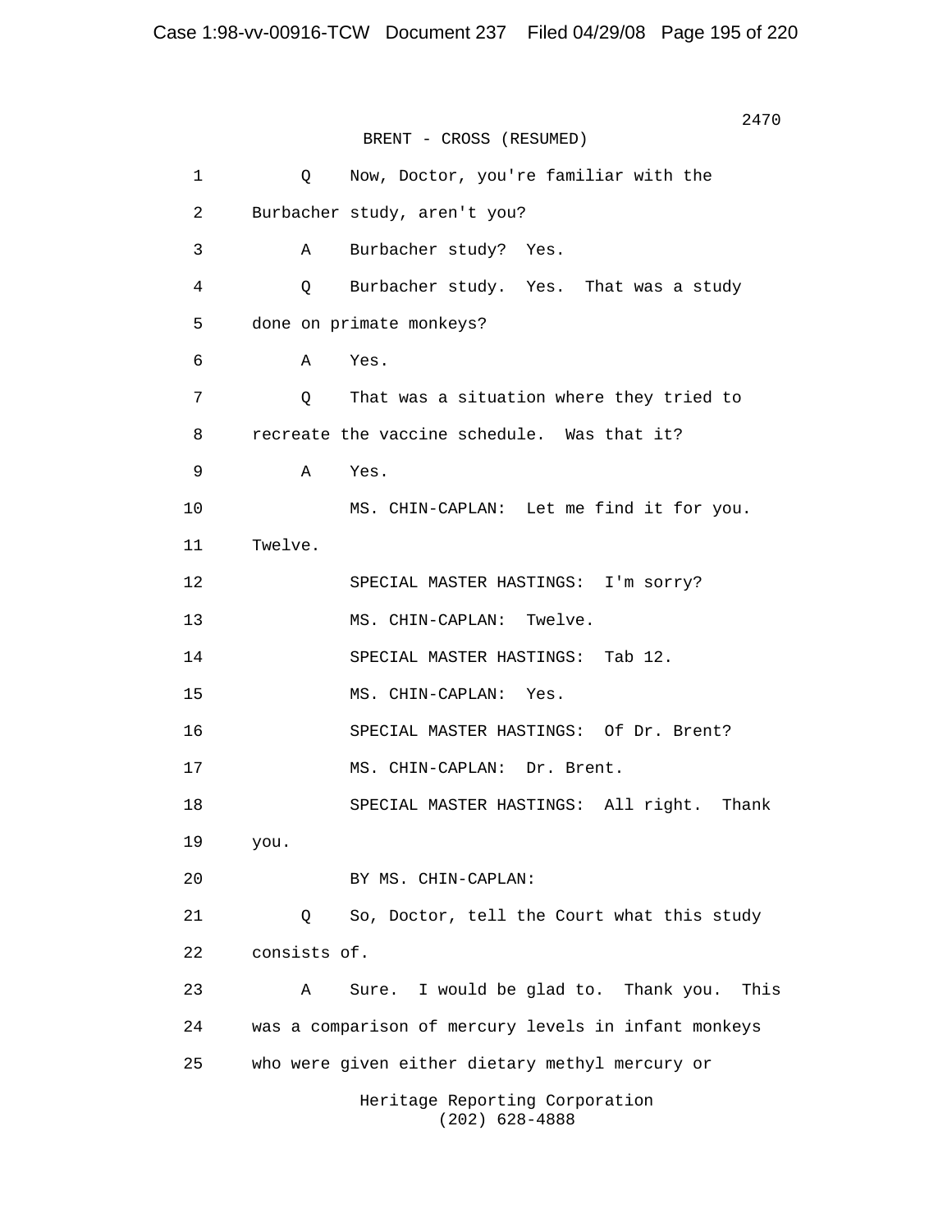BRENT - CROSS (RESUMED)

1 Q Now, Doctor, you're familiar with the
2 Burbacher study, aren't you?
3 A Burbacher study? Yes.
4 Q Burbacher study. Yes. That was a study
5 done on primate monkeys?
6 A Yes.
7 Q That was a situation where they tried to
8 recreate the vaccine schedule. Was that it?
9 A Yes.
10 MS. CHIN-CAPLAN: Let me find it for you.
11 Twelve.
12 SPECIAL MASTER HASTINGS: I'm sorry?
13 MS. CHIN-CAPLAN: Twelve.
14 SPECIAL MASTER HASTINGS: Tab 12.
15 MS. CHIN-CAPLAN: Yes.
16 SPECIAL MASTER HASTINGS: Of Dr. Brent?
17 MS. CHIN-CAPLAN: Dr. Brent.
18 SPECIAL MASTER HASTINGS: All right. Thank
19 you.
20 BY MS. CHIN-CAPLAN:
21 Q So, Doctor, tell the Court what this study
22 consists of.
23 A Sure. I would be glad to. Thank you. This
24 was a comparison of mercury levels in infant monkeys
25 who were given either dietary methyl mercury or

Heritage Reporting Corporation
(202) 628-4888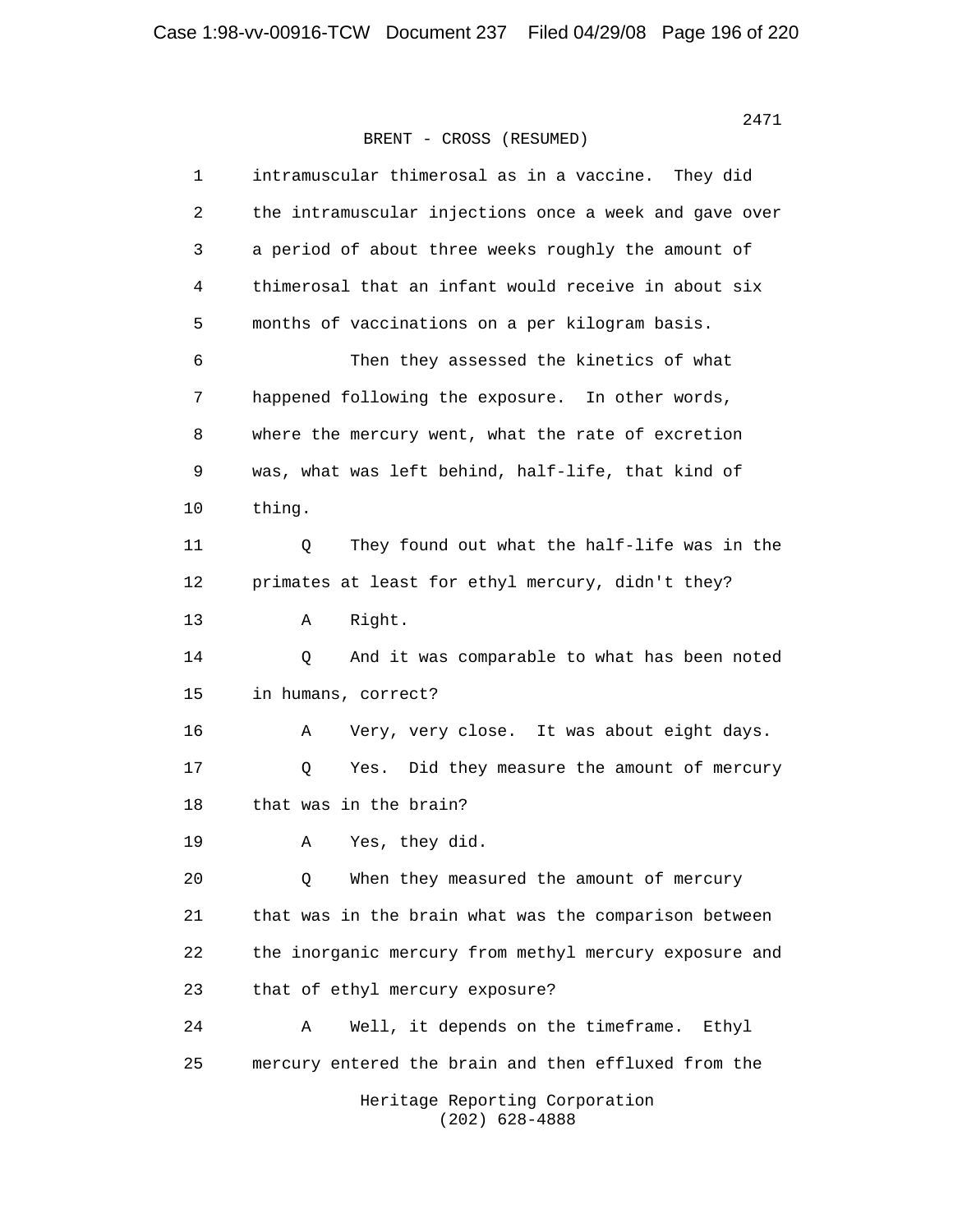BRENT - CROSS (RESUMED)

1 intramuscular thimerosal as in a vaccine. They did
2 the intramuscular injections once a week and gave over
3 a period of about three weeks roughly the amount of
4 thimerosal that an infant would receive in about six
5 months of vaccinations on a per kilogram basis.
6 Then they assessed the kinetics of what
7 happened following the exposure. In other words,
8 where the mercury went, what the rate of excretion
9 was, what was left behind, half-life, that kind of
10 thing.
11 Q They found out what the half-life was in the
12 primates at least for ethyl mercury, didn't they?
13 A Right.
14 Q And it was comparable to what has been noted
15 in humans, correct?
16 A Very, very close. It was about eight days.
17 Q Yes. Did they measure the amount of mercury
18 that was in the brain?
19 A Yes, they did.
20 Q When they measured the amount of mercury
21 that was in the brain what was the comparison between
22 the inorganic mercury from methyl mercury exposure and
23 that of ethyl mercury exposure?
24 A Well, it depends on the timeframe. Ethyl
25 mercury entered the brain and then effluxed from the

Heritage Reporting Corporation
(202) 628-4888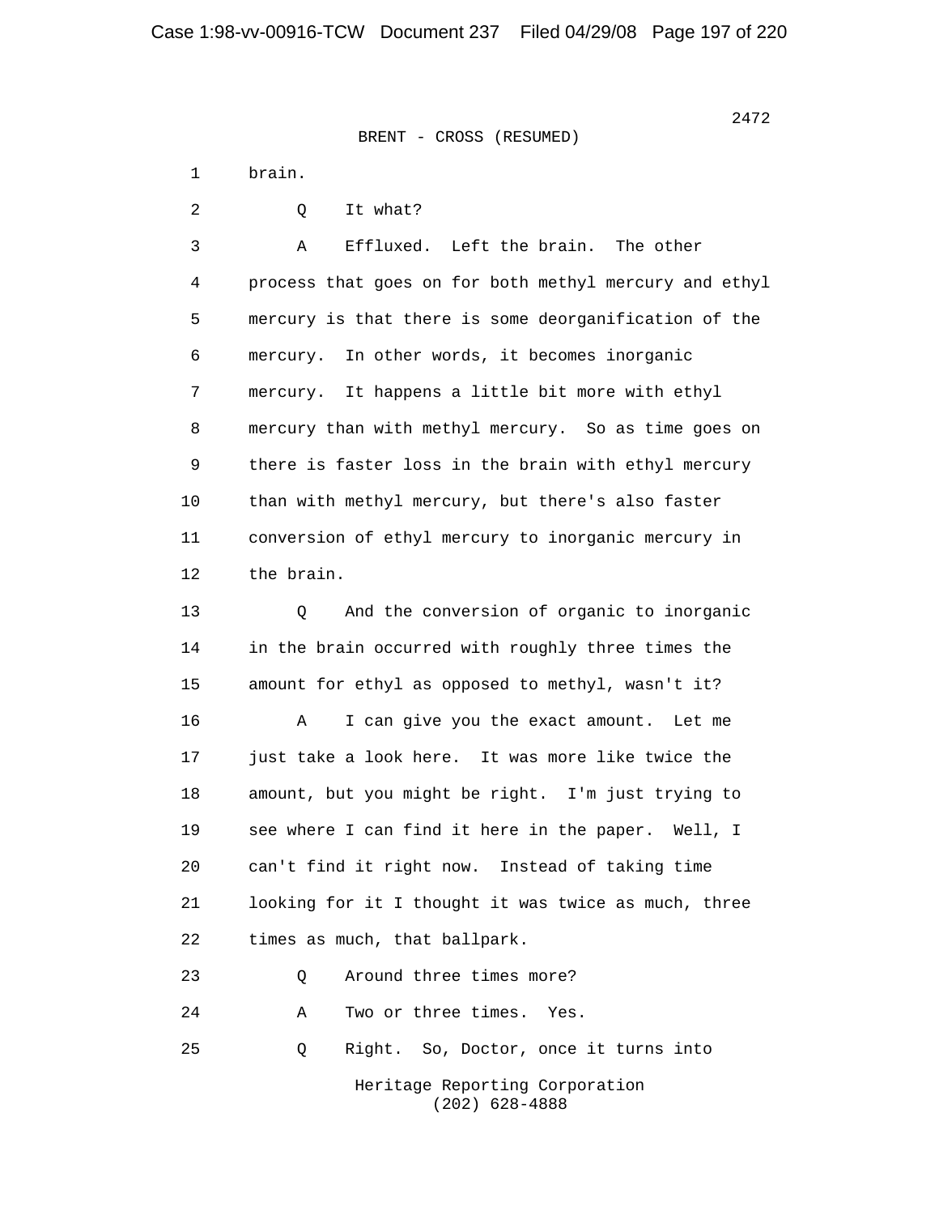BRENT - CROSS (RESUMED)

1 brain.

2 Q It what?

3 A Effluxed. Left the brain. The other
4 process that goes on for both methyl mercury and ethyl
5 mercury is that there is some deorganification of the
6 mercury. In other words, it becomes inorganic
7 mercury. It happens a little bit more with ethyl
8 mercury than with methyl mercury. So as time goes on
9 there is faster loss in the brain with ethyl mercury
10 than with methyl mercury, but there's also faster
11 conversion of ethyl mercury to inorganic mercury in
12 the brain.

13 Q And the conversion of organic to inorganic
14 in the brain occurred with roughly three times the
15 amount for ethyl as opposed to methyl, wasn't it?

16 A I can give you the exact amount. Let me
17 just take a look here. It was more like twice the
18 amount, but you might be right. I'm just trying to
19 see where I can find it here in the paper. Well, I
20 can't find it right now. Instead of taking time
21 looking for it I thought it was twice as much, three
22 times as much, that ballpark.

23 Q Around three times more?

24 A Two or three times. Yes.

25 Q Right. So, Doctor, once it turns into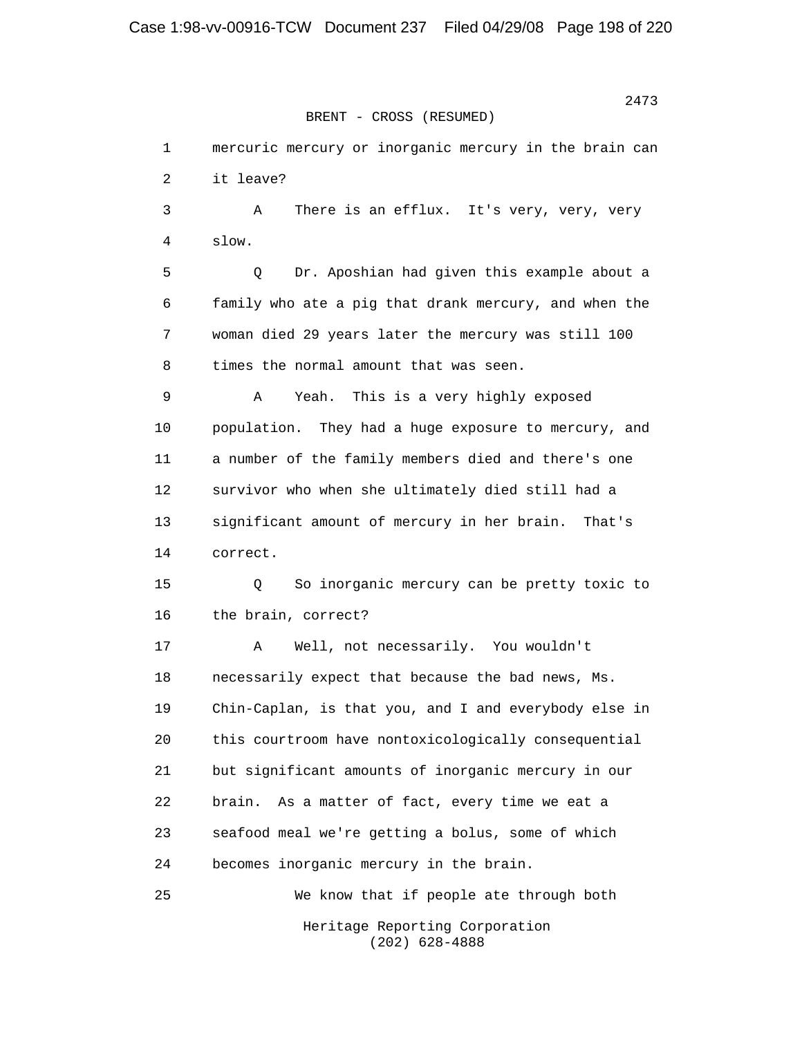BRENT - CROSS (RESUMED)

1 mercuric mercury or inorganic mercury in the brain can
2 it leave?
3 A There is an efflux. It's very, very, very
4 slow.
5 Q Dr. Aposhian had given this example about a
6 family who ate a pig that drank mercury, and when the
7 woman died 29 years later the mercury was still 100
8 times the normal amount that was seen.
9 A Yeah. This is a very highly exposed
10 population. They had a huge exposure to mercury, and
11 a number of the family members died and there's one
12 survivor who when she ultimately died still had a
13 significant amount of mercury in her brain. That's
14 correct.
15 Q So inorganic mercury can be pretty toxic to
16 the brain, correct?
17 A Well, not necessarily. You wouldn't
18 necessarily expect that because the bad news, Ms.
19 Chin-Caplan, is that you, and I and everybody else in
20 this courtroom have nontoxicologically consequential
21 but significant amounts of inorganic mercury in our
22 brain. As a matter of fact, every time we eat a
23 seafood meal we're getting a bolus, some of which
24 becomes inorganic mercury in the brain.
25 We know that if people ate through both

Heritage Reporting Corporation
(202) 628-4888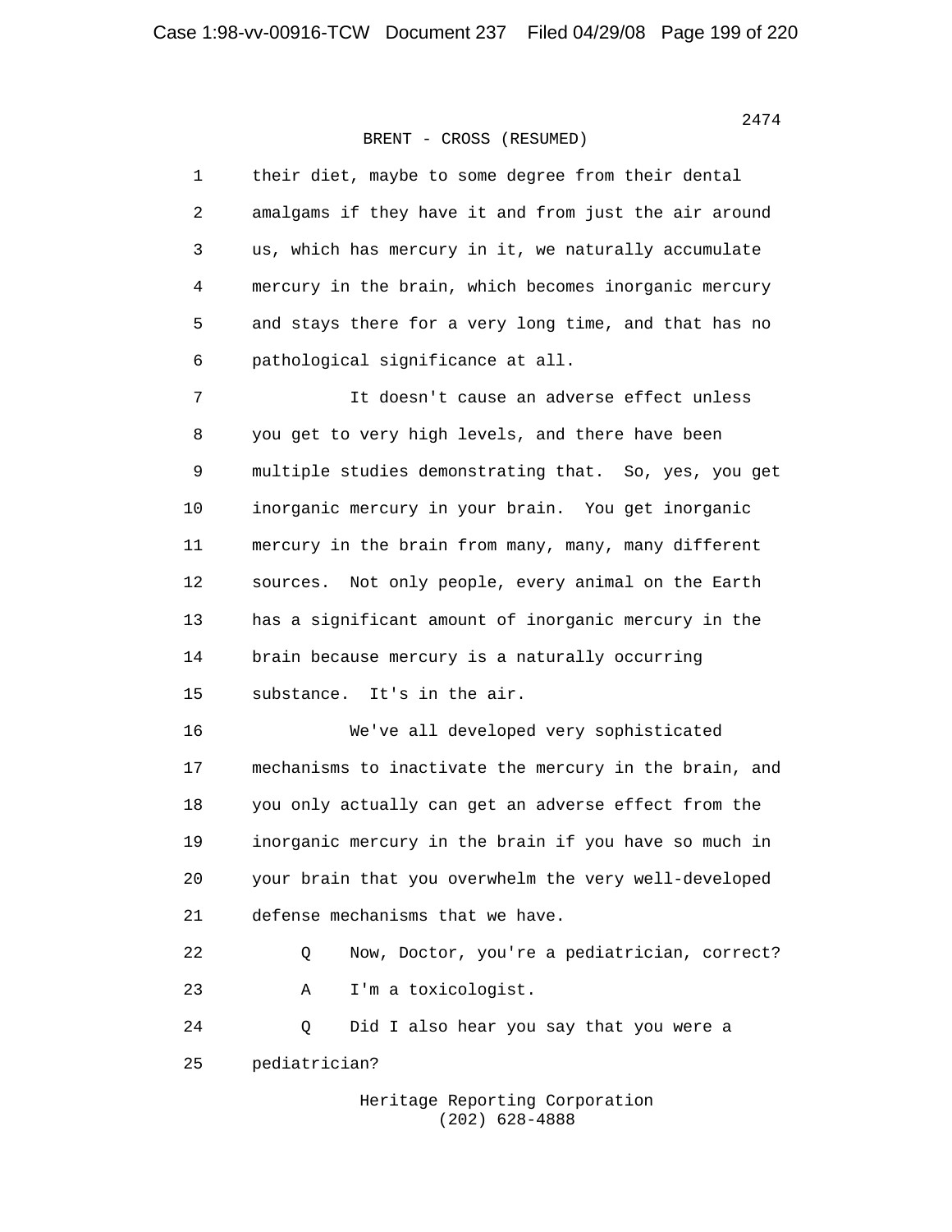BRENT - CROSS (RESUMED)

1 their diet, maybe to some degree from their dental
2 amalgams if they have it and from just the air around
3 us, which has mercury in it, we naturally accumulate
4 mercury in the brain, which becomes inorganic mercury
5 and stays there for a very long time, and that has no
6 pathological significance at all.

7 It doesn't cause an adverse effect unless
8 you get to very high levels, and there have been
9 multiple studies demonstrating that. So, yes, you get
10 inorganic mercury in your brain. You get inorganic
11 mercury in the brain from many, many, many different
12 sources. Not only people, every animal on the Earth
13 has a significant amount of inorganic mercury in the
14 brain because mercury is a naturally occurring
15 substance. It's in the air.

16 We've all developed very sophisticated
17 mechanisms to inactivate the mercury in the brain, and
18 you only actually can get an adverse effect from the
19 inorganic mercury in the brain if you have so much in
20 your brain that you overwhelm the very well-developed
21 defense mechanisms that we have.

22 Q Now, Doctor, you're a pediatrician, correct?

23 A I'm a toxicologist.

24 Q Did I also hear you say that you were a
25 pediatrician?

Heritage Reporting Corporation
(202) 628-4888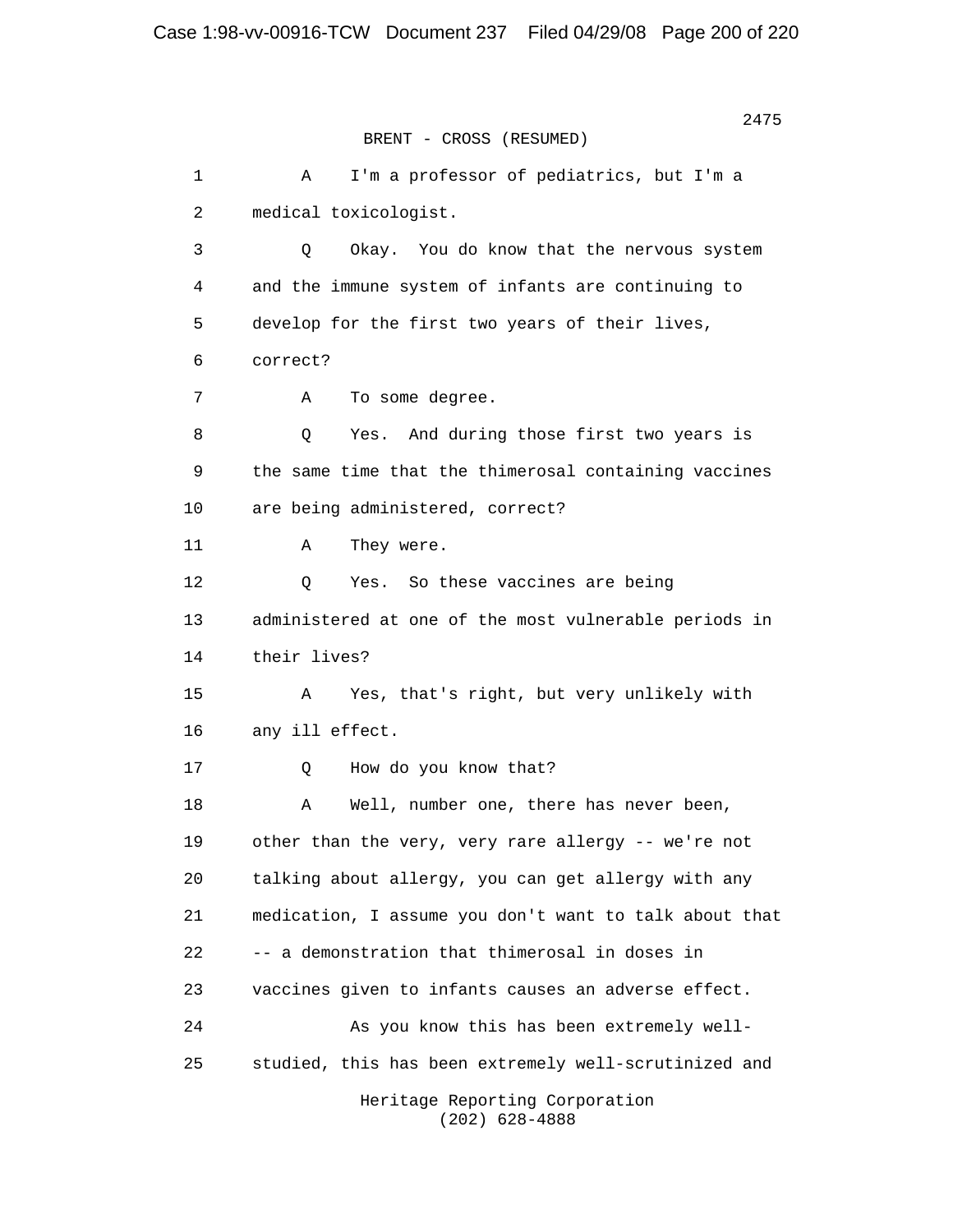BRENT - CROSS (RESUMED)

1 A I'm a professor of pediatrics, but I'm a
2 medical toxicologist.
3 Q Okay. You do know that the nervous system
4 and the immune system of infants are continuing to
5 develop for the first two years of their lives,
6 correct?
7 A To some degree.
8 Q Yes. And during those first two years is
9 the same time that the thimerosal containing vaccines
10 are being administered, correct?
11 A They were.
12 Q Yes. So these vaccines are being
13 administered at one of the most vulnerable periods in
14 their lives?
15 A Yes, that's right, but very unlikely with
16 any ill effect.
17 Q How do you know that?
18 A Well, number one, there has never been,
19 other than the very, very rare allergy -- we're not
20 talking about allergy, you can get allergy with any
21 medication, I assume you don't want to talk about that
22 -- a demonstration that thimerosal in doses in
23 vaccines given to infants causes an adverse effect.
24 As you know this has been extremely well-
25 studied, this has been extremely well-scrutinized and

Heritage Reporting Corporation
(202) 628-4888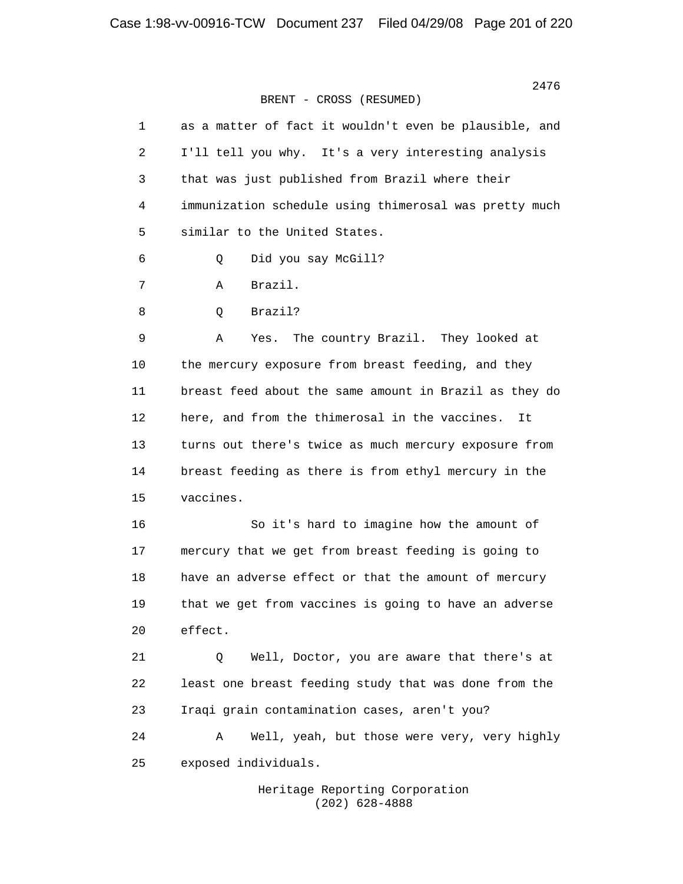BRENT - CROSS (RESUMED)

1 as a matter of fact it wouldn't even be plausible, and
2 I'll tell you why. It's a very interesting analysis
3 that was just published from Brazil where their
4 immunization schedule using thimerosal was pretty much
5 similar to the United States.
6 Q Did you say McGill?
7 A Brazil.
8 Q Brazil?
9 A Yes. The country Brazil. They looked at
10 the mercury exposure from breast feeding, and they
11 breast feed about the same amount in Brazil as they do
12 here, and from the thimerosal in the vaccines. It
13 turns out there's twice as much mercury exposure from
14 breast feeding as there is from ethyl mercury in the
15 vaccines.
16 So it's hard to imagine how the amount of
17 mercury that we get from breast feeding is going to
18 have an adverse effect or that the amount of mercury
19 that we get from vaccines is going to have an adverse
20 effect.
21 Q Well, Doctor, you are aware that there's at
22 least one breast feeding study that was done from the
23 Iraqi grain contamination cases, aren't you?
24 A Well, yeah, but those were very, very highly
25 exposed individuals.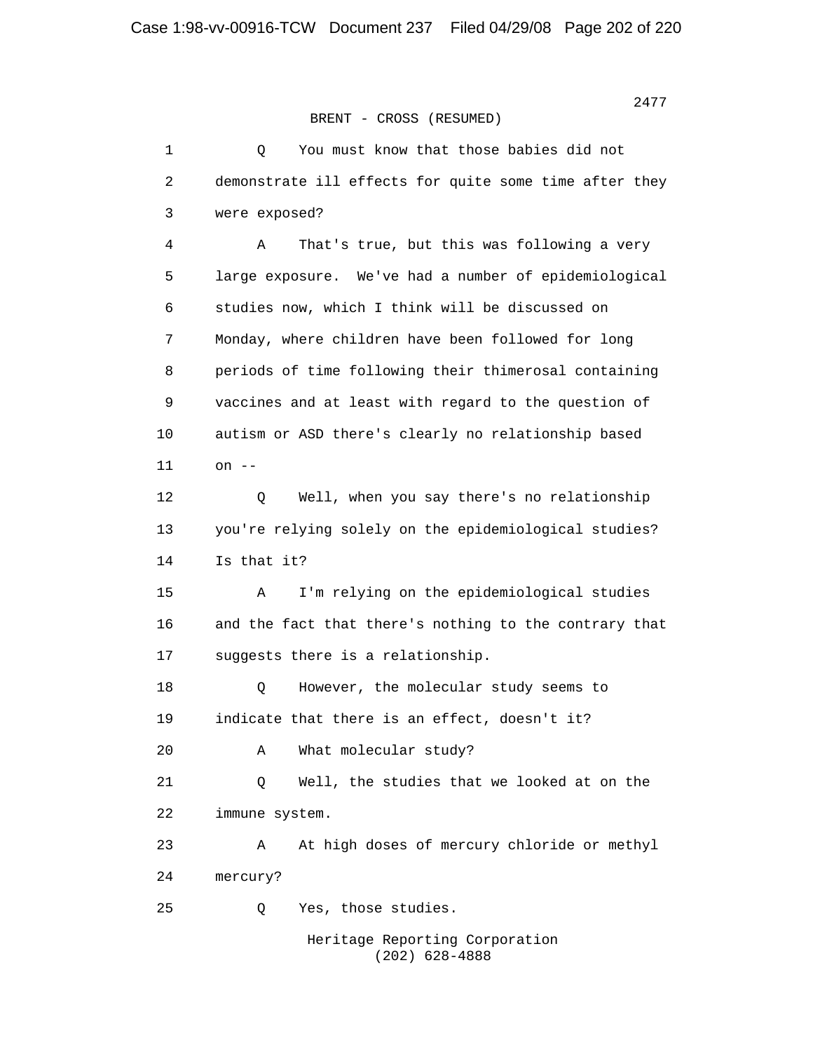BRENT - CROSS (RESUMED)

1 Q You must know that those babies did not
2 demonstrate ill effects for quite some time after they
3 were exposed?
4 A That's true, but this was following a very
5 large exposure. We've had a number of epidemiological
6 studies now, which I think will be discussed on
7 Monday, where children have been followed for long
8 periods of time following their thimerosal containing
9 vaccines and at least with regard to the question of
10 autism or ASD there's clearly no relationship based
11 on --
12 Q Well, when you say there's no relationship
13 you're relying solely on the epidemiological studies?
14 Is that it?
15 A I'm relying on the epidemiological studies
16 and the fact that there's nothing to the contrary that
17 suggests there is a relationship.
18 Q However, the molecular study seems to
19 indicate that there is an effect, doesn't it?
20 A What molecular study?
21 Q Well, the studies that we looked at on the
22 immune system.
23 A At high doses of mercury chloride or methyl
24 mercury?
25 Q Yes, those studies.

Heritage Reporting Corporation
(202) 628-4888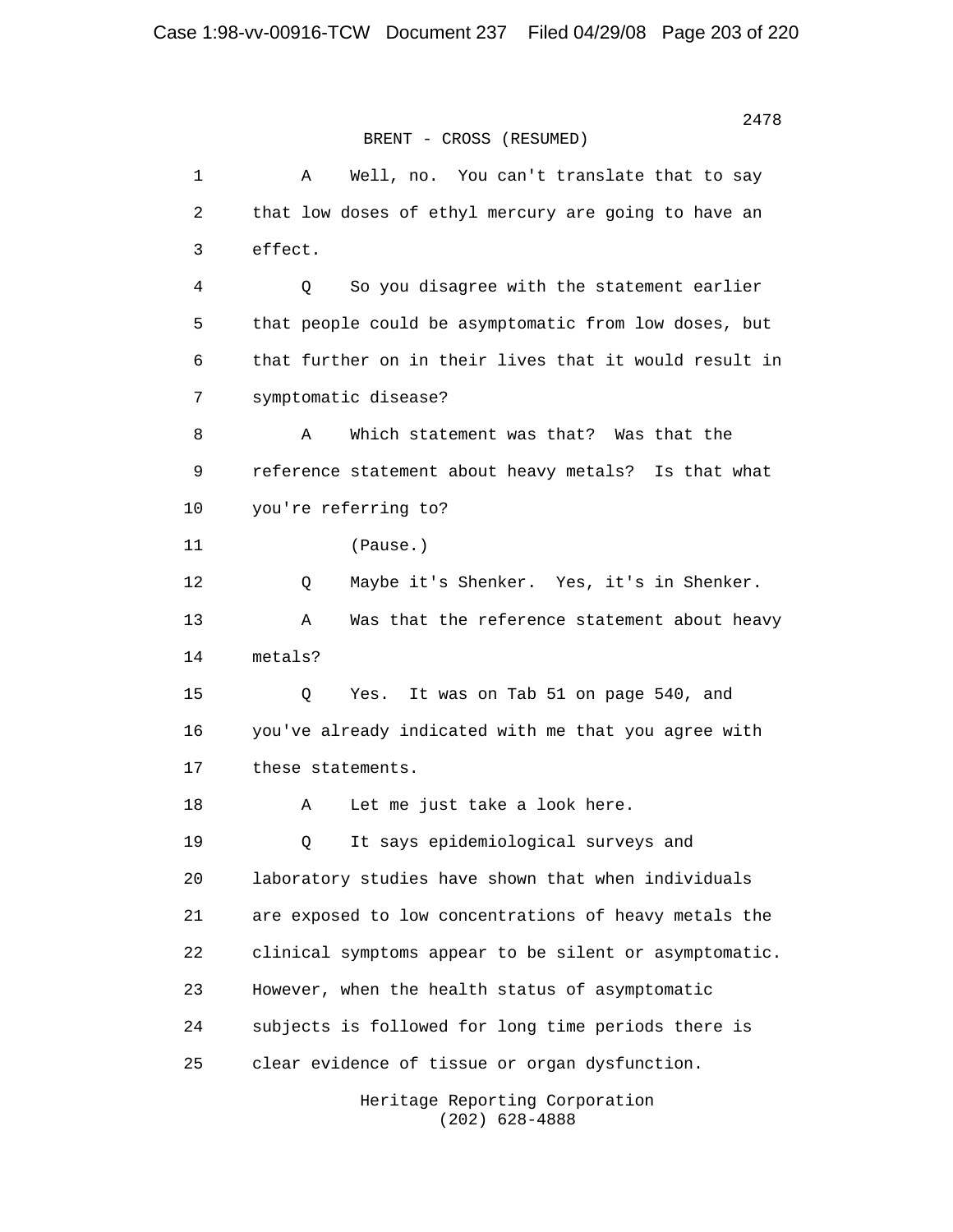BRENT - CROSS (RESUMED)

1 A Well, no. You can't translate that to say
2 that low doses of ethyl mercury are going to have an
3 effect.
4 Q So you disagree with the statement earlier
5 that people could be asymptomatic from low doses, but
6 that further on in their lives that it would result in
7 symptomatic disease?
8 A Which statement was that? Was that the
9 reference statement about heavy metals? Is that what
10 you're referring to?
11 (Pause.)
12 Q Maybe it's Shenker. Yes, it's in Shenker.
13 A Was that the reference statement about heavy
14 metals?
15 Q Yes. It was on Tab 51 on page 540, and
16 you've already indicated with me that you agree with
17 these statements.
18 A Let me just take a look here.
19 Q It says epidemiological surveys and
20 laboratory studies have shown that when individuals
21 are exposed to low concentrations of heavy metals the
22 clinical symptoms appear to be silent or asymptomatic.
23 However, when the health status of asymptomatic
24 subjects is followed for long time periods there is
25 clear evidence of tissue or organ dysfunction.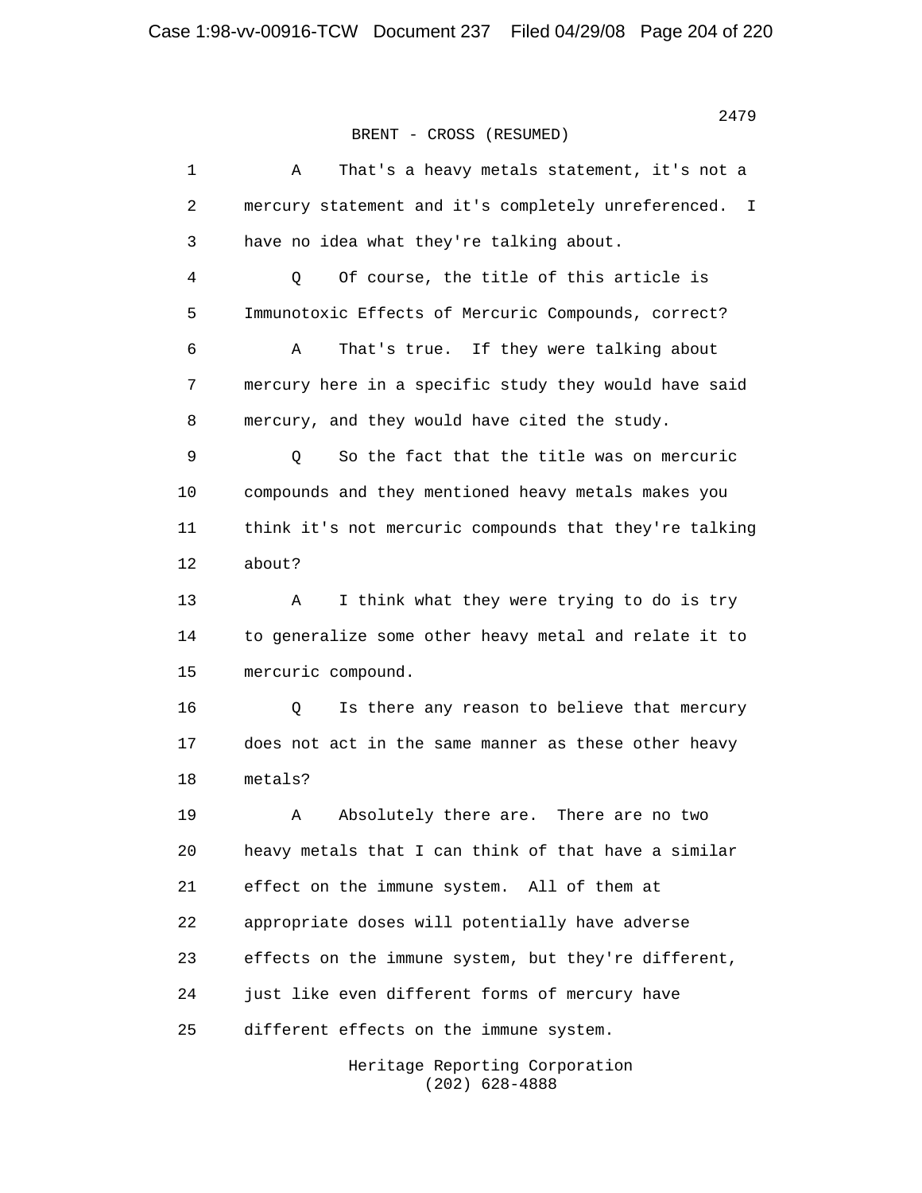BRENT - CROSS (RESUMED)

1 A That's a heavy metals statement, it's not a
2 mercury statement and it's completely unreferenced. I
3 have no idea what they're talking about.
4 Q Of course, the title of this article is
5 Immunotoxic Effects of Mercuric Compounds, correct?
6 A That's true. If they were talking about
7 mercury here in a specific study they would have said
8 mercury, and they would have cited the study.
9 Q So the fact that the title was on mercuric
10 compounds and they mentioned heavy metals makes you
11 think it's not mercuric compounds that they're talking
12 about?
13 A I think what they were trying to do is try
14 to generalize some other heavy metal and relate it to
15 mercuric compound.
16 Q Is there any reason to believe that mercury
17 does not act in the same manner as these other heavy
18 metals?
19 A Absolutely there are. There are no two
20 heavy metals that I can think of that have a similar
21 effect on the immune system. All of them at
22 appropriate doses will potentially have adverse
23 effects on the immune system, but they're different,
24 just like even different forms of mercury have
25 different effects on the immune system.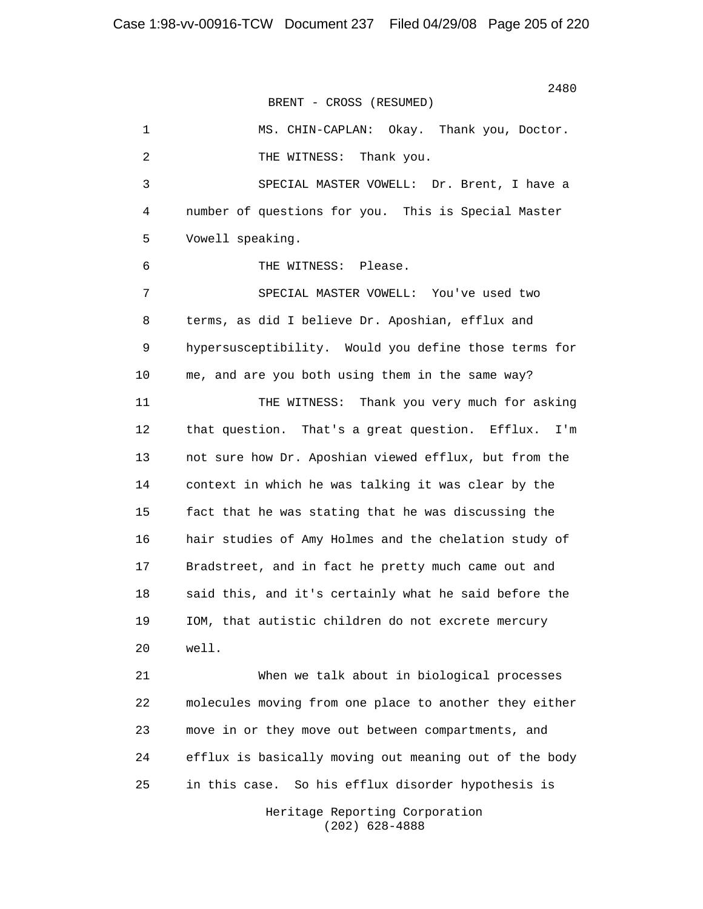BRENT - CROSS (RESUMED)

1 MS. CHIN-CAPLAN: Okay. Thank you, Doctor.

2 THE WITNESS: Thank you.

3 SPECIAL MASTER VOWELL: Dr. Brent, I have a

4 number of questions for you. This is Special Master

5 Vowell speaking.

6 THE WITNESS: Please.

7 SPECIAL MASTER VOWELL: You've used two

8 terms, as did I believe Dr. Aposhian, efflux and

9 hypersusceptibility. Would you define those terms for

10 me, and are you both using them in the same way?

11 THE WITNESS: Thank you very much for asking

12 that question. That's a great question. Efflux. I'm

13 not sure how Dr. Aposhian viewed efflux, but from the

14 context in which he was talking it was clear by the

15 fact that he was stating that he was discussing the

16 hair studies of Amy Holmes and the chelation study of

17 Bradstreet, and in fact he pretty much came out and

18 said this, and it's certainly what he said before the

19 IOM, that autistic children do not excrete mercury

20 well.

21 When we talk about in biological processes

22 molecules moving from one place to another they either

23 move in or they move out between compartments, and

24 efflux is basically moving out meaning out of the body

25 in this case. So his efflux disorder hypothesis is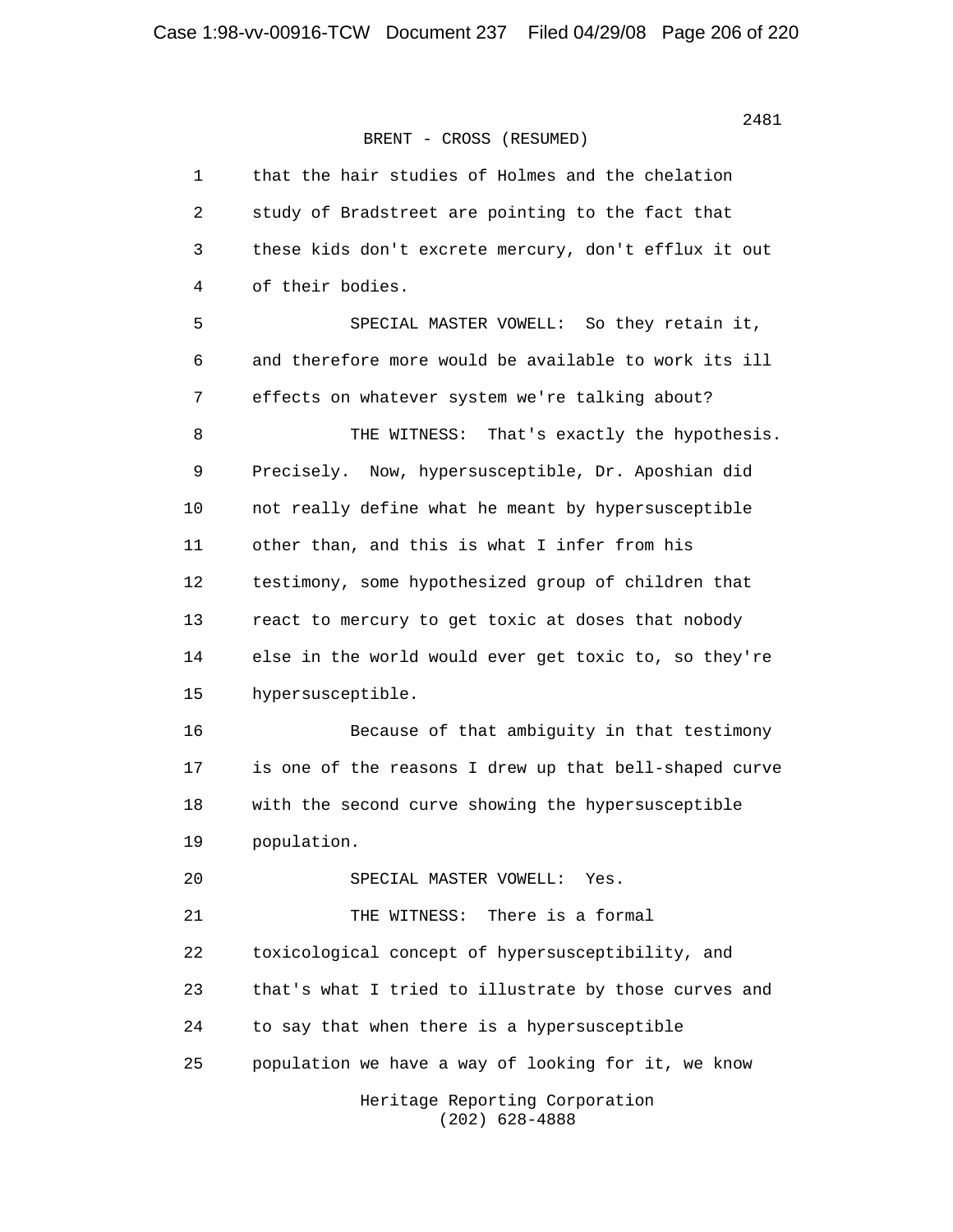BRENT - CROSS (RESUMED)

1 that the hair studies of Holmes and the chelation
2 study of Bradstreet are pointing to the fact that
3 these kids don't excrete mercury, don't efflux it out
4 of their bodies.
5 SPECIAL MASTER VOWELL: So they retain it,
6 and therefore more would be available to work its ill
7 effects on whatever system we're talking about?
8 THE WITNESS: That's exactly the hypothesis.
9 Precisely. Now, hypersusceptible, Dr. Aposhian did
10 not really define what he meant by hypersusceptible
11 other than, and this is what I infer from his
12 testimony, some hypothesized group of children that
13 react to mercury to get toxic at doses that nobody
14 else in the world would ever get toxic to, so they're
15 hypersusceptible.
16 Because of that ambiguity in that testimony
17 is one of the reasons I drew up that bell-shaped curve
18 with the second curve showing the hypersusceptible
19 population.
20 SPECIAL MASTER VOWELL: Yes.
21 THE WITNESS: There is a formal
22 toxicological concept of hypersusceptibility, and
23 that's what I tried to illustrate by those curves and
24 to say that when there is a hypersusceptible
25 population we have a way of looking for it, we know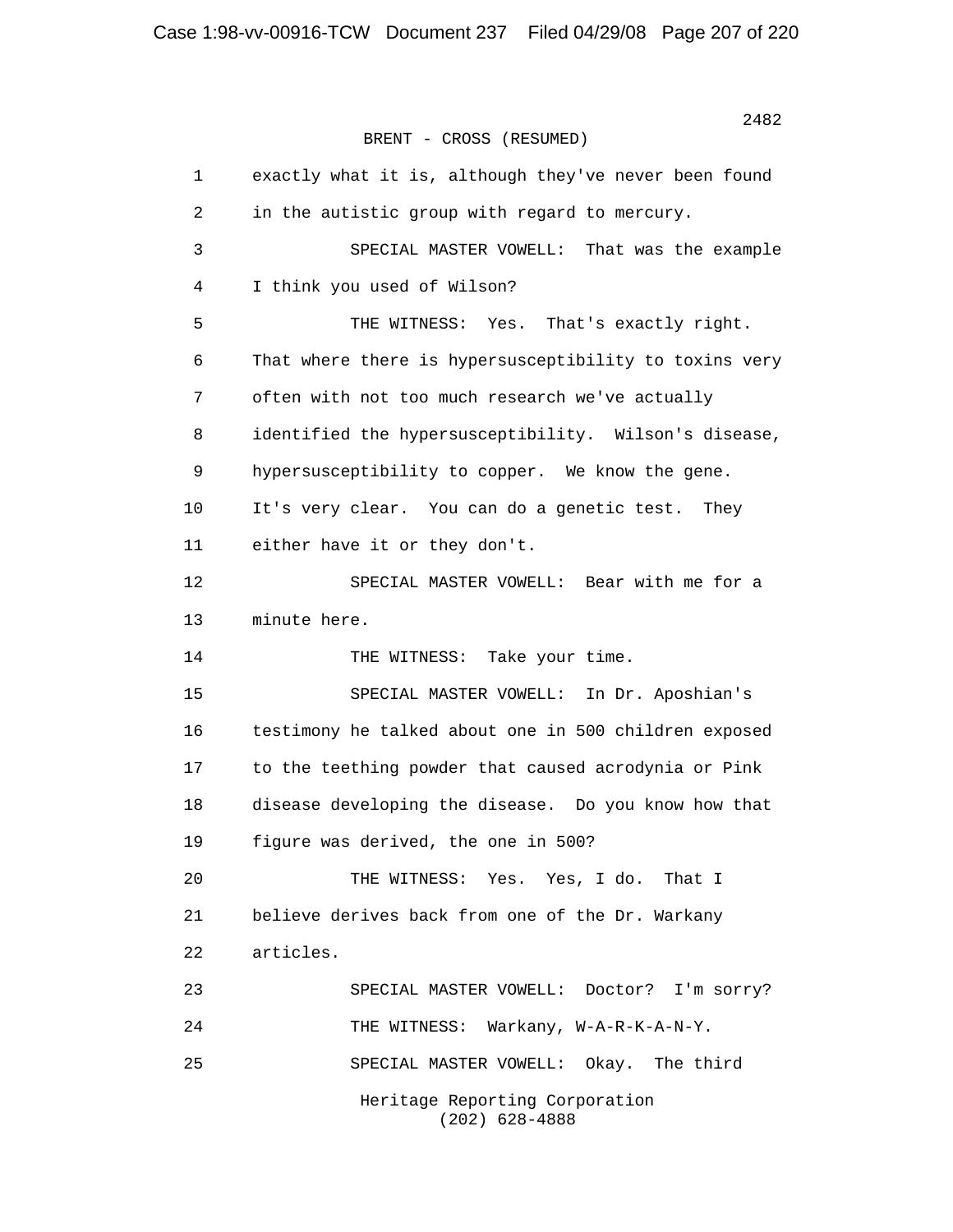BRENT - CROSS (RESUMED)

1 exactly what it is, although they've never been found
2 in the autistic group with regard to mercury.
3 SPECIAL MASTER VOWELL: That was the example
4 I think you used of Wilson?
5 THE WITNESS: Yes. That's exactly right.
6 That where there is hypersusceptibility to toxins very
7 often with not too much research we've actually
8 identified the hypersusceptibility. Wilson's disease,
9 hypersusceptibility to copper. We know the gene.
10 It's very clear. You can do a genetic test. They
11 either have it or they don't.
12 SPECIAL MASTER VOWELL: Bear with me for a
13 minute here.
14 THE WITNESS: Take your time.
15 SPECIAL MASTER VOWELL: In Dr. Aposhian's
16 testimony he talked about one in 500 children exposed
17 to the teething powder that caused acrodynia or Pink
18 disease developing the disease. Do you know how that
19 figure was derived, the one in 500?
20 THE WITNESS: Yes. Yes, I do. That I
21 believe derives back from one of the Dr. Warkany
22 articles.
23 SPECIAL MASTER VOWELL: Doctor? I'm sorry?
24 THE WITNESS: Warkany, W-A-R-K-A-N-Y.
25 SPECIAL MASTER VOWELL: Okay. The third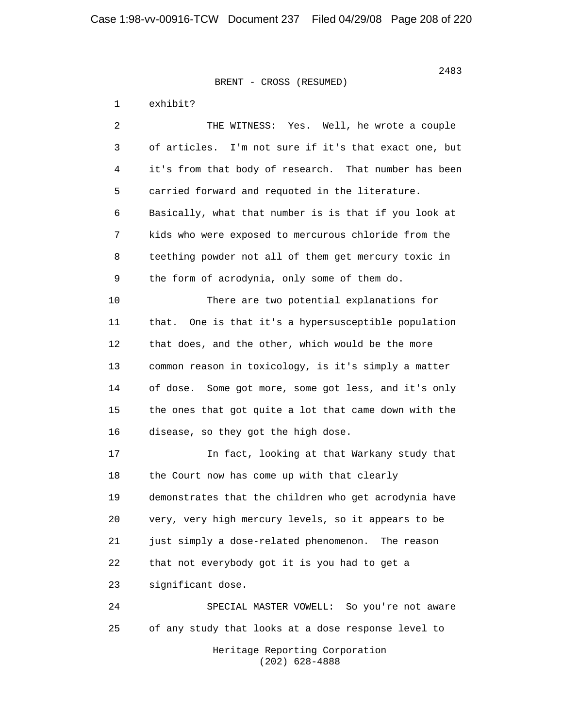BRENT - CROSS (RESUMED)

1 exhibit?

2 THE WITNESS: Yes. Well, he wrote a couple
3 of articles. I'm not sure if it's that exact one, but
4 it's from that body of research. That number has been
5 carried forward and requoted in the literature.
6 Basically, what that number is is that if you look at
7 kids who were exposed to mercurous chloride from the
8 teething powder not all of them get mercury toxic in
9 the form of acrodynia, only some of them do.

10 There are two potential explanations for
11 that. One is that it's a hypersusceptible population
12 that does, and the other, which would be the more
13 common reason in toxicology, is it's simply a matter
14 of dose. Some got more, some got less, and it's only
15 the ones that got quite a lot that came down with the
16 disease, so they got the high dose.

17 In fact, looking at that Warkany study that
18 the Court now has come up with that clearly
19 demonstrates that the children who get acrodynia have
20 very, very high mercury levels, so it appears to be
21 just simply a dose-related phenomenon. The reason
22 that not everybody got it is you had to get a
23 significant dose.

24 SPECIAL MASTER VOWELL: So you're not aware
25 of any study that looks at a dose response level to

Heritage Reporting Corporation
(202) 628-4888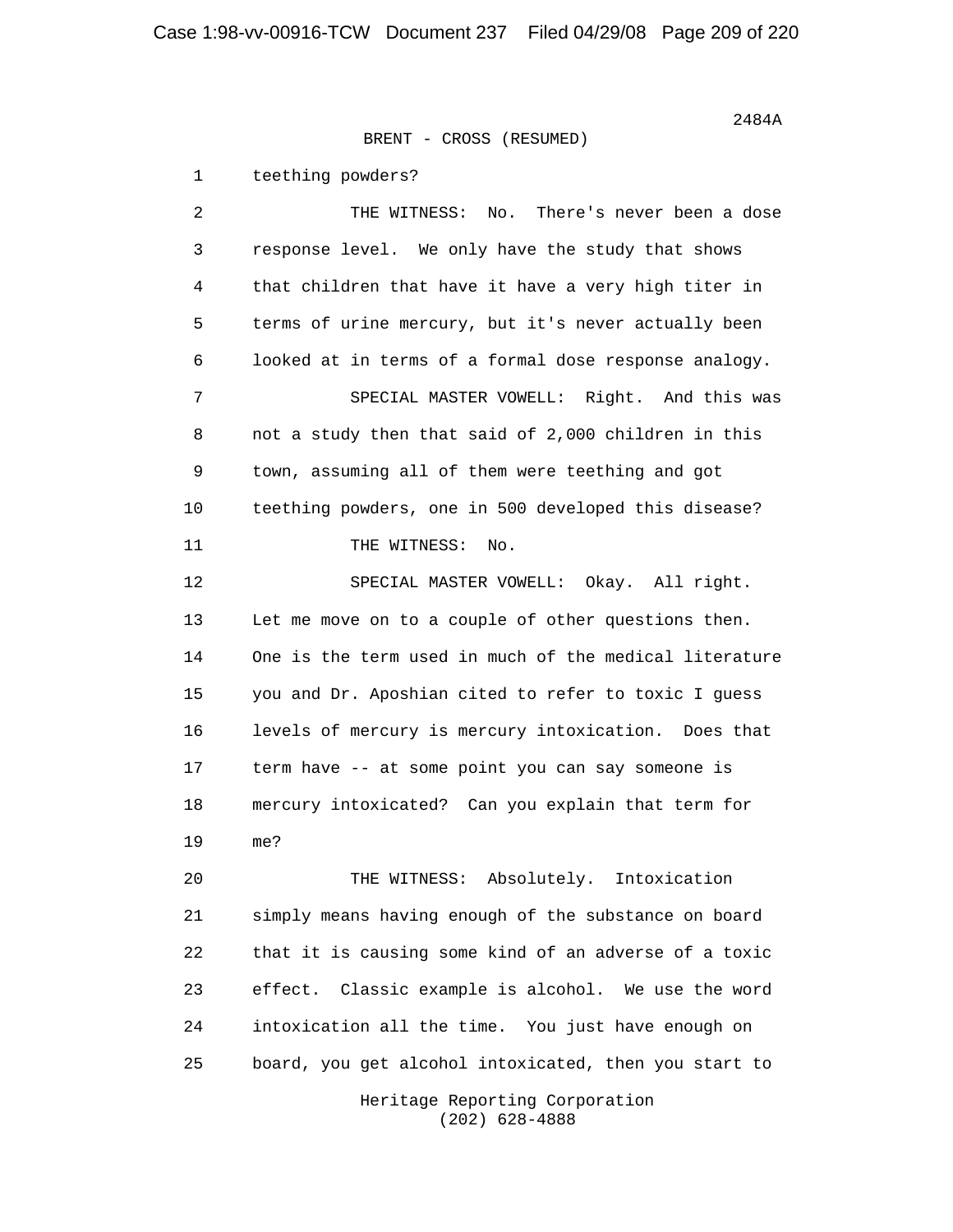BRENT - CROSS (RESUMED)

1 teething powders?

2 THE WITNESS: No. There's never been a dose

3 response level. We only have the study that shows

4 that children that have it have a very high titer in

5 terms of urine mercury, but it's never actually been

6 looked at in terms of a formal dose response analogy.

7 SPECIAL MASTER VOWELL: Right. And this was

8 not a study then that said of 2,000 children in this

9 town, assuming all of them were teething and got

10 teething powders, one in 500 developed this disease?

11 THE WITNESS: No.

12 SPECIAL MASTER VOWELL: Okay. All right.

13 Let me move on to a couple of other questions then.

14 One is the term used in much of the medical literature

15 you and Dr. Aposhian cited to refer to toxic I guess

16 levels of mercury is mercury intoxication. Does that

17 term have -- at some point you can say someone is

18 mercury intoxicated? Can you explain that term for

19 me?

20 THE WITNESS: Absolutely. Intoxication

21 simply means having enough of the substance on board

22 that it is causing some kind of an adverse of a toxic

23 effect. Classic example is alcohol. We use the word

24 intoxication all the time. You just have enough on

25 board, you get alcohol intoxicated, then you start to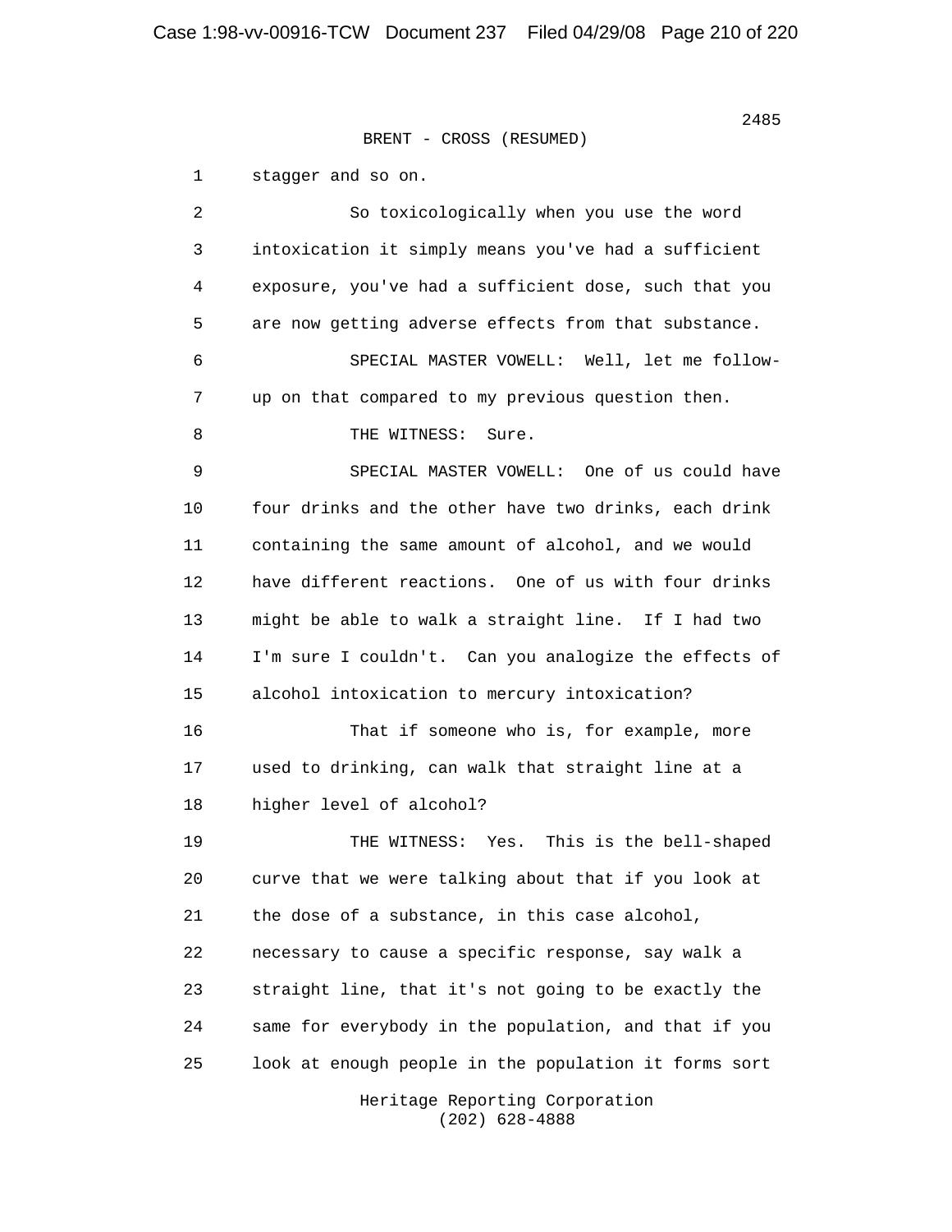BRENT - CROSS (RESUMED)

1 stagger and so on.

2 So toxicologically when you use the word
3 intoxication it simply means you've had a sufficient
4 exposure, you've had a sufficient dose, such that you
5 are now getting adverse effects from that substance.

6 SPECIAL MASTER VOWELL: Well, let me follow-
7 up on that compared to my previous question then.

8 THE WITNESS: Sure.

9 SPECIAL MASTER VOWELL: One of us could have
10 four drinks and the other have two drinks, each drink
11 containing the same amount of alcohol, and we would
12 have different reactions. One of us with four drinks
13 might be able to walk a straight line. If I had two
14 I'm sure I couldn't. Can you analogize the effects of
15 alcohol intoxication to mercury intoxication?

16 That if someone who is, for example, more
17 used to drinking, can walk that straight line at a
18 higher level of alcohol?

19 THE WITNESS: Yes. This is the bell-shaped
20 curve that we were talking about that if you look at
21 the dose of a substance, in this case alcohol,
22 necessary to cause a specific response, say walk a
23 straight line, that it's not going to be exactly the
24 same for everybody in the population, and that if you
25 look at enough people in the population it forms sort

Heritage Reporting Corporation
(202) 628-4888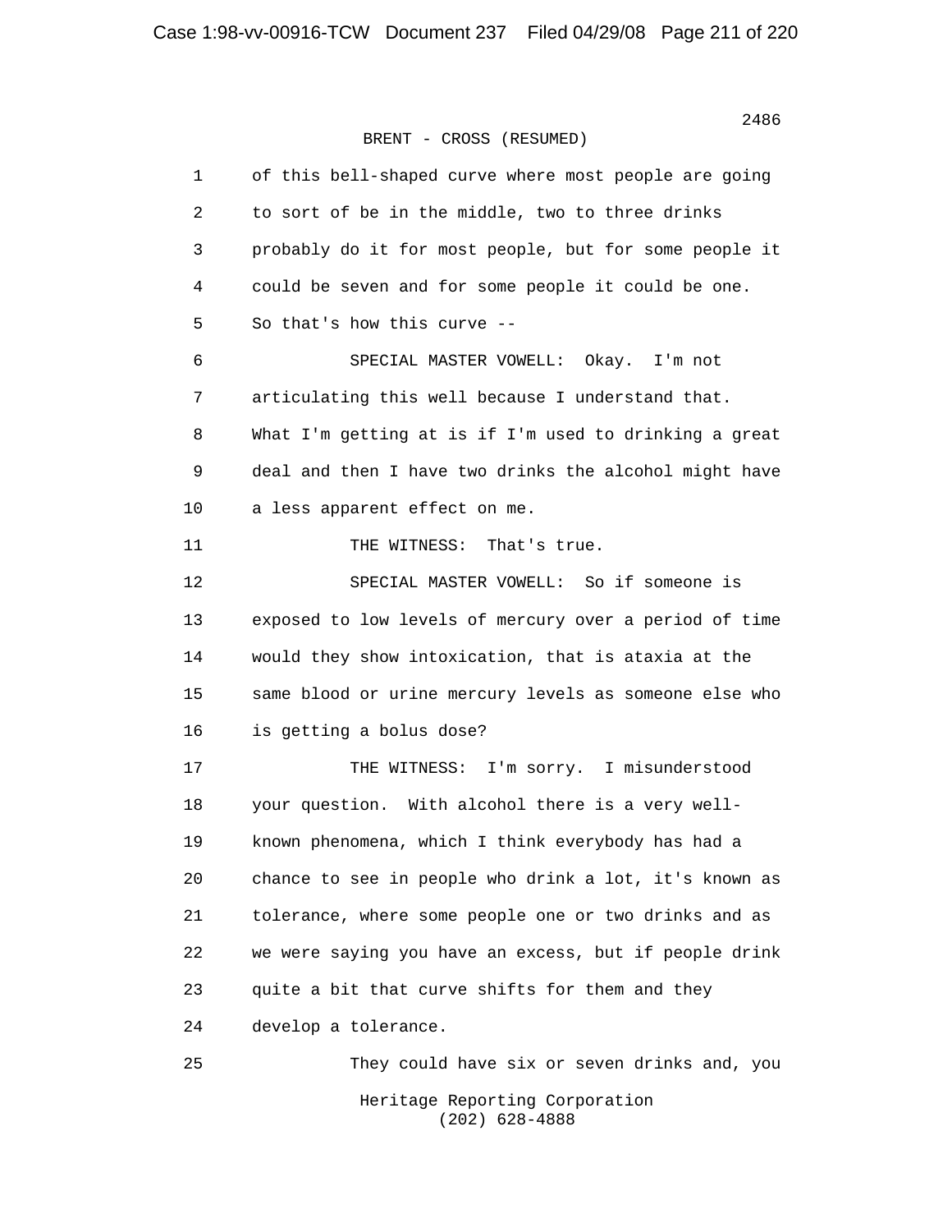BRENT - CROSS (RESUMED)

1 of this bell-shaped curve where most people are going
2 to sort of be in the middle, two to three drinks
3 probably do it for most people, but for some people it
4 could be seven and for some people it could be one.
5 So that's how this curve --
6 SPECIAL MASTER VOWELL: Okay. I'm not
7 articulating this well because I understand that.
8 What I'm getting at is if I'm used to drinking a great
9 deal and then I have two drinks the alcohol might have
10 a less apparent effect on me.
11 THE WITNESS: That's true.
12 SPECIAL MASTER VOWELL: So if someone is
13 exposed to low levels of mercury over a period of time
14 would they show intoxication, that is ataxia at the
15 same blood or urine mercury levels as someone else who
16 is getting a bolus dose?
17 THE WITNESS: I'm sorry. I misunderstood
18 your question. With alcohol there is a very well-
19 known phenomena, which I think everybody has had a
20 chance to see in people who drink a lot, it's known as
21 tolerance, where some people one or two drinks and as
22 we were saying you have an excess, but if people drink
23 quite a bit that curve shifts for them and they
24 develop a tolerance.
25 They could have six or seven drinks and, you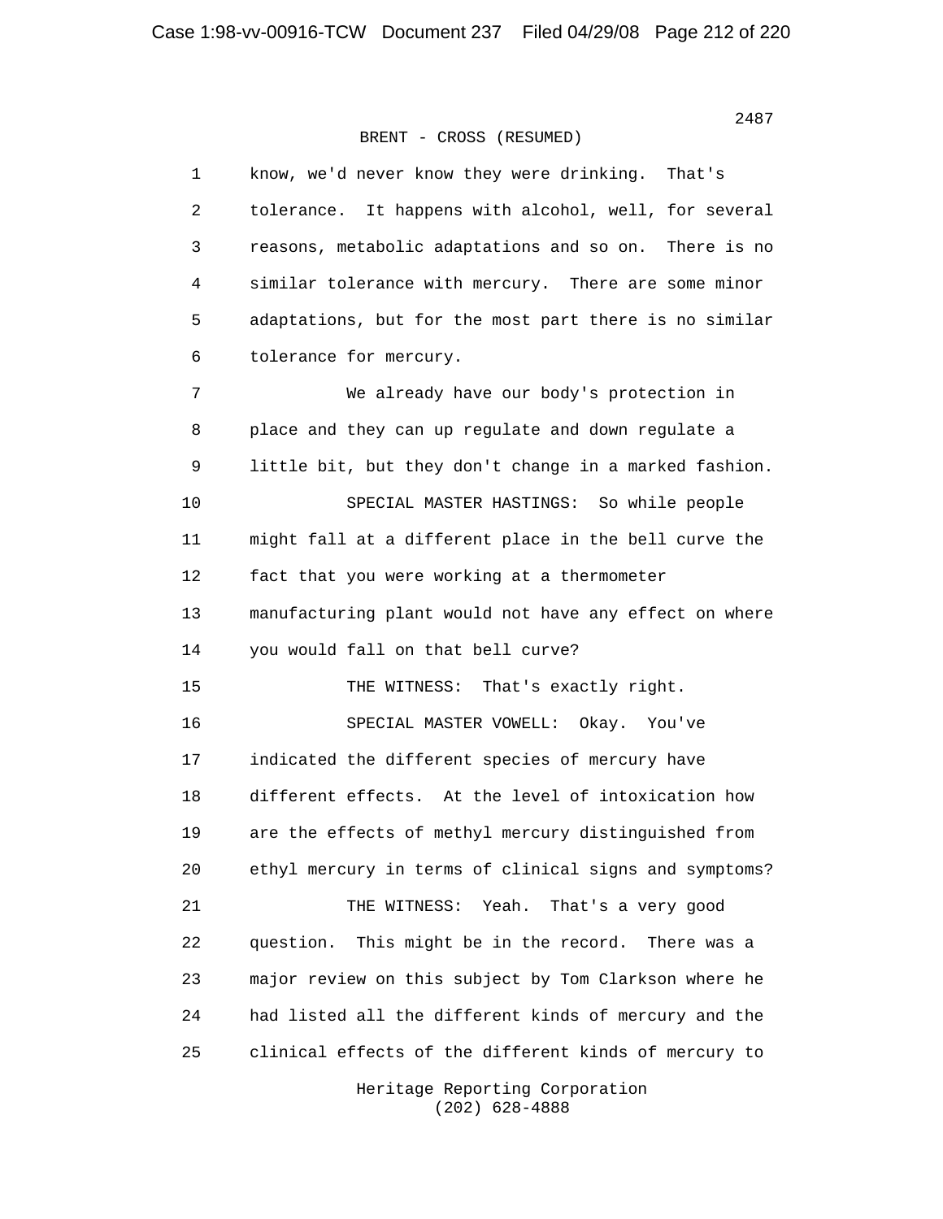BRENT - CROSS (RESUMED)

1 know, we'd never know they were drinking. That's
2 tolerance. It happens with alcohol, well, for several
3 reasons, metabolic adaptations and so on. There is no
4 similar tolerance with mercury. There are some minor
5 adaptations, but for the most part there is no similar
6 tolerance for mercury.
7 We already have our body's protection in
8 place and they can up regulate and down regulate a
9 little bit, but they don't change in a marked fashion.
10 SPECIAL MASTER HASTINGS: So while people
11 might fall at a different place in the bell curve the
12 fact that you were working at a thermometer
13 manufacturing plant would not have any effect on where
14 you would fall on that bell curve?
15 THE WITNESS: That's exactly right.
16 SPECIAL MASTER VOWELL: Okay. You've
17 indicated the different species of mercury have
18 different effects. At the level of intoxication how
19 are the effects of methyl mercury distinguished from
20 ethyl mercury in terms of clinical signs and symptoms?
21 THE WITNESS: Yeah. That's a very good
22 question. This might be in the record. There was a
23 major review on this subject by Tom Clarkson where he
24 had listed all the different kinds of mercury and the
25 clinical effects of the different kinds of mercury to

Heritage Reporting Corporation
(202) 628-4888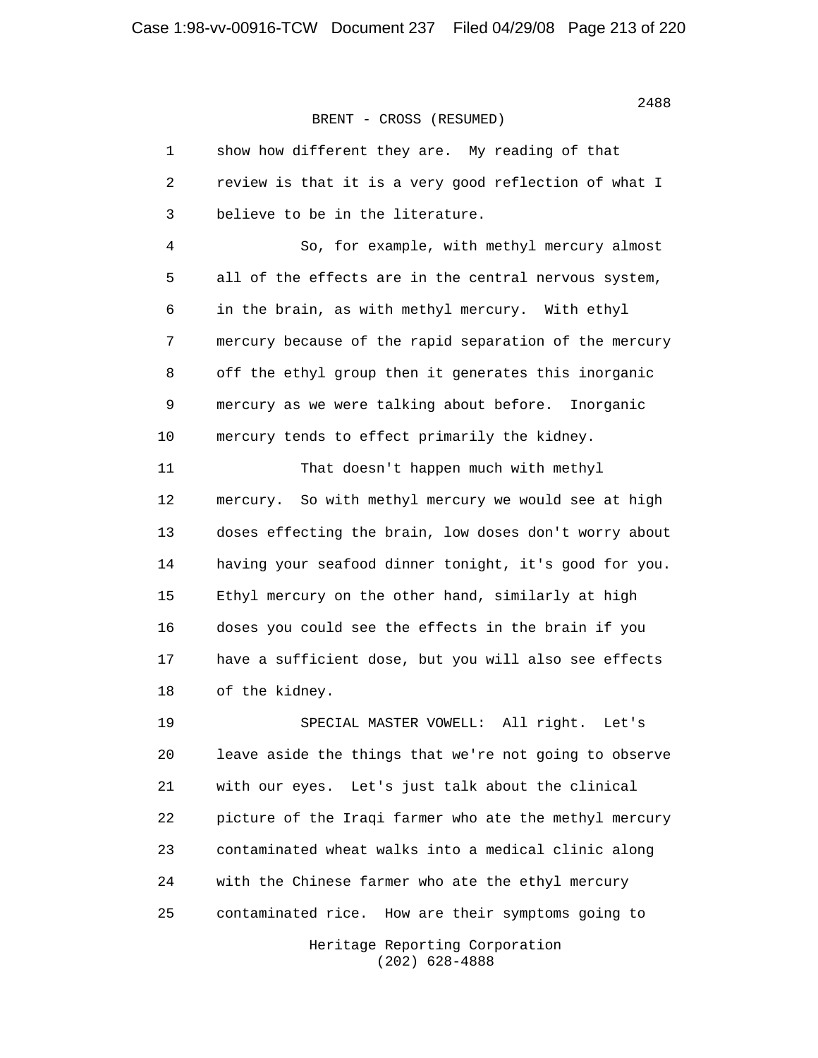BRENT - CROSS (RESUMED)

1 show how different they are. My reading of that
2 review is that it is a very good reflection of what I
3 believe to be in the literature.

4 So, for example, with methyl mercury almost
5 all of the effects are in the central nervous system,
6 in the brain, as with methyl mercury. With ethyl
7 mercury because of the rapid separation of the mercury
8 off the ethyl group then it generates this inorganic
9 mercury as we were talking about before. Inorganic
10 mercury tends to effect primarily the kidney.

11 That doesn't happen much with methyl
12 mercury. So with methyl mercury we would see at high
13 doses effecting the brain, low doses don't worry about
14 having your seafood dinner tonight, it's good for you.
15 Ethyl mercury on the other hand, similarly at high
16 doses you could see the effects in the brain if you
17 have a sufficient dose, but you will also see effects
18 of the kidney.

19 SPECIAL MASTER VOWELL: All right. Let's
20 leave aside the things that we're not going to observe
21 with our eyes. Let's just talk about the clinical
22 picture of the Iraqi farmer who ate the methyl mercury
23 contaminated wheat walks into a medical clinic along
24 with the Chinese farmer who ate the ethyl mercury
25 contaminated rice. How are their symptoms going to

Heritage Reporting Corporation
(202) 628-4888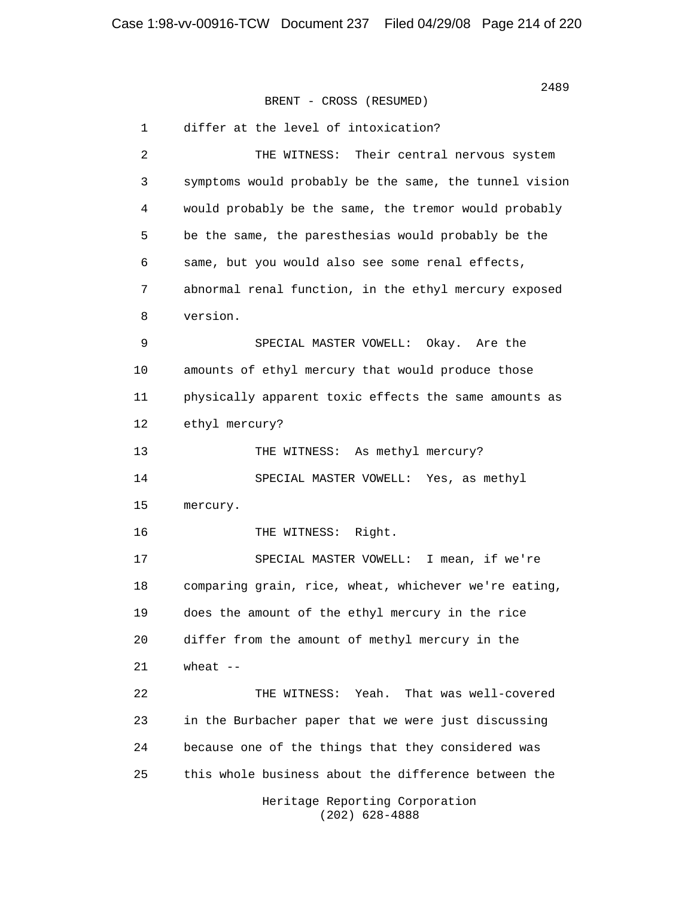BRENT - CROSS (RESUMED)

1 differ at the level of intoxication?

2 THE WITNESS: Their central nervous system

3 symptoms would probably be the same, the tunnel vision

4 would probably be the same, the tremor would probably

5 be the same, the paresthesias would probably be the

6 same, but you would also see some renal effects,

7 abnormal renal function, in the ethyl mercury exposed

8 version.

9 SPECIAL MASTER VOWELL: Okay. Are the

10 amounts of ethyl mercury that would produce those

11 physically apparent toxic effects the same amounts as

12 ethyl mercury?

13 THE WITNESS: As methyl mercury?

14 SPECIAL MASTER VOWELL: Yes, as methyl

15 mercury.

16 THE WITNESS: Right.

17 SPECIAL MASTER VOWELL: I mean, if we're

18 comparing grain, rice, wheat, whichever we're eating,

19 does the amount of the ethyl mercury in the rice

20 differ from the amount of methyl mercury in the

21 wheat --

22 THE WITNESS: Yeah. That was well-covered

23 in the Burbacher paper that we were just discussing

24 because one of the things that they considered was

25 this whole business about the difference between the

Heritage Reporting Corporation
(202) 628-4888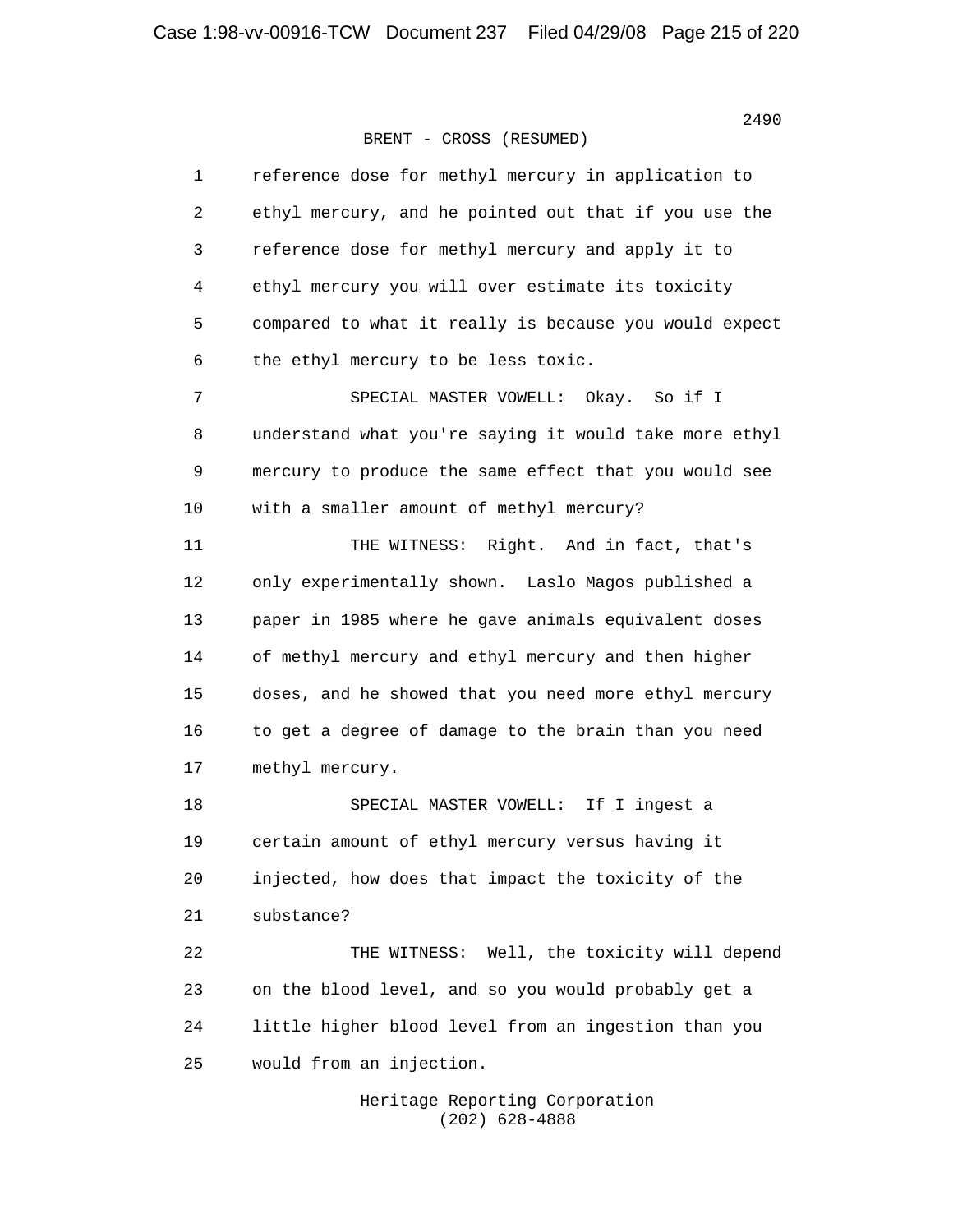BRENT - CROSS (RESUMED)

1 reference dose for methyl mercury in application to
2 ethyl mercury, and he pointed out that if you use the
3 reference dose for methyl mercury and apply it to
4 ethyl mercury you will over estimate its toxicity
5 compared to what it really is because you would expect
6 the ethyl mercury to be less toxic.

7 SPECIAL MASTER VOWELL: Okay. So if I
8 understand what you're saying it would take more ethyl
9 mercury to produce the same effect that you would see
10 with a smaller amount of methyl mercury?

11 THE WITNESS: Right. And in fact, that's
12 only experimentally shown. Laslo Magos published a
13 paper in 1985 where he gave animals equivalent doses
14 of methyl mercury and ethyl mercury and then higher
15 doses, and he showed that you need more ethyl mercury
16 to get a degree of damage to the brain than you need
17 methyl mercury.

18 SPECIAL MASTER VOWELL: If I ingest a
19 certain amount of ethyl mercury versus having it
20 injected, how does that impact the toxicity of the
21 substance?

22 THE WITNESS: Well, the toxicity will depend
23 on the blood level, and so you would probably get a
24 little higher blood level from an ingestion than you
25 would from an injection.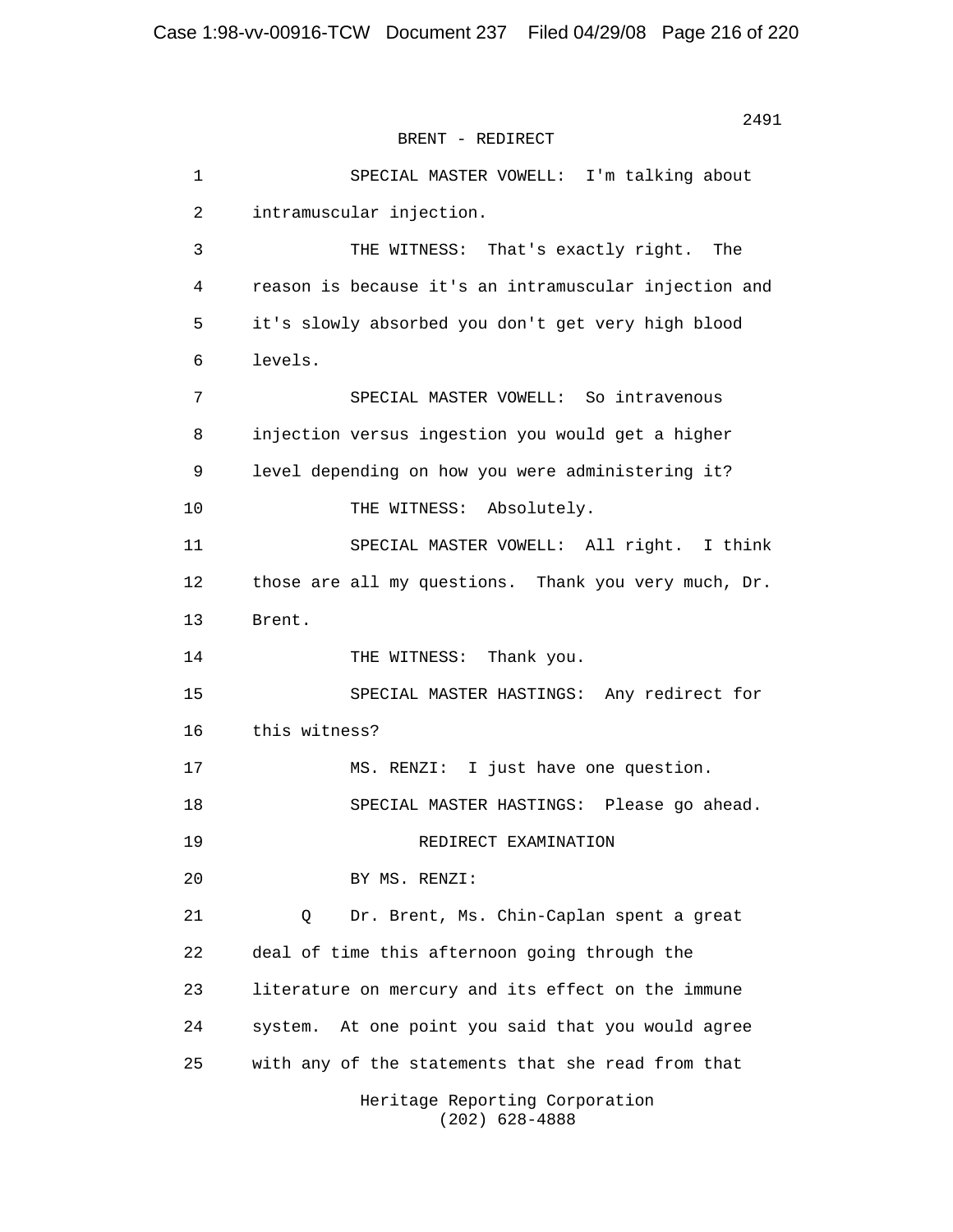BRENT - REDIRECT

1 SPECIAL MASTER VOWELL: I'm talking about
2 intramuscular injection.
3 THE WITNESS: That's exactly right. The
4 reason is because it's an intramuscular injection and
5 it's slowly absorbed you don't get very high blood
6 levels.
7 SPECIAL MASTER VOWELL: So intravenous
8 injection versus ingestion you would get a higher
9 level depending on how you were administering it?
10 THE WITNESS: Absolutely.
11 SPECIAL MASTER VOWELL: All right. I think
12 those are all my questions. Thank you very much, Dr.
13 Brent.
14 THE WITNESS: Thank you.
15 SPECIAL MASTER HASTINGS: Any redirect for
16 this witness?
17 MS. RENZI: I just have one question.
18 SPECIAL MASTER HASTINGS: Please go ahead.
19 REDIRECT EXAMINATION
20 BY MS. RENZI:
21 Q Dr. Brent, Ms. Chin-Caplan spent a great
22 deal of time this afternoon going through the
23 literature on mercury and its effect on the immune
24 system. At one point you said that you would agree
25 with any of the statements that she read from that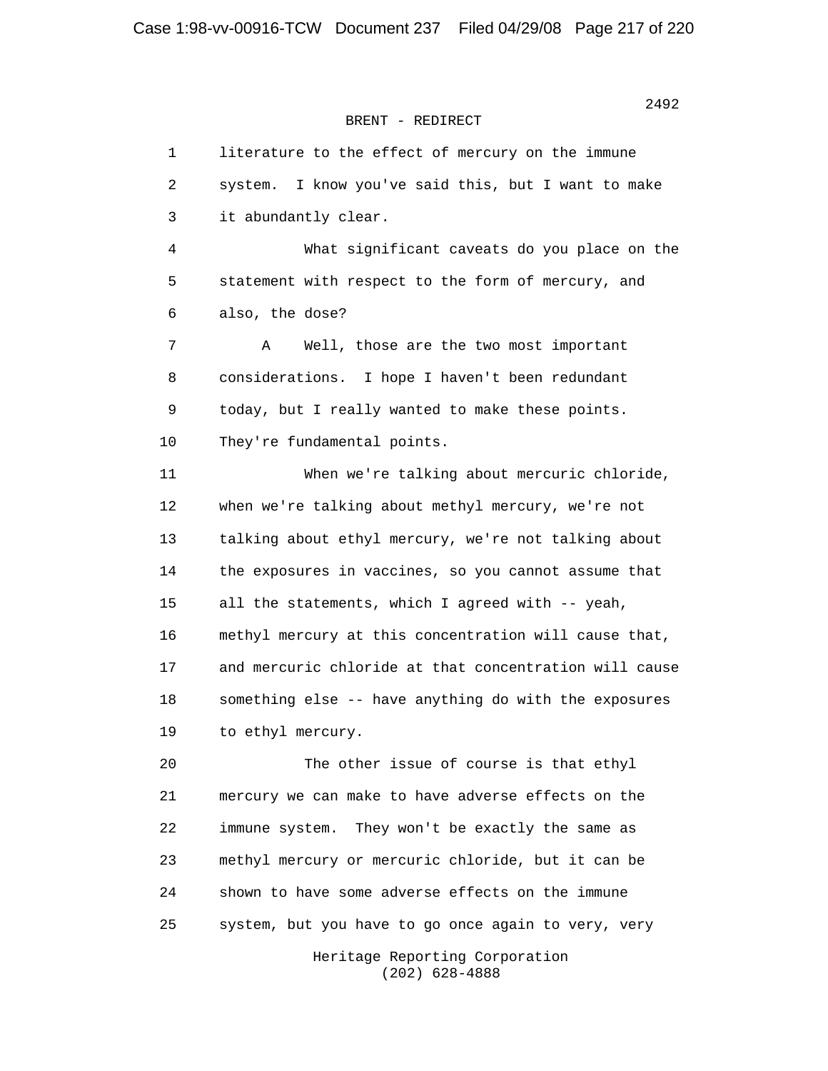BRENT - REDIRECT

1 literature to the effect of mercury on the immune
2 system. I know you've said this, but I want to make
3 it abundantly clear.
4 What significant caveats do you place on the
5 statement with respect to the form of mercury, and
6 also, the dose?
7 A Well, those are the two most important
8 considerations. I hope I haven't been redundant
9 today, but I really wanted to make these points.
10 They're fundamental points.
11 When we're talking about mercuric chloride,
12 when we're talking about methyl mercury, we're not
13 talking about ethyl mercury, we're not talking about
14 the exposures in vaccines, so you cannot assume that
15 all the statements, which I agreed with -- yeah,
16 methyl mercury at this concentration will cause that,
17 and mercuric chloride at that concentration will cause
18 something else -- have anything do with the exposures
19 to ethyl mercury.
20 The other issue of course is that ethyl
21 mercury we can make to have adverse effects on the
22 immune system. They won't be exactly the same as
23 methyl mercury or mercuric chloride, but it can be
24 shown to have some adverse effects on the immune
25 system, but you have to go once again to very, very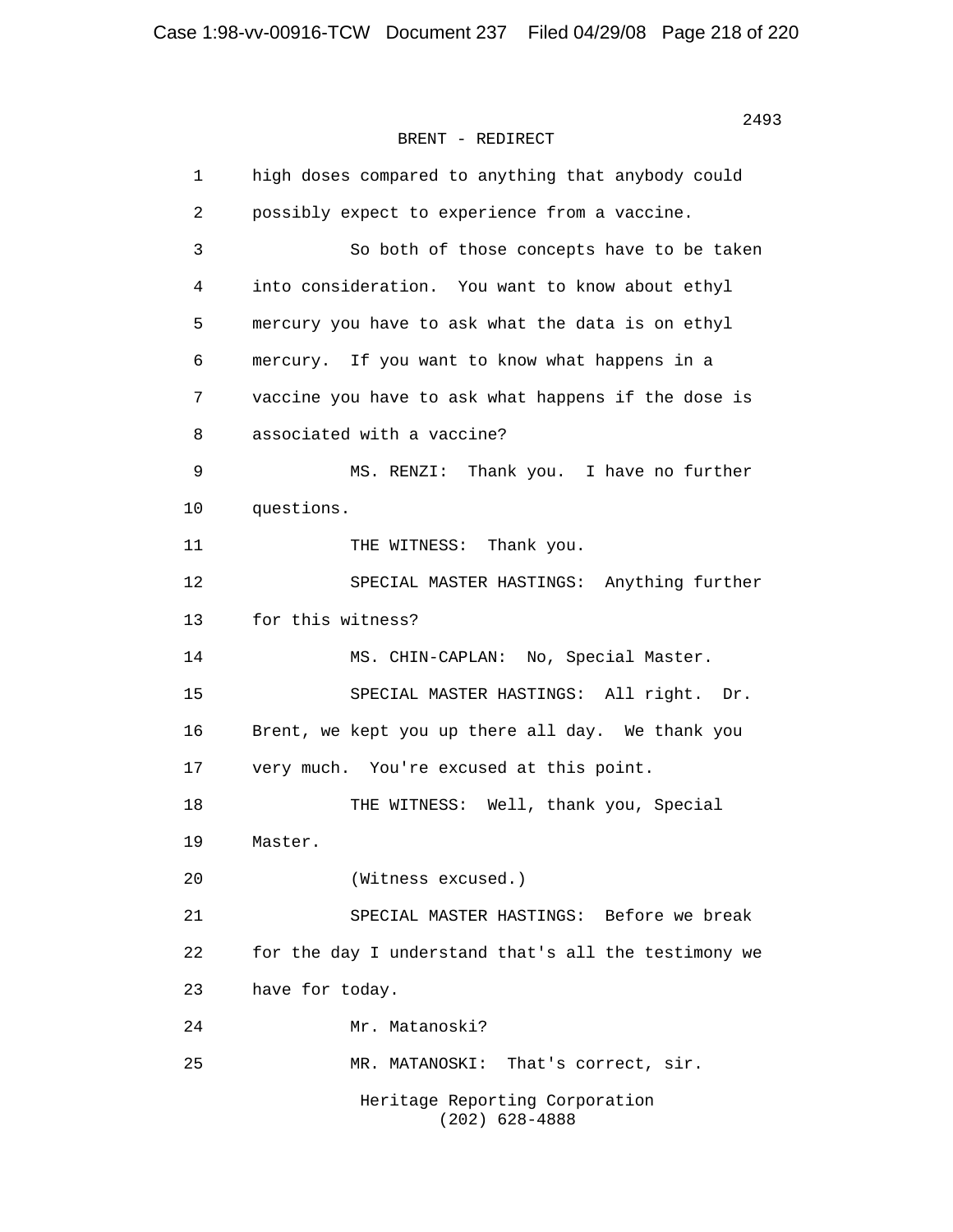BRENT - REDIRECT

1 high doses compared to anything that anybody could
2 possibly expect to experience from a vaccine.
3 So both of those concepts have to be taken
4 into consideration. You want to know about ethyl
5 mercury you have to ask what the data is on ethyl
6 mercury. If you want to know what happens in a
7 vaccine you have to ask what happens if the dose is
8 associated with a vaccine?
9 MS. RENZI: Thank you. I have no further
10 questions.
11 THE WITNESS: Thank you.
12 SPECIAL MASTER HASTINGS: Anything further
13 for this witness?
14 MS. CHIN-CAPLAN: No, Special Master.
15 SPECIAL MASTER HASTINGS: All right. Dr.
16 Brent, we kept you up there all day. We thank you
17 very much. You're excused at this point.
18 THE WITNESS: Well, thank you, Special
19 Master.
20 (Witness excused.)
21 SPECIAL MASTER HASTINGS: Before we break
22 for the day I understand that's all the testimony we
23 have for today.
24 Mr. Matanoski?
25 MR. MATANOSKI: That's correct, sir.

Heritage Reporting Corporation
(202) 628-4888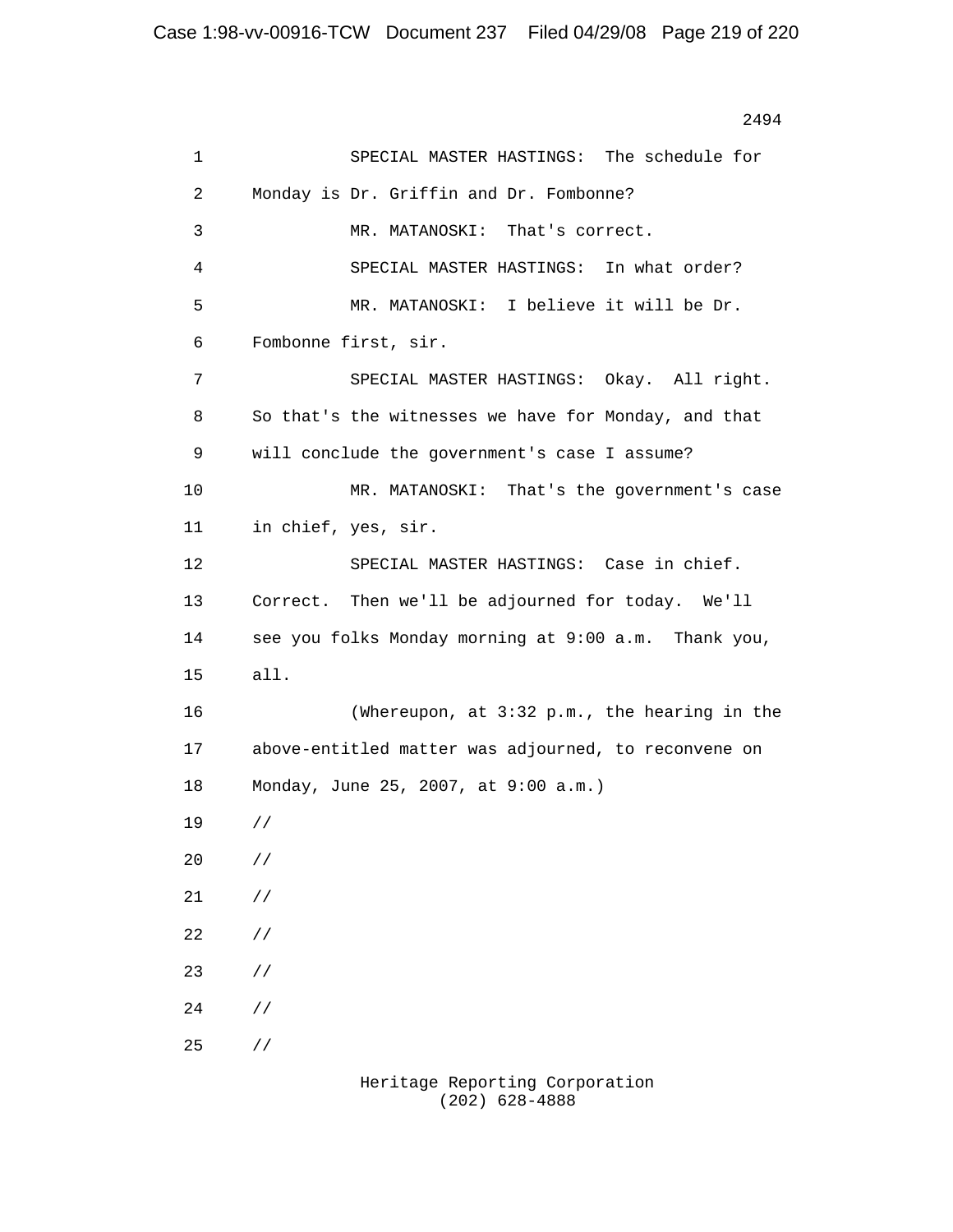SPECIAL MASTER HASTINGS: The schedule for Monday is Dr. Griffin and Dr. Fombonne?

MR. MATANOSKI: That's correct.

SPECIAL MASTER HASTINGS: In what order?

MR. MATANOSKI: I believe it will be Dr. Fombonne first, sir.

SPECIAL MASTER HASTINGS: Okay. All right. So that's the witnesses we have for Monday, and that will conclude the government's case I assume?

MR. MATANOSKI: That's the government's case in chief, yes, sir.

SPECIAL MASTER HASTINGS: Case in chief. Correct. Then we'll be adjourned for today. We'll see you folks Monday morning at 9:00 a.m. Thank you, all.

(Whereupon, at 3:32 p.m., the hearing in the above-entitled matter was adjourned, to reconvene on Monday, June 25, 2007, at 9:00 a.m.)

//

//

//

//

//

//

//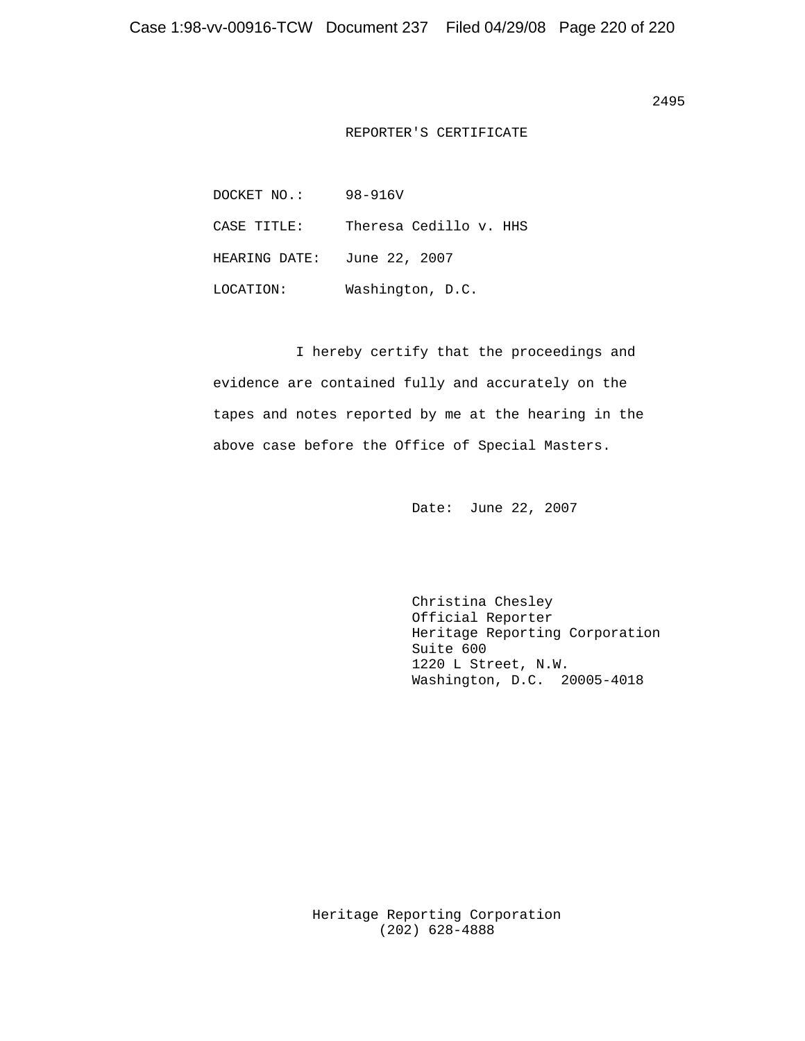# REPORTER'S CERTIFICATE

DOCKET NO.: 98-916V

CASE TITLE: Theresa Cedillo v. HHS

HEARING DATE: June 22, 2007

LOCATION: Washington, D.C.

I hereby certify that the proceedings and evidence are contained fully and accurately on the tapes and notes reported by me at the hearing in the above case before the Office of Special Masters.

Date: June 22, 2007

Christina Chesley
Official Reporter
Heritage Reporting Corporation
Suite 600
1220 L Street, N.W.
Washington, D.C. 20005-4018